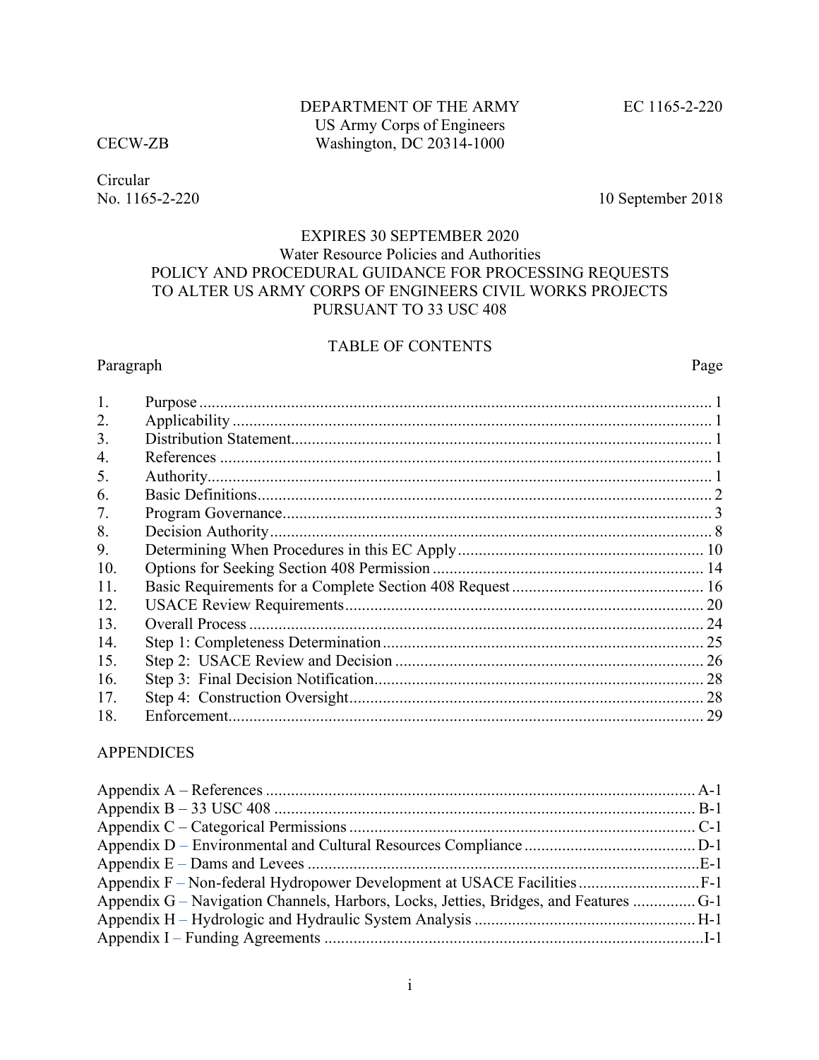DEPARTMENT OF THE ARMY
US Army Corps of Engineers
Washington, DC 20314-1000

EC 1165-2-220

CECW-ZB

Circular
No. 1165-2-220

10 September 2018

EXPIRES 30 SEPTEMBER 2020

Water Resource Policies and Authorities

# POLICY AND PROCEDURAL GUIDANCE FOR PROCESSING REQUESTS TO ALTER US ARMY CORPS OF ENGINEERS CIVIL WORKS PROJECTS PURSUANT TO 33 USC 408

## TABLE OF CONTENTS

| Paragraph | | Page |
|---|---|---|
| 1. | Purpose | 1 |
| 2. | Applicability | 1 |
| 3. | Distribution Statement | 1 |
| 4. | References | 1 |
| 5. | Authority | 1 |
| 6. | Basic Definitions | 2 |
| 7. | Program Governance | 3 |
| 8. | Decision Authority | 8 |
| 9. | Determining When Procedures in this EC Apply | 10 |
| 10. | Options for Seeking Section 408 Permission | 14 |
| 11. | Basic Requirements for a Complete Section 408 Request | 16 |
| 12. | USACE Review Requirements | 20 |
| 13. | Overall Process | 24 |
| 14. | Step 1: Completeness Determination | 25 |
| 15. | Step 2: USACE Review and Decision | 26 |
| 16. | Step 3: Final Decision Notification | 28 |
| 17. | Step 4: Construction Oversight | 28 |
| 18. | Enforcement | 29 |

## APPENDICES

| Appendix | Page |
|---|---|
| Appendix A – References | A-1 |
| Appendix B – 33 USC 408 | B-1 |
| Appendix C – Categorical Permissions | C-1 |
| Appendix D – Environmental and Cultural Resources Compliance | D-1 |
| Appendix E – Dams and Levees | E-1 |
| Appendix F – Non-federal Hydropower Development at USACE Facilities | F-1 |
| Appendix G – Navigation Channels, Harbors, Locks, Jetties, Bridges, and Features | G-1 |
| Appendix H – Hydrologic and Hydraulic System Analysis | H-1 |
| Appendix I – Funding Agreements | I-1 |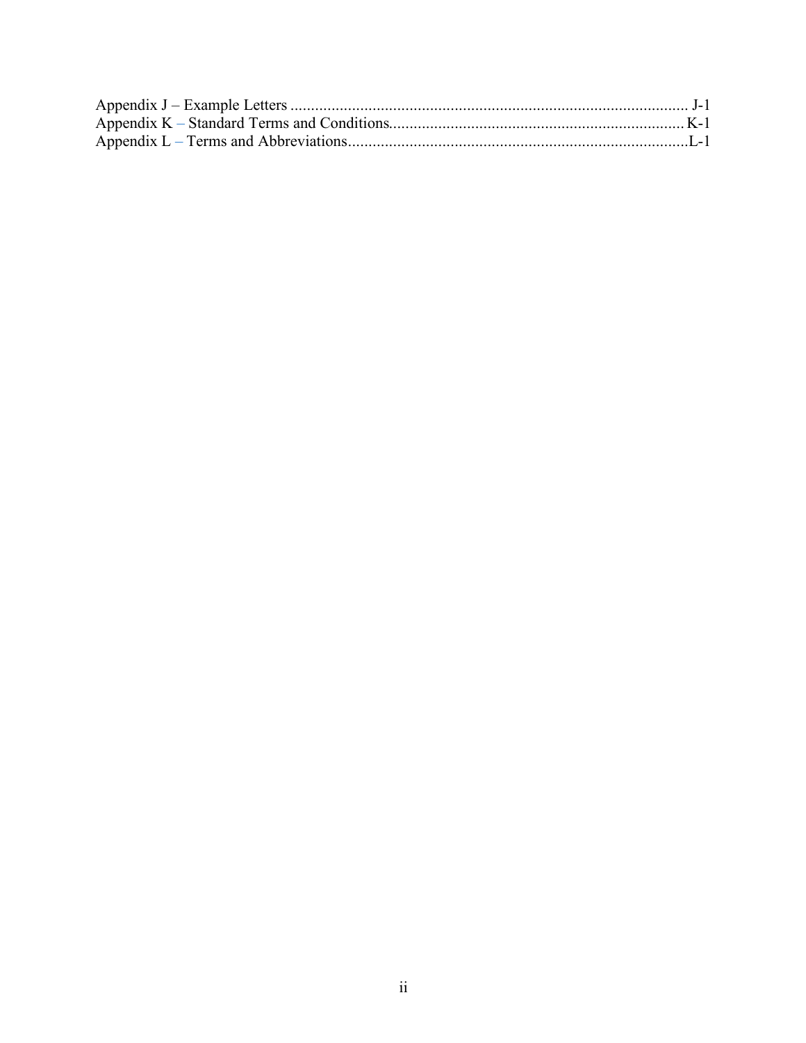Appendix J – Example Letters ................................................................................................ J-1
Appendix K – Standard Terms and Conditions....................................................................... K-1
Appendix L – Terms and Abbreviations..................................................................................L-1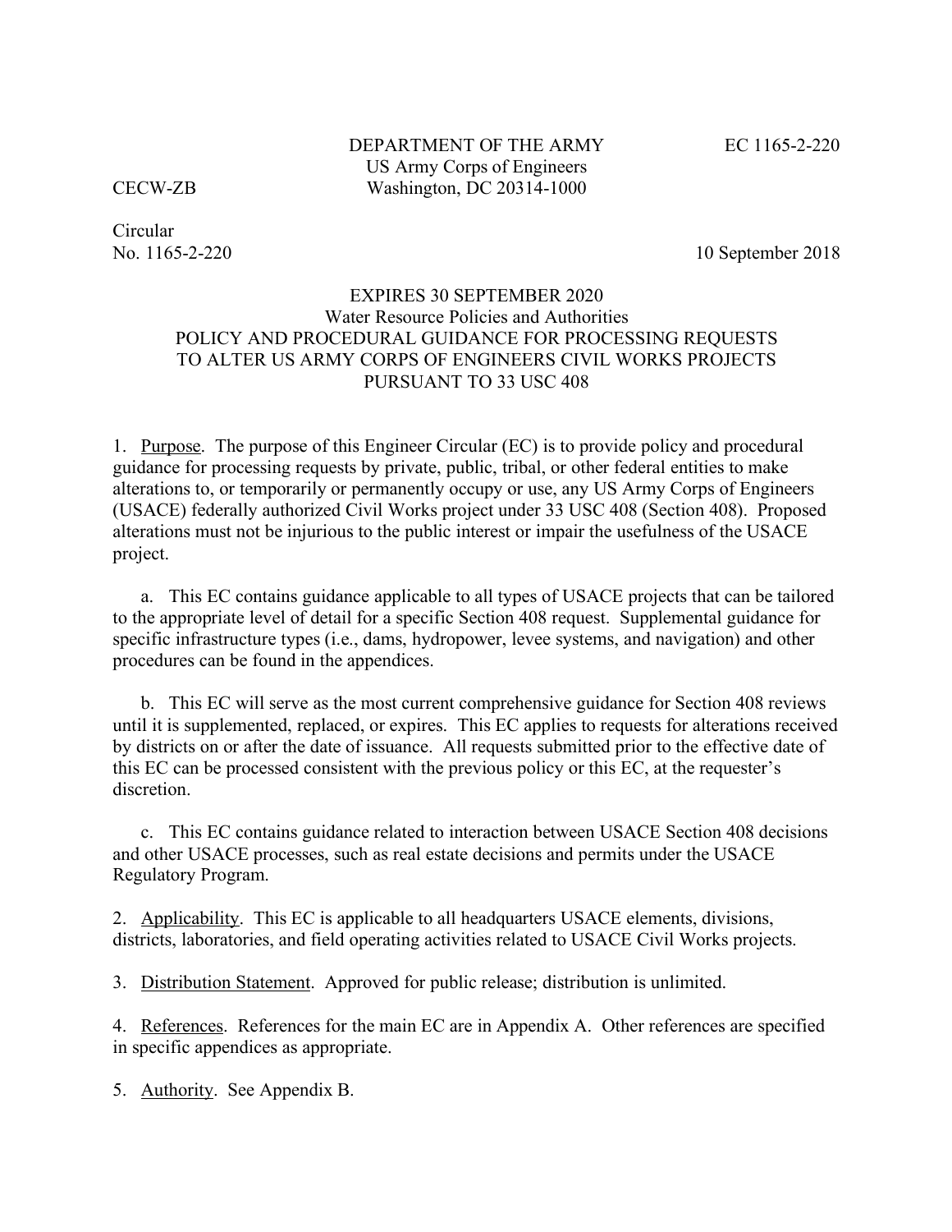DEPARTMENT OF THE ARMY
US Army Corps of Engineers
Washington, DC 20314-1000

EC 1165-2-220

CECW-ZB

Circular
No. 1165-2-220

10 September 2018

EXPIRES 30 SEPTEMBER 2020
Water Resource Policies and Authorities
POLICY AND PROCEDURAL GUIDANCE FOR PROCESSING REQUESTS TO ALTER US ARMY CORPS OF ENGINEERS CIVIL WORKS PROJECTS PURSUANT TO 33 USC 408

1. Purpose. The purpose of this Engineer Circular (EC) is to provide policy and procedural guidance for processing requests by private, public, tribal, or other federal entities to make alterations to, or temporarily or permanently occupy or use, any US Army Corps of Engineers (USACE) federally authorized Civil Works project under 33 USC 408 (Section 408). Proposed alterations must not be injurious to the public interest or impair the usefulness of the USACE project.

a. This EC contains guidance applicable to all types of USACE projects that can be tailored to the appropriate level of detail for a specific Section 408 request. Supplemental guidance for specific infrastructure types (i.e., dams, hydropower, levee systems, and navigation) and other procedures can be found in the appendices.

b. This EC will serve as the most current comprehensive guidance for Section 408 reviews until it is supplemented, replaced, or expires. This EC applies to requests for alterations received by districts on or after the date of issuance. All requests submitted prior to the effective date of this EC can be processed consistent with the previous policy or this EC, at the requester's discretion.

c. This EC contains guidance related to interaction between USACE Section 408 decisions and other USACE processes, such as real estate decisions and permits under the USACE Regulatory Program.

2. Applicability. This EC is applicable to all headquarters USACE elements, divisions, districts, laboratories, and field operating activities related to USACE Civil Works projects.

3. Distribution Statement. Approved for public release; distribution is unlimited.

4. References. References for the main EC are in Appendix A. Other references are specified in specific appendices as appropriate.

5. Authority. See Appendix B.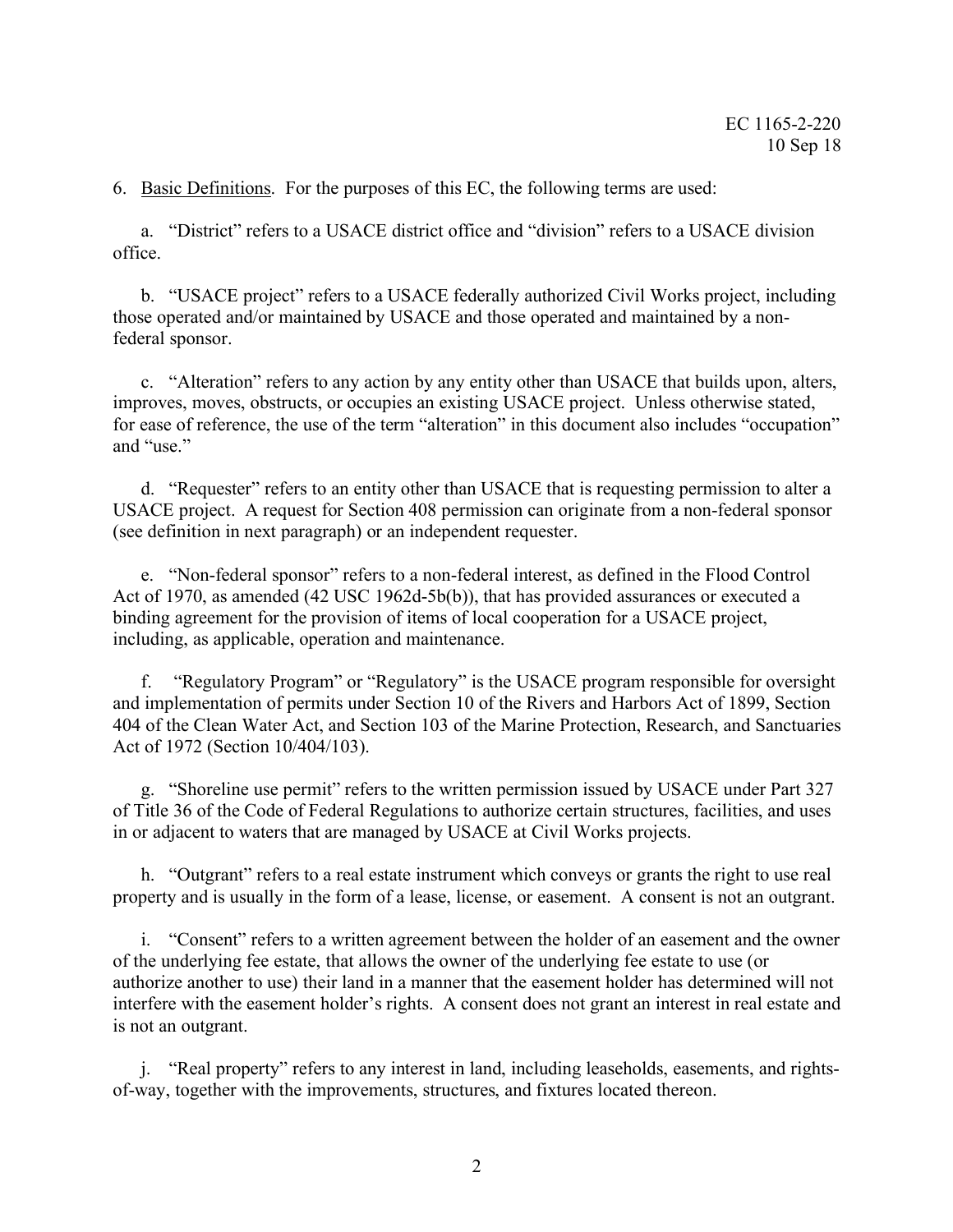6. Basic Definitions. For the purposes of this EC, the following terms are used:

a. "District" refers to a USACE district office and "division" refers to a USACE division office.

b. "USACE project" refers to a USACE federally authorized Civil Works project, including those operated and/or maintained by USACE and those operated and maintained by a non-federal sponsor.

c. "Alteration" refers to any action by any entity other than USACE that builds upon, alters, improves, moves, obstructs, or occupies an existing USACE project. Unless otherwise stated, for ease of reference, the use of the term "alteration" in this document also includes "occupation" and "use."

d. "Requester" refers to an entity other than USACE that is requesting permission to alter a USACE project. A request for Section 408 permission can originate from a non-federal sponsor (see definition in next paragraph) or an independent requester.

e. "Non-federal sponsor" refers to a non-federal interest, as defined in the Flood Control Act of 1970, as amended (42 USC 1962d-5b(b)), that has provided assurances or executed a binding agreement for the provision of items of local cooperation for a USACE project, including, as applicable, operation and maintenance.

f. "Regulatory Program" or "Regulatory" is the USACE program responsible for oversight and implementation of permits under Section 10 of the Rivers and Harbors Act of 1899, Section 404 of the Clean Water Act, and Section 103 of the Marine Protection, Research, and Sanctuaries Act of 1972 (Section 10/404/103).

g. "Shoreline use permit" refers to the written permission issued by USACE under Part 327 of Title 36 of the Code of Federal Regulations to authorize certain structures, facilities, and uses in or adjacent to waters that are managed by USACE at Civil Works projects.

h. "Outgrant" refers to a real estate instrument which conveys or grants the right to use real property and is usually in the form of a lease, license, or easement. A consent is not an outgrant.

i. "Consent" refers to a written agreement between the holder of an easement and the owner of the underlying fee estate, that allows the owner of the underlying fee estate to use (or authorize another to use) their land in a manner that the easement holder has determined will not interfere with the easement holder's rights. A consent does not grant an interest in real estate and is not an outgrant.

j. "Real property" refers to any interest in land, including leaseholds, easements, and rights-of-way, together with the improvements, structures, and fixtures located thereon.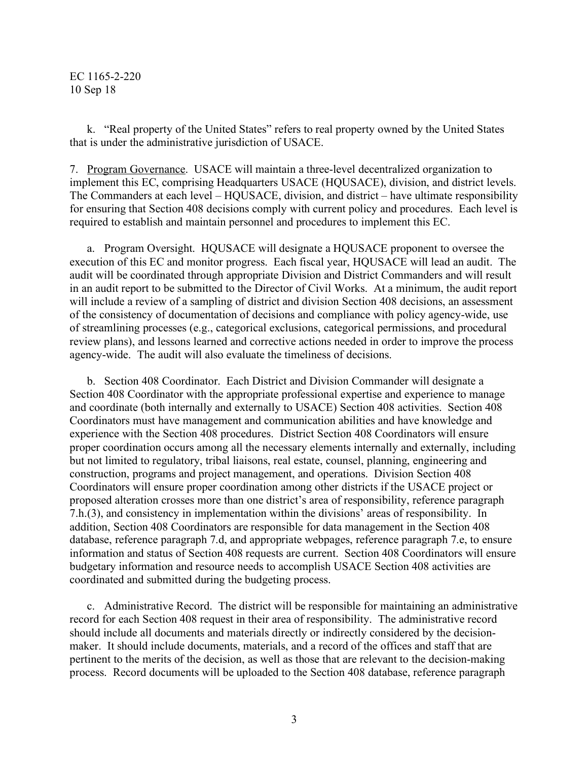k. "Real property of the United States" refers to real property owned by the United States that is under the administrative jurisdiction of USACE.

7. Program Governance. USACE will maintain a three-level decentralized organization to implement this EC, comprising Headquarters USACE (HQUSACE), division, and district levels. The Commanders at each level – HQUSACE, division, and district – have ultimate responsibility for ensuring that Section 408 decisions comply with current policy and procedures. Each level is required to establish and maintain personnel and procedures to implement this EC.

a. Program Oversight. HQUSACE will designate a HQUSACE proponent to oversee the execution of this EC and monitor progress. Each fiscal year, HQUSACE will lead an audit. The audit will be coordinated through appropriate Division and District Commanders and will result in an audit report to be submitted to the Director of Civil Works. At a minimum, the audit report will include a review of a sampling of district and division Section 408 decisions, an assessment of the consistency of documentation of decisions and compliance with policy agency-wide, use of streamlining processes (e.g., categorical exclusions, categorical permissions, and procedural review plans), and lessons learned and corrective actions needed in order to improve the process agency-wide. The audit will also evaluate the timeliness of decisions.

b. Section 408 Coordinator. Each District and Division Commander will designate a Section 408 Coordinator with the appropriate professional expertise and experience to manage and coordinate (both internally and externally to USACE) Section 408 activities. Section 408 Coordinators must have management and communication abilities and have knowledge and experience with the Section 408 procedures. District Section 408 Coordinators will ensure proper coordination occurs among all the necessary elements internally and externally, including but not limited to regulatory, tribal liaisons, real estate, counsel, planning, engineering and construction, programs and project management, and operations. Division Section 408 Coordinators will ensure proper coordination among other districts if the USACE project or proposed alteration crosses more than one district's area of responsibility, reference paragraph 7.h.(3), and consistency in implementation within the divisions' areas of responsibility. In addition, Section 408 Coordinators are responsible for data management in the Section 408 database, reference paragraph 7.d, and appropriate webpages, reference paragraph 7.e, to ensure information and status of Section 408 requests are current. Section 408 Coordinators will ensure budgetary information and resource needs to accomplish USACE Section 408 activities are coordinated and submitted during the budgeting process.

c. Administrative Record. The district will be responsible for maintaining an administrative record for each Section 408 request in their area of responsibility. The administrative record should include all documents and materials directly or indirectly considered by the decision-maker. It should include documents, materials, and a record of the offices and staff that are pertinent to the merits of the decision, as well as those that are relevant to the decision-making process. Record documents will be uploaded to the Section 408 database, reference paragraph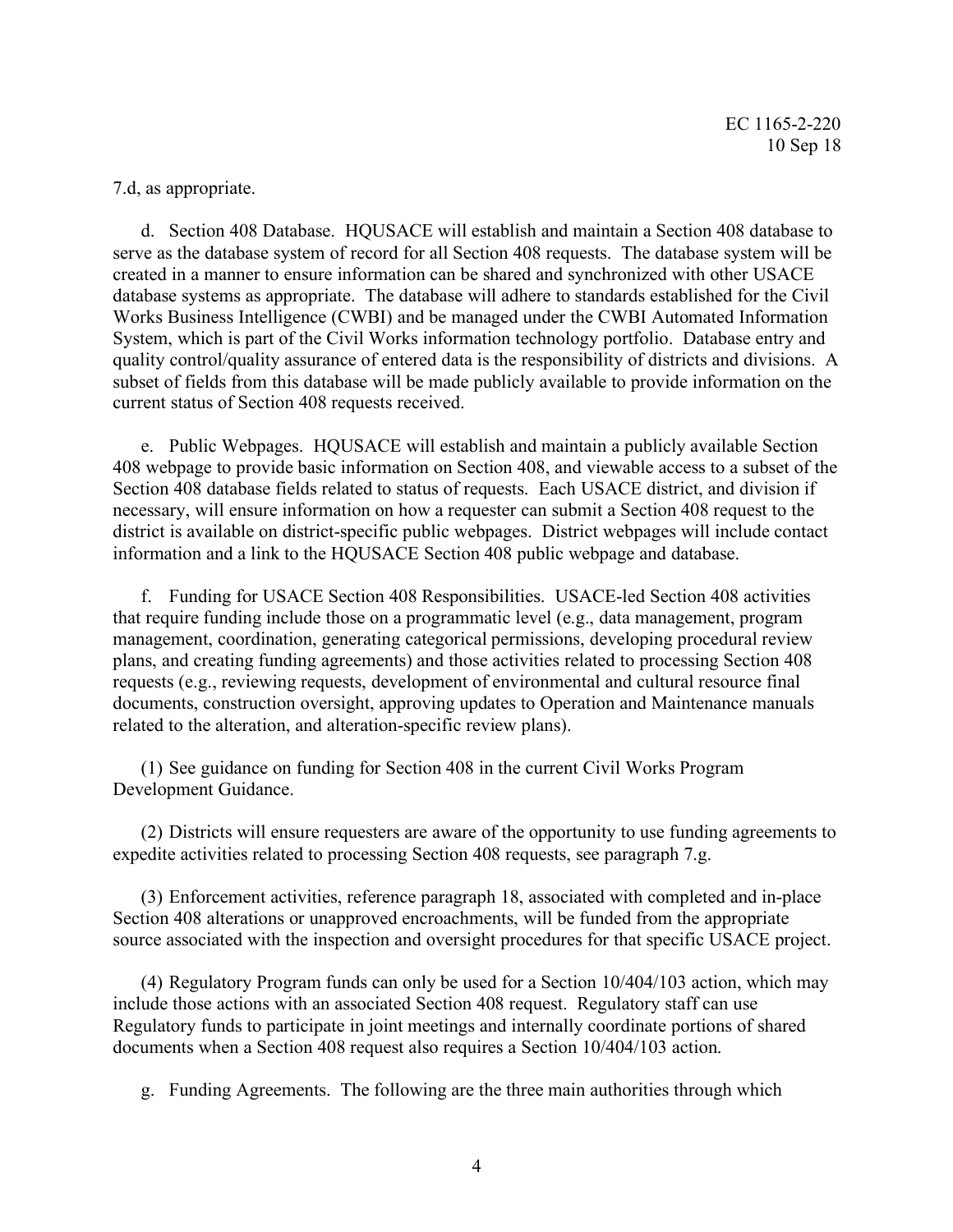7.d, as appropriate.

d. Section 408 Database. HQUSACE will establish and maintain a Section 408 database to serve as the database system of record for all Section 408 requests. The database system will be created in a manner to ensure information can be shared and synchronized with other USACE database systems as appropriate. The database will adhere to standards established for the Civil Works Business Intelligence (CWBI) and be managed under the CWBI Automated Information System, which is part of the Civil Works information technology portfolio. Database entry and quality control/quality assurance of entered data is the responsibility of districts and divisions. A subset of fields from this database will be made publicly available to provide information on the current status of Section 408 requests received.

e. Public Webpages. HQUSACE will establish and maintain a publicly available Section 408 webpage to provide basic information on Section 408, and viewable access to a subset of the Section 408 database fields related to status of requests. Each USACE district, and division if necessary, will ensure information on how a requester can submit a Section 408 request to the district is available on district-specific public webpages. District webpages will include contact information and a link to the HQUSACE Section 408 public webpage and database.

f. Funding for USACE Section 408 Responsibilities. USACE-led Section 408 activities that require funding include those on a programmatic level (e.g., data management, program management, coordination, generating categorical permissions, developing procedural review plans, and creating funding agreements) and those activities related to processing Section 408 requests (e.g., reviewing requests, development of environmental and cultural resource final documents, construction oversight, approving updates to Operation and Maintenance manuals related to the alteration, and alteration-specific review plans).

(1) See guidance on funding for Section 408 in the current Civil Works Program Development Guidance.

(2) Districts will ensure requesters are aware of the opportunity to use funding agreements to expedite activities related to processing Section 408 requests, see paragraph 7.g.

(3) Enforcement activities, reference paragraph 18, associated with completed and in-place Section 408 alterations or unapproved encroachments, will be funded from the appropriate source associated with the inspection and oversight procedures for that specific USACE project.

(4) Regulatory Program funds can only be used for a Section 10/404/103 action, which may include those actions with an associated Section 408 request. Regulatory staff can use Regulatory funds to participate in joint meetings and internally coordinate portions of shared documents when a Section 408 request also requires a Section 10/404/103 action.

g. Funding Agreements. The following are the three main authorities through which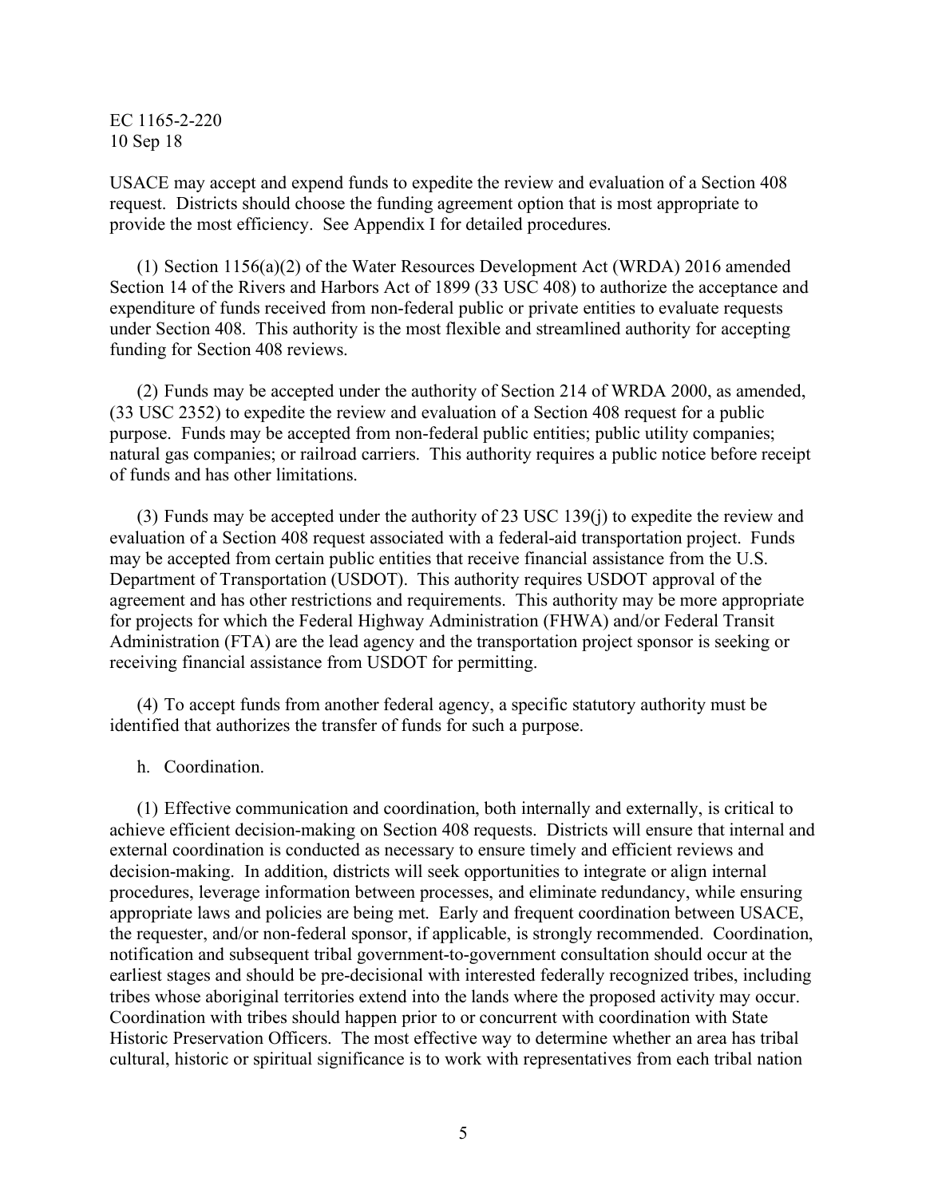USACE may accept and expend funds to expedite the review and evaluation of a Section 408 request. Districts should choose the funding agreement option that is most appropriate to provide the most efficiency. See Appendix I for detailed procedures.

(1) Section 1156(a)(2) of the Water Resources Development Act (WRDA) 2016 amended Section 14 of the Rivers and Harbors Act of 1899 (33 USC 408) to authorize the acceptance and expenditure of funds received from non-federal public or private entities to evaluate requests under Section 408. This authority is the most flexible and streamlined authority for accepting funding for Section 408 reviews.

(2) Funds may be accepted under the authority of Section 214 of WRDA 2000, as amended, (33 USC 2352) to expedite the review and evaluation of a Section 408 request for a public purpose. Funds may be accepted from non-federal public entities; public utility companies; natural gas companies; or railroad carriers. This authority requires a public notice before receipt of funds and has other limitations.

(3) Funds may be accepted under the authority of 23 USC 139(j) to expedite the review and evaluation of a Section 408 request associated with a federal-aid transportation project. Funds may be accepted from certain public entities that receive financial assistance from the U.S. Department of Transportation (USDOT). This authority requires USDOT approval of the agreement and has other restrictions and requirements. This authority may be more appropriate for projects for which the Federal Highway Administration (FHWA) and/or Federal Transit Administration (FTA) are the lead agency and the transportation project sponsor is seeking or receiving financial assistance from USDOT for permitting.

(4) To accept funds from another federal agency, a specific statutory authority must be identified that authorizes the transfer of funds for such a purpose.

h. Coordination.

(1) Effective communication and coordination, both internally and externally, is critical to achieve efficient decision-making on Section 408 requests. Districts will ensure that internal and external coordination is conducted as necessary to ensure timely and efficient reviews and decision-making. In addition, districts will seek opportunities to integrate or align internal procedures, leverage information between processes, and eliminate redundancy, while ensuring appropriate laws and policies are being met. Early and frequent coordination between USACE, the requester, and/or non-federal sponsor, if applicable, is strongly recommended. Coordination, notification and subsequent tribal government-to-government consultation should occur at the earliest stages and should be pre-decisional with interested federally recognized tribes, including tribes whose aboriginal territories extend into the lands where the proposed activity may occur. Coordination with tribes should happen prior to or concurrent with coordination with State Historic Preservation Officers. The most effective way to determine whether an area has tribal cultural, historic or spiritual significance is to work with representatives from each tribal nation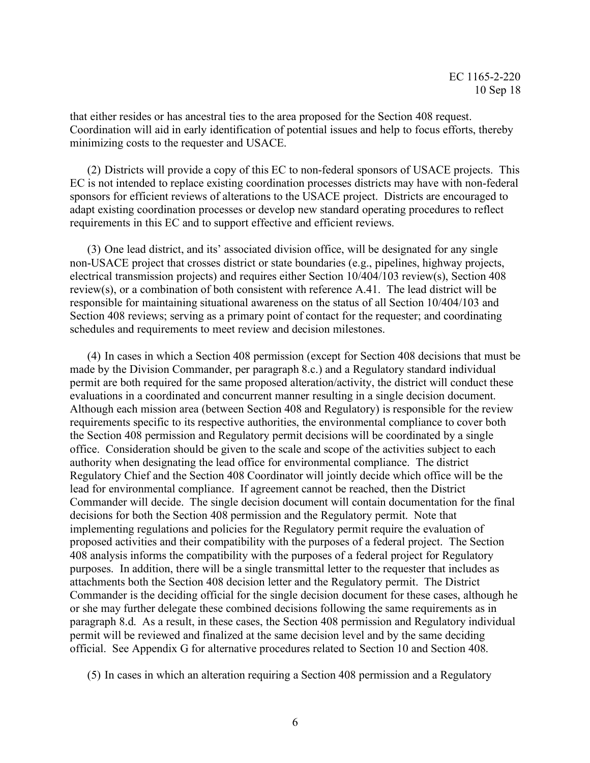that either resides or has ancestral ties to the area proposed for the Section 408 request. Coordination will aid in early identification of potential issues and help to focus efforts, thereby minimizing costs to the requester and USACE.

(2) Districts will provide a copy of this EC to non-federal sponsors of USACE projects. This EC is not intended to replace existing coordination processes districts may have with non-federal sponsors for efficient reviews of alterations to the USACE project. Districts are encouraged to adapt existing coordination processes or develop new standard operating procedures to reflect requirements in this EC and to support effective and efficient reviews.

(3) One lead district, and its' associated division office, will be designated for any single non-USACE project that crosses district or state boundaries (e.g., pipelines, highway projects, electrical transmission projects) and requires either Section 10/404/103 review(s), Section 408 review(s), or a combination of both consistent with reference A.41. The lead district will be responsible for maintaining situational awareness on the status of all Section 10/404/103 and Section 408 reviews; serving as a primary point of contact for the requester; and coordinating schedules and requirements to meet review and decision milestones.

(4) In cases in which a Section 408 permission (except for Section 408 decisions that must be made by the Division Commander, per paragraph 8.c.) and a Regulatory standard individual permit are both required for the same proposed alteration/activity, the district will conduct these evaluations in a coordinated and concurrent manner resulting in a single decision document. Although each mission area (between Section 408 and Regulatory) is responsible for the review requirements specific to its respective authorities, the environmental compliance to cover both the Section 408 permission and Regulatory permit decisions will be coordinated by a single office. Consideration should be given to the scale and scope of the activities subject to each authority when designating the lead office for environmental compliance. The district Regulatory Chief and the Section 408 Coordinator will jointly decide which office will be the lead for environmental compliance. If agreement cannot be reached, then the District Commander will decide. The single decision document will contain documentation for the final decisions for both the Section 408 permission and the Regulatory permit. Note that implementing regulations and policies for the Regulatory permit require the evaluation of proposed activities and their compatibility with the purposes of a federal project. The Section 408 analysis informs the compatibility with the purposes of a federal project for Regulatory purposes. In addition, there will be a single transmittal letter to the requester that includes as attachments both the Section 408 decision letter and the Regulatory permit. The District Commander is the deciding official for the single decision document for these cases, although he or she may further delegate these combined decisions following the same requirements as in paragraph 8.d. As a result, in these cases, the Section 408 permission and Regulatory individual permit will be reviewed and finalized at the same decision level and by the same deciding official. See Appendix G for alternative procedures related to Section 10 and Section 408.

(5) In cases in which an alteration requiring a Section 408 permission and a Regulatory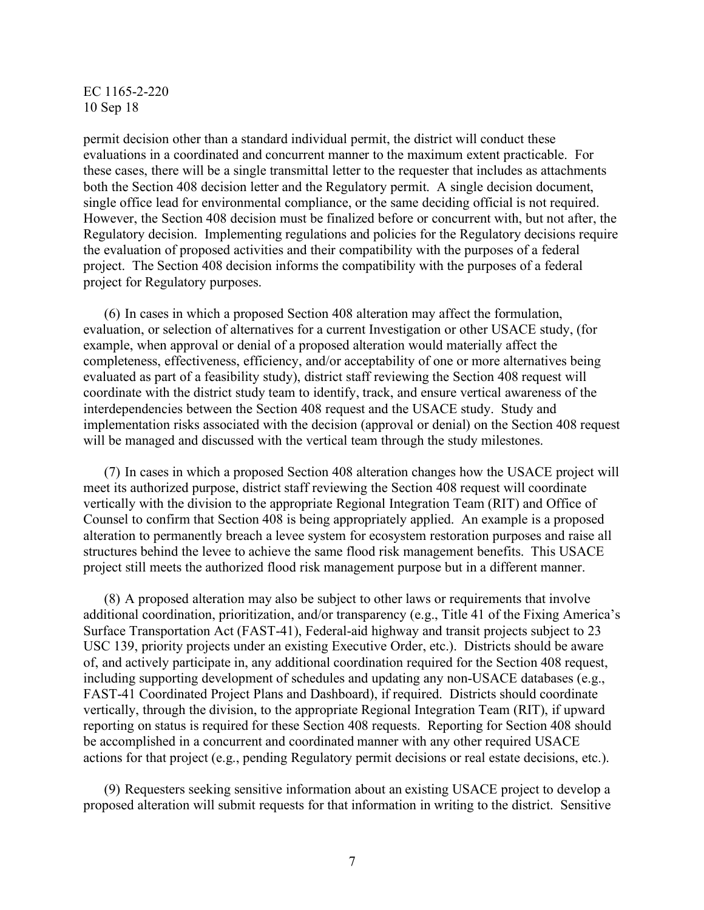permit decision other than a standard individual permit, the district will conduct these evaluations in a coordinated and concurrent manner to the maximum extent practicable. For these cases, there will be a single transmittal letter to the requester that includes as attachments both the Section 408 decision letter and the Regulatory permit. A single decision document, single office lead for environmental compliance, or the same deciding official is not required. However, the Section 408 decision must be finalized before or concurrent with, but not after, the Regulatory decision. Implementing regulations and policies for the Regulatory decisions require the evaluation of proposed activities and their compatibility with the purposes of a federal project. The Section 408 decision informs the compatibility with the purposes of a federal project for Regulatory purposes.

(6) In cases in which a proposed Section 408 alteration may affect the formulation, evaluation, or selection of alternatives for a current Investigation or other USACE study, (for example, when approval or denial of a proposed alteration would materially affect the completeness, effectiveness, efficiency, and/or acceptability of one or more alternatives being evaluated as part of a feasibility study), district staff reviewing the Section 408 request will coordinate with the district study team to identify, track, and ensure vertical awareness of the interdependencies between the Section 408 request and the USACE study. Study and implementation risks associated with the decision (approval or denial) on the Section 408 request will be managed and discussed with the vertical team through the study milestones.

(7) In cases in which a proposed Section 408 alteration changes how the USACE project will meet its authorized purpose, district staff reviewing the Section 408 request will coordinate vertically with the division to the appropriate Regional Integration Team (RIT) and Office of Counsel to confirm that Section 408 is being appropriately applied. An example is a proposed alteration to permanently breach a levee system for ecosystem restoration purposes and raise all structures behind the levee to achieve the same flood risk management benefits. This USACE project still meets the authorized flood risk management purpose but in a different manner.

(8) A proposed alteration may also be subject to other laws or requirements that involve additional coordination, prioritization, and/or transparency (e.g., Title 41 of the Fixing America's Surface Transportation Act (FAST-41), Federal-aid highway and transit projects subject to 23 USC 139, priority projects under an existing Executive Order, etc.). Districts should be aware of, and actively participate in, any additional coordination required for the Section 408 request, including supporting development of schedules and updating any non-USACE databases (e.g., FAST-41 Coordinated Project Plans and Dashboard), if required. Districts should coordinate vertically, through the division, to the appropriate Regional Integration Team (RIT), if upward reporting on status is required for these Section 408 requests. Reporting for Section 408 should be accomplished in a concurrent and coordinated manner with any other required USACE actions for that project (e.g., pending Regulatory permit decisions or real estate decisions, etc.).

(9) Requesters seeking sensitive information about an existing USACE project to develop a proposed alteration will submit requests for that information in writing to the district. Sensitive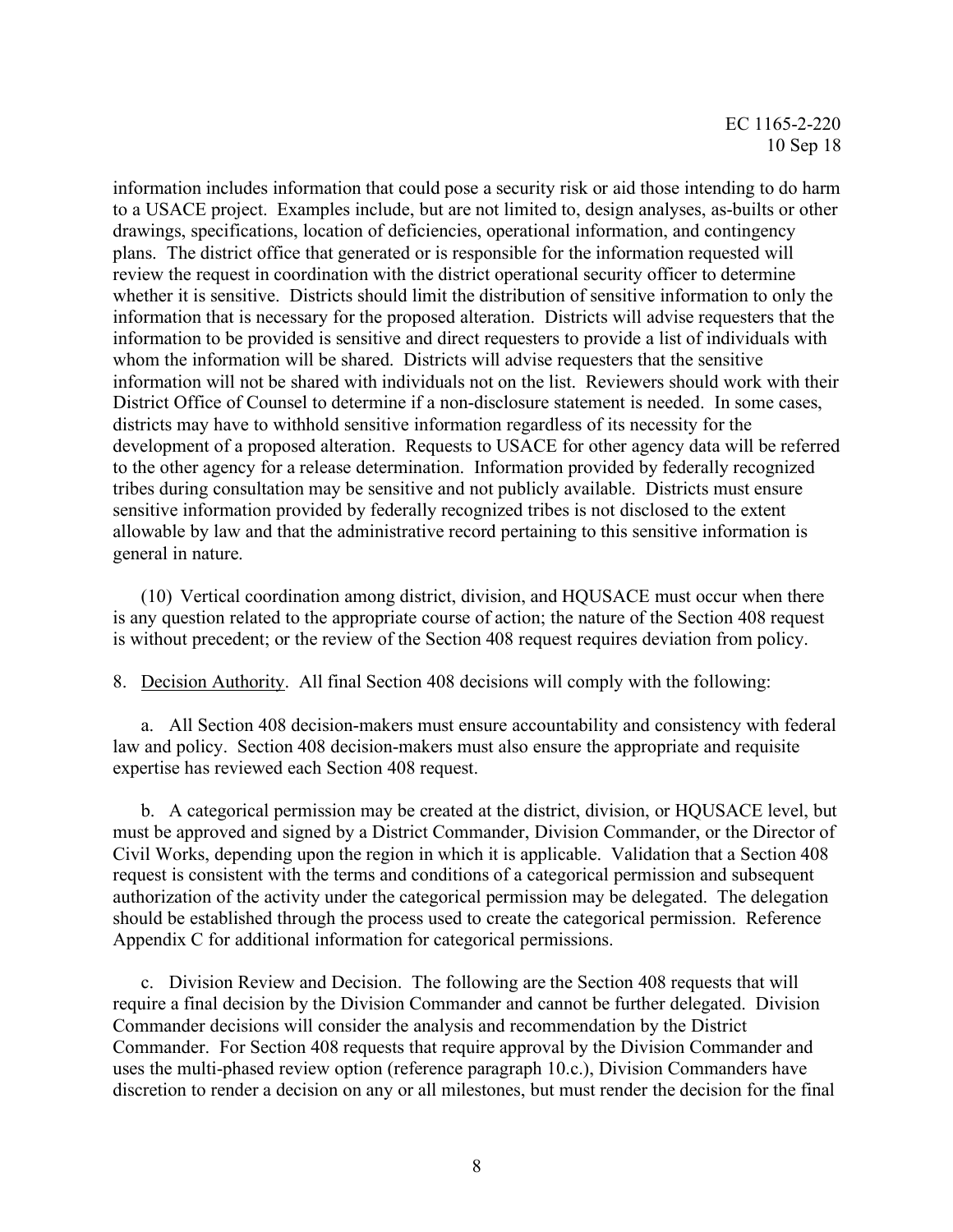information includes information that could pose a security risk or aid those intending to do harm to a USACE project. Examples include, but are not limited to, design analyses, as-builts or other drawings, specifications, location of deficiencies, operational information, and contingency plans. The district office that generated or is responsible for the information requested will review the request in coordination with the district operational security officer to determine whether it is sensitive. Districts should limit the distribution of sensitive information to only the information that is necessary for the proposed alteration. Districts will advise requesters that the information to be provided is sensitive and direct requesters to provide a list of individuals with whom the information will be shared. Districts will advise requesters that the sensitive information will not be shared with individuals not on the list. Reviewers should work with their District Office of Counsel to determine if a non-disclosure statement is needed. In some cases, districts may have to withhold sensitive information regardless of its necessity for the development of a proposed alteration. Requests to USACE for other agency data will be referred to the other agency for a release determination. Information provided by federally recognized tribes during consultation may be sensitive and not publicly available. Districts must ensure sensitive information provided by federally recognized tribes is not disclosed to the extent allowable by law and that the administrative record pertaining to this sensitive information is general in nature.

(10) Vertical coordination among district, division, and HQUSACE must occur when there is any question related to the appropriate course of action; the nature of the Section 408 request is without precedent; or the review of the Section 408 request requires deviation from policy.

8. Decision Authority. All final Section 408 decisions will comply with the following:

a. All Section 408 decision-makers must ensure accountability and consistency with federal law and policy. Section 408 decision-makers must also ensure the appropriate and requisite expertise has reviewed each Section 408 request.

b. A categorical permission may be created at the district, division, or HQUSACE level, but must be approved and signed by a District Commander, Division Commander, or the Director of Civil Works, depending upon the region in which it is applicable. Validation that a Section 408 request is consistent with the terms and conditions of a categorical permission and subsequent authorization of the activity under the categorical permission may be delegated. The delegation should be established through the process used to create the categorical permission. Reference Appendix C for additional information for categorical permissions.

c. Division Review and Decision. The following are the Section 408 requests that will require a final decision by the Division Commander and cannot be further delegated. Division Commander decisions will consider the analysis and recommendation by the District Commander. For Section 408 requests that require approval by the Division Commander and uses the multi-phased review option (reference paragraph 10.c.), Division Commanders have discretion to render a decision on any or all milestones, but must render the decision for the final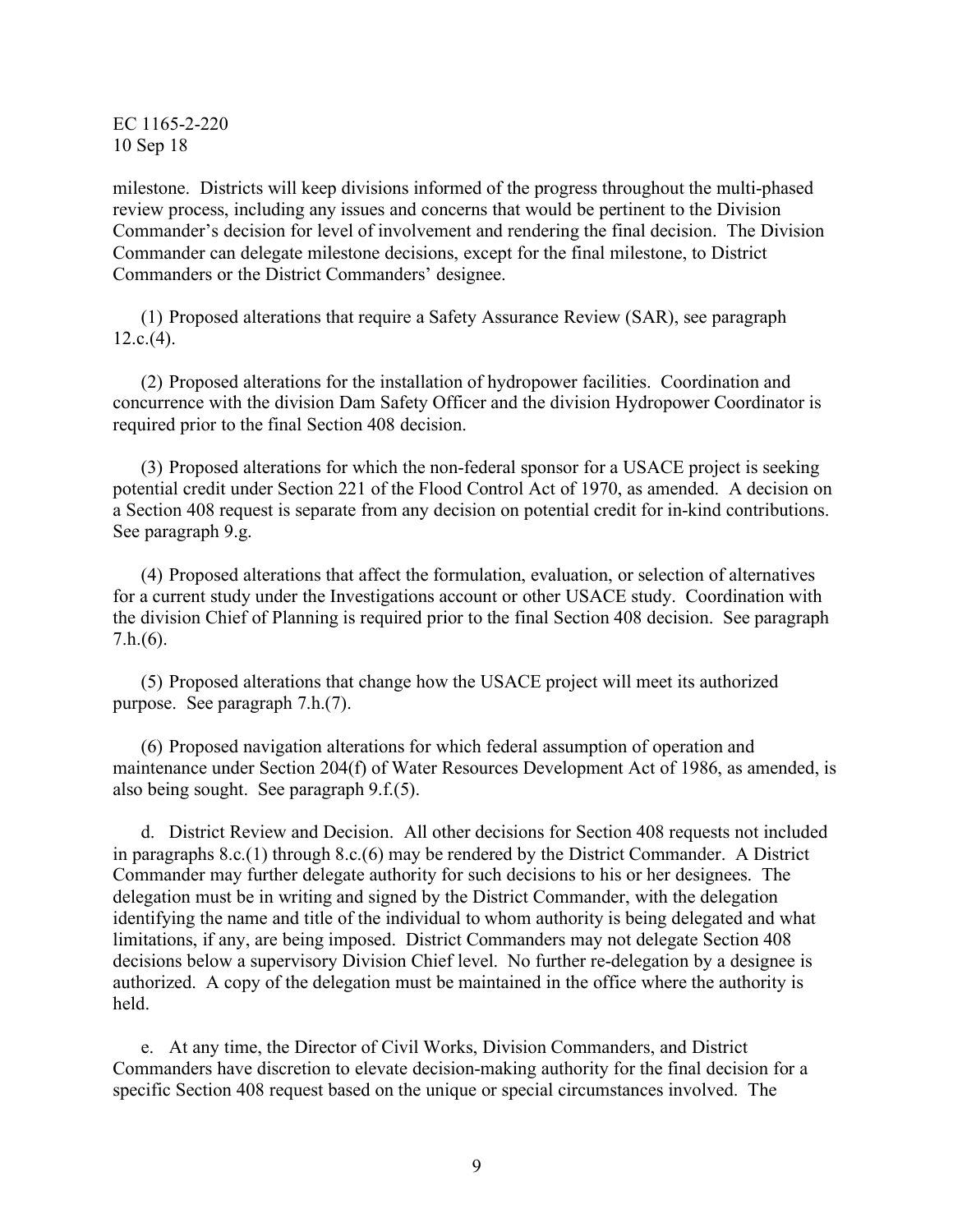milestone. Districts will keep divisions informed of the progress throughout the multi-phased review process, including any issues and concerns that would be pertinent to the Division Commander's decision for level of involvement and rendering the final decision. The Division Commander can delegate milestone decisions, except for the final milestone, to District Commanders or the District Commanders' designee.

(1) Proposed alterations that require a Safety Assurance Review (SAR), see paragraph 12.c.(4).

(2) Proposed alterations for the installation of hydropower facilities. Coordination and concurrence with the division Dam Safety Officer and the division Hydropower Coordinator is required prior to the final Section 408 decision.

(3) Proposed alterations for which the non-federal sponsor for a USACE project is seeking potential credit under Section 221 of the Flood Control Act of 1970, as amended. A decision on a Section 408 request is separate from any decision on potential credit for in-kind contributions. See paragraph 9.g.

(4) Proposed alterations that affect the formulation, evaluation, or selection of alternatives for a current study under the Investigations account or other USACE study. Coordination with the division Chief of Planning is required prior to the final Section 408 decision. See paragraph 7.h.(6).

(5) Proposed alterations that change how the USACE project will meet its authorized purpose. See paragraph 7.h.(7).

(6) Proposed navigation alterations for which federal assumption of operation and maintenance under Section 204(f) of Water Resources Development Act of 1986, as amended, is also being sought. See paragraph 9.f.(5).

d. District Review and Decision. All other decisions for Section 408 requests not included in paragraphs 8.c.(1) through 8.c.(6) may be rendered by the District Commander. A District Commander may further delegate authority for such decisions to his or her designees. The delegation must be in writing and signed by the District Commander, with the delegation identifying the name and title of the individual to whom authority is being delegated and what limitations, if any, are being imposed. District Commanders may not delegate Section 408 decisions below a supervisory Division Chief level. No further re-delegation by a designee is authorized. A copy of the delegation must be maintained in the office where the authority is held.

e. At any time, the Director of Civil Works, Division Commanders, and District Commanders have discretion to elevate decision-making authority for the final decision for a specific Section 408 request based on the unique or special circumstances involved. The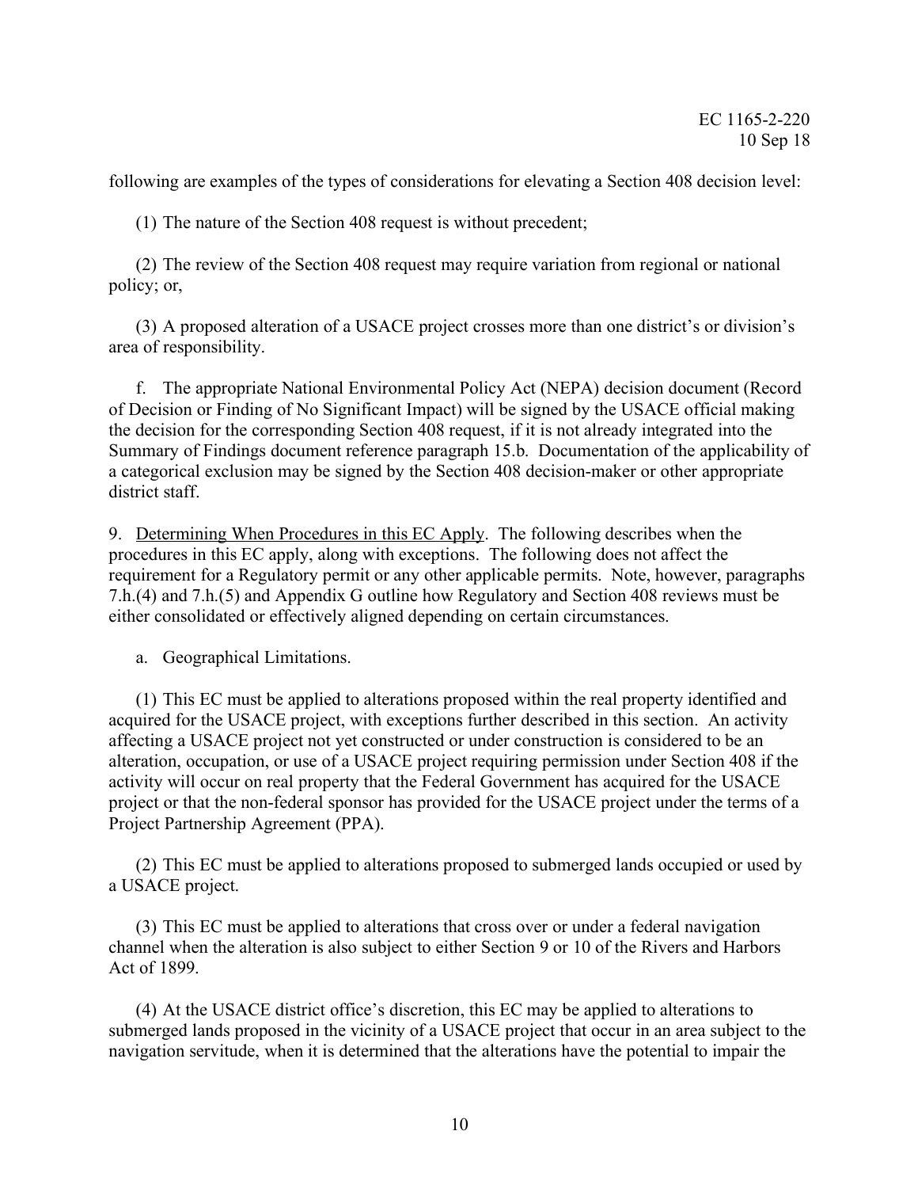following are examples of the types of considerations for elevating a Section 408 decision level:

(1) The nature of the Section 408 request is without precedent;

(2) The review of the Section 408 request may require variation from regional or national policy; or,

(3) A proposed alteration of a USACE project crosses more than one district's or division's area of responsibility.

f. The appropriate National Environmental Policy Act (NEPA) decision document (Record of Decision or Finding of No Significant Impact) will be signed by the USACE official making the decision for the corresponding Section 408 request, if it is not already integrated into the Summary of Findings document reference paragraph 15.b. Documentation of the applicability of a categorical exclusion may be signed by the Section 408 decision-maker or other appropriate district staff.

9. Determining When Procedures in this EC Apply. The following describes when the procedures in this EC apply, along with exceptions. The following does not affect the requirement for a Regulatory permit or any other applicable permits. Note, however, paragraphs 7.h.(4) and 7.h.(5) and Appendix G outline how Regulatory and Section 408 reviews must be either consolidated or effectively aligned depending on certain circumstances.

a. Geographical Limitations.

(1) This EC must be applied to alterations proposed within the real property identified and acquired for the USACE project, with exceptions further described in this section. An activity affecting a USACE project not yet constructed or under construction is considered to be an alteration, occupation, or use of a USACE project requiring permission under Section 408 if the activity will occur on real property that the Federal Government has acquired for the USACE project or that the non-federal sponsor has provided for the USACE project under the terms of a Project Partnership Agreement (PPA).

(2) This EC must be applied to alterations proposed to submerged lands occupied or used by a USACE project.

(3) This EC must be applied to alterations that cross over or under a federal navigation channel when the alteration is also subject to either Section 9 or 10 of the Rivers and Harbors Act of 1899.

(4) At the USACE district office's discretion, this EC may be applied to alterations to submerged lands proposed in the vicinity of a USACE project that occur in an area subject to the navigation servitude, when it is determined that the alterations have the potential to impair the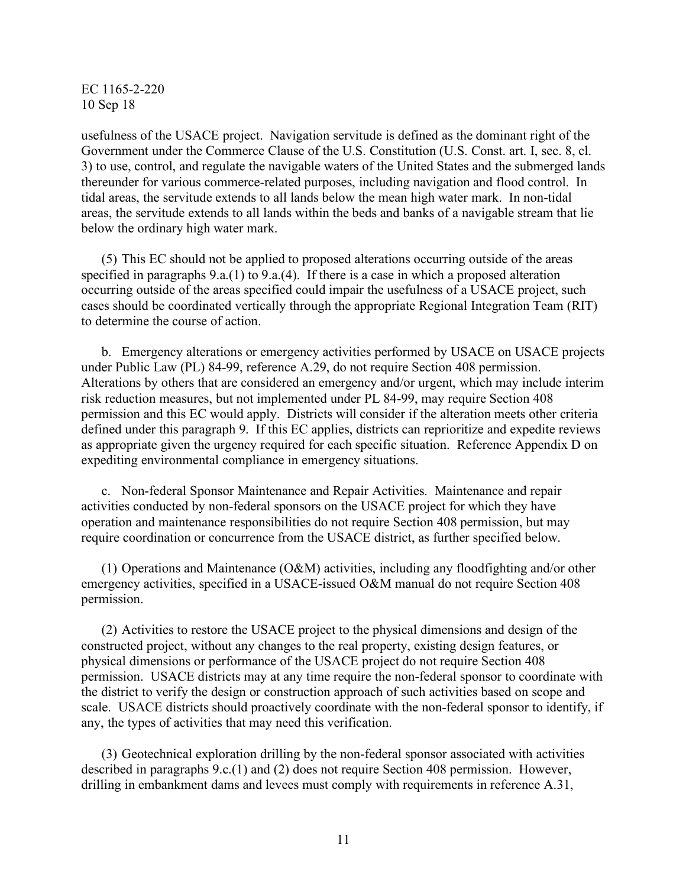usefulness of the USACE project. Navigation servitude is defined as the dominant right of the Government under the Commerce Clause of the U.S. Constitution (U.S. Const. art. I, sec. 8, cl. 3) to use, control, and regulate the navigable waters of the United States and the submerged lands thereunder for various commerce-related purposes, including navigation and flood control. In tidal areas, the servitude extends to all lands below the mean high water mark. In non-tidal areas, the servitude extends to all lands within the beds and banks of a navigable stream that lie below the ordinary high water mark.

(5) This EC should not be applied to proposed alterations occurring outside of the areas specified in paragraphs 9.a.(1) to 9.a.(4). If there is a case in which a proposed alteration occurring outside of the areas specified could impair the usefulness of a USACE project, such cases should be coordinated vertically through the appropriate Regional Integration Team (RIT) to determine the course of action.

b. Emergency alterations or emergency activities performed by USACE on USACE projects under Public Law (PL) 84-99, reference A.29, do not require Section 408 permission. Alterations by others that are considered an emergency and/or urgent, which may include interim risk reduction measures, but not implemented under PL 84-99, may require Section 408 permission and this EC would apply. Districts will consider if the alteration meets other criteria defined under this paragraph 9. If this EC applies, districts can reprioritize and expedite reviews as appropriate given the urgency required for each specific situation. Reference Appendix D on expediting environmental compliance in emergency situations.

c. Non-federal Sponsor Maintenance and Repair Activities. Maintenance and repair activities conducted by non-federal sponsors on the USACE project for which they have operation and maintenance responsibilities do not require Section 408 permission, but may require coordination or concurrence from the USACE district, as further specified below.

(1) Operations and Maintenance (O&M) activities, including any floodfighting and/or other emergency activities, specified in a USACE-issued O&M manual do not require Section 408 permission.

(2) Activities to restore the USACE project to the physical dimensions and design of the constructed project, without any changes to the real property, existing design features, or physical dimensions or performance of the USACE project do not require Section 408 permission. USACE districts may at any time require the non-federal sponsor to coordinate with the district to verify the design or construction approach of such activities based on scope and scale. USACE districts should proactively coordinate with the non-federal sponsor to identify, if any, the types of activities that may need this verification.

(3) Geotechnical exploration drilling by the non-federal sponsor associated with activities described in paragraphs 9.c.(1) and (2) does not require Section 408 permission. However, drilling in embankment dams and levees must comply with requirements in reference A.31,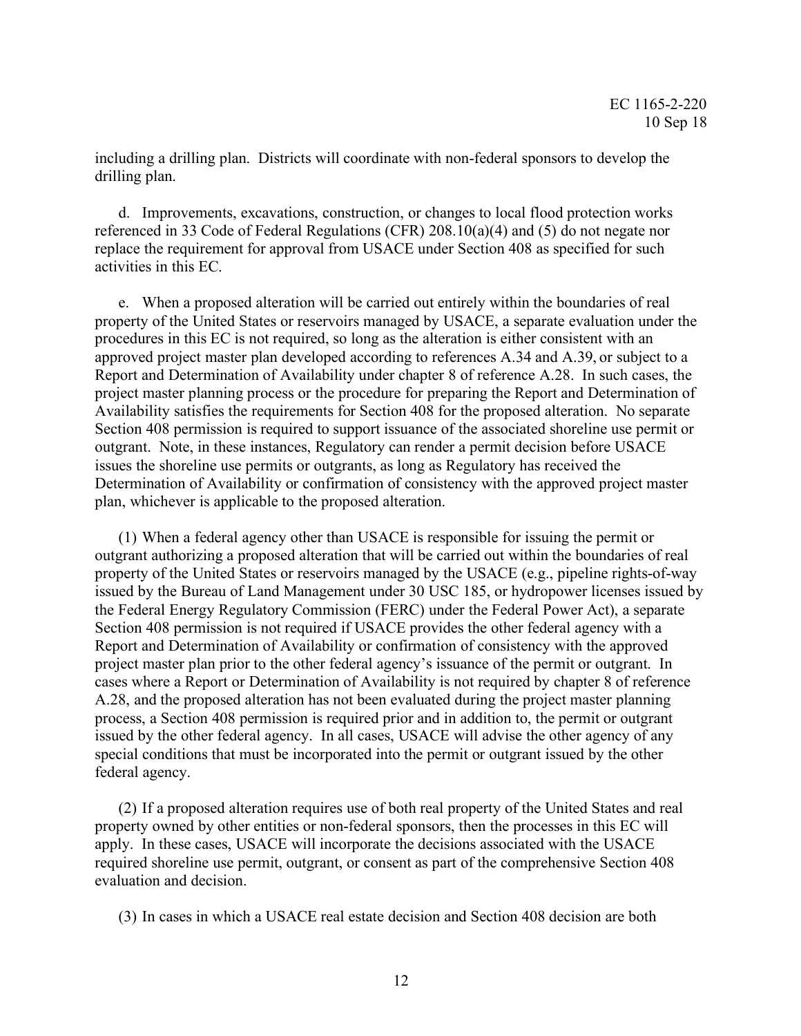including a drilling plan. Districts will coordinate with non-federal sponsors to develop the drilling plan.

d. Improvements, excavations, construction, or changes to local flood protection works referenced in 33 Code of Federal Regulations (CFR) 208.10(a)(4) and (5) do not negate nor replace the requirement for approval from USACE under Section 408 as specified for such activities in this EC.

e. When a proposed alteration will be carried out entirely within the boundaries of real property of the United States or reservoirs managed by USACE, a separate evaluation under the procedures in this EC is not required, so long as the alteration is either consistent with an approved project master plan developed according to references A.34 and A.39, or subject to a Report and Determination of Availability under chapter 8 of reference A.28. In such cases, the project master planning process or the procedure for preparing the Report and Determination of Availability satisfies the requirements for Section 408 for the proposed alteration. No separate Section 408 permission is required to support issuance of the associated shoreline use permit or outgrant. Note, in these instances, Regulatory can render a permit decision before USACE issues the shoreline use permits or outgrants, as long as Regulatory has received the Determination of Availability or confirmation of consistency with the approved project master plan, whichever is applicable to the proposed alteration.

(1) When a federal agency other than USACE is responsible for issuing the permit or outgrant authorizing a proposed alteration that will be carried out within the boundaries of real property of the United States or reservoirs managed by the USACE (e.g., pipeline rights-of-way issued by the Bureau of Land Management under 30 USC 185, or hydropower licenses issued by the Federal Energy Regulatory Commission (FERC) under the Federal Power Act), a separate Section 408 permission is not required if USACE provides the other federal agency with a Report and Determination of Availability or confirmation of consistency with the approved project master plan prior to the other federal agency's issuance of the permit or outgrant. In cases where a Report or Determination of Availability is not required by chapter 8 of reference A.28, and the proposed alteration has not been evaluated during the project master planning process, a Section 408 permission is required prior and in addition to, the permit or outgrant issued by the other federal agency. In all cases, USACE will advise the other agency of any special conditions that must be incorporated into the permit or outgrant issued by the other federal agency.

(2) If a proposed alteration requires use of both real property of the United States and real property owned by other entities or non-federal sponsors, then the processes in this EC will apply. In these cases, USACE will incorporate the decisions associated with the USACE required shoreline use permit, outgrant, or consent as part of the comprehensive Section 408 evaluation and decision.

(3) In cases in which a USACE real estate decision and Section 408 decision are both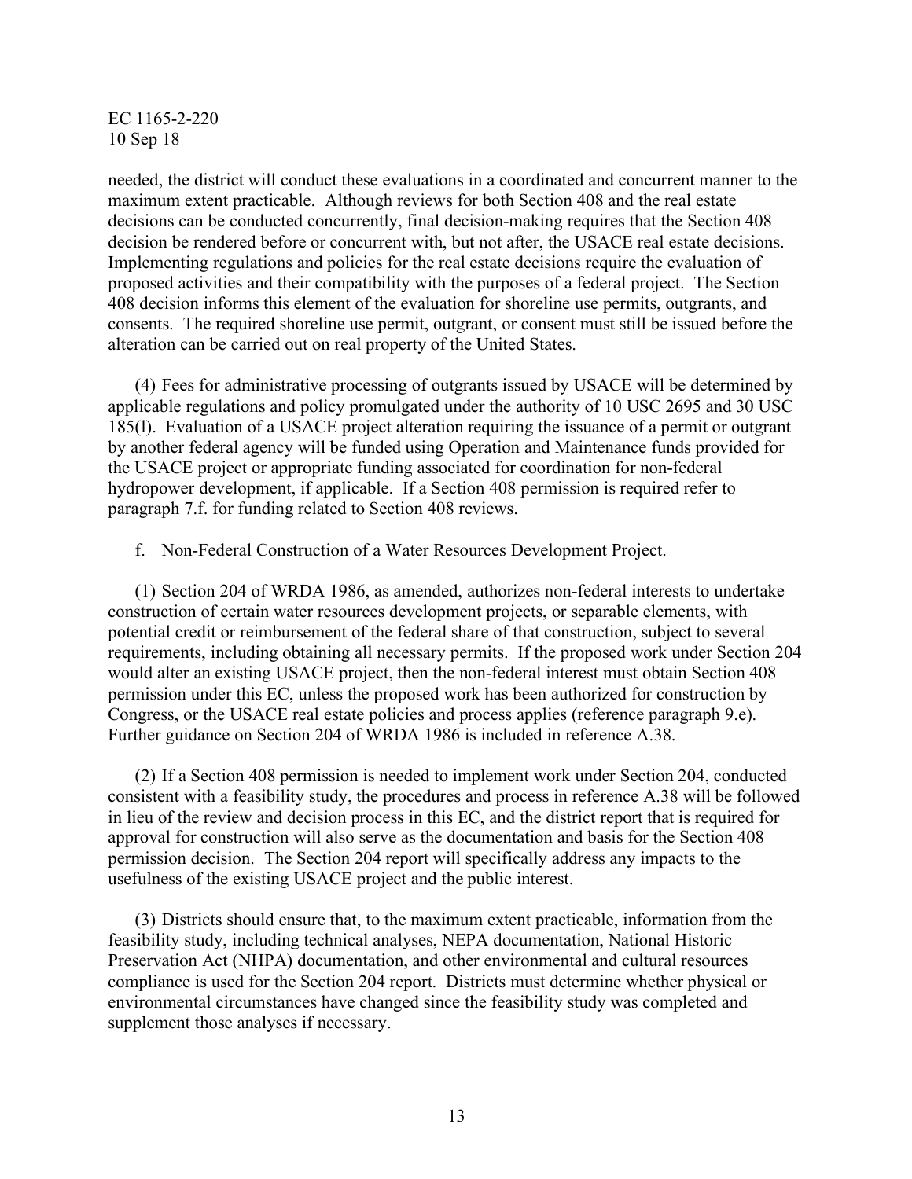needed, the district will conduct these evaluations in a coordinated and concurrent manner to the maximum extent practicable. Although reviews for both Section 408 and the real estate decisions can be conducted concurrently, final decision-making requires that the Section 408 decision be rendered before or concurrent with, but not after, the USACE real estate decisions. Implementing regulations and policies for the real estate decisions require the evaluation of proposed activities and their compatibility with the purposes of a federal project. The Section 408 decision informs this element of the evaluation for shoreline use permits, outgrants, and consents. The required shoreline use permit, outgrant, or consent must still be issued before the alteration can be carried out on real property of the United States.

(4) Fees for administrative processing of outgrants issued by USACE will be determined by applicable regulations and policy promulgated under the authority of 10 USC 2695 and 30 USC 185(l). Evaluation of a USACE project alteration requiring the issuance of a permit or outgrant by another federal agency will be funded using Operation and Maintenance funds provided for the USACE project or appropriate funding associated for coordination for non-federal hydropower development, if applicable. If a Section 408 permission is required refer to paragraph 7.f. for funding related to Section 408 reviews.

f. Non-Federal Construction of a Water Resources Development Project.

(1) Section 204 of WRDA 1986, as amended, authorizes non-federal interests to undertake construction of certain water resources development projects, or separable elements, with potential credit or reimbursement of the federal share of that construction, subject to several requirements, including obtaining all necessary permits. If the proposed work under Section 204 would alter an existing USACE project, then the non-federal interest must obtain Section 408 permission under this EC, unless the proposed work has been authorized for construction by Congress, or the USACE real estate policies and process applies (reference paragraph 9.e). Further guidance on Section 204 of WRDA 1986 is included in reference A.38.

(2) If a Section 408 permission is needed to implement work under Section 204, conducted consistent with a feasibility study, the procedures and process in reference A.38 will be followed in lieu of the review and decision process in this EC, and the district report that is required for approval for construction will also serve as the documentation and basis for the Section 408 permission decision. The Section 204 report will specifically address any impacts to the usefulness of the existing USACE project and the public interest.

(3) Districts should ensure that, to the maximum extent practicable, information from the feasibility study, including technical analyses, NEPA documentation, National Historic Preservation Act (NHPA) documentation, and other environmental and cultural resources compliance is used for the Section 204 report. Districts must determine whether physical or environmental circumstances have changed since the feasibility study was completed and supplement those analyses if necessary.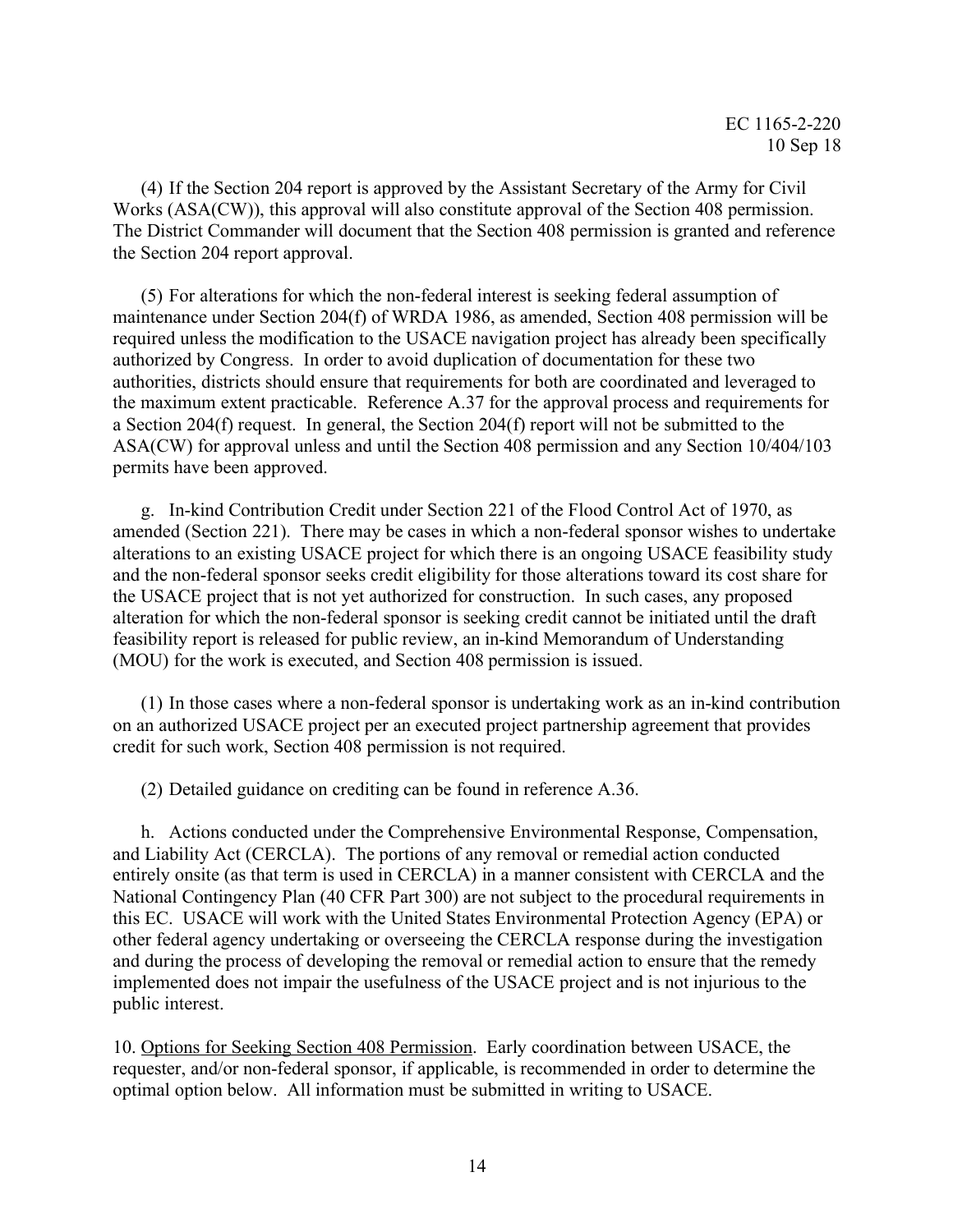(4) If the Section 204 report is approved by the Assistant Secretary of the Army for Civil Works (ASA(CW)), this approval will also constitute approval of the Section 408 permission. The District Commander will document that the Section 408 permission is granted and reference the Section 204 report approval.

(5) For alterations for which the non-federal interest is seeking federal assumption of maintenance under Section 204(f) of WRDA 1986, as amended, Section 408 permission will be required unless the modification to the USACE navigation project has already been specifically authorized by Congress. In order to avoid duplication of documentation for these two authorities, districts should ensure that requirements for both are coordinated and leveraged to the maximum extent practicable. Reference A.37 for the approval process and requirements for a Section 204(f) request. In general, the Section 204(f) report will not be submitted to the ASA(CW) for approval unless and until the Section 408 permission and any Section 10/404/103 permits have been approved.

g. In-kind Contribution Credit under Section 221 of the Flood Control Act of 1970, as amended (Section 221). There may be cases in which a non-federal sponsor wishes to undertake alterations to an existing USACE project for which there is an ongoing USACE feasibility study and the non-federal sponsor seeks credit eligibility for those alterations toward its cost share for the USACE project that is not yet authorized for construction. In such cases, any proposed alteration for which the non-federal sponsor is seeking credit cannot be initiated until the draft feasibility report is released for public review, an in-kind Memorandum of Understanding (MOU) for the work is executed, and Section 408 permission is issued.

(1) In those cases where a non-federal sponsor is undertaking work as an in-kind contribution on an authorized USACE project per an executed project partnership agreement that provides credit for such work, Section 408 permission is not required.

(2) Detailed guidance on crediting can be found in reference A.36.

h. Actions conducted under the Comprehensive Environmental Response, Compensation, and Liability Act (CERCLA). The portions of any removal or remedial action conducted entirely onsite (as that term is used in CERCLA) in a manner consistent with CERCLA and the National Contingency Plan (40 CFR Part 300) are not subject to the procedural requirements in this EC. USACE will work with the United States Environmental Protection Agency (EPA) or other federal agency undertaking or overseeing the CERCLA response during the investigation and during the process of developing the removal or remedial action to ensure that the remedy implemented does not impair the usefulness of the USACE project and is not injurious to the public interest.

10. Options for Seeking Section 408 Permission. Early coordination between USACE, the requester, and/or non-federal sponsor, if applicable, is recommended in order to determine the optimal option below. All information must be submitted in writing to USACE.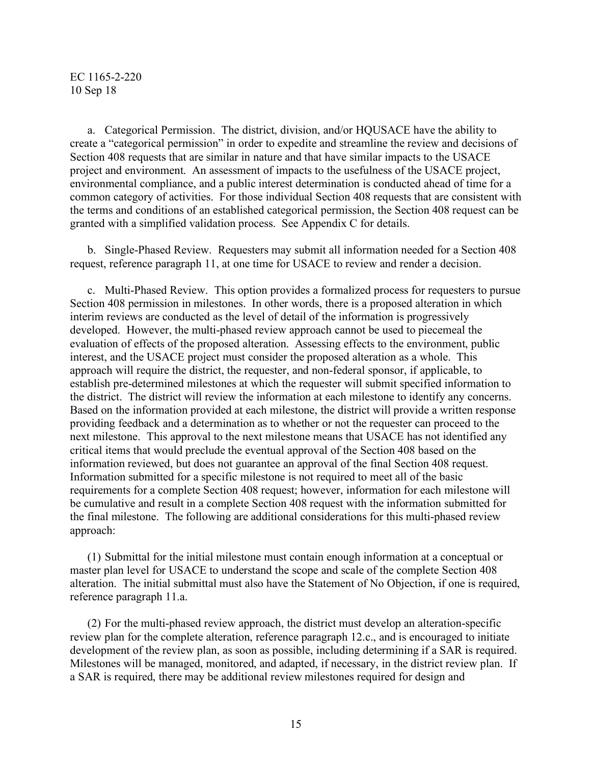a. Categorical Permission. The district, division, and/or HQUSACE have the ability to create a "categorical permission" in order to expedite and streamline the review and decisions of Section 408 requests that are similar in nature and that have similar impacts to the USACE project and environment. An assessment of impacts to the usefulness of the USACE project, environmental compliance, and a public interest determination is conducted ahead of time for a common category of activities. For those individual Section 408 requests that are consistent with the terms and conditions of an established categorical permission, the Section 408 request can be granted with a simplified validation process. See Appendix C for details.

b. Single-Phased Review. Requesters may submit all information needed for a Section 408 request, reference paragraph 11, at one time for USACE to review and render a decision.

c. Multi-Phased Review. This option provides a formalized process for requesters to pursue Section 408 permission in milestones. In other words, there is a proposed alteration in which interim reviews are conducted as the level of detail of the information is progressively developed. However, the multi-phased review approach cannot be used to piecemeal the evaluation of effects of the proposed alteration. Assessing effects to the environment, public interest, and the USACE project must consider the proposed alteration as a whole. This approach will require the district, the requester, and non-federal sponsor, if applicable, to establish pre-determined milestones at which the requester will submit specified information to the district. The district will review the information at each milestone to identify any concerns. Based on the information provided at each milestone, the district will provide a written response providing feedback and a determination as to whether or not the requester can proceed to the next milestone. This approval to the next milestone means that USACE has not identified any critical items that would preclude the eventual approval of the Section 408 based on the information reviewed, but does not guarantee an approval of the final Section 408 request. Information submitted for a specific milestone is not required to meet all of the basic requirements for a complete Section 408 request; however, information for each milestone will be cumulative and result in a complete Section 408 request with the information submitted for the final milestone. The following are additional considerations for this multi-phased review approach:

(1) Submittal for the initial milestone must contain enough information at a conceptual or master plan level for USACE to understand the scope and scale of the complete Section 408 alteration. The initial submittal must also have the Statement of No Objection, if one is required, reference paragraph 11.a.

(2) For the multi-phased review approach, the district must develop an alteration-specific review plan for the complete alteration, reference paragraph 12.c., and is encouraged to initiate development of the review plan, as soon as possible, including determining if a SAR is required. Milestones will be managed, monitored, and adapted, if necessary, in the district review plan. If a SAR is required, there may be additional review milestones required for design and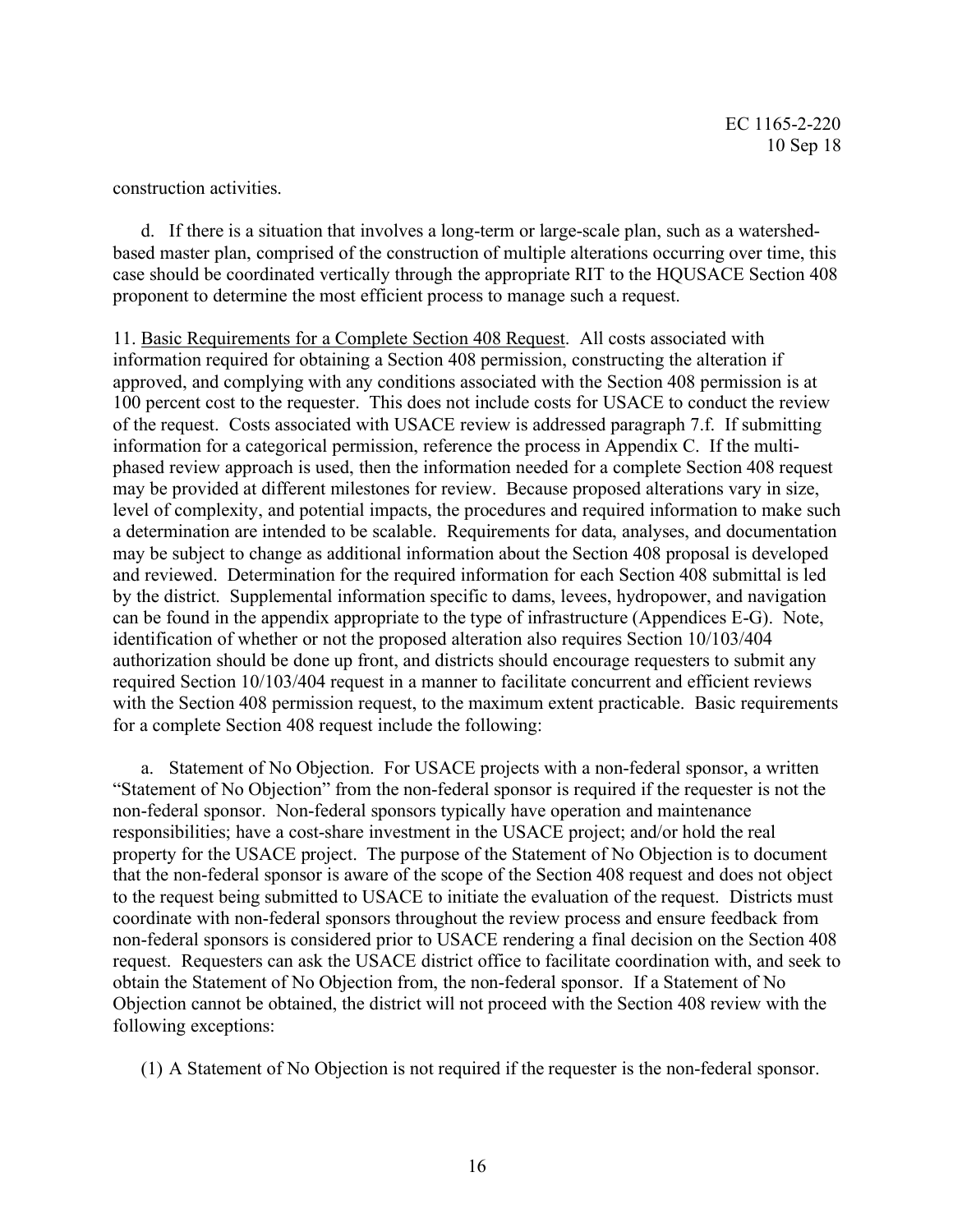construction activities.

d. If there is a situation that involves a long-term or large-scale plan, such as a watershed-based master plan, comprised of the construction of multiple alterations occurring over time, this case should be coordinated vertically through the appropriate RIT to the HQUSACE Section 408 proponent to determine the most efficient process to manage such a request.

11. Basic Requirements for a Complete Section 408 Request. All costs associated with information required for obtaining a Section 408 permission, constructing the alteration if approved, and complying with any conditions associated with the Section 408 permission is at 100 percent cost to the requester. This does not include costs for USACE to conduct the review of the request. Costs associated with USACE review is addressed paragraph 7.f. If submitting information for a categorical permission, reference the process in Appendix C. If the multi-phased review approach is used, then the information needed for a complete Section 408 request may be provided at different milestones for review. Because proposed alterations vary in size, level of complexity, and potential impacts, the procedures and required information to make such a determination are intended to be scalable. Requirements for data, analyses, and documentation may be subject to change as additional information about the Section 408 proposal is developed and reviewed. Determination for the required information for each Section 408 submittal is led by the district. Supplemental information specific to dams, levees, hydropower, and navigation can be found in the appendix appropriate to the type of infrastructure (Appendices E-G). Note, identification of whether or not the proposed alteration also requires Section 10/103/404 authorization should be done up front, and districts should encourage requesters to submit any required Section 10/103/404 request in a manner to facilitate concurrent and efficient reviews with the Section 408 permission request, to the maximum extent practicable. Basic requirements for a complete Section 408 request include the following:

a. Statement of No Objection. For USACE projects with a non-federal sponsor, a written "Statement of No Objection" from the non-federal sponsor is required if the requester is not the non-federal sponsor. Non-federal sponsors typically have operation and maintenance responsibilities; have a cost-share investment in the USACE project; and/or hold the real property for the USACE project. The purpose of the Statement of No Objection is to document that the non-federal sponsor is aware of the scope of the Section 408 request and does not object to the request being submitted to USACE to initiate the evaluation of the request. Districts must coordinate with non-federal sponsors throughout the review process and ensure feedback from non-federal sponsors is considered prior to USACE rendering a final decision on the Section 408 request. Requesters can ask the USACE district office to facilitate coordination with, and seek to obtain the Statement of No Objection from, the non-federal sponsor. If a Statement of No Objection cannot be obtained, the district will not proceed with the Section 408 review with the following exceptions:

(1) A Statement of No Objection is not required if the requester is the non-federal sponsor.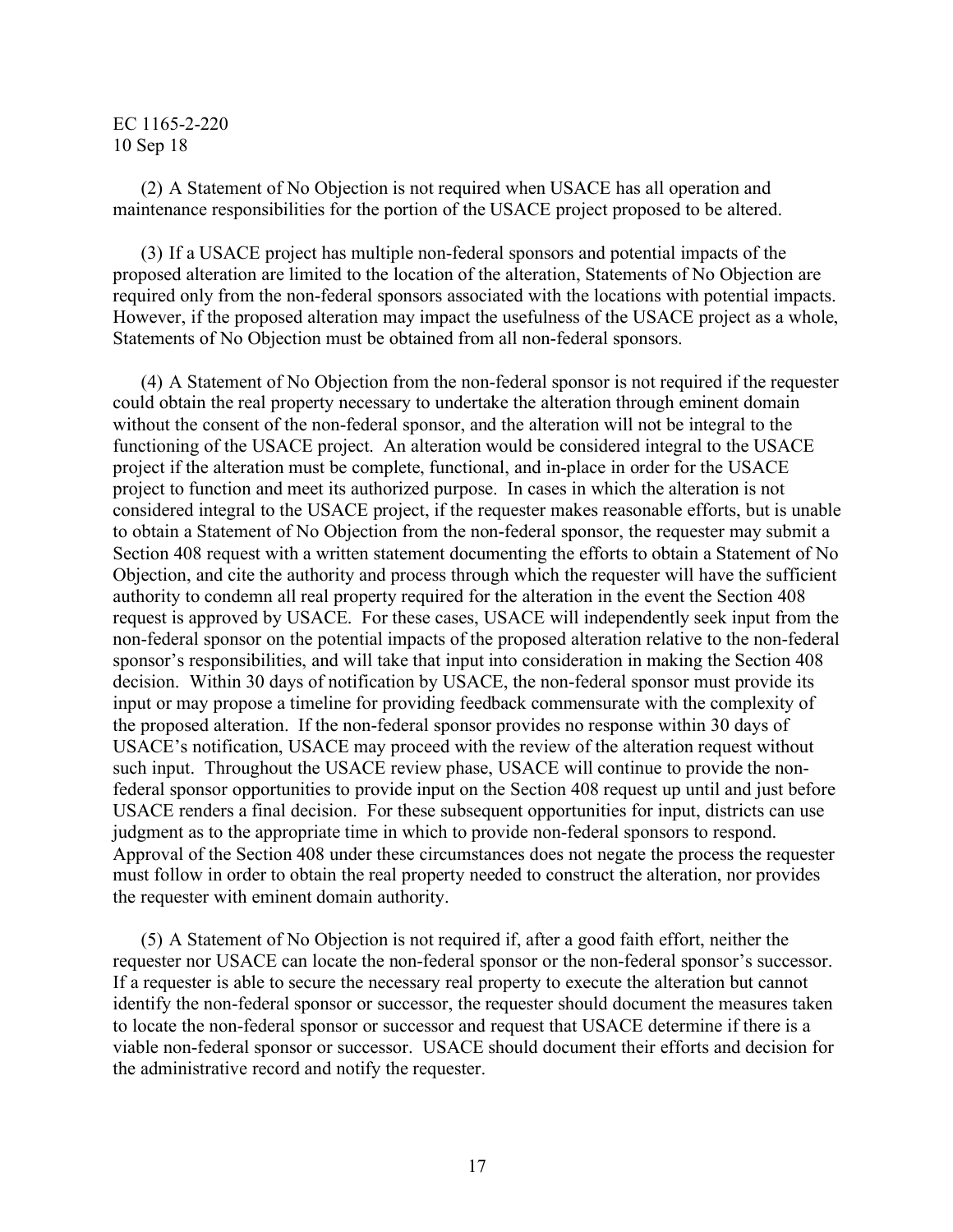(2) A Statement of No Objection is not required when USACE has all operation and maintenance responsibilities for the portion of the USACE project proposed to be altered.

(3) If a USACE project has multiple non-federal sponsors and potential impacts of the proposed alteration are limited to the location of the alteration, Statements of No Objection are required only from the non-federal sponsors associated with the locations with potential impacts. However, if the proposed alteration may impact the usefulness of the USACE project as a whole, Statements of No Objection must be obtained from all non-federal sponsors.

(4) A Statement of No Objection from the non-federal sponsor is not required if the requester could obtain the real property necessary to undertake the alteration through eminent domain without the consent of the non-federal sponsor, and the alteration will not be integral to the functioning of the USACE project. An alteration would be considered integral to the USACE project if the alteration must be complete, functional, and in-place in order for the USACE project to function and meet its authorized purpose. In cases in which the alteration is not considered integral to the USACE project, if the requester makes reasonable efforts, but is unable to obtain a Statement of No Objection from the non-federal sponsor, the requester may submit a Section 408 request with a written statement documenting the efforts to obtain a Statement of No Objection, and cite the authority and process through which the requester will have the sufficient authority to condemn all real property required for the alteration in the event the Section 408 request is approved by USACE. For these cases, USACE will independently seek input from the non-federal sponsor on the potential impacts of the proposed alteration relative to the non-federal sponsor's responsibilities, and will take that input into consideration in making the Section 408 decision. Within 30 days of notification by USACE, the non-federal sponsor must provide its input or may propose a timeline for providing feedback commensurate with the complexity of the proposed alteration. If the non-federal sponsor provides no response within 30 days of USACE's notification, USACE may proceed with the review of the alteration request without such input. Throughout the USACE review phase, USACE will continue to provide the non-federal sponsor opportunities to provide input on the Section 408 request up until and just before USACE renders a final decision. For these subsequent opportunities for input, districts can use judgment as to the appropriate time in which to provide non-federal sponsors to respond. Approval of the Section 408 under these circumstances does not negate the process the requester must follow in order to obtain the real property needed to construct the alteration, nor provides the requester with eminent domain authority.

(5) A Statement of No Objection is not required if, after a good faith effort, neither the requester nor USACE can locate the non-federal sponsor or the non-federal sponsor's successor. If a requester is able to secure the necessary real property to execute the alteration but cannot identify the non-federal sponsor or successor, the requester should document the measures taken to locate the non-federal sponsor or successor and request that USACE determine if there is a viable non-federal sponsor or successor. USACE should document their efforts and decision for the administrative record and notify the requester.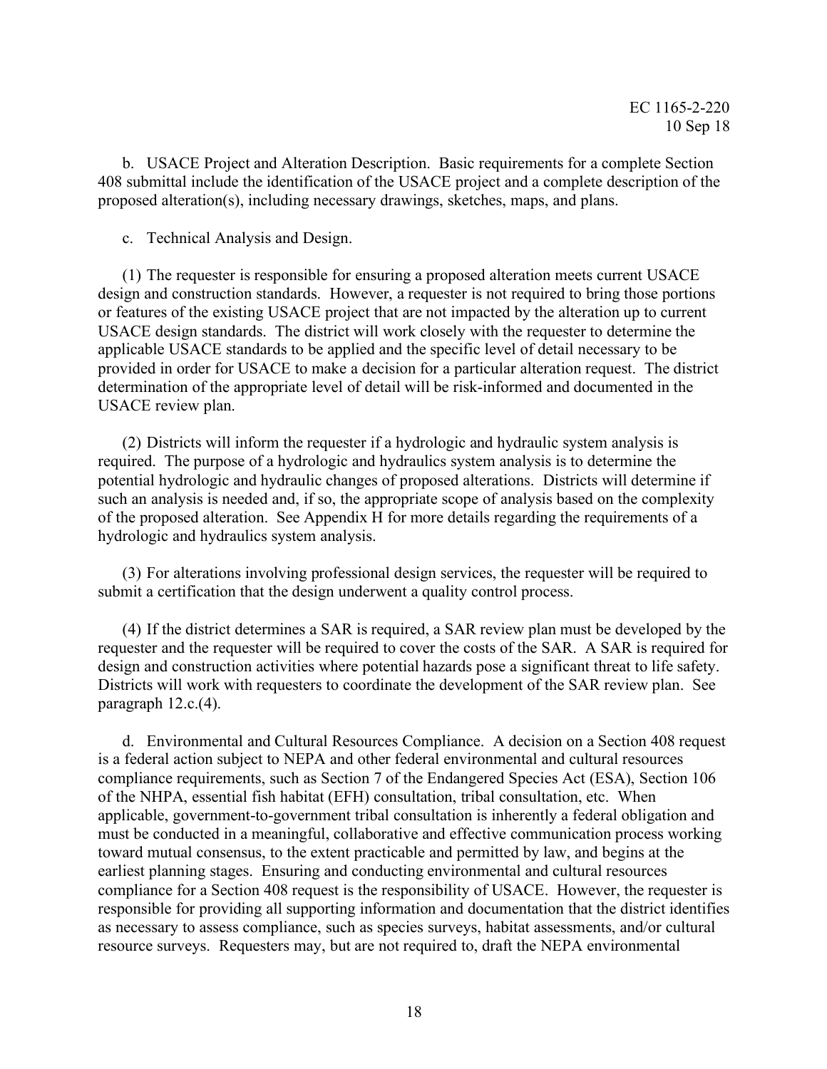b. USACE Project and Alteration Description. Basic requirements for a complete Section 408 submittal include the identification of the USACE project and a complete description of the proposed alteration(s), including necessary drawings, sketches, maps, and plans.

c. Technical Analysis and Design.

(1) The requester is responsible for ensuring a proposed alteration meets current USACE design and construction standards. However, a requester is not required to bring those portions or features of the existing USACE project that are not impacted by the alteration up to current USACE design standards. The district will work closely with the requester to determine the applicable USACE standards to be applied and the specific level of detail necessary to be provided in order for USACE to make a decision for a particular alteration request. The district determination of the appropriate level of detail will be risk-informed and documented in the USACE review plan.

(2) Districts will inform the requester if a hydrologic and hydraulic system analysis is required. The purpose of a hydrologic and hydraulics system analysis is to determine the potential hydrologic and hydraulic changes of proposed alterations. Districts will determine if such an analysis is needed and, if so, the appropriate scope of analysis based on the complexity of the proposed alteration. See Appendix H for more details regarding the requirements of a hydrologic and hydraulics system analysis.

(3) For alterations involving professional design services, the requester will be required to submit a certification that the design underwent a quality control process.

(4) If the district determines a SAR is required, a SAR review plan must be developed by the requester and the requester will be required to cover the costs of the SAR. A SAR is required for design and construction activities where potential hazards pose a significant threat to life safety. Districts will work with requesters to coordinate the development of the SAR review plan. See paragraph 12.c.(4).

d. Environmental and Cultural Resources Compliance. A decision on a Section 408 request is a federal action subject to NEPA and other federal environmental and cultural resources compliance requirements, such as Section 7 of the Endangered Species Act (ESA), Section 106 of the NHPA, essential fish habitat (EFH) consultation, tribal consultation, etc. When applicable, government-to-government tribal consultation is inherently a federal obligation and must be conducted in a meaningful, collaborative and effective communication process working toward mutual consensus, to the extent practicable and permitted by law, and begins at the earliest planning stages. Ensuring and conducting environmental and cultural resources compliance for a Section 408 request is the responsibility of USACE. However, the requester is responsible for providing all supporting information and documentation that the district identifies as necessary to assess compliance, such as species surveys, habitat assessments, and/or cultural resource surveys. Requesters may, but are not required to, draft the NEPA environmental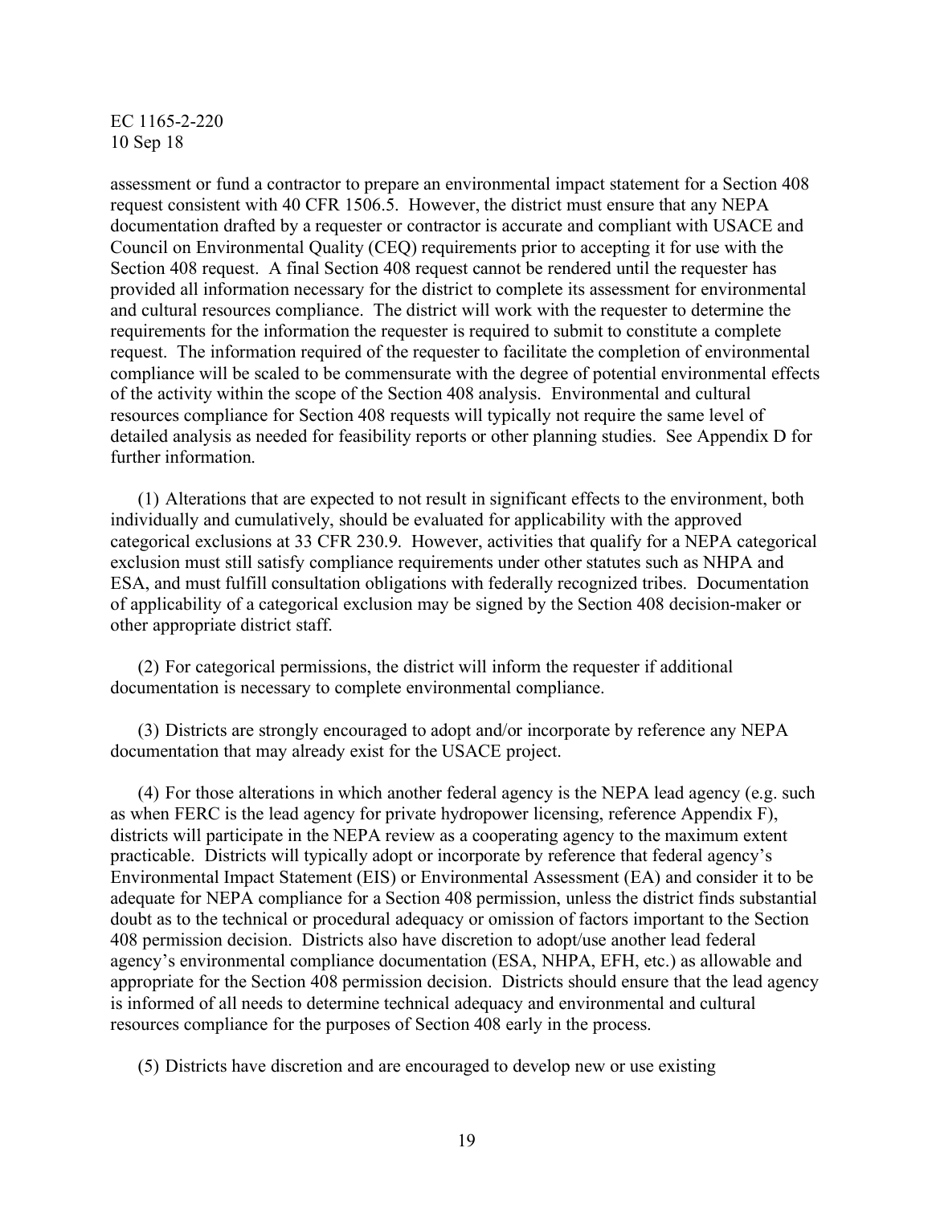assessment or fund a contractor to prepare an environmental impact statement for a Section 408 request consistent with 40 CFR 1506.5. However, the district must ensure that any NEPA documentation drafted by a requester or contractor is accurate and compliant with USACE and Council on Environmental Quality (CEQ) requirements prior to accepting it for use with the Section 408 request. A final Section 408 request cannot be rendered until the requester has provided all information necessary for the district to complete its assessment for environmental and cultural resources compliance. The district will work with the requester to determine the requirements for the information the requester is required to submit to constitute a complete request. The information required of the requester to facilitate the completion of environmental compliance will be scaled to be commensurate with the degree of potential environmental effects of the activity within the scope of the Section 408 analysis. Environmental and cultural resources compliance for Section 408 requests will typically not require the same level of detailed analysis as needed for feasibility reports or other planning studies. See Appendix D for further information.

(1) Alterations that are expected to not result in significant effects to the environment, both individually and cumulatively, should be evaluated for applicability with the approved categorical exclusions at 33 CFR 230.9. However, activities that qualify for a NEPA categorical exclusion must still satisfy compliance requirements under other statutes such as NHPA and ESA, and must fulfill consultation obligations with federally recognized tribes. Documentation of applicability of a categorical exclusion may be signed by the Section 408 decision-maker or other appropriate district staff.

(2) For categorical permissions, the district will inform the requester if additional documentation is necessary to complete environmental compliance.

(3) Districts are strongly encouraged to adopt and/or incorporate by reference any NEPA documentation that may already exist for the USACE project.

(4) For those alterations in which another federal agency is the NEPA lead agency (e.g. such as when FERC is the lead agency for private hydropower licensing, reference Appendix F), districts will participate in the NEPA review as a cooperating agency to the maximum extent practicable. Districts will typically adopt or incorporate by reference that federal agency's Environmental Impact Statement (EIS) or Environmental Assessment (EA) and consider it to be adequate for NEPA compliance for a Section 408 permission, unless the district finds substantial doubt as to the technical or procedural adequacy or omission of factors important to the Section 408 permission decision. Districts also have discretion to adopt/use another lead federal agency's environmental compliance documentation (ESA, NHPA, EFH, etc.) as allowable and appropriate for the Section 408 permission decision. Districts should ensure that the lead agency is informed of all needs to determine technical adequacy and environmental and cultural resources compliance for the purposes of Section 408 early in the process.

(5) Districts have discretion and are encouraged to develop new or use existing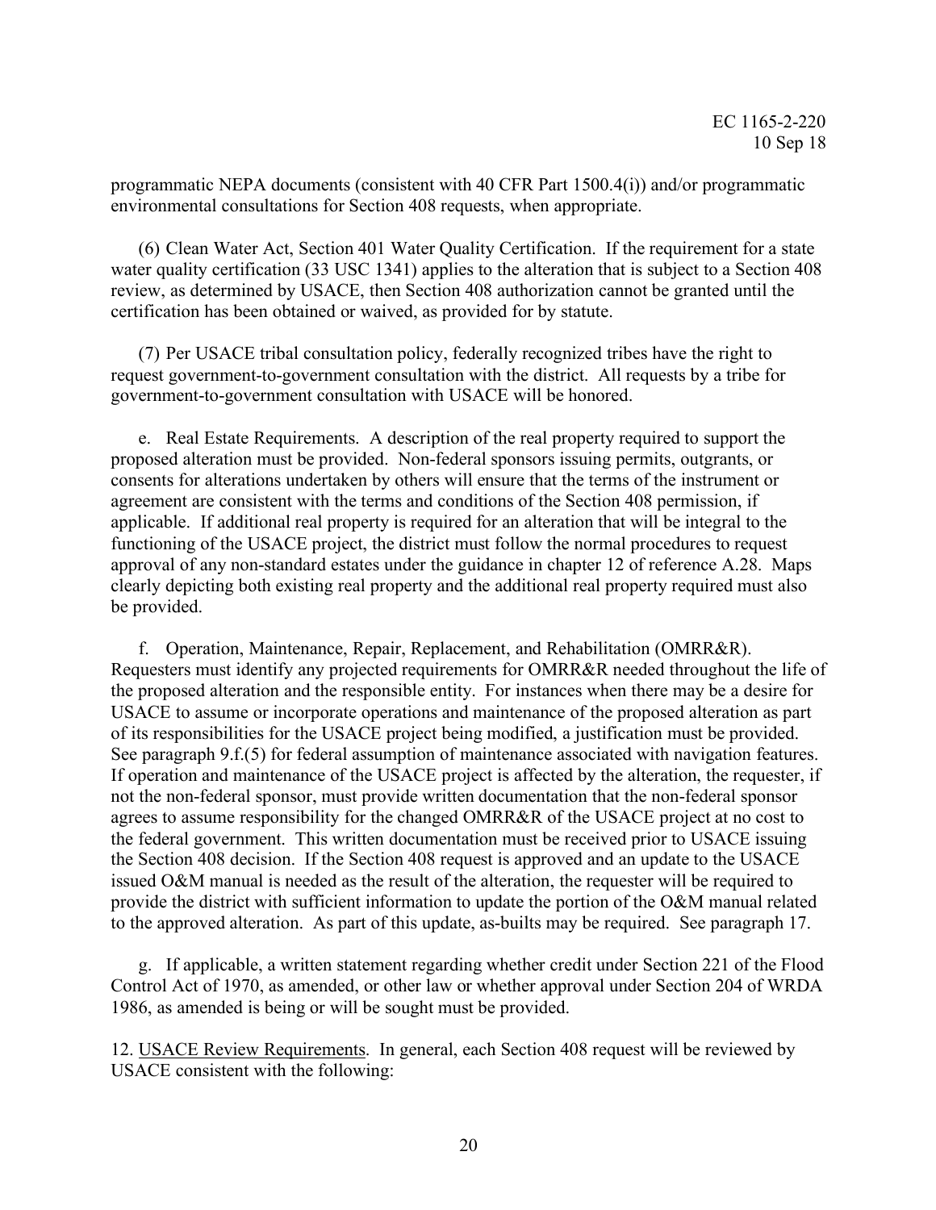programmatic NEPA documents (consistent with 40 CFR Part 1500.4(i)) and/or programmatic environmental consultations for Section 408 requests, when appropriate.

(6) Clean Water Act, Section 401 Water Quality Certification. If the requirement for a state water quality certification (33 USC 1341) applies to the alteration that is subject to a Section 408 review, as determined by USACE, then Section 408 authorization cannot be granted until the certification has been obtained or waived, as provided for by statute.

(7) Per USACE tribal consultation policy, federally recognized tribes have the right to request government-to-government consultation with the district. All requests by a tribe for government-to-government consultation with USACE will be honored.

e. Real Estate Requirements. A description of the real property required to support the proposed alteration must be provided. Non-federal sponsors issuing permits, outgrants, or consents for alterations undertaken by others will ensure that the terms of the instrument or agreement are consistent with the terms and conditions of the Section 408 permission, if applicable. If additional real property is required for an alteration that will be integral to the functioning of the USACE project, the district must follow the normal procedures to request approval of any non-standard estates under the guidance in chapter 12 of reference A.28. Maps clearly depicting both existing real property and the additional real property required must also be provided.

f. Operation, Maintenance, Repair, Replacement, and Rehabilitation (OMRR&R). Requesters must identify any projected requirements for OMRR&R needed throughout the life of the proposed alteration and the responsible entity. For instances when there may be a desire for USACE to assume or incorporate operations and maintenance of the proposed alteration as part of its responsibilities for the USACE project being modified, a justification must be provided. See paragraph 9.f.(5) for federal assumption of maintenance associated with navigation features. If operation and maintenance of the USACE project is affected by the alteration, the requester, if not the non-federal sponsor, must provide written documentation that the non-federal sponsor agrees to assume responsibility for the changed OMRR&R of the USACE project at no cost to the federal government. This written documentation must be received prior to USACE issuing the Section 408 decision. If the Section 408 request is approved and an update to the USACE issued O&M manual is needed as the result of the alteration, the requester will be required to provide the district with sufficient information to update the portion of the O&M manual related to the approved alteration. As part of this update, as-builts may be required. See paragraph 17.

g. If applicable, a written statement regarding whether credit under Section 221 of the Flood Control Act of 1970, as amended, or other law or whether approval under Section 204 of WRDA 1986, as amended is being or will be sought must be provided.

12. USACE Review Requirements. In general, each Section 408 request will be reviewed by USACE consistent with the following: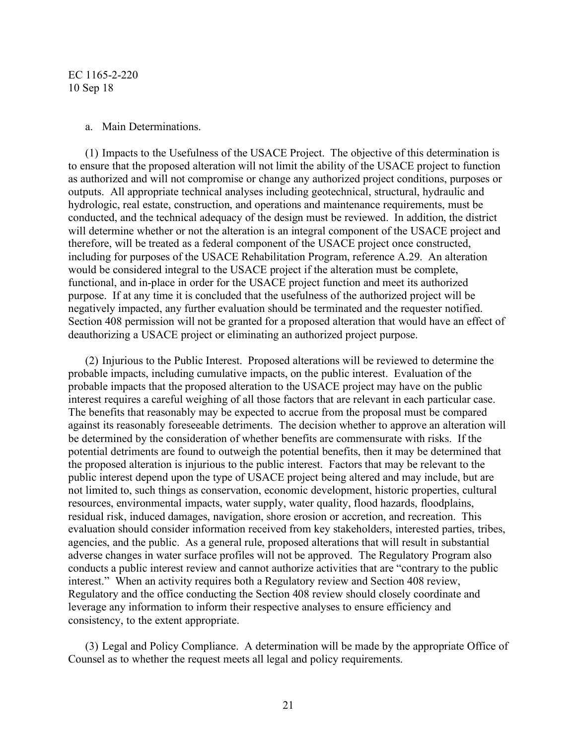a. Main Determinations.

(1) Impacts to the Usefulness of the USACE Project. The objective of this determination is to ensure that the proposed alteration will not limit the ability of the USACE project to function as authorized and will not compromise or change any authorized project conditions, purposes or outputs. All appropriate technical analyses including geotechnical, structural, hydraulic and hydrologic, real estate, construction, and operations and maintenance requirements, must be conducted, and the technical adequacy of the design must be reviewed. In addition, the district will determine whether or not the alteration is an integral component of the USACE project and therefore, will be treated as a federal component of the USACE project once constructed, including for purposes of the USACE Rehabilitation Program, reference A.29. An alteration would be considered integral to the USACE project if the alteration must be complete, functional, and in-place in order for the USACE project function and meet its authorized purpose. If at any time it is concluded that the usefulness of the authorized project will be negatively impacted, any further evaluation should be terminated and the requester notified. Section 408 permission will not be granted for a proposed alteration that would have an effect of deauthorizing a USACE project or eliminating an authorized project purpose.

(2) Injurious to the Public Interest. Proposed alterations will be reviewed to determine the probable impacts, including cumulative impacts, on the public interest. Evaluation of the probable impacts that the proposed alteration to the USACE project may have on the public interest requires a careful weighing of all those factors that are relevant in each particular case. The benefits that reasonably may be expected to accrue from the proposal must be compared against its reasonably foreseeable detriments. The decision whether to approve an alteration will be determined by the consideration of whether benefits are commensurate with risks. If the potential detriments are found to outweigh the potential benefits, then it may be determined that the proposed alteration is injurious to the public interest. Factors that may be relevant to the public interest depend upon the type of USACE project being altered and may include, but are not limited to, such things as conservation, economic development, historic properties, cultural resources, environmental impacts, water supply, water quality, flood hazards, floodplains, residual risk, induced damages, navigation, shore erosion or accretion, and recreation. This evaluation should consider information received from key stakeholders, interested parties, tribes, agencies, and the public. As a general rule, proposed alterations that will result in substantial adverse changes in water surface profiles will not be approved. The Regulatory Program also conducts a public interest review and cannot authorize activities that are "contrary to the public interest." When an activity requires both a Regulatory review and Section 408 review, Regulatory and the office conducting the Section 408 review should closely coordinate and leverage any information to inform their respective analyses to ensure efficiency and consistency, to the extent appropriate.

(3) Legal and Policy Compliance. A determination will be made by the appropriate Office of Counsel as to whether the request meets all legal and policy requirements.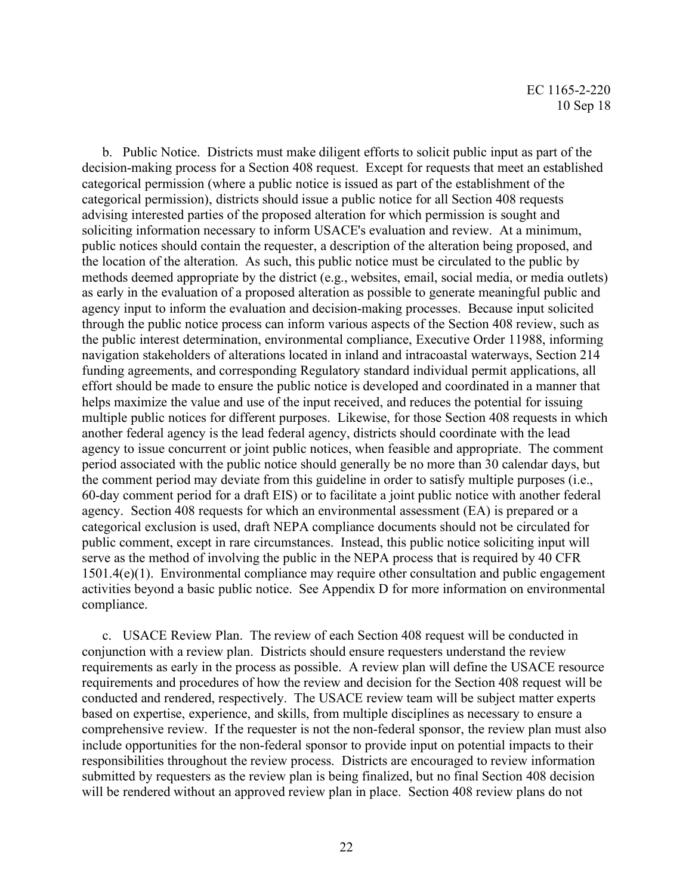b. Public Notice. Districts must make diligent efforts to solicit public input as part of the decision-making process for a Section 408 request. Except for requests that meet an established categorical permission (where a public notice is issued as part of the establishment of the categorical permission), districts should issue a public notice for all Section 408 requests advising interested parties of the proposed alteration for which permission is sought and soliciting information necessary to inform USACE's evaluation and review. At a minimum, public notices should contain the requester, a description of the alteration being proposed, and the location of the alteration. As such, this public notice must be circulated to the public by methods deemed appropriate by the district (e.g., websites, email, social media, or media outlets) as early in the evaluation of a proposed alteration as possible to generate meaningful public and agency input to inform the evaluation and decision-making processes. Because input solicited through the public notice process can inform various aspects of the Section 408 review, such as the public interest determination, environmental compliance, Executive Order 11988, informing navigation stakeholders of alterations located in inland and intracoastal waterways, Section 214 funding agreements, and corresponding Regulatory standard individual permit applications, all effort should be made to ensure the public notice is developed and coordinated in a manner that helps maximize the value and use of the input received, and reduces the potential for issuing multiple public notices for different purposes. Likewise, for those Section 408 requests in which another federal agency is the lead federal agency, districts should coordinate with the lead agency to issue concurrent or joint public notices, when feasible and appropriate. The comment period associated with the public notice should generally be no more than 30 calendar days, but the comment period may deviate from this guideline in order to satisfy multiple purposes (i.e., 60-day comment period for a draft EIS) or to facilitate a joint public notice with another federal agency. Section 408 requests for which an environmental assessment (EA) is prepared or a categorical exclusion is used, draft NEPA compliance documents should not be circulated for public comment, except in rare circumstances. Instead, this public notice soliciting input will serve as the method of involving the public in the NEPA process that is required by 40 CFR 1501.4(e)(1). Environmental compliance may require other consultation and public engagement activities beyond a basic public notice. See Appendix D for more information on environmental compliance.

c. USACE Review Plan. The review of each Section 408 request will be conducted in conjunction with a review plan. Districts should ensure requesters understand the review requirements as early in the process as possible. A review plan will define the USACE resource requirements and procedures of how the review and decision for the Section 408 request will be conducted and rendered, respectively. The USACE review team will be subject matter experts based on expertise, experience, and skills, from multiple disciplines as necessary to ensure a comprehensive review. If the requester is not the non-federal sponsor, the review plan must also include opportunities for the non-federal sponsor to provide input on potential impacts to their responsibilities throughout the review process. Districts are encouraged to review information submitted by requesters as the review plan is being finalized, but no final Section 408 decision will be rendered without an approved review plan in place. Section 408 review plans do not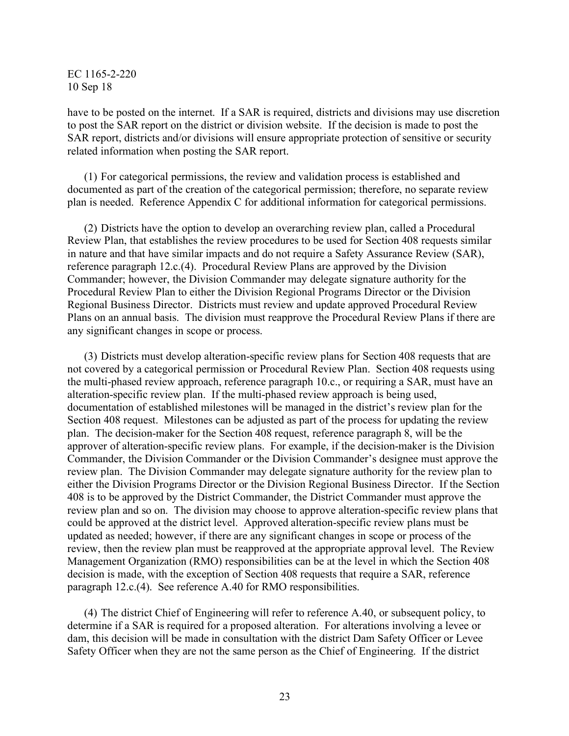have to be posted on the internet. If a SAR is required, districts and divisions may use discretion to post the SAR report on the district or division website. If the decision is made to post the SAR report, districts and/or divisions will ensure appropriate protection of sensitive or security related information when posting the SAR report.

(1) For categorical permissions, the review and validation process is established and documented as part of the creation of the categorical permission; therefore, no separate review plan is needed. Reference Appendix C for additional information for categorical permissions.

(2) Districts have the option to develop an overarching review plan, called a Procedural Review Plan, that establishes the review procedures to be used for Section 408 requests similar in nature and that have similar impacts and do not require a Safety Assurance Review (SAR), reference paragraph 12.c.(4). Procedural Review Plans are approved by the Division Commander; however, the Division Commander may delegate signature authority for the Procedural Review Plan to either the Division Regional Programs Director or the Division Regional Business Director. Districts must review and update approved Procedural Review Plans on an annual basis. The division must reapprove the Procedural Review Plans if there are any significant changes in scope or process.

(3) Districts must develop alteration-specific review plans for Section 408 requests that are not covered by a categorical permission or Procedural Review Plan. Section 408 requests using the multi-phased review approach, reference paragraph 10.c., or requiring a SAR, must have an alteration-specific review plan. If the multi-phased review approach is being used, documentation of established milestones will be managed in the district's review plan for the Section 408 request. Milestones can be adjusted as part of the process for updating the review plan. The decision-maker for the Section 408 request, reference paragraph 8, will be the approver of alteration-specific review plans. For example, if the decision-maker is the Division Commander, the Division Commander or the Division Commander's designee must approve the review plan. The Division Commander may delegate signature authority for the review plan to either the Division Programs Director or the Division Regional Business Director. If the Section 408 is to be approved by the District Commander, the District Commander must approve the review plan and so on. The division may choose to approve alteration-specific review plans that could be approved at the district level. Approved alteration-specific review plans must be updated as needed; however, if there are any significant changes in scope or process of the review, then the review plan must be reapproved at the appropriate approval level. The Review Management Organization (RMO) responsibilities can be at the level in which the Section 408 decision is made, with the exception of Section 408 requests that require a SAR, reference paragraph 12.c.(4). See reference A.40 for RMO responsibilities.

(4) The district Chief of Engineering will refer to reference A.40, or subsequent policy, to determine if a SAR is required for a proposed alteration. For alterations involving a levee or dam, this decision will be made in consultation with the district Dam Safety Officer or Levee Safety Officer when they are not the same person as the Chief of Engineering. If the district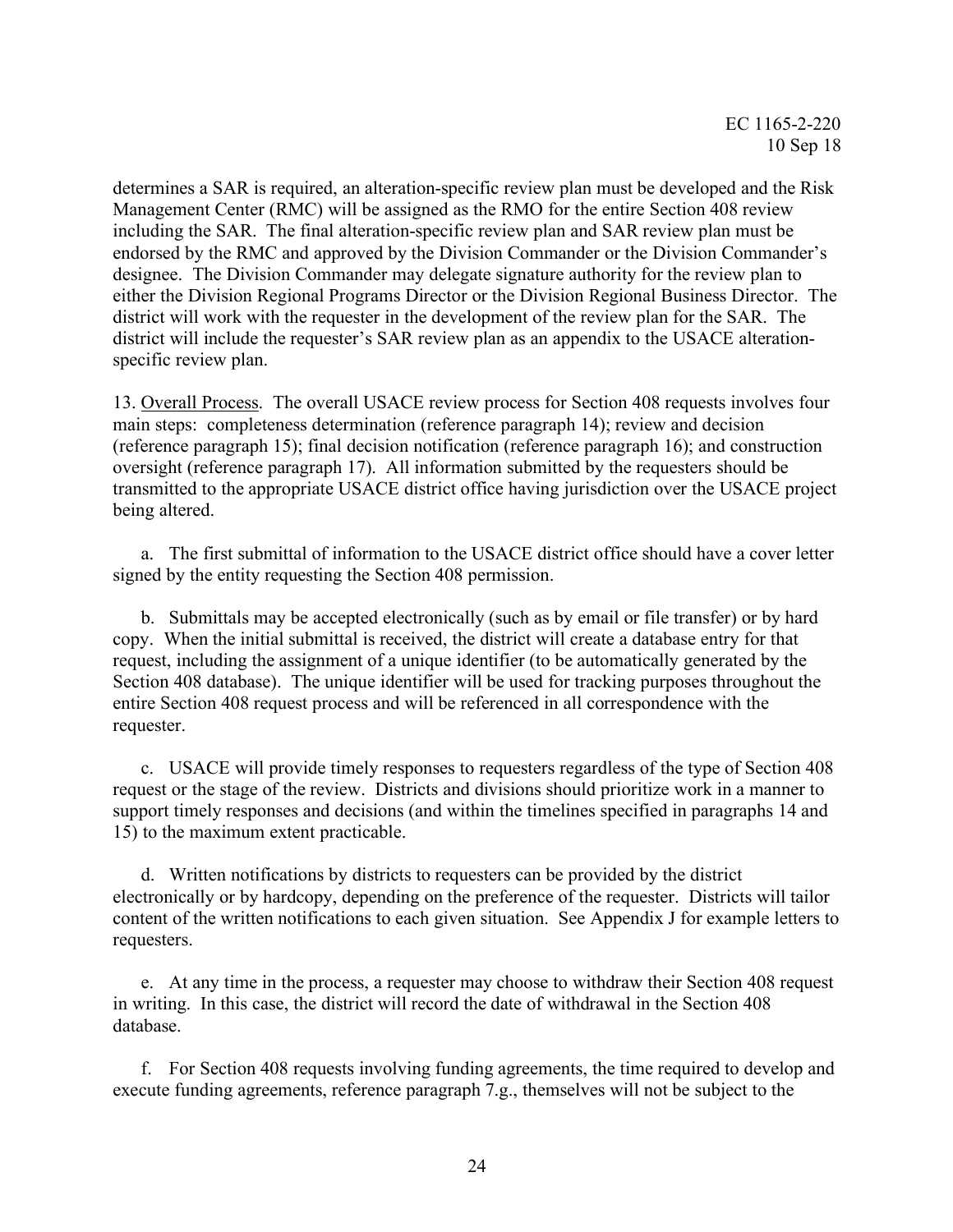determines a SAR is required, an alteration-specific review plan must be developed and the Risk Management Center (RMC) will be assigned as the RMO for the entire Section 408 review including the SAR. The final alteration-specific review plan and SAR review plan must be endorsed by the RMC and approved by the Division Commander or the Division Commander's designee. The Division Commander may delegate signature authority for the review plan to either the Division Regional Programs Director or the Division Regional Business Director. The district will work with the requester in the development of the review plan for the SAR. The district will include the requester's SAR review plan as an appendix to the USACE alteration-specific review plan.

13. Overall Process. The overall USACE review process for Section 408 requests involves four main steps: completeness determination (reference paragraph 14); review and decision (reference paragraph 15); final decision notification (reference paragraph 16); and construction oversight (reference paragraph 17). All information submitted by the requesters should be transmitted to the appropriate USACE district office having jurisdiction over the USACE project being altered.

a. The first submittal of information to the USACE district office should have a cover letter signed by the entity requesting the Section 408 permission.

b. Submittals may be accepted electronically (such as by email or file transfer) or by hard copy. When the initial submittal is received, the district will create a database entry for that request, including the assignment of a unique identifier (to be automatically generated by the Section 408 database). The unique identifier will be used for tracking purposes throughout the entire Section 408 request process and will be referenced in all correspondence with the requester.

c. USACE will provide timely responses to requesters regardless of the type of Section 408 request or the stage of the review. Districts and divisions should prioritize work in a manner to support timely responses and decisions (and within the timelines specified in paragraphs 14 and 15) to the maximum extent practicable.

d. Written notifications by districts to requesters can be provided by the district electronically or by hardcopy, depending on the preference of the requester. Districts will tailor content of the written notifications to each given situation. See Appendix J for example letters to requesters.

e. At any time in the process, a requester may choose to withdraw their Section 408 request in writing. In this case, the district will record the date of withdrawal in the Section 408 database.

f. For Section 408 requests involving funding agreements, the time required to develop and execute funding agreements, reference paragraph 7.g., themselves will not be subject to the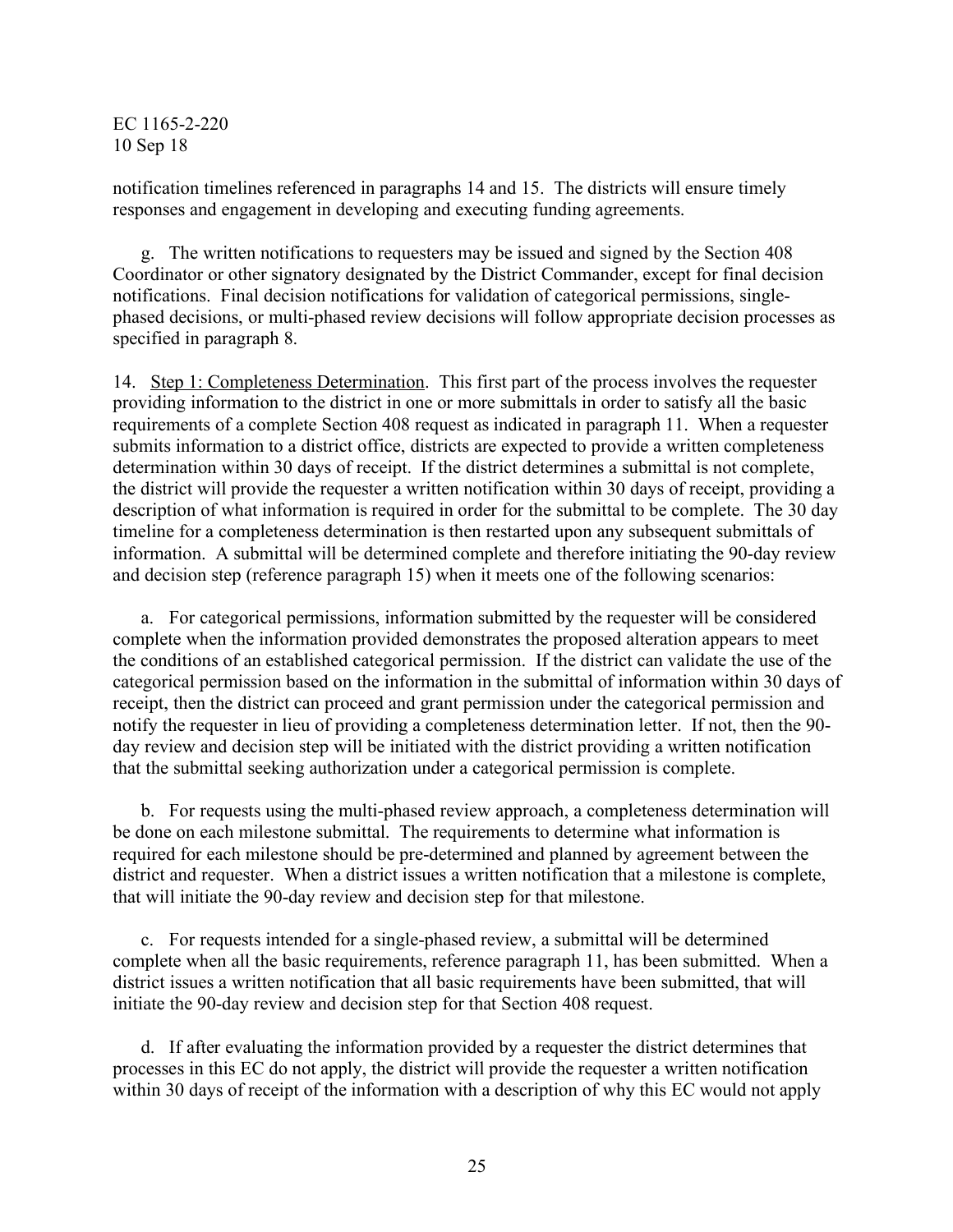notification timelines referenced in paragraphs 14 and 15. The districts will ensure timely responses and engagement in developing and executing funding agreements.

g. The written notifications to requesters may be issued and signed by the Section 408 Coordinator or other signatory designated by the District Commander, except for final decision notifications. Final decision notifications for validation of categorical permissions, single-phased decisions, or multi-phased review decisions will follow appropriate decision processes as specified in paragraph 8.

14. Step 1: Completeness Determination. This first part of the process involves the requester providing information to the district in one or more submittals in order to satisfy all the basic requirements of a complete Section 408 request as indicated in paragraph 11. When a requester submits information to a district office, districts are expected to provide a written completeness determination within 30 days of receipt. If the district determines a submittal is not complete, the district will provide the requester a written notification within 30 days of receipt, providing a description of what information is required in order for the submittal to be complete. The 30 day timeline for a completeness determination is then restarted upon any subsequent submittals of information. A submittal will be determined complete and therefore initiating the 90-day review and decision step (reference paragraph 15) when it meets one of the following scenarios:

a. For categorical permissions, information submitted by the requester will be considered complete when the information provided demonstrates the proposed alteration appears to meet the conditions of an established categorical permission. If the district can validate the use of the categorical permission based on the information in the submittal of information within 30 days of receipt, then the district can proceed and grant permission under the categorical permission and notify the requester in lieu of providing a completeness determination letter. If not, then the 90-day review and decision step will be initiated with the district providing a written notification that the submittal seeking authorization under a categorical permission is complete.

b. For requests using the multi-phased review approach, a completeness determination will be done on each milestone submittal. The requirements to determine what information is required for each milestone should be pre-determined and planned by agreement between the district and requester. When a district issues a written notification that a milestone is complete, that will initiate the 90-day review and decision step for that milestone.

c. For requests intended for a single-phased review, a submittal will be determined complete when all the basic requirements, reference paragraph 11, has been submitted. When a district issues a written notification that all basic requirements have been submitted, that will initiate the 90-day review and decision step for that Section 408 request.

d. If after evaluating the information provided by a requester the district determines that processes in this EC do not apply, the district will provide the requester a written notification within 30 days of receipt of the information with a description of why this EC would not apply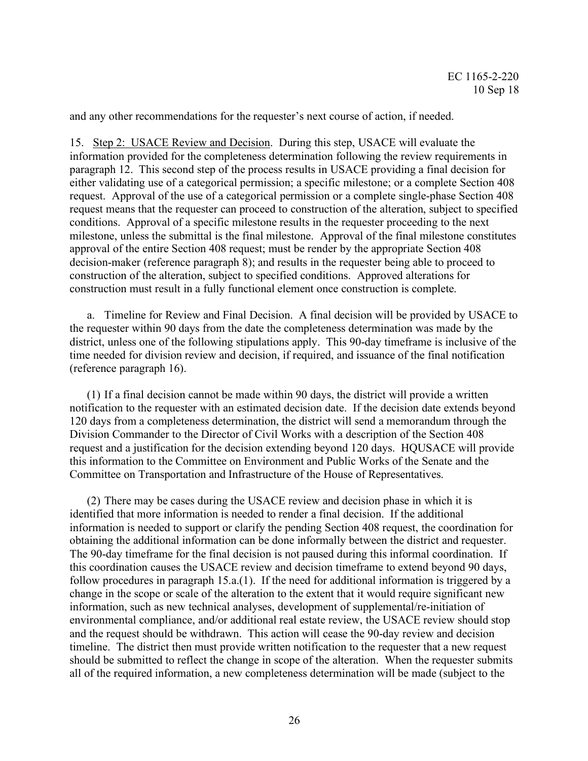and any other recommendations for the requester's next course of action, if needed.

15. Step 2: USACE Review and Decision. During this step, USACE will evaluate the information provided for the completeness determination following the review requirements in paragraph 12. This second step of the process results in USACE providing a final decision for either validating use of a categorical permission; a specific milestone; or a complete Section 408 request. Approval of the use of a categorical permission or a complete single-phase Section 408 request means that the requester can proceed to construction of the alteration, subject to specified conditions. Approval of a specific milestone results in the requester proceeding to the next milestone, unless the submittal is the final milestone. Approval of the final milestone constitutes approval of the entire Section 408 request; must be render by the appropriate Section 408 decision-maker (reference paragraph 8); and results in the requester being able to proceed to construction of the alteration, subject to specified conditions. Approved alterations for construction must result in a fully functional element once construction is complete.

a. Timeline for Review and Final Decision. A final decision will be provided by USACE to the requester within 90 days from the date the completeness determination was made by the district, unless one of the following stipulations apply. This 90-day timeframe is inclusive of the time needed for division review and decision, if required, and issuance of the final notification (reference paragraph 16).

(1) If a final decision cannot be made within 90 days, the district will provide a written notification to the requester with an estimated decision date. If the decision date extends beyond 120 days from a completeness determination, the district will send a memorandum through the Division Commander to the Director of Civil Works with a description of the Section 408 request and a justification for the decision extending beyond 120 days. HQUSACE will provide this information to the Committee on Environment and Public Works of the Senate and the Committee on Transportation and Infrastructure of the House of Representatives.

(2) There may be cases during the USACE review and decision phase in which it is identified that more information is needed to render a final decision. If the additional information is needed to support or clarify the pending Section 408 request, the coordination for obtaining the additional information can be done informally between the district and requester. The 90-day timeframe for the final decision is not paused during this informal coordination. If this coordination causes the USACE review and decision timeframe to extend beyond 90 days, follow procedures in paragraph 15.a.(1). If the need for additional information is triggered by a change in the scope or scale of the alteration to the extent that it would require significant new information, such as new technical analyses, development of supplemental/re-initiation of environmental compliance, and/or additional real estate review, the USACE review should stop and the request should be withdrawn. This action will cease the 90-day review and decision timeline. The district then must provide written notification to the requester that a new request should be submitted to reflect the change in scope of the alteration. When the requester submits all of the required information, a new completeness determination will be made (subject to the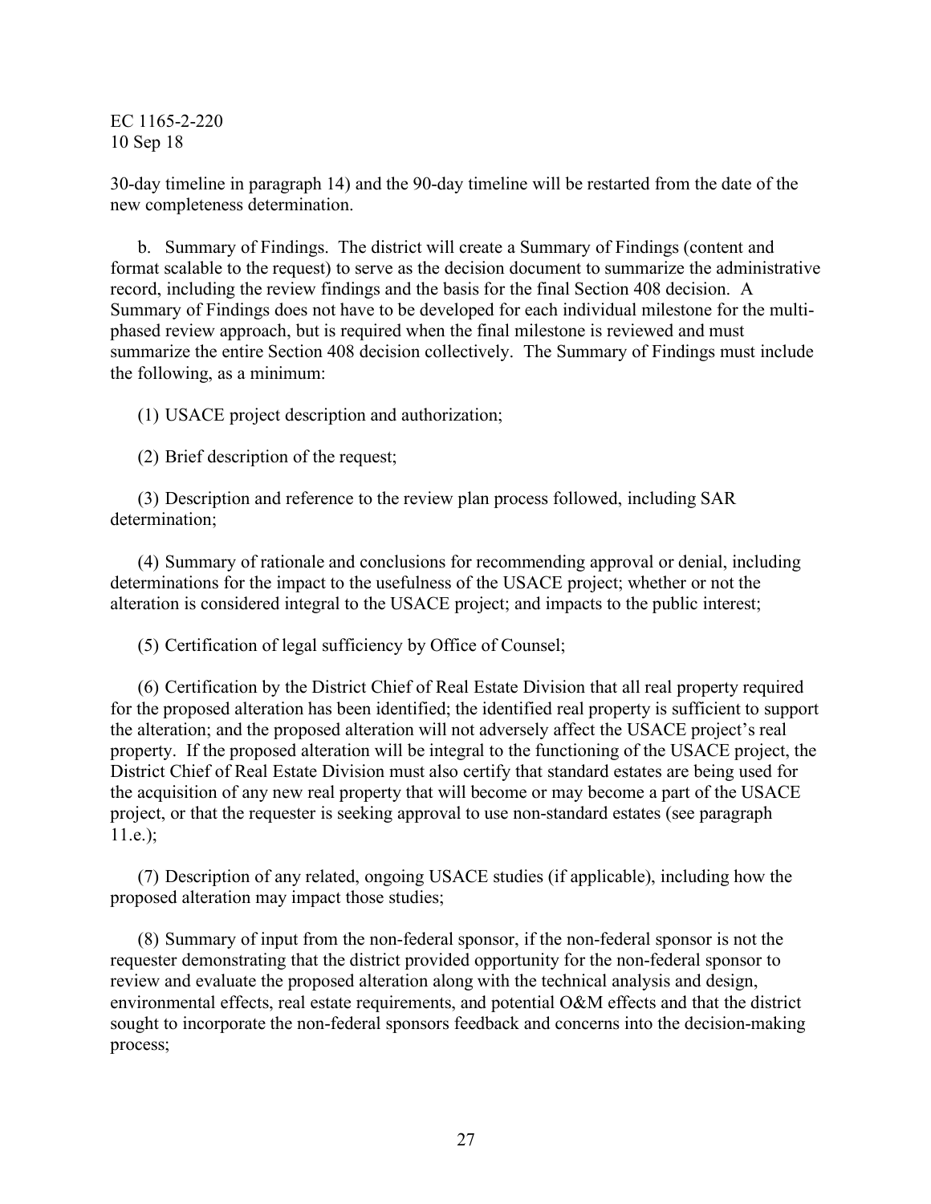30-day timeline in paragraph 14) and the 90-day timeline will be restarted from the date of the new completeness determination.

b. Summary of Findings. The district will create a Summary of Findings (content and format scalable to the request) to serve as the decision document to summarize the administrative record, including the review findings and the basis for the final Section 408 decision. A Summary of Findings does not have to be developed for each individual milestone for the multi-phased review approach, but is required when the final milestone is reviewed and must summarize the entire Section 408 decision collectively. The Summary of Findings must include the following, as a minimum:

(1) USACE project description and authorization;

(2) Brief description of the request;

(3) Description and reference to the review plan process followed, including SAR determination;

(4) Summary of rationale and conclusions for recommending approval or denial, including determinations for the impact to the usefulness of the USACE project; whether or not the alteration is considered integral to the USACE project; and impacts to the public interest;

(5) Certification of legal sufficiency by Office of Counsel;

(6) Certification by the District Chief of Real Estate Division that all real property required for the proposed alteration has been identified; the identified real property is sufficient to support the alteration; and the proposed alteration will not adversely affect the USACE project's real property. If the proposed alteration will be integral to the functioning of the USACE project, the District Chief of Real Estate Division must also certify that standard estates are being used for the acquisition of any new real property that will become or may become a part of the USACE project, or that the requester is seeking approval to use non-standard estates (see paragraph 11.e.);

(7) Description of any related, ongoing USACE studies (if applicable), including how the proposed alteration may impact those studies;

(8) Summary of input from the non-federal sponsor, if the non-federal sponsor is not the requester demonstrating that the district provided opportunity for the non-federal sponsor to review and evaluate the proposed alteration along with the technical analysis and design, environmental effects, real estate requirements, and potential O&M effects and that the district sought to incorporate the non-federal sponsors feedback and concerns into the decision-making process;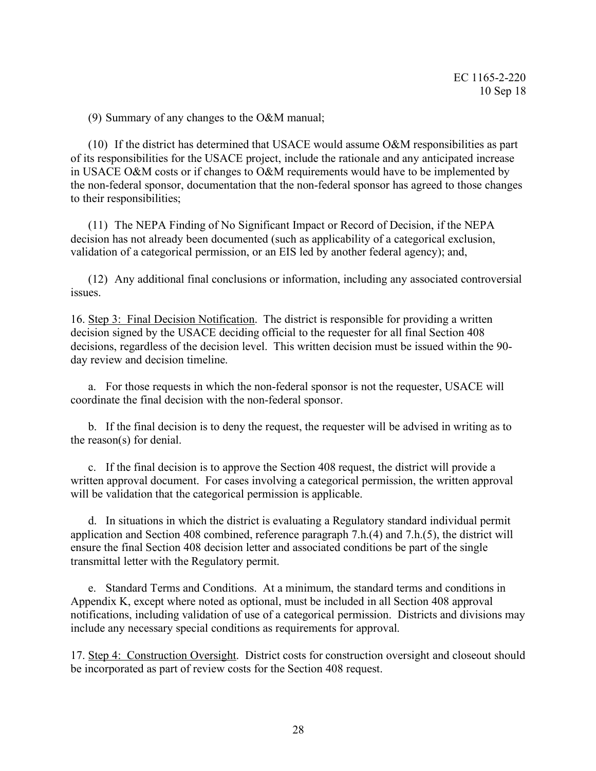(9) Summary of any changes to the O&M manual;

(10) If the district has determined that USACE would assume O&M responsibilities as part of its responsibilities for the USACE project, include the rationale and any anticipated increase in USACE O&M costs or if changes to O&M requirements would have to be implemented by the non-federal sponsor, documentation that the non-federal sponsor has agreed to those changes to their responsibilities;

(11) The NEPA Finding of No Significant Impact or Record of Decision, if the NEPA decision has not already been documented (such as applicability of a categorical exclusion, validation of a categorical permission, or an EIS led by another federal agency); and,

(12) Any additional final conclusions or information, including any associated controversial issues.

16. Step 3: Final Decision Notification. The district is responsible for providing a written decision signed by the USACE deciding official to the requester for all final Section 408 decisions, regardless of the decision level. This written decision must be issued within the 90-day review and decision timeline.

a. For those requests in which the non-federal sponsor is not the requester, USACE will coordinate the final decision with the non-federal sponsor.

b. If the final decision is to deny the request, the requester will be advised in writing as to the reason(s) for denial.

c. If the final decision is to approve the Section 408 request, the district will provide a written approval document. For cases involving a categorical permission, the written approval will be validation that the categorical permission is applicable.

d. In situations in which the district is evaluating a Regulatory standard individual permit application and Section 408 combined, reference paragraph 7.h.(4) and 7.h.(5), the district will ensure the final Section 408 decision letter and associated conditions be part of the single transmittal letter with the Regulatory permit.

e. Standard Terms and Conditions. At a minimum, the standard terms and conditions in Appendix K, except where noted as optional, must be included in all Section 408 approval notifications, including validation of use of a categorical permission. Districts and divisions may include any necessary special conditions as requirements for approval.

17. Step 4: Construction Oversight. District costs for construction oversight and closeout should be incorporated as part of review costs for the Section 408 request.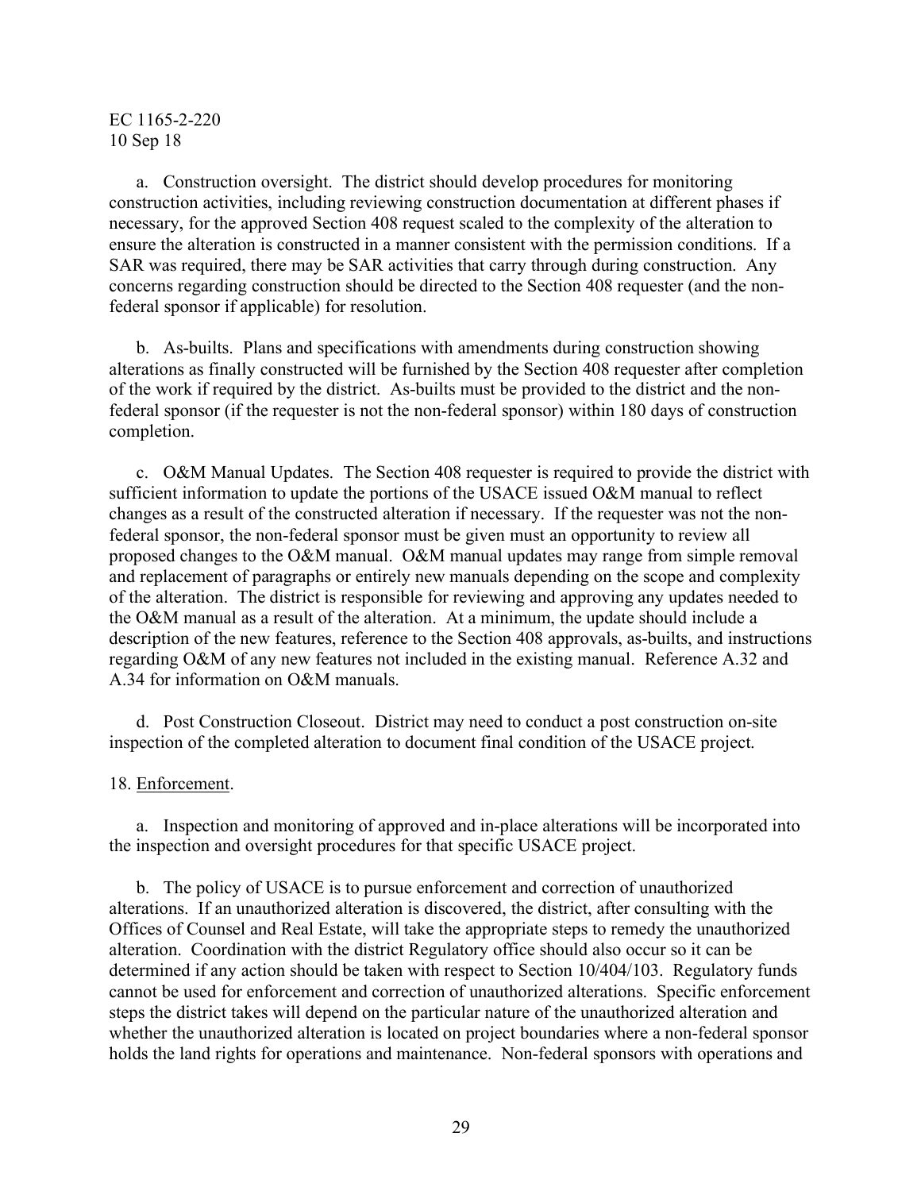a. Construction oversight. The district should develop procedures for monitoring construction activities, including reviewing construction documentation at different phases if necessary, for the approved Section 408 request scaled to the complexity of the alteration to ensure the alteration is constructed in a manner consistent with the permission conditions. If a SAR was required, there may be SAR activities that carry through during construction. Any concerns regarding construction should be directed to the Section 408 requester (and the non-federal sponsor if applicable) for resolution.

b. As-builts. Plans and specifications with amendments during construction showing alterations as finally constructed will be furnished by the Section 408 requester after completion of the work if required by the district. As-builts must be provided to the district and the non-federal sponsor (if the requester is not the non-federal sponsor) within 180 days of construction completion.

c. O&M Manual Updates. The Section 408 requester is required to provide the district with sufficient information to update the portions of the USACE issued O&M manual to reflect changes as a result of the constructed alteration if necessary. If the requester was not the non-federal sponsor, the non-federal sponsor must be given must an opportunity to review all proposed changes to the O&M manual. O&M manual updates may range from simple removal and replacement of paragraphs or entirely new manuals depending on the scope and complexity of the alteration. The district is responsible for reviewing and approving any updates needed to the O&M manual as a result of the alteration. At a minimum, the update should include a description of the new features, reference to the Section 408 approvals, as-builts, and instructions regarding O&M of any new features not included in the existing manual. Reference A.32 and A.34 for information on O&M manuals.

d. Post Construction Closeout. District may need to conduct a post construction on-site inspection of the completed alteration to document final condition of the USACE project.

18. Enforcement.

a. Inspection and monitoring of approved and in-place alterations will be incorporated into the inspection and oversight procedures for that specific USACE project.

b. The policy of USACE is to pursue enforcement and correction of unauthorized alterations. If an unauthorized alteration is discovered, the district, after consulting with the Offices of Counsel and Real Estate, will take the appropriate steps to remedy the unauthorized alteration. Coordination with the district Regulatory office should also occur so it can be determined if any action should be taken with respect to Section 10/404/103. Regulatory funds cannot be used for enforcement and correction of unauthorized alterations. Specific enforcement steps the district takes will depend on the particular nature of the unauthorized alteration and whether the unauthorized alteration is located on project boundaries where a non-federal sponsor holds the land rights for operations and maintenance. Non-federal sponsors with operations and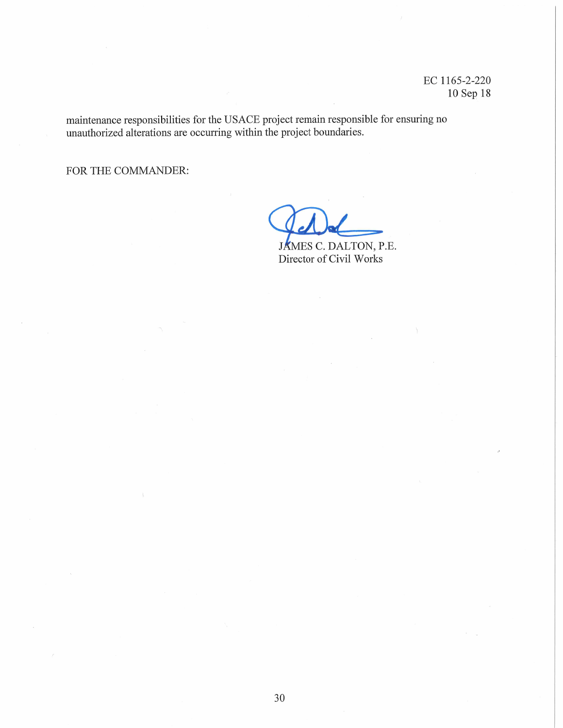maintenance responsibilities for the USACE project remain responsible for ensuring no unauthorized alterations are occurring within the project boundaries.

FOR THE COMMANDER:

JAMES C. DALTON, P.E.
Director of Civil Works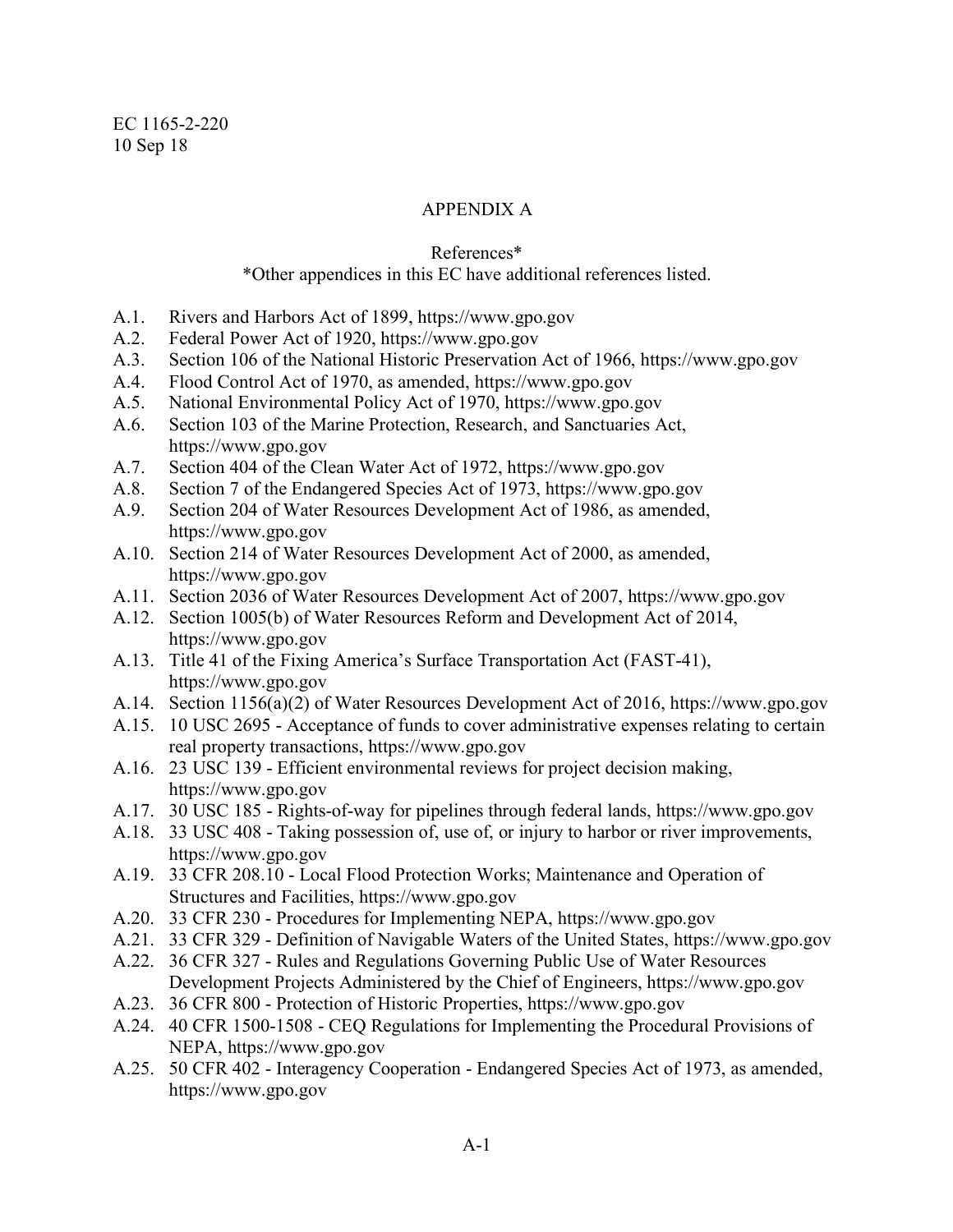# APPENDIX A

References*

*Other appendices in this EC have additional references listed.

A.1. Rivers and Harbors Act of 1899, https://www.gpo.gov

A.2. Federal Power Act of 1920, https://www.gpo.gov

A.3. Section 106 of the National Historic Preservation Act of 1966, https://www.gpo.gov

A.4. Flood Control Act of 1970, as amended, https://www.gpo.gov

A.5. National Environmental Policy Act of 1970, https://www.gpo.gov

A.6. Section 103 of the Marine Protection, Research, and Sanctuaries Act, https://www.gpo.gov

A.7. Section 404 of the Clean Water Act of 1972, https://www.gpo.gov

A.8. Section 7 of the Endangered Species Act of 1973, https://www.gpo.gov

A.9. Section 204 of Water Resources Development Act of 1986, as amended, https://www.gpo.gov

A.10. Section 214 of Water Resources Development Act of 2000, as amended, https://www.gpo.gov

A.11. Section 2036 of Water Resources Development Act of 2007, https://www.gpo.gov

A.12. Section 1005(b) of Water Resources Reform and Development Act of 2014, https://www.gpo.gov

A.13. Title 41 of the Fixing America's Surface Transportation Act (FAST-41), https://www.gpo.gov

A.14. Section 1156(a)(2) of Water Resources Development Act of 2016, https://www.gpo.gov

A.15. 10 USC 2695 - Acceptance of funds to cover administrative expenses relating to certain real property transactions, https://www.gpo.gov

A.16. 23 USC 139 - Efficient environmental reviews for project decision making, https://www.gpo.gov

A.17. 30 USC 185 - Rights-of-way for pipelines through federal lands, https://www.gpo.gov

A.18. 33 USC 408 - Taking possession of, use of, or injury to harbor or river improvements, https://www.gpo.gov

A.19. 33 CFR 208.10 - Local Flood Protection Works; Maintenance and Operation of Structures and Facilities, https://www.gpo.gov

A.20. 33 CFR 230 - Procedures for Implementing NEPA, https://www.gpo.gov

A.21. 33 CFR 329 - Definition of Navigable Waters of the United States, https://www.gpo.gov

A.22. 36 CFR 327 - Rules and Regulations Governing Public Use of Water Resources Development Projects Administered by the Chief of Engineers, https://www.gpo.gov

A.23. 36 CFR 800 - Protection of Historic Properties, https://www.gpo.gov

A.24. 40 CFR 1500-1508 - CEQ Regulations for Implementing the Procedural Provisions of NEPA, https://www.gpo.gov

A.25. 50 CFR 402 - Interagency Cooperation - Endangered Species Act of 1973, as amended, https://www.gpo.gov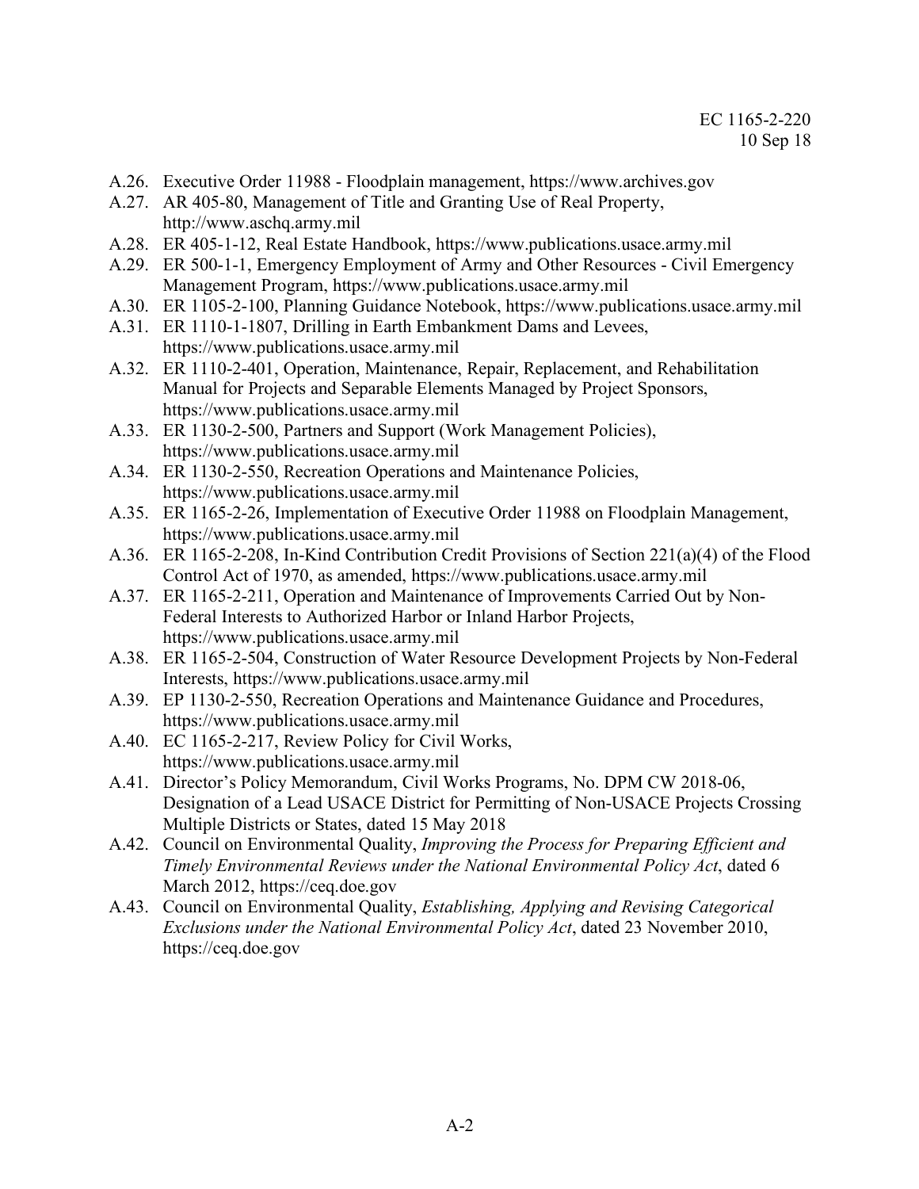A.26. Executive Order 11988 - Floodplain management, https://www.archives.gov

A.27. AR 405-80, Management of Title and Granting Use of Real Property, http://www.aschq.army.mil

A.28. ER 405-1-12, Real Estate Handbook, https://www.publications.usace.army.mil

A.29. ER 500-1-1, Emergency Employment of Army and Other Resources - Civil Emergency Management Program, https://www.publications.usace.army.mil

A.30. ER 1105-2-100, Planning Guidance Notebook, https://www.publications.usace.army.mil

A.31. ER 1110-1-1807, Drilling in Earth Embankment Dams and Levees, https://www.publications.usace.army.mil

A.32. ER 1110-2-401, Operation, Maintenance, Repair, Replacement, and Rehabilitation Manual for Projects and Separable Elements Managed by Project Sponsors, https://www.publications.usace.army.mil

A.33. ER 1130-2-500, Partners and Support (Work Management Policies), https://www.publications.usace.army.mil

A.34. ER 1130-2-550, Recreation Operations and Maintenance Policies, https://www.publications.usace.army.mil

A.35. ER 1165-2-26, Implementation of Executive Order 11988 on Floodplain Management, https://www.publications.usace.army.mil

A.36. ER 1165-2-208, In-Kind Contribution Credit Provisions of Section 221(a)(4) of the Flood Control Act of 1970, as amended, https://www.publications.usace.army.mil

A.37. ER 1165-2-211, Operation and Maintenance of Improvements Carried Out by Non-Federal Interests to Authorized Harbor or Inland Harbor Projects, https://www.publications.usace.army.mil

A.38. ER 1165-2-504, Construction of Water Resource Development Projects by Non-Federal Interests, https://www.publications.usace.army.mil

A.39. EP 1130-2-550, Recreation Operations and Maintenance Guidance and Procedures, https://www.publications.usace.army.mil

A.40. EC 1165-2-217, Review Policy for Civil Works, https://www.publications.usace.army.mil

A.41. Director's Policy Memorandum, Civil Works Programs, No. DPM CW 2018-06, Designation of a Lead USACE District for Permitting of Non-USACE Projects Crossing Multiple Districts or States, dated 15 May 2018

A.42. Council on Environmental Quality, *Improving the Process for Preparing Efficient and Timely Environmental Reviews under the National Environmental Policy Act*, dated 6 March 2012, https://ceq.doe.gov

A.43. Council on Environmental Quality, *Establishing, Applying and Revising Categorical Exclusions under the National Environmental Policy Act*, dated 23 November 2010, https://ceq.doe.gov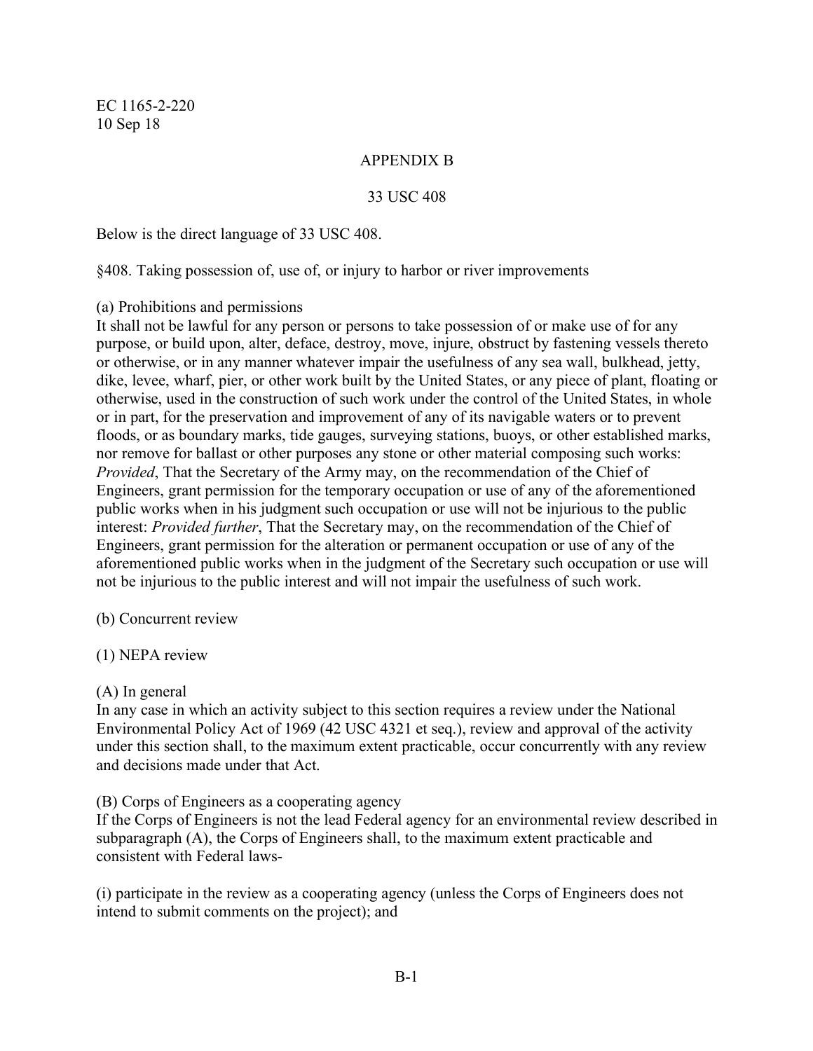## APPENDIX B

## 33 USC 408

Below is the direct language of 33 USC 408.

§408. Taking possession of, use of, or injury to harbor or river improvements

(a) Prohibitions and permissions
It shall not be lawful for any person or persons to take possession of or make use of for any purpose, or build upon, alter, deface, destroy, move, injure, obstruct by fastening vessels thereto or otherwise, or in any manner whatever impair the usefulness of any sea wall, bulkhead, jetty, dike, levee, wharf, pier, or other work built by the United States, or any piece of plant, floating or otherwise, used in the construction of such work under the control of the United States, in whole or in part, for the preservation and improvement of any of its navigable waters or to prevent floods, or as boundary marks, tide gauges, surveying stations, buoys, or other established marks, nor remove for ballast or other purposes any stone or other material composing such works: *Provided*, That the Secretary of the Army may, on the recommendation of the Chief of Engineers, grant permission for the temporary occupation or use of any of the aforementioned public works when in his judgment such occupation or use will not be injurious to the public interest: *Provided further*, That the Secretary may, on the recommendation of the Chief of Engineers, grant permission for the alteration or permanent occupation or use of any of the aforementioned public works when in the judgment of the Secretary such occupation or use will not be injurious to the public interest and will not impair the usefulness of such work.

(b) Concurrent review

(1) NEPA review

(A) In general
In any case in which an activity subject to this section requires a review under the National Environmental Policy Act of 1969 (42 USC 4321 et seq.), review and approval of the activity under this section shall, to the maximum extent practicable, occur concurrently with any review and decisions made under that Act.

(B) Corps of Engineers as a cooperating agency
If the Corps of Engineers is not the lead Federal agency for an environmental review described in subparagraph (A), the Corps of Engineers shall, to the maximum extent practicable and consistent with Federal laws-

(i) participate in the review as a cooperating agency (unless the Corps of Engineers does not intend to submit comments on the project); and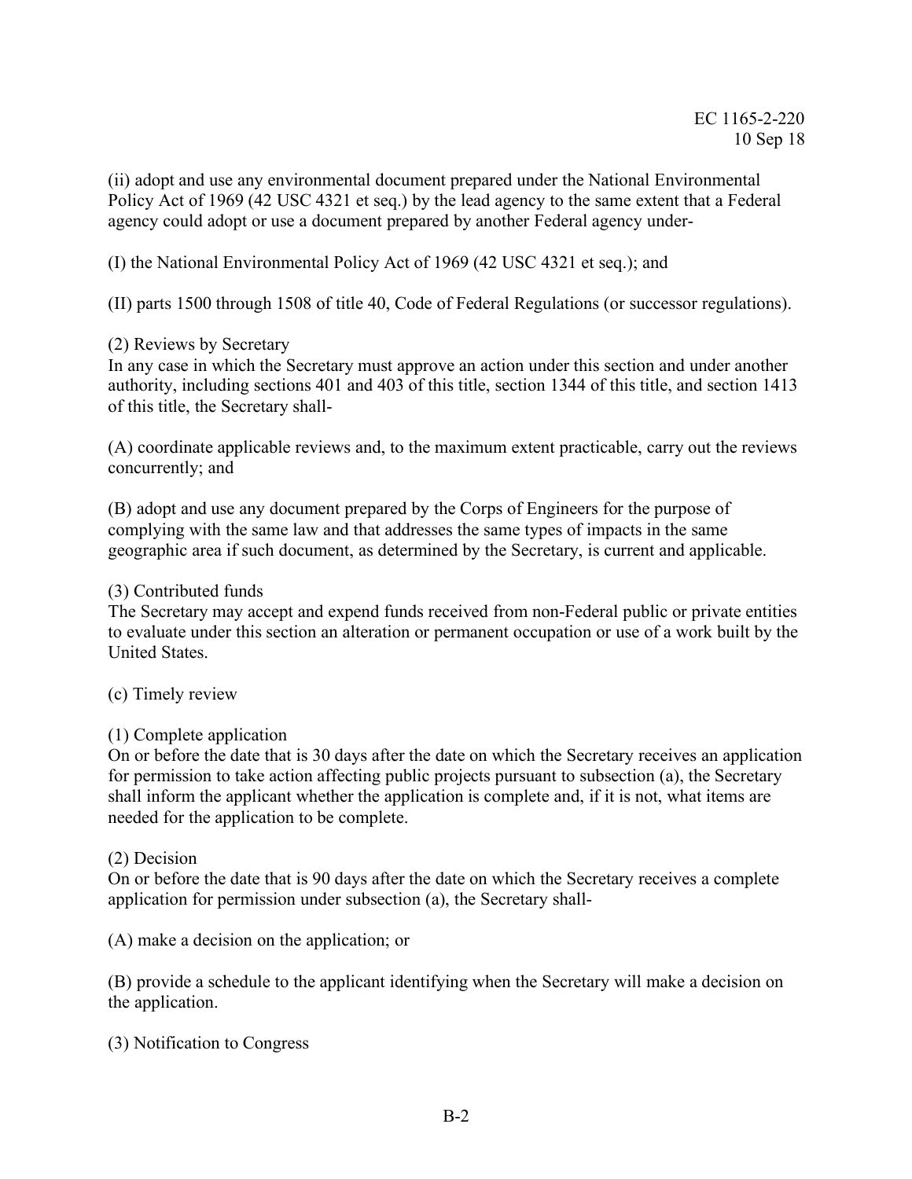(ii) adopt and use any environmental document prepared under the National Environmental Policy Act of 1969 (42 USC 4321 et seq.) by the lead agency to the same extent that a Federal agency could adopt or use a document prepared by another Federal agency under-

(I) the National Environmental Policy Act of 1969 (42 USC 4321 et seq.); and

(II) parts 1500 through 1508 of title 40, Code of Federal Regulations (or successor regulations).

(2) Reviews by Secretary
In any case in which the Secretary must approve an action under this section and under another authority, including sections 401 and 403 of this title, section 1344 of this title, and section 1413 of this title, the Secretary shall-

(A) coordinate applicable reviews and, to the maximum extent practicable, carry out the reviews concurrently; and

(B) adopt and use any document prepared by the Corps of Engineers for the purpose of complying with the same law and that addresses the same types of impacts in the same geographic area if such document, as determined by the Secretary, is current and applicable.

(3) Contributed funds
The Secretary may accept and expend funds received from non-Federal public or private entities to evaluate under this section an alteration or permanent occupation or use of a work built by the United States.

(c) Timely review

(1) Complete application
On or before the date that is 30 days after the date on which the Secretary receives an application for permission to take action affecting public projects pursuant to subsection (a), the Secretary shall inform the applicant whether the application is complete and, if it is not, what items are needed for the application to be complete.

(2) Decision
On or before the date that is 90 days after the date on which the Secretary receives a complete application for permission under subsection (a), the Secretary shall-

(A) make a decision on the application; or

(B) provide a schedule to the applicant identifying when the Secretary will make a decision on the application.

(3) Notification to Congress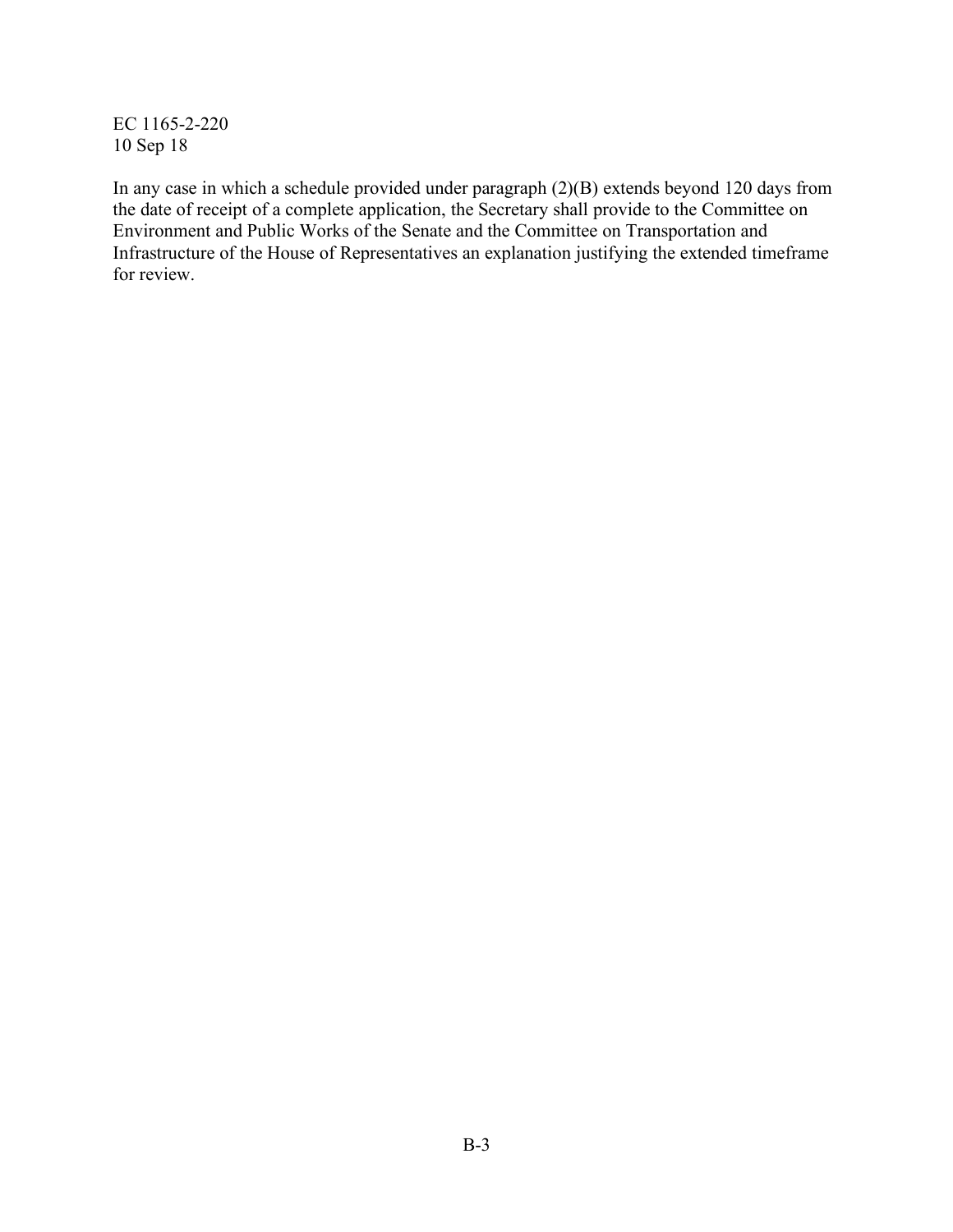In any case in which a schedule provided under paragraph (2)(B) extends beyond 120 days from the date of receipt of a complete application, the Secretary shall provide to the Committee on Environment and Public Works of the Senate and the Committee on Transportation and Infrastructure of the House of Representatives an explanation justifying the extended timeframe for review.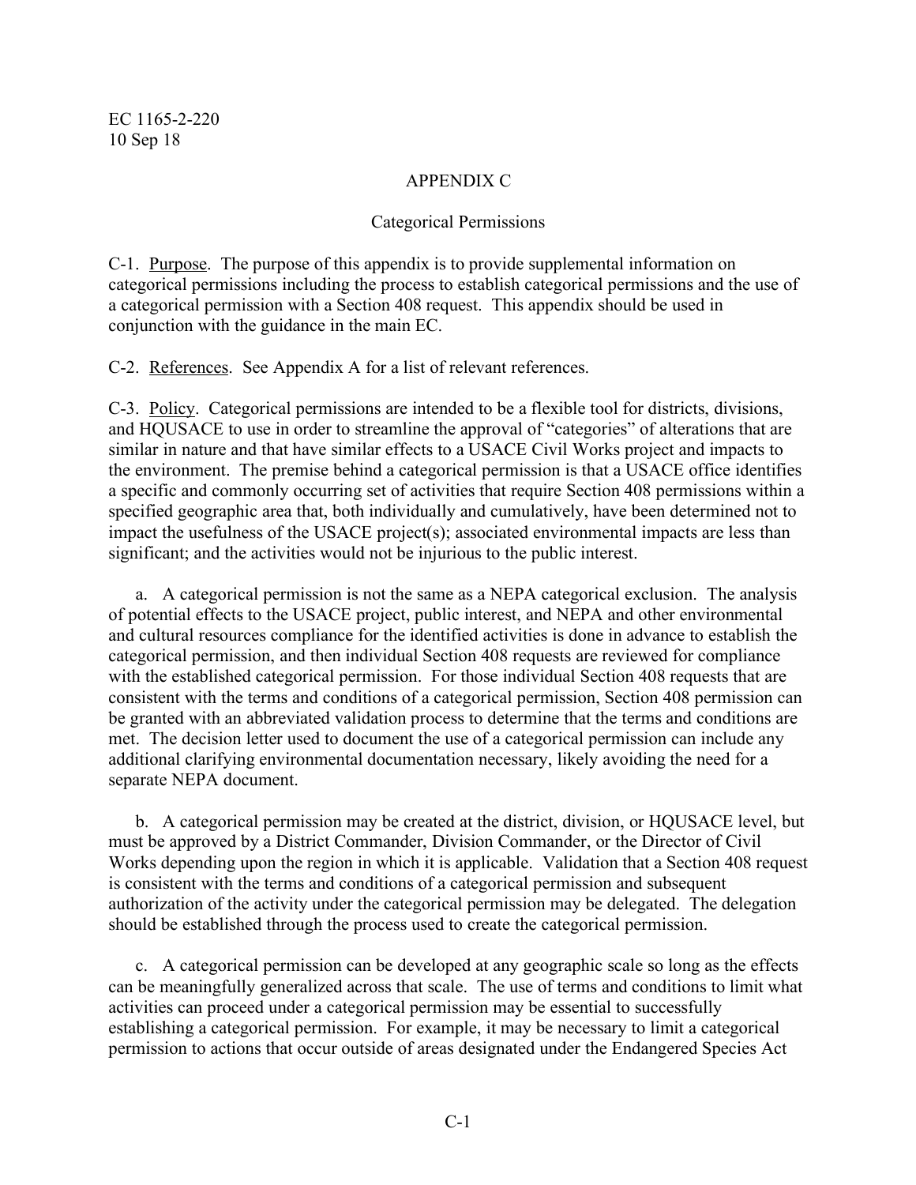## APPENDIX C

## Categorical Permissions

C-1. Purpose. The purpose of this appendix is to provide supplemental information on categorical permissions including the process to establish categorical permissions and the use of a categorical permission with a Section 408 request. This appendix should be used in conjunction with the guidance in the main EC.

C-2. References. See Appendix A for a list of relevant references.

C-3. Policy. Categorical permissions are intended to be a flexible tool for districts, divisions, and HQUSACE to use in order to streamline the approval of "categories" of alterations that are similar in nature and that have similar effects to a USACE Civil Works project and impacts to the environment. The premise behind a categorical permission is that a USACE office identifies a specific and commonly occurring set of activities that require Section 408 permissions within a specified geographic area that, both individually and cumulatively, have been determined not to impact the usefulness of the USACE project(s); associated environmental impacts are less than significant; and the activities would not be injurious to the public interest.

a. A categorical permission is not the same as a NEPA categorical exclusion. The analysis of potential effects to the USACE project, public interest, and NEPA and other environmental and cultural resources compliance for the identified activities is done in advance to establish the categorical permission, and then individual Section 408 requests are reviewed for compliance with the established categorical permission. For those individual Section 408 requests that are consistent with the terms and conditions of a categorical permission, Section 408 permission can be granted with an abbreviated validation process to determine that the terms and conditions are met. The decision letter used to document the use of a categorical permission can include any additional clarifying environmental documentation necessary, likely avoiding the need for a separate NEPA document.

b. A categorical permission may be created at the district, division, or HQUSACE level, but must be approved by a District Commander, Division Commander, or the Director of Civil Works depending upon the region in which it is applicable. Validation that a Section 408 request is consistent with the terms and conditions of a categorical permission and subsequent authorization of the activity under the categorical permission may be delegated. The delegation should be established through the process used to create the categorical permission.

c. A categorical permission can be developed at any geographic scale so long as the effects can be meaningfully generalized across that scale. The use of terms and conditions to limit what activities can proceed under a categorical permission may be essential to successfully establishing a categorical permission. For example, it may be necessary to limit a categorical permission to actions that occur outside of areas designated under the Endangered Species Act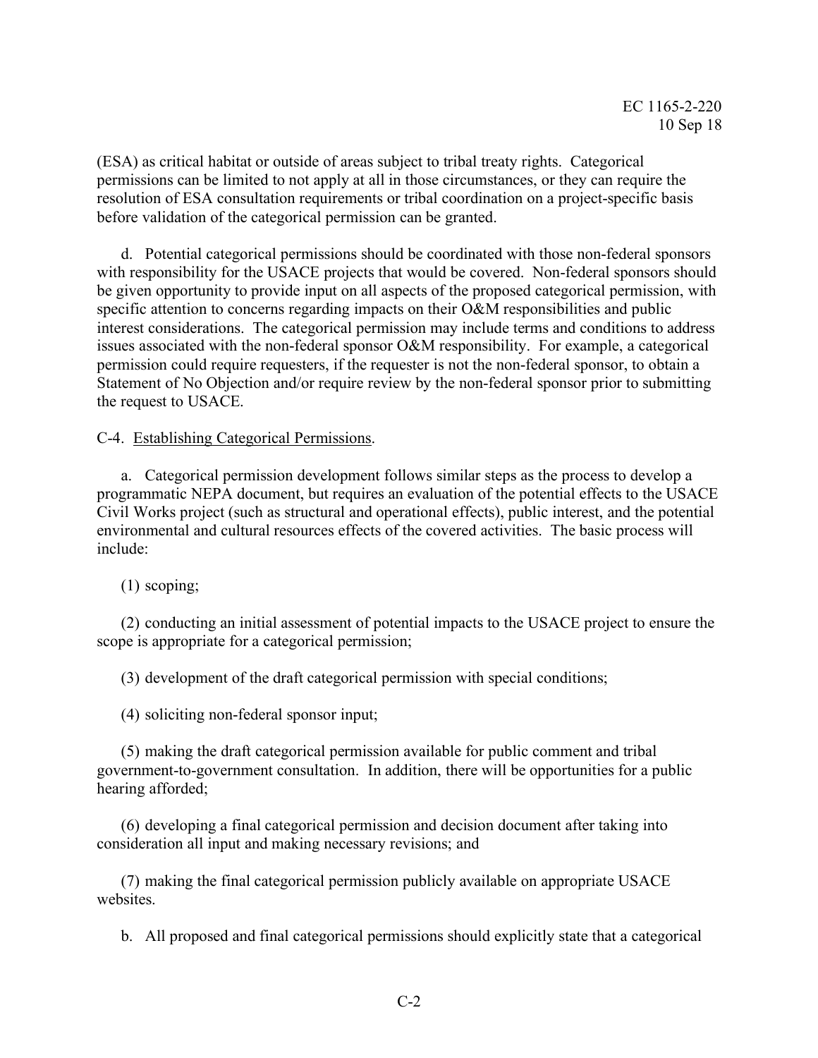(ESA) as critical habitat or outside of areas subject to tribal treaty rights. Categorical permissions can be limited to not apply at all in those circumstances, or they can require the resolution of ESA consultation requirements or tribal coordination on a project-specific basis before validation of the categorical permission can be granted.

d. Potential categorical permissions should be coordinated with those non-federal sponsors with responsibility for the USACE projects that would be covered. Non-federal sponsors should be given opportunity to provide input on all aspects of the proposed categorical permission, with specific attention to concerns regarding impacts on their O&M responsibilities and public interest considerations. The categorical permission may include terms and conditions to address issues associated with the non-federal sponsor O&M responsibility. For example, a categorical permission could require requesters, if the requester is not the non-federal sponsor, to obtain a Statement of No Objection and/or require review by the non-federal sponsor prior to submitting the request to USACE.

C-4. Establishing Categorical Permissions.

a. Categorical permission development follows similar steps as the process to develop a programmatic NEPA document, but requires an evaluation of the potential effects to the USACE Civil Works project (such as structural and operational effects), public interest, and the potential environmental and cultural resources effects of the covered activities. The basic process will include:

(1) scoping;

(2) conducting an initial assessment of potential impacts to the USACE project to ensure the scope is appropriate for a categorical permission;

(3) development of the draft categorical permission with special conditions;

(4) soliciting non-federal sponsor input;

(5) making the draft categorical permission available for public comment and tribal government-to-government consultation. In addition, there will be opportunities for a public hearing afforded;

(6) developing a final categorical permission and decision document after taking into consideration all input and making necessary revisions; and

(7) making the final categorical permission publicly available on appropriate USACE websites.

b. All proposed and final categorical permissions should explicitly state that a categorical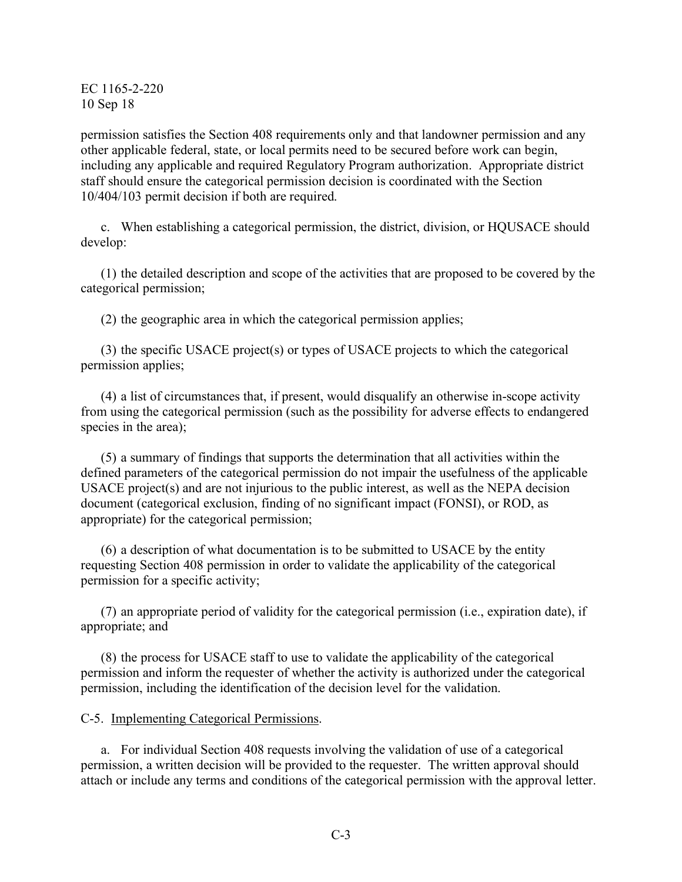permission satisfies the Section 408 requirements only and that landowner permission and any other applicable federal, state, or local permits need to be secured before work can begin, including any applicable and required Regulatory Program authorization. Appropriate district staff should ensure the categorical permission decision is coordinated with the Section 10/404/103 permit decision if both are required.

c. When establishing a categorical permission, the district, division, or HQUSACE should develop:

(1) the detailed description and scope of the activities that are proposed to be covered by the categorical permission;

(2) the geographic area in which the categorical permission applies;

(3) the specific USACE project(s) or types of USACE projects to which the categorical permission applies;

(4) a list of circumstances that, if present, would disqualify an otherwise in-scope activity from using the categorical permission (such as the possibility for adverse effects to endangered species in the area);

(5) a summary of findings that supports the determination that all activities within the defined parameters of the categorical permission do not impair the usefulness of the applicable USACE project(s) and are not injurious to the public interest, as well as the NEPA decision document (categorical exclusion, finding of no significant impact (FONSI), or ROD, as appropriate) for the categorical permission;

(6) a description of what documentation is to be submitted to USACE by the entity requesting Section 408 permission in order to validate the applicability of the categorical permission for a specific activity;

(7) an appropriate period of validity for the categorical permission (i.e., expiration date), if appropriate; and

(8) the process for USACE staff to use to validate the applicability of the categorical permission and inform the requester of whether the activity is authorized under the categorical permission, including the identification of the decision level for the validation.

C-5. Implementing Categorical Permissions.

a. For individual Section 408 requests involving the validation of use of a categorical permission, a written decision will be provided to the requester. The written approval should attach or include any terms and conditions of the categorical permission with the approval letter.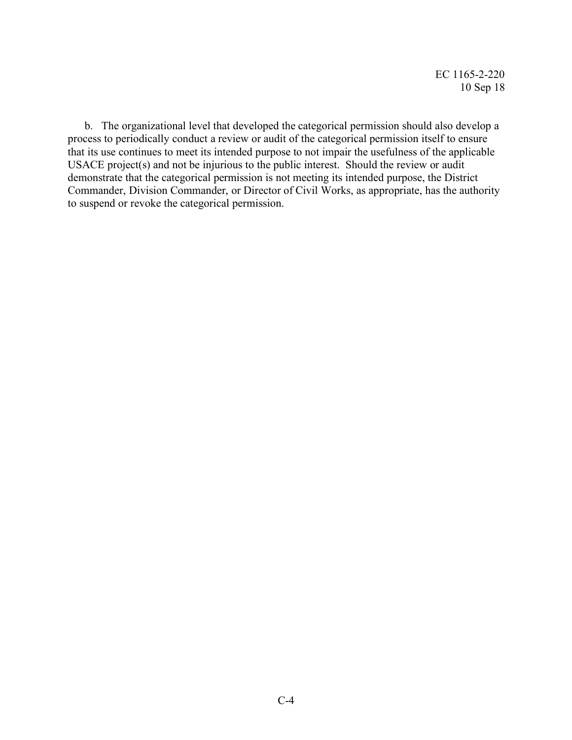b. The organizational level that developed the categorical permission should also develop a process to periodically conduct a review or audit of the categorical permission itself to ensure that its use continues to meet its intended purpose to not impair the usefulness of the applicable USACE project(s) and not be injurious to the public interest. Should the review or audit demonstrate that the categorical permission is not meeting its intended purpose, the District Commander, Division Commander, or Director of Civil Works, as appropriate, has the authority to suspend or revoke the categorical permission.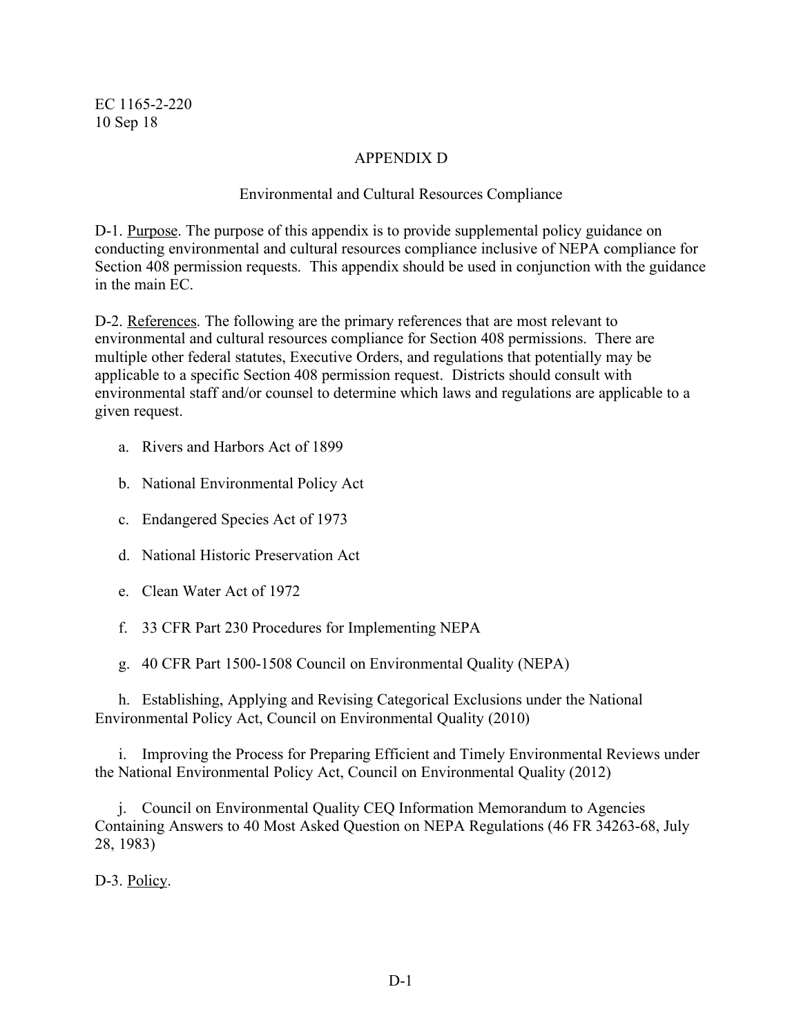# APPENDIX D

## Environmental and Cultural Resources Compliance

D-1. Purpose. The purpose of this appendix is to provide supplemental policy guidance on conducting environmental and cultural resources compliance inclusive of NEPA compliance for Section 408 permission requests. This appendix should be used in conjunction with the guidance in the main EC.

D-2. References. The following are the primary references that are most relevant to environmental and cultural resources compliance for Section 408 permissions. There are multiple other federal statutes, Executive Orders, and regulations that potentially may be applicable to a specific Section 408 permission request. Districts should consult with environmental staff and/or counsel to determine which laws and regulations are applicable to a given request.

a. Rivers and Harbors Act of 1899

b. National Environmental Policy Act

c. Endangered Species Act of 1973

d. National Historic Preservation Act

e. Clean Water Act of 1972

f. 33 CFR Part 230 Procedures for Implementing NEPA

g. 40 CFR Part 1500-1508 Council on Environmental Quality (NEPA)

h. Establishing, Applying and Revising Categorical Exclusions under the National Environmental Policy Act, Council on Environmental Quality (2010)

i. Improving the Process for Preparing Efficient and Timely Environmental Reviews under the National Environmental Policy Act, Council on Environmental Quality (2012)

j. Council on Environmental Quality CEQ Information Memorandum to Agencies Containing Answers to 40 Most Asked Question on NEPA Regulations (46 FR 34263-68, July 28, 1983)

D-3. Policy.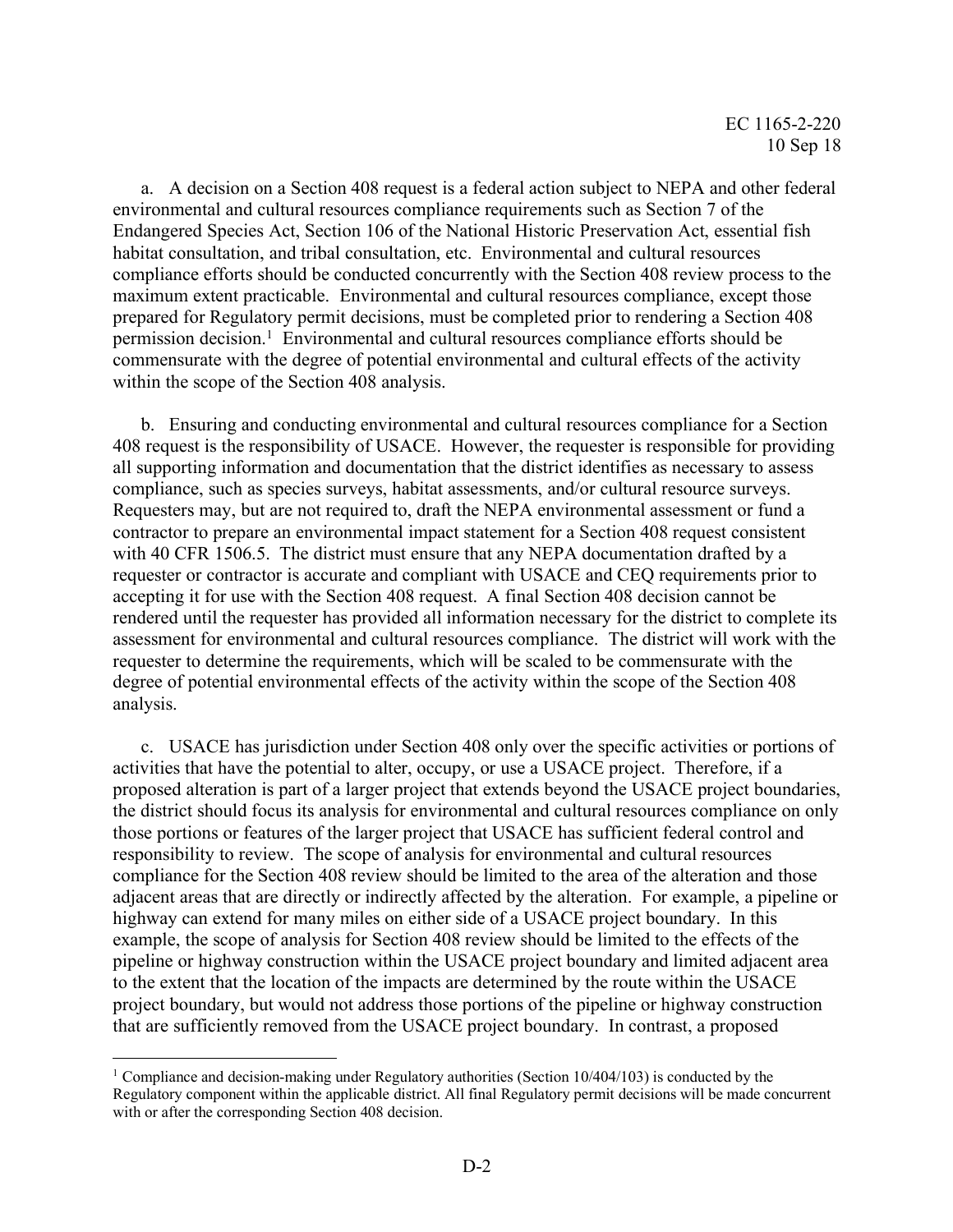a. A decision on a Section 408 request is a federal action subject to NEPA and other federal environmental and cultural resources compliance requirements such as Section 7 of the Endangered Species Act, Section 106 of the National Historic Preservation Act, essential fish habitat consultation, and tribal consultation, etc. Environmental and cultural resources compliance efforts should be conducted concurrently with the Section 408 review process to the maximum extent practicable. Environmental and cultural resources compliance, except those prepared for Regulatory permit decisions, must be completed prior to rendering a Section 408 permission decision.[1] Environmental and cultural resources compliance efforts should be commensurate with the degree of potential environmental and cultural effects of the activity within the scope of the Section 408 analysis.

b. Ensuring and conducting environmental and cultural resources compliance for a Section 408 request is the responsibility of USACE. However, the requester is responsible for providing all supporting information and documentation that the district identifies as necessary to assess compliance, such as species surveys, habitat assessments, and/or cultural resource surveys. Requesters may, but are not required to, draft the NEPA environmental assessment or fund a contractor to prepare an environmental impact statement for a Section 408 request consistent with 40 CFR 1506.5. The district must ensure that any NEPA documentation drafted by a requester or contractor is accurate and compliant with USACE and CEQ requirements prior to accepting it for use with the Section 408 request. A final Section 408 decision cannot be rendered until the requester has provided all information necessary for the district to complete its assessment for environmental and cultural resources compliance. The district will work with the requester to determine the requirements, which will be scaled to be commensurate with the degree of potential environmental effects of the activity within the scope of the Section 408 analysis.

c. USACE has jurisdiction under Section 408 only over the specific activities or portions of activities that have the potential to alter, occupy, or use a USACE project. Therefore, if a proposed alteration is part of a larger project that extends beyond the USACE project boundaries, the district should focus its analysis for environmental and cultural resources compliance on only those portions or features of the larger project that USACE has sufficient federal control and responsibility to review. The scope of analysis for environmental and cultural resources compliance for the Section 408 review should be limited to the area of the alteration and those adjacent areas that are directly or indirectly affected by the alteration. For example, a pipeline or highway can extend for many miles on either side of a USACE project boundary. In this example, the scope of analysis for Section 408 review should be limited to the effects of the pipeline or highway construction within the USACE project boundary and limited adjacent area to the extent that the location of the impacts are determined by the route within the USACE project boundary, but would not address those portions of the pipeline or highway construction that are sufficiently removed from the USACE project boundary. In contrast, a proposed

---

[1] Compliance and decision-making under Regulatory authorities (Section 10/404/103) is conducted by the Regulatory component within the applicable district. All final Regulatory permit decisions will be made concurrent with or after the corresponding Section 408 decision.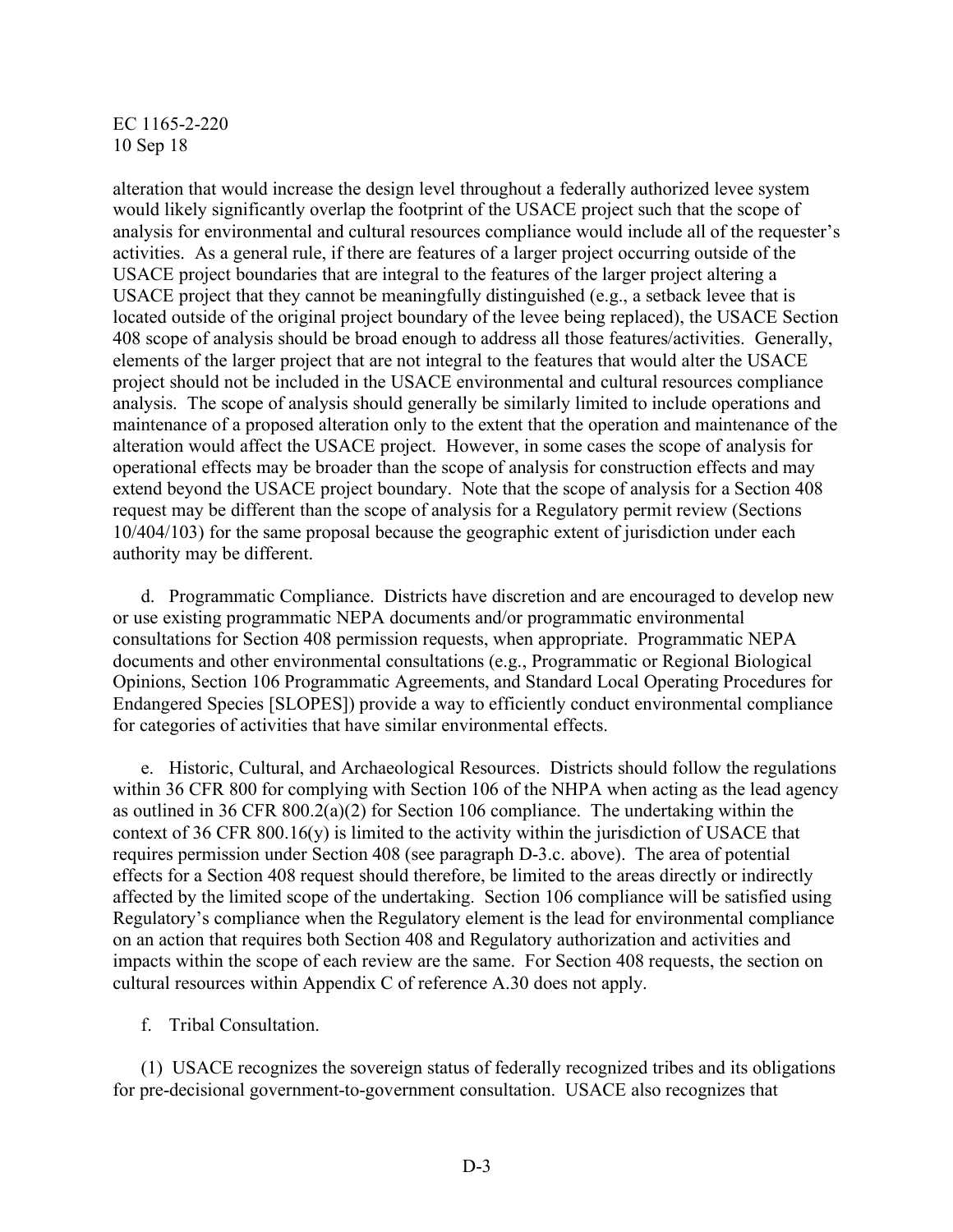alteration that would increase the design level throughout a federally authorized levee system would likely significantly overlap the footprint of the USACE project such that the scope of analysis for environmental and cultural resources compliance would include all of the requester's activities. As a general rule, if there are features of a larger project occurring outside of the USACE project boundaries that are integral to the features of the larger project altering a USACE project that they cannot be meaningfully distinguished (e.g., a setback levee that is located outside of the original project boundary of the levee being replaced), the USACE Section 408 scope of analysis should be broad enough to address all those features/activities. Generally, elements of the larger project that are not integral to the features that would alter the USACE project should not be included in the USACE environmental and cultural resources compliance analysis. The scope of analysis should generally be similarly limited to include operations and maintenance of a proposed alteration only to the extent that the operation and maintenance of the alteration would affect the USACE project. However, in some cases the scope of analysis for operational effects may be broader than the scope of analysis for construction effects and may extend beyond the USACE project boundary. Note that the scope of analysis for a Section 408 request may be different than the scope of analysis for a Regulatory permit review (Sections 10/404/103) for the same proposal because the geographic extent of jurisdiction under each authority may be different.

d. Programmatic Compliance. Districts have discretion and are encouraged to develop new or use existing programmatic NEPA documents and/or programmatic environmental consultations for Section 408 permission requests, when appropriate. Programmatic NEPA documents and other environmental consultations (e.g., Programmatic or Regional Biological Opinions, Section 106 Programmatic Agreements, and Standard Local Operating Procedures for Endangered Species [SLOPES]) provide a way to efficiently conduct environmental compliance for categories of activities that have similar environmental effects.

e. Historic, Cultural, and Archaeological Resources. Districts should follow the regulations within 36 CFR 800 for complying with Section 106 of the NHPA when acting as the lead agency as outlined in 36 CFR 800.2(a)(2) for Section 106 compliance. The undertaking within the context of 36 CFR 800.16(y) is limited to the activity within the jurisdiction of USACE that requires permission under Section 408 (see paragraph D-3.c. above). The area of potential effects for a Section 408 request should therefore, be limited to the areas directly or indirectly affected by the limited scope of the undertaking. Section 106 compliance will be satisfied using Regulatory's compliance when the Regulatory element is the lead for environmental compliance on an action that requires both Section 408 and Regulatory authorization and activities and impacts within the scope of each review are the same. For Section 408 requests, the section on cultural resources within Appendix C of reference A.30 does not apply.

f. Tribal Consultation.

(1) USACE recognizes the sovereign status of federally recognized tribes and its obligations for pre-decisional government-to-government consultation. USACE also recognizes that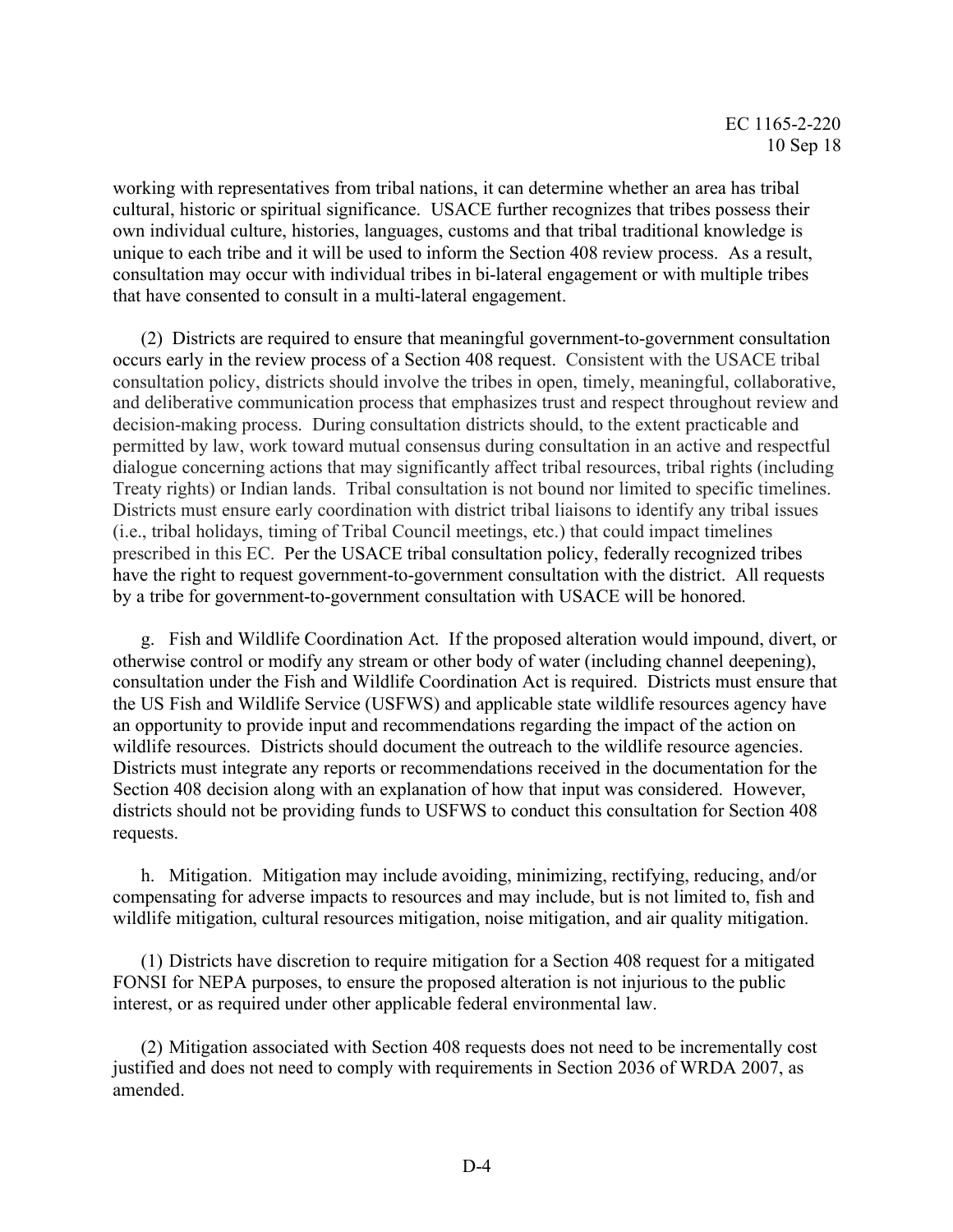working with representatives from tribal nations, it can determine whether an area has tribal cultural, historic or spiritual significance. USACE further recognizes that tribes possess their own individual culture, histories, languages, customs and that tribal traditional knowledge is unique to each tribe and it will be used to inform the Section 408 review process. As a result, consultation may occur with individual tribes in bi-lateral engagement or with multiple tribes that have consented to consult in a multi-lateral engagement.

(2) Districts are required to ensure that meaningful government-to-government consultation occurs early in the review process of a Section 408 request. Consistent with the USACE tribal consultation policy, districts should involve the tribes in open, timely, meaningful, collaborative, and deliberative communication process that emphasizes trust and respect throughout review and decision-making process. During consultation districts should, to the extent practicable and permitted by law, work toward mutual consensus during consultation in an active and respectful dialogue concerning actions that may significantly affect tribal resources, tribal rights (including Treaty rights) or Indian lands. Tribal consultation is not bound nor limited to specific timelines. Districts must ensure early coordination with district tribal liaisons to identify any tribal issues (i.e., tribal holidays, timing of Tribal Council meetings, etc.) that could impact timelines prescribed in this EC. Per the USACE tribal consultation policy, federally recognized tribes have the right to request government-to-government consultation with the district. All requests by a tribe for government-to-government consultation with USACE will be honored.

g. Fish and Wildlife Coordination Act. If the proposed alteration would impound, divert, or otherwise control or modify any stream or other body of water (including channel deepening), consultation under the Fish and Wildlife Coordination Act is required. Districts must ensure that the US Fish and Wildlife Service (USFWS) and applicable state wildlife resources agency have an opportunity to provide input and recommendations regarding the impact of the action on wildlife resources. Districts should document the outreach to the wildlife resource agencies. Districts must integrate any reports or recommendations received in the documentation for the Section 408 decision along with an explanation of how that input was considered. However, districts should not be providing funds to USFWS to conduct this consultation for Section 408 requests.

h. Mitigation. Mitigation may include avoiding, minimizing, rectifying, reducing, and/or compensating for adverse impacts to resources and may include, but is not limited to, fish and wildlife mitigation, cultural resources mitigation, noise mitigation, and air quality mitigation.

(1) Districts have discretion to require mitigation for a Section 408 request for a mitigated FONSI for NEPA purposes, to ensure the proposed alteration is not injurious to the public interest, or as required under other applicable federal environmental law.

(2) Mitigation associated with Section 408 requests does not need to be incrementally cost justified and does not need to comply with requirements in Section 2036 of WRDA 2007, as amended.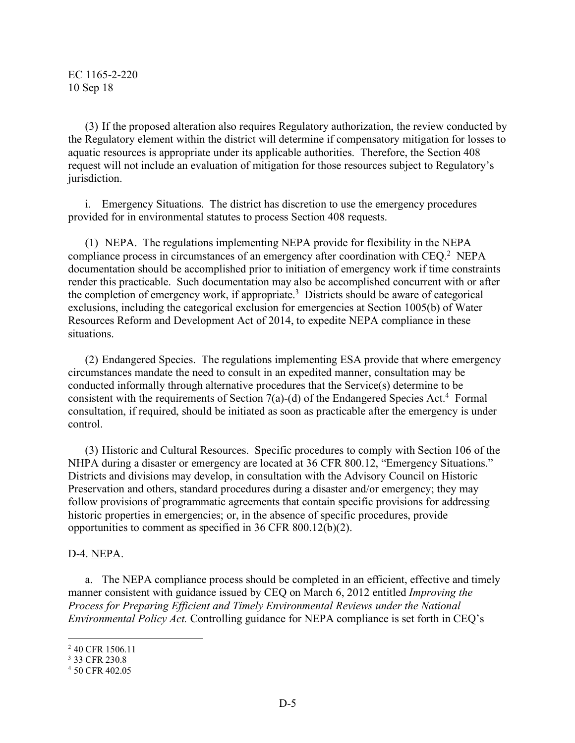(3) If the proposed alteration also requires Regulatory authorization, the review conducted by the Regulatory element within the district will determine if compensatory mitigation for losses to aquatic resources is appropriate under its applicable authorities. Therefore, the Section 408 request will not include an evaluation of mitigation for those resources subject to Regulatory's jurisdiction.

i. Emergency Situations. The district has discretion to use the emergency procedures provided for in environmental statutes to process Section 408 requests.

(1) NEPA. The regulations implementing NEPA provide for flexibility in the NEPA compliance process in circumstances of an emergency after coordination with CEQ.[2] NEPA documentation should be accomplished prior to initiation of emergency work if time constraints render this practicable. Such documentation may also be accomplished concurrent with or after the completion of emergency work, if appropriate.[3] Districts should be aware of categorical exclusions, including the categorical exclusion for emergencies at Section 1005(b) of Water Resources Reform and Development Act of 2014, to expedite NEPA compliance in these situations.

(2) Endangered Species. The regulations implementing ESA provide that where emergency circumstances mandate the need to consult in an expedited manner, consultation may be conducted informally through alternative procedures that the Service(s) determine to be consistent with the requirements of Section 7(a)-(d) of the Endangered Species Act.[4] Formal consultation, if required, should be initiated as soon as practicable after the emergency is under control.

(3) Historic and Cultural Resources. Specific procedures to comply with Section 106 of the NHPA during a disaster or emergency are located at 36 CFR 800.12, "Emergency Situations." Districts and divisions may develop, in consultation with the Advisory Council on Historic Preservation and others, standard procedures during a disaster and/or emergency; they may follow provisions of programmatic agreements that contain specific provisions for addressing historic properties in emergencies; or, in the absence of specific procedures, provide opportunities to comment as specified in 36 CFR 800.12(b)(2).

D-4. NEPA.

a. The NEPA compliance process should be completed in an efficient, effective and timely manner consistent with guidance issued by CEQ on March 6, 2012 entitled *Improving the Process for Preparing Efficient and Timely Environmental Reviews under the National Environmental Policy Act.* Controlling guidance for NEPA compliance is set forth in CEQ's

---

[2] 40 CFR 1506.11

[3] 33 CFR 230.8

[4] 50 CFR 402.05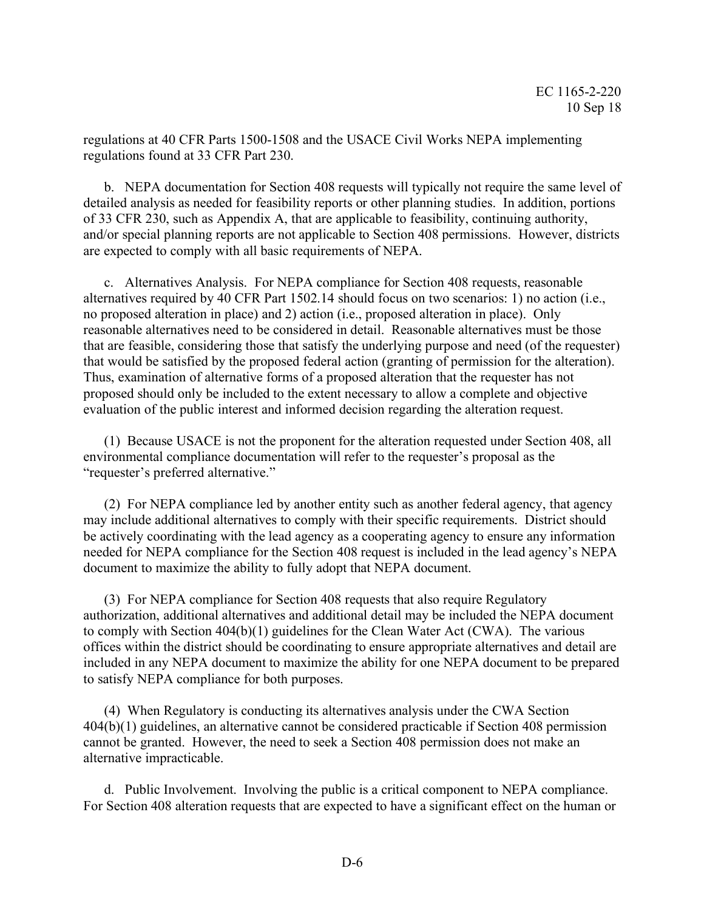regulations at 40 CFR Parts 1500-1508 and the USACE Civil Works NEPA implementing regulations found at 33 CFR Part 230.

b. NEPA documentation for Section 408 requests will typically not require the same level of detailed analysis as needed for feasibility reports or other planning studies. In addition, portions of 33 CFR 230, such as Appendix A, that are applicable to feasibility, continuing authority, and/or special planning reports are not applicable to Section 408 permissions. However, districts are expected to comply with all basic requirements of NEPA.

c. Alternatives Analysis. For NEPA compliance for Section 408 requests, reasonable alternatives required by 40 CFR Part 1502.14 should focus on two scenarios: 1) no action (i.e., no proposed alteration in place) and 2) action (i.e., proposed alteration in place). Only reasonable alternatives need to be considered in detail. Reasonable alternatives must be those that are feasible, considering those that satisfy the underlying purpose and need (of the requester) that would be satisfied by the proposed federal action (granting of permission for the alteration). Thus, examination of alternative forms of a proposed alteration that the requester has not proposed should only be included to the extent necessary to allow a complete and objective evaluation of the public interest and informed decision regarding the alteration request.

(1) Because USACE is not the proponent for the alteration requested under Section 408, all environmental compliance documentation will refer to the requester's proposal as the "requester's preferred alternative."

(2) For NEPA compliance led by another entity such as another federal agency, that agency may include additional alternatives to comply with their specific requirements. District should be actively coordinating with the lead agency as a cooperating agency to ensure any information needed for NEPA compliance for the Section 408 request is included in the lead agency's NEPA document to maximize the ability to fully adopt that NEPA document.

(3) For NEPA compliance for Section 408 requests that also require Regulatory authorization, additional alternatives and additional detail may be included the NEPA document to comply with Section 404(b)(1) guidelines for the Clean Water Act (CWA). The various offices within the district should be coordinating to ensure appropriate alternatives and detail are included in any NEPA document to maximize the ability for one NEPA document to be prepared to satisfy NEPA compliance for both purposes.

(4) When Regulatory is conducting its alternatives analysis under the CWA Section 404(b)(1) guidelines, an alternative cannot be considered practicable if Section 408 permission cannot be granted. However, the need to seek a Section 408 permission does not make an alternative impracticable.

d. Public Involvement. Involving the public is a critical component to NEPA compliance. For Section 408 alteration requests that are expected to have a significant effect on the human or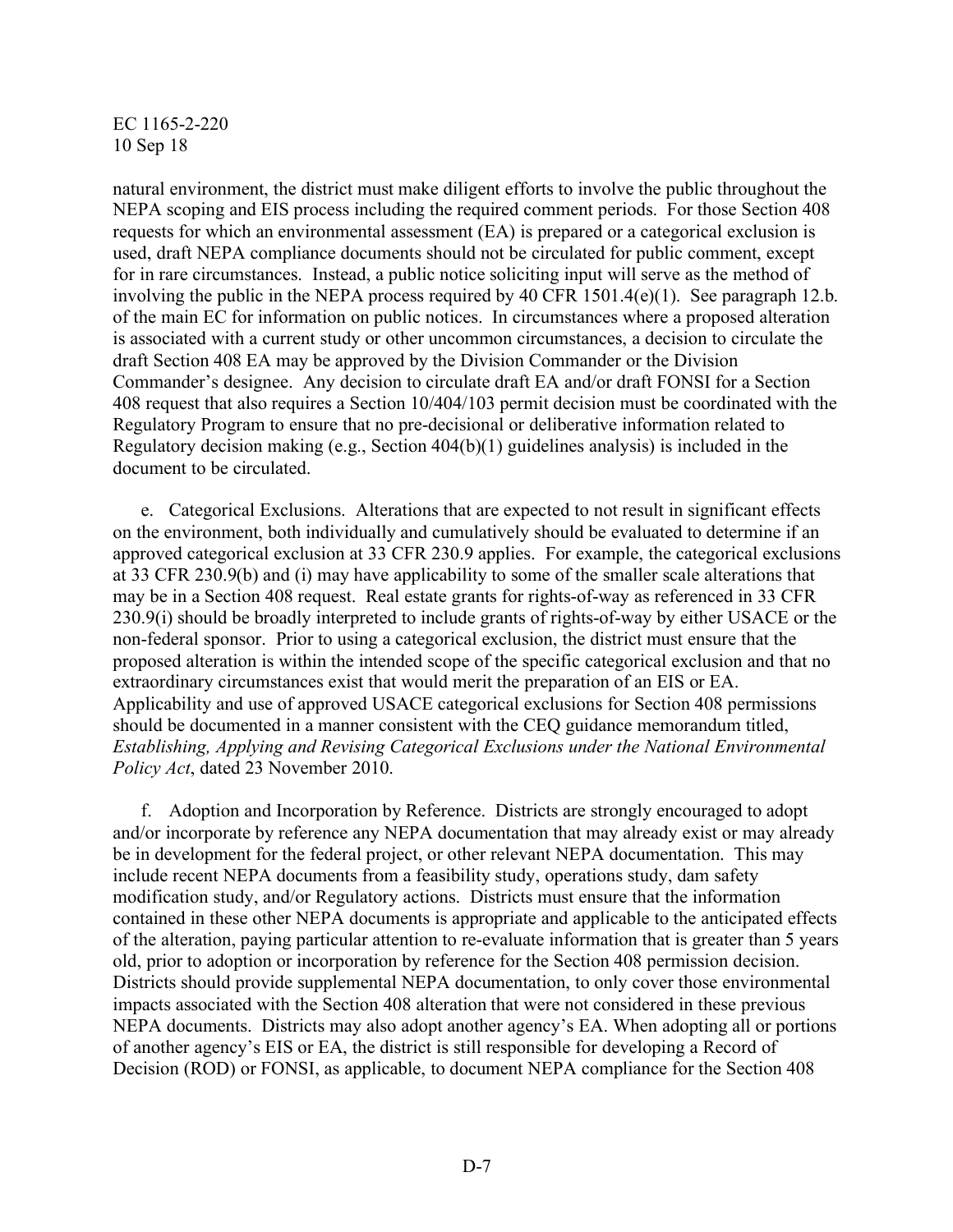natural environment, the district must make diligent efforts to involve the public throughout the NEPA scoping and EIS process including the required comment periods. For those Section 408 requests for which an environmental assessment (EA) is prepared or a categorical exclusion is used, draft NEPA compliance documents should not be circulated for public comment, except for in rare circumstances. Instead, a public notice soliciting input will serve as the method of involving the public in the NEPA process required by 40 CFR 1501.4(e)(1). See paragraph 12.b. of the main EC for information on public notices. In circumstances where a proposed alteration is associated with a current study or other uncommon circumstances, a decision to circulate the draft Section 408 EA may be approved by the Division Commander or the Division Commander's designee. Any decision to circulate draft EA and/or draft FONSI for a Section 408 request that also requires a Section 10/404/103 permit decision must be coordinated with the Regulatory Program to ensure that no pre-decisional or deliberative information related to Regulatory decision making (e.g., Section 404(b)(1) guidelines analysis) is included in the document to be circulated.

e. Categorical Exclusions. Alterations that are expected to not result in significant effects on the environment, both individually and cumulatively should be evaluated to determine if an approved categorical exclusion at 33 CFR 230.9 applies. For example, the categorical exclusions at 33 CFR 230.9(b) and (i) may have applicability to some of the smaller scale alterations that may be in a Section 408 request. Real estate grants for rights-of-way as referenced in 33 CFR 230.9(i) should be broadly interpreted to include grants of rights-of-way by either USACE or the non-federal sponsor. Prior to using a categorical exclusion, the district must ensure that the proposed alteration is within the intended scope of the specific categorical exclusion and that no extraordinary circumstances exist that would merit the preparation of an EIS or EA. Applicability and use of approved USACE categorical exclusions for Section 408 permissions should be documented in a manner consistent with the CEQ guidance memorandum titled, *Establishing, Applying and Revising Categorical Exclusions under the National Environmental Policy Act*, dated 23 November 2010.

f. Adoption and Incorporation by Reference. Districts are strongly encouraged to adopt and/or incorporate by reference any NEPA documentation that may already exist or may already be in development for the federal project, or other relevant NEPA documentation. This may include recent NEPA documents from a feasibility study, operations study, dam safety modification study, and/or Regulatory actions. Districts must ensure that the information contained in these other NEPA documents is appropriate and applicable to the anticipated effects of the alteration, paying particular attention to re-evaluate information that is greater than 5 years old, prior to adoption or incorporation by reference for the Section 408 permission decision. Districts should provide supplemental NEPA documentation, to only cover those environmental impacts associated with the Section 408 alteration that were not considered in these previous NEPA documents. Districts may also adopt another agency's EA. When adopting all or portions of another agency's EIS or EA, the district is still responsible for developing a Record of Decision (ROD) or FONSI, as applicable, to document NEPA compliance for the Section 408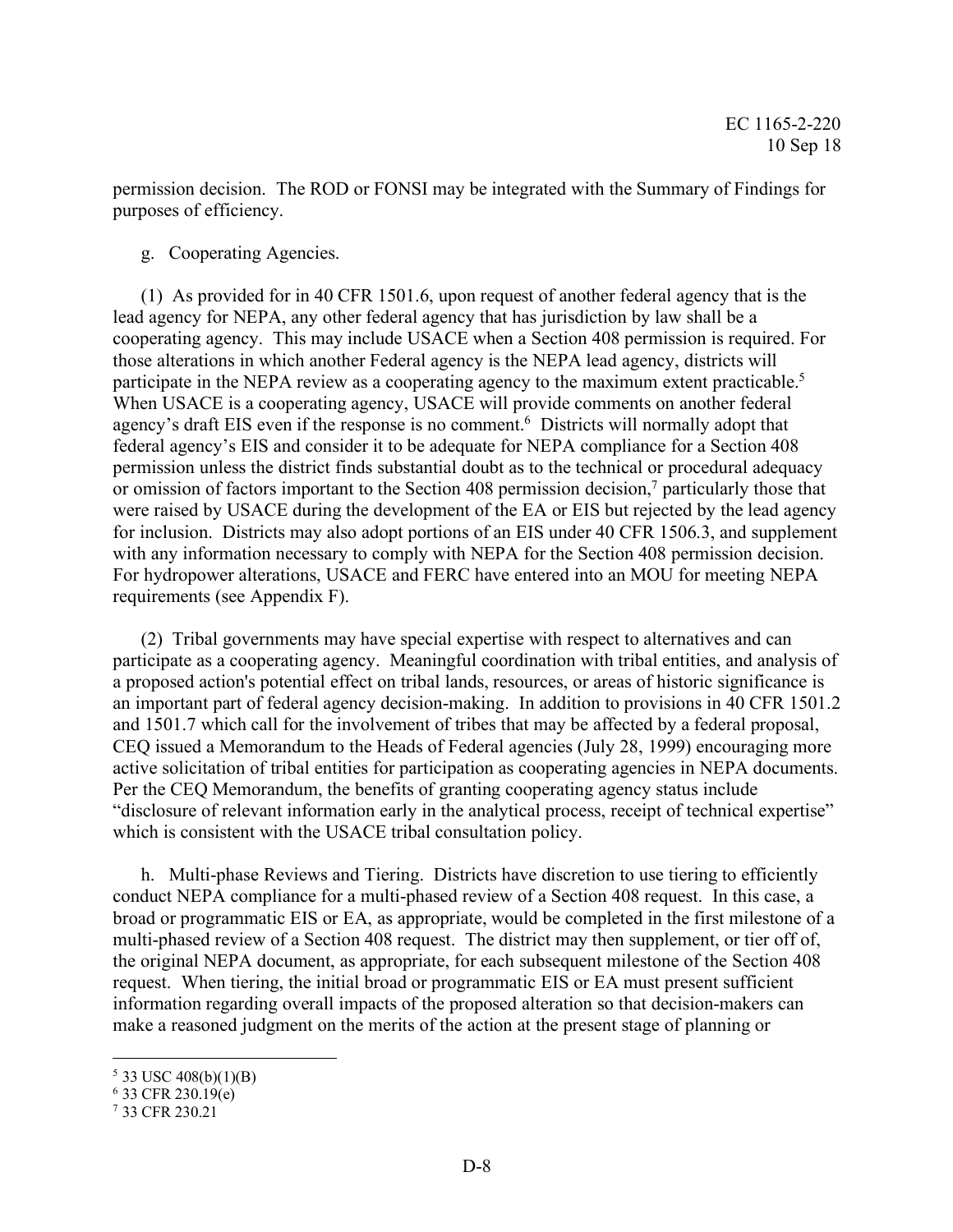permission decision. The ROD or FONSI may be integrated with the Summary of Findings for purposes of efficiency.

g. Cooperating Agencies.

(1) As provided for in 40 CFR 1501.6, upon request of another federal agency that is the lead agency for NEPA, any other federal agency that has jurisdiction by law shall be a cooperating agency. This may include USACE when a Section 408 permission is required. For those alterations in which another Federal agency is the NEPA lead agency, districts will participate in the NEPA review as a cooperating agency to the maximum extent practicable.[5] When USACE is a cooperating agency, USACE will provide comments on another federal agency's draft EIS even if the response is no comment.[6] Districts will normally adopt that federal agency's EIS and consider it to be adequate for NEPA compliance for a Section 408 permission unless the district finds substantial doubt as to the technical or procedural adequacy or omission of factors important to the Section 408 permission decision,[7] particularly those that were raised by USACE during the development of the EA or EIS but rejected by the lead agency for inclusion. Districts may also adopt portions of an EIS under 40 CFR 1506.3, and supplement with any information necessary to comply with NEPA for the Section 408 permission decision. For hydropower alterations, USACE and FERC have entered into an MOU for meeting NEPA requirements (see Appendix F).

(2) Tribal governments may have special expertise with respect to alternatives and can participate as a cooperating agency. Meaningful coordination with tribal entities, and analysis of a proposed action's potential effect on tribal lands, resources, or areas of historic significance is an important part of federal agency decision-making. In addition to provisions in 40 CFR 1501.2 and 1501.7 which call for the involvement of tribes that may be affected by a federal proposal, CEQ issued a Memorandum to the Heads of Federal agencies (July 28, 1999) encouraging more active solicitation of tribal entities for participation as cooperating agencies in NEPA documents. Per the CEQ Memorandum, the benefits of granting cooperating agency status include "disclosure of relevant information early in the analytical process, receipt of technical expertise" which is consistent with the USACE tribal consultation policy.

h. Multi-phase Reviews and Tiering. Districts have discretion to use tiering to efficiently conduct NEPA compliance for a multi-phased review of a Section 408 request. In this case, a broad or programmatic EIS or EA, as appropriate, would be completed in the first milestone of a multi-phased review of a Section 408 request. The district may then supplement, or tier off of, the original NEPA document, as appropriate, for each subsequent milestone of the Section 408 request. When tiering, the initial broad or programmatic EIS or EA must present sufficient information regarding overall impacts of the proposed alteration so that decision-makers can make a reasoned judgment on the merits of the action at the present stage of planning or

[5] 33 USC 408(b)(1)(B)
[6] 33 CFR 230.19(e)
[7] 33 CFR 230.21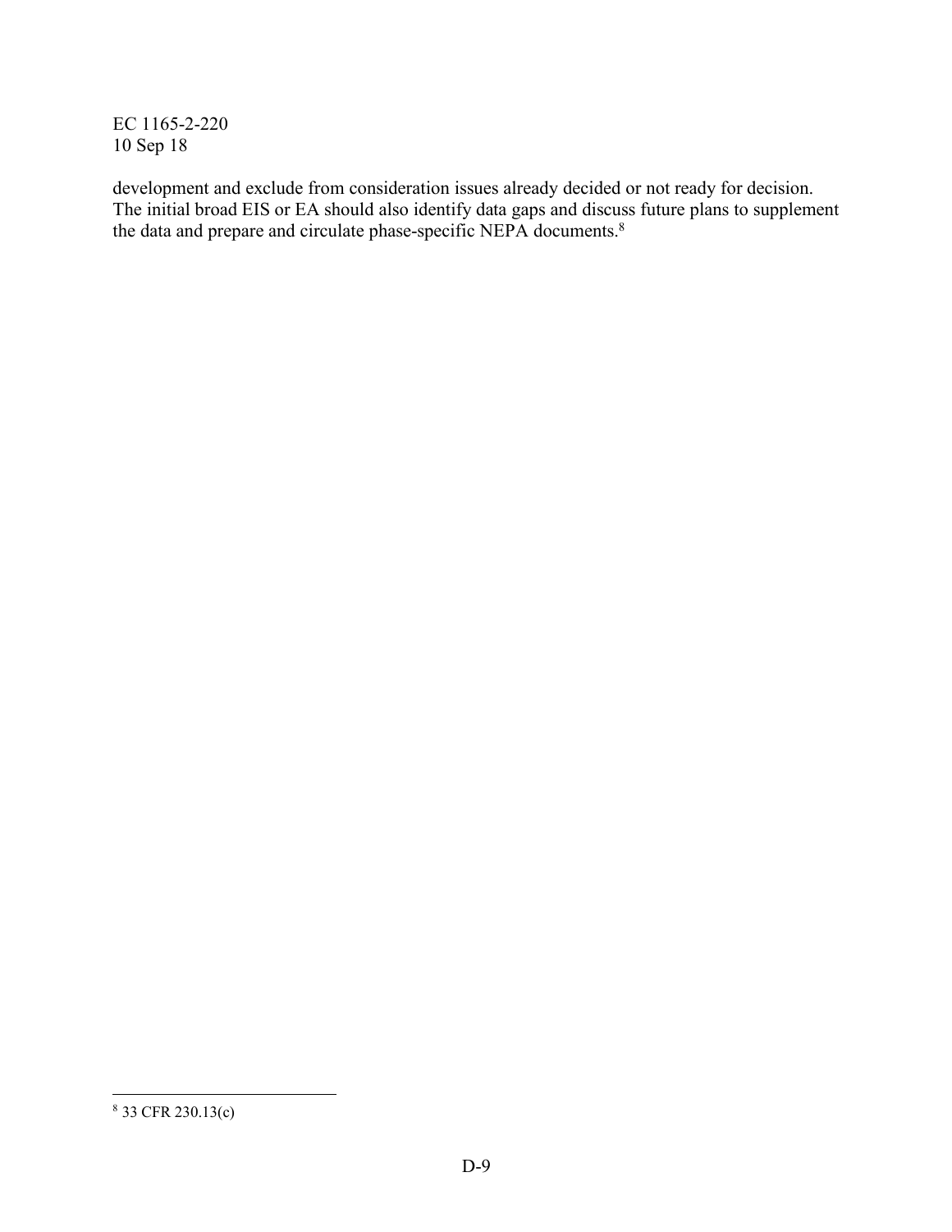development and exclude from consideration issues already decided or not ready for decision. The initial broad EIS or EA should also identify data gaps and discuss future plans to supplement the data and prepare and circulate phase-specific NEPA documents.[8]

---

[8] 33 CFR 230.13(c)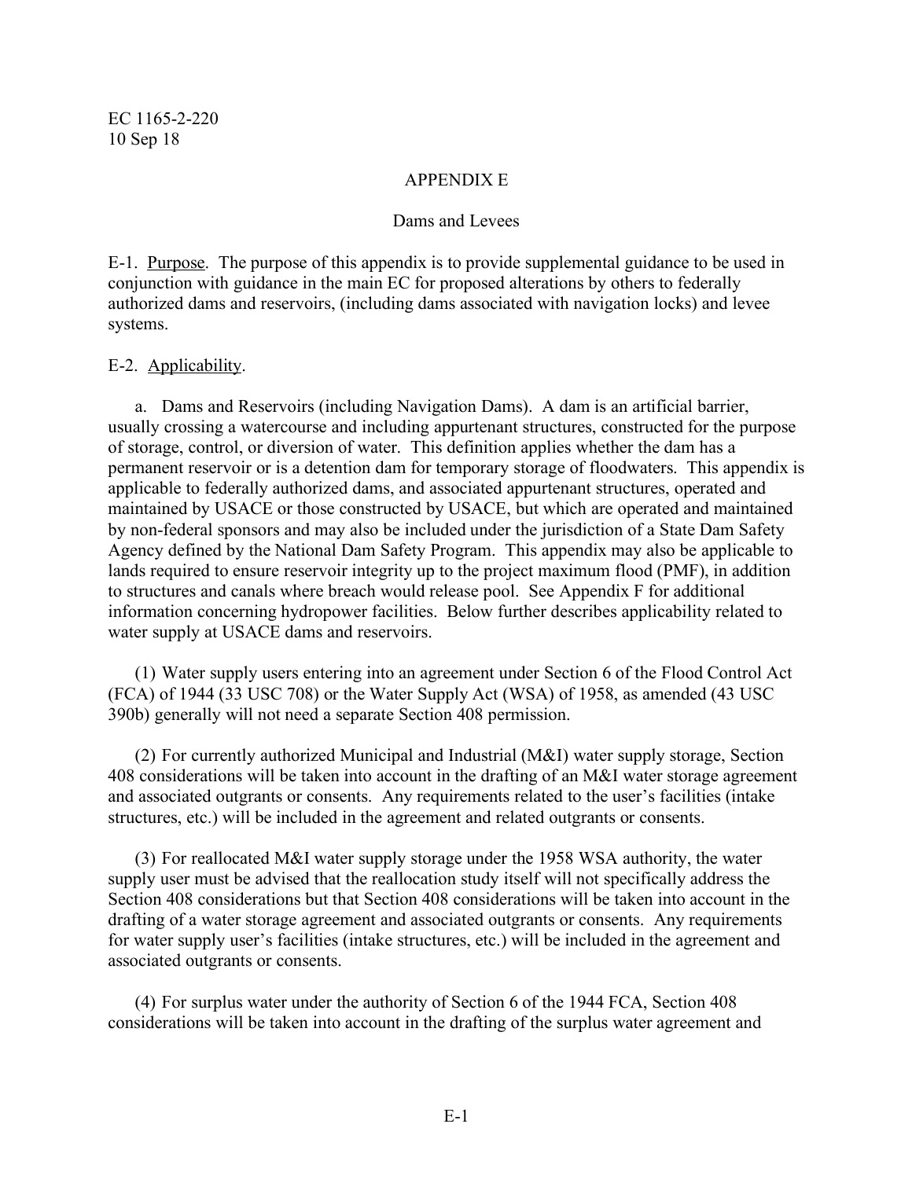## APPENDIX E

### Dams and Levees

E-1. Purpose. The purpose of this appendix is to provide supplemental guidance to be used in conjunction with guidance in the main EC for proposed alterations by others to federally authorized dams and reservoirs, (including dams associated with navigation locks) and levee systems.

E-2. Applicability.

a. Dams and Reservoirs (including Navigation Dams). A dam is an artificial barrier, usually crossing a watercourse and including appurtenant structures, constructed for the purpose of storage, control, or diversion of water. This definition applies whether the dam has a permanent reservoir or is a detention dam for temporary storage of floodwaters. This appendix is applicable to federally authorized dams, and associated appurtenant structures, operated and maintained by USACE or those constructed by USACE, but which are operated and maintained by non-federal sponsors and may also be included under the jurisdiction of a State Dam Safety Agency defined by the National Dam Safety Program. This appendix may also be applicable to lands required to ensure reservoir integrity up to the project maximum flood (PMF), in addition to structures and canals where breach would release pool. See Appendix F for additional information concerning hydropower facilities. Below further describes applicability related to water supply at USACE dams and reservoirs.

(1) Water supply users entering into an agreement under Section 6 of the Flood Control Act (FCA) of 1944 (33 USC 708) or the Water Supply Act (WSA) of 1958, as amended (43 USC 390b) generally will not need a separate Section 408 permission.

(2) For currently authorized Municipal and Industrial (M&I) water supply storage, Section 408 considerations will be taken into account in the drafting of an M&I water storage agreement and associated outgrants or consents. Any requirements related to the user's facilities (intake structures, etc.) will be included in the agreement and related outgrants or consents.

(3) For reallocated M&I water supply storage under the 1958 WSA authority, the water supply user must be advised that the reallocation study itself will not specifically address the Section 408 considerations but that Section 408 considerations will be taken into account in the drafting of a water storage agreement and associated outgrants or consents. Any requirements for water supply user's facilities (intake structures, etc.) will be included in the agreement and associated outgrants or consents.

(4) For surplus water under the authority of Section 6 of the 1944 FCA, Section 408 considerations will be taken into account in the drafting of the surplus water agreement and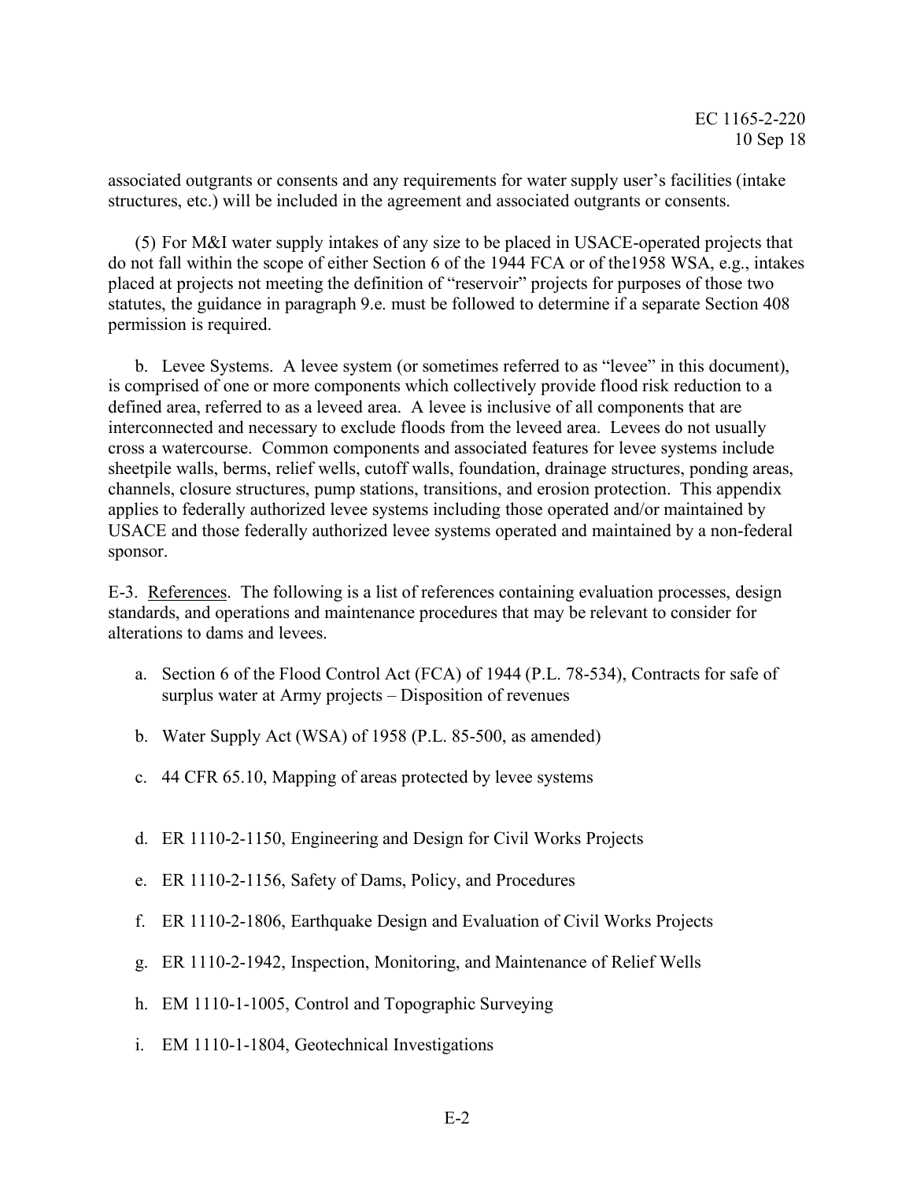associated outgrants or consents and any requirements for water supply user's facilities (intake structures, etc.) will be included in the agreement and associated outgrants or consents.

(5) For M&I water supply intakes of any size to be placed in USACE-operated projects that do not fall within the scope of either Section 6 of the 1944 FCA or of the1958 WSA, e.g., intakes placed at projects not meeting the definition of "reservoir" projects for purposes of those two statutes, the guidance in paragraph 9.e. must be followed to determine if a separate Section 408 permission is required.

b. Levee Systems. A levee system (or sometimes referred to as "levee" in this document), is comprised of one or more components which collectively provide flood risk reduction to a defined area, referred to as a leveed area. A levee is inclusive of all components that are interconnected and necessary to exclude floods from the leveed area. Levees do not usually cross a watercourse. Common components and associated features for levee systems include sheetpile walls, berms, relief wells, cutoff walls, foundation, drainage structures, ponding areas, channels, closure structures, pump stations, transitions, and erosion protection. This appendix applies to federally authorized levee systems including those operated and/or maintained by USACE and those federally authorized levee systems operated and maintained by a non-federal sponsor.

E-3. References. The following is a list of references containing evaluation processes, design standards, and operations and maintenance procedures that may be relevant to consider for alterations to dams and levees.

a. Section 6 of the Flood Control Act (FCA) of 1944 (P.L. 78-534), Contracts for safe of surplus water at Army projects – Disposition of revenues

b. Water Supply Act (WSA) of 1958 (P.L. 85-500, as amended)

c. 44 CFR 65.10, Mapping of areas protected by levee systems

d. ER 1110-2-1150, Engineering and Design for Civil Works Projects

e. ER 1110-2-1156, Safety of Dams, Policy, and Procedures

f. ER 1110-2-1806, Earthquake Design and Evaluation of Civil Works Projects

g. ER 1110-2-1942, Inspection, Monitoring, and Maintenance of Relief Wells

h. EM 1110-1-1005, Control and Topographic Surveying

i. EM 1110-1-1804, Geotechnical Investigations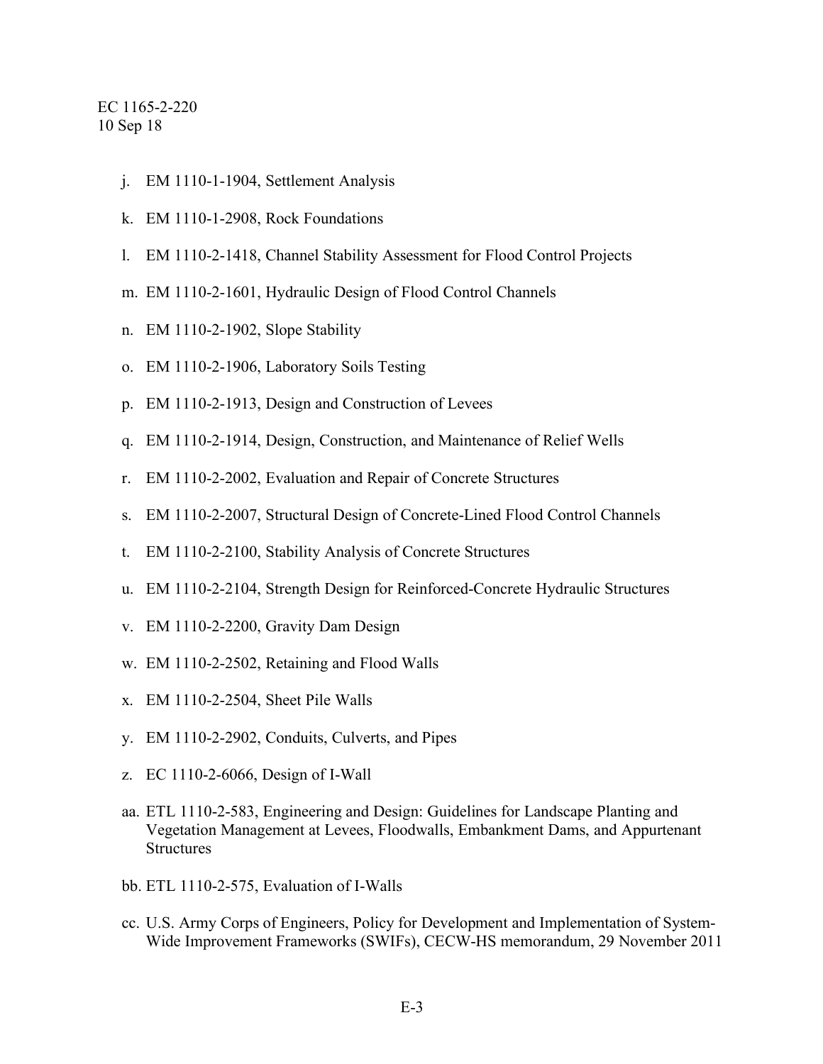j. EM 1110-1-1904, Settlement Analysis

k. EM 1110-1-2908, Rock Foundations

l. EM 1110-2-1418, Channel Stability Assessment for Flood Control Projects

m. EM 1110-2-1601, Hydraulic Design of Flood Control Channels

n. EM 1110-2-1902, Slope Stability

o. EM 1110-2-1906, Laboratory Soils Testing

p. EM 1110-2-1913, Design and Construction of Levees

q. EM 1110-2-1914, Design, Construction, and Maintenance of Relief Wells

r. EM 1110-2-2002, Evaluation and Repair of Concrete Structures

s. EM 1110-2-2007, Structural Design of Concrete-Lined Flood Control Channels

t. EM 1110-2-2100, Stability Analysis of Concrete Structures

u. EM 1110-2-2104, Strength Design for Reinforced-Concrete Hydraulic Structures

v. EM 1110-2-2200, Gravity Dam Design

w. EM 1110-2-2502, Retaining and Flood Walls

x. EM 1110-2-2504, Sheet Pile Walls

y. EM 1110-2-2902, Conduits, Culverts, and Pipes

z. EC 1110-2-6066, Design of I-Wall

aa. ETL 1110-2-583, Engineering and Design: Guidelines for Landscape Planting and Vegetation Management at Levees, Floodwalls, Embankment Dams, and Appurtenant Structures

bb. ETL 1110-2-575, Evaluation of I-Walls

cc. U.S. Army Corps of Engineers, Policy for Development and Implementation of System-Wide Improvement Frameworks (SWIFs), CECW-HS memorandum, 29 November 2011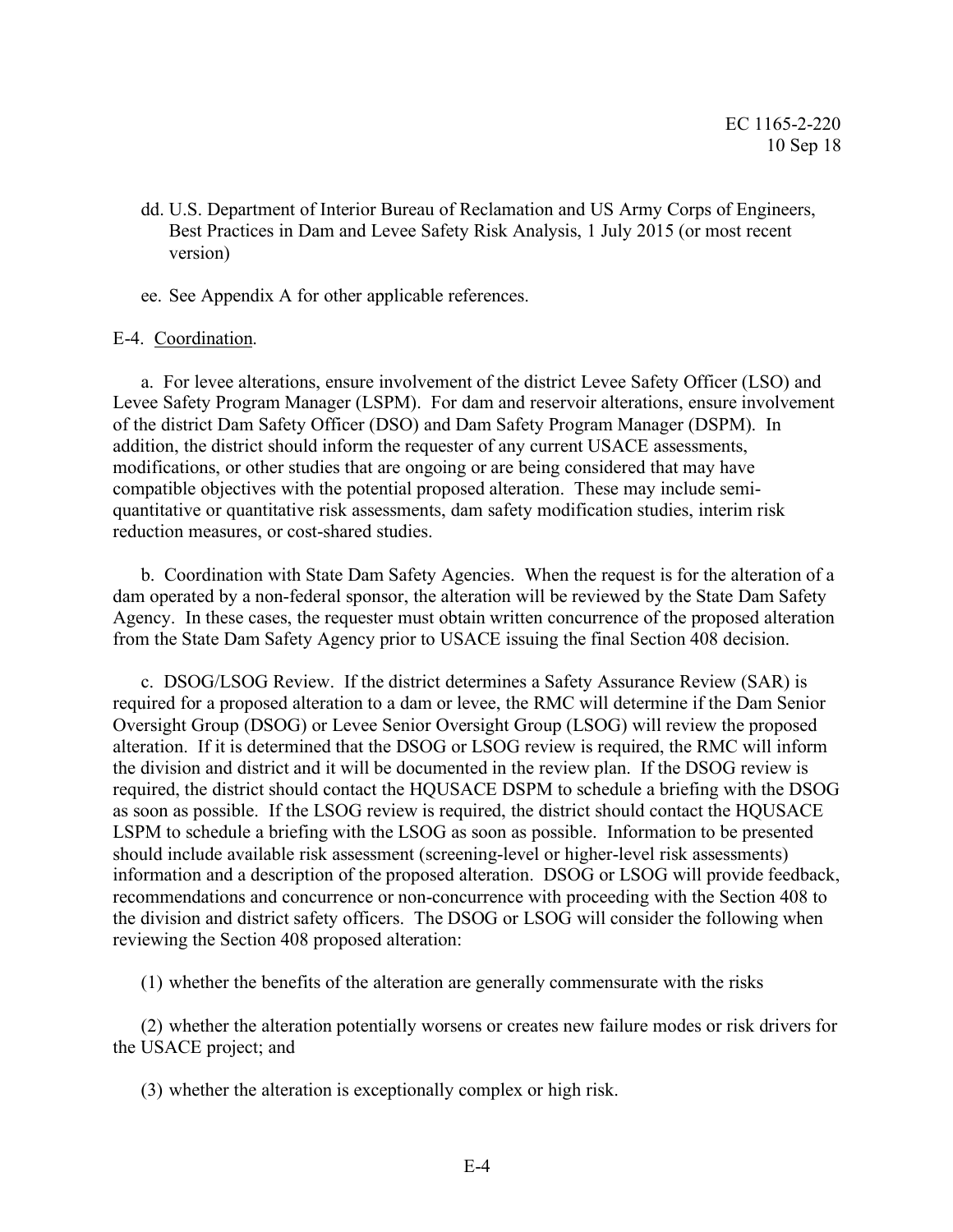dd. U.S. Department of Interior Bureau of Reclamation and US Army Corps of Engineers, Best Practices in Dam and Levee Safety Risk Analysis, 1 July 2015 (or most recent version)

ee. See Appendix A for other applicable references.

E-4. Coordination.

a. For levee alterations, ensure involvement of the district Levee Safety Officer (LSO) and Levee Safety Program Manager (LSPM). For dam and reservoir alterations, ensure involvement of the district Dam Safety Officer (DSO) and Dam Safety Program Manager (DSPM). In addition, the district should inform the requester of any current USACE assessments, modifications, or other studies that are ongoing or are being considered that may have compatible objectives with the potential proposed alteration. These may include semi-quantitative or quantitative risk assessments, dam safety modification studies, interim risk reduction measures, or cost-shared studies.

b. Coordination with State Dam Safety Agencies. When the request is for the alteration of a dam operated by a non-federal sponsor, the alteration will be reviewed by the State Dam Safety Agency. In these cases, the requester must obtain written concurrence of the proposed alteration from the State Dam Safety Agency prior to USACE issuing the final Section 408 decision.

c. DSOG/LSOG Review. If the district determines a Safety Assurance Review (SAR) is required for a proposed alteration to a dam or levee, the RMC will determine if the Dam Senior Oversight Group (DSOG) or Levee Senior Oversight Group (LSOG) will review the proposed alteration. If it is determined that the DSOG or LSOG review is required, the RMC will inform the division and district and it will be documented in the review plan. If the DSOG review is required, the district should contact the HQUSACE DSPM to schedule a briefing with the DSOG as soon as possible. If the LSOG review is required, the district should contact the HQUSACE LSPM to schedule a briefing with the LSOG as soon as possible. Information to be presented should include available risk assessment (screening-level or higher-level risk assessments) information and a description of the proposed alteration. DSOG or LSOG will provide feedback, recommendations and concurrence or non-concurrence with proceeding with the Section 408 to the division and district safety officers. The DSOG or LSOG will consider the following when reviewing the Section 408 proposed alteration:

(1) whether the benefits of the alteration are generally commensurate with the risks

(2) whether the alteration potentially worsens or creates new failure modes or risk drivers for the USACE project; and

(3) whether the alteration is exceptionally complex or high risk.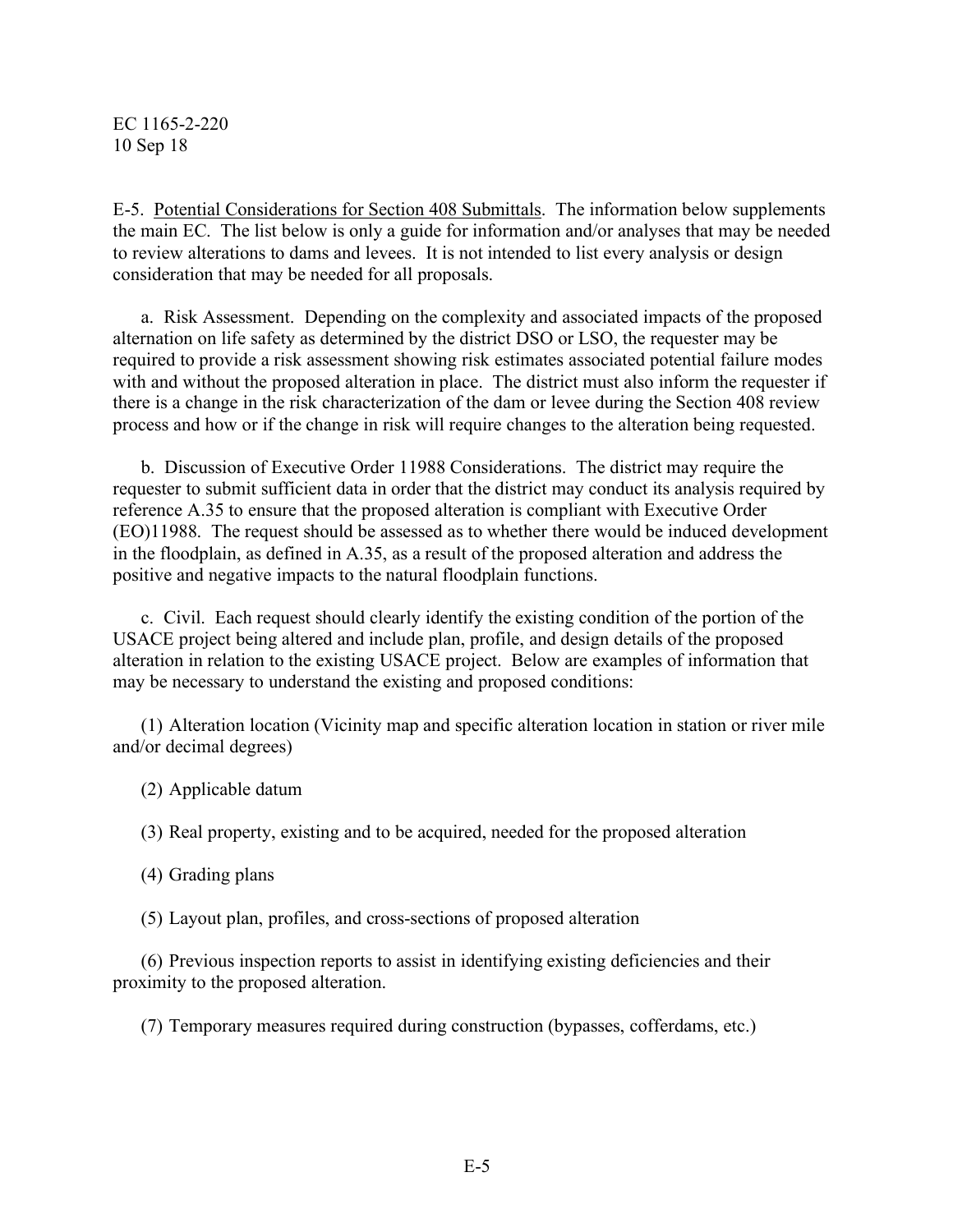E-5. Potential Considerations for Section 408 Submittals. The information below supplements the main EC. The list below is only a guide for information and/or analyses that may be needed to review alterations to dams and levees. It is not intended to list every analysis or design consideration that may be needed for all proposals.

a. Risk Assessment. Depending on the complexity and associated impacts of the proposed alternation on life safety as determined by the district DSO or LSO, the requester may be required to provide a risk assessment showing risk estimates associated potential failure modes with and without the proposed alteration in place. The district must also inform the requester if there is a change in the risk characterization of the dam or levee during the Section 408 review process and how or if the change in risk will require changes to the alteration being requested.

b. Discussion of Executive Order 11988 Considerations. The district may require the requester to submit sufficient data in order that the district may conduct its analysis required by reference A.35 to ensure that the proposed alteration is compliant with Executive Order (EO)11988. The request should be assessed as to whether there would be induced development in the floodplain, as defined in A.35, as a result of the proposed alteration and address the positive and negative impacts to the natural floodplain functions.

c. Civil. Each request should clearly identify the existing condition of the portion of the USACE project being altered and include plan, profile, and design details of the proposed alteration in relation to the existing USACE project. Below are examples of information that may be necessary to understand the existing and proposed conditions:

(1) Alteration location (Vicinity map and specific alteration location in station or river mile and/or decimal degrees)

(2) Applicable datum

(3) Real property, existing and to be acquired, needed for the proposed alteration

(4) Grading plans

(5) Layout plan, profiles, and cross-sections of proposed alteration

(6) Previous inspection reports to assist in identifying existing deficiencies and their proximity to the proposed alteration.

(7) Temporary measures required during construction (bypasses, cofferdams, etc.)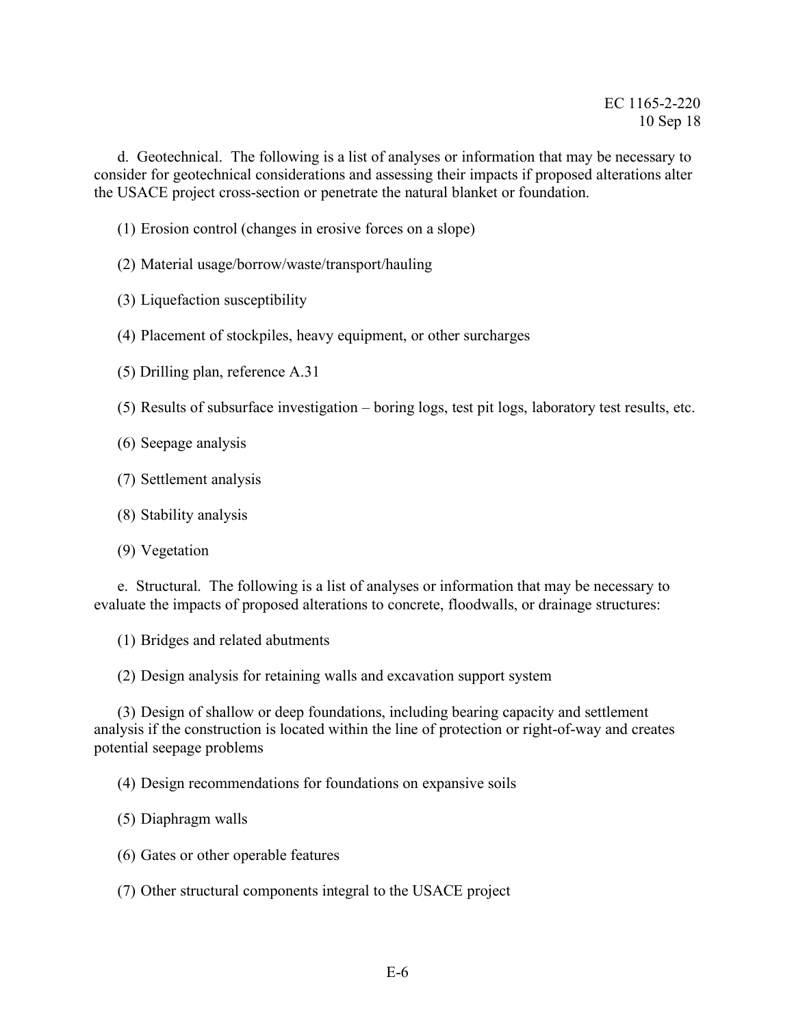d. Geotechnical. The following is a list of analyses or information that may be necessary to consider for geotechnical considerations and assessing their impacts if proposed alterations alter the USACE project cross-section or penetrate the natural blanket or foundation.

(1) Erosion control (changes in erosive forces on a slope)

(2) Material usage/borrow/waste/transport/hauling

(3) Liquefaction susceptibility

(4) Placement of stockpiles, heavy equipment, or other surcharges

(5) Drilling plan, reference A.31

(5) Results of subsurface investigation – boring logs, test pit logs, laboratory test results, etc.

(6) Seepage analysis

(7) Settlement analysis

(8) Stability analysis

(9) Vegetation

e. Structural. The following is a list of analyses or information that may be necessary to evaluate the impacts of proposed alterations to concrete, floodwalls, or drainage structures:

(1) Bridges and related abutments

(2) Design analysis for retaining walls and excavation support system

(3) Design of shallow or deep foundations, including bearing capacity and settlement analysis if the construction is located within the line of protection or right-of-way and creates potential seepage problems

(4) Design recommendations for foundations on expansive soils

(5) Diaphragm walls

(6) Gates or other operable features

(7) Other structural components integral to the USACE project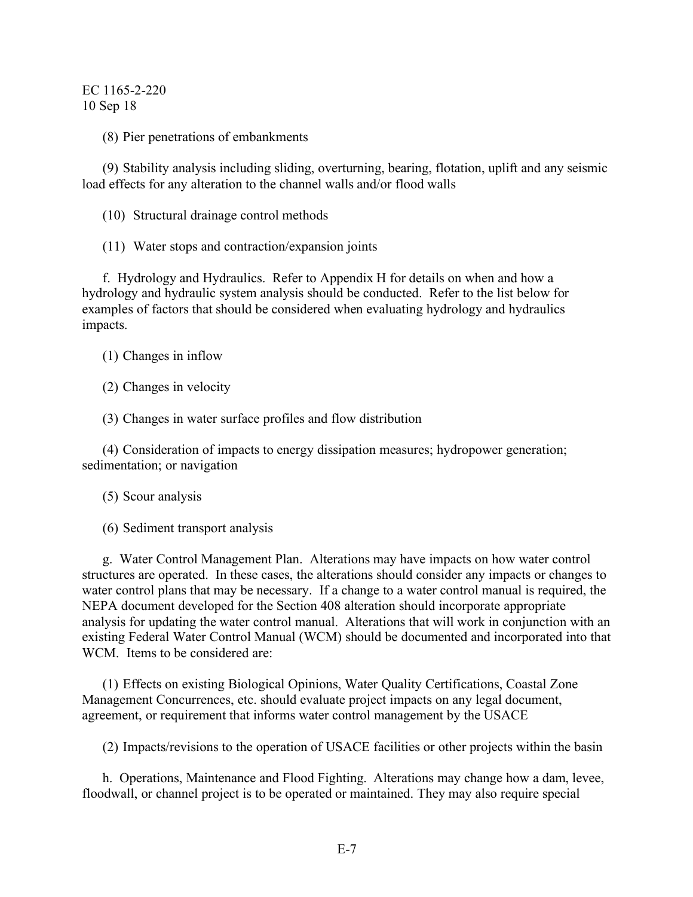(8) Pier penetrations of embankments

(9) Stability analysis including sliding, overturning, bearing, flotation, uplift and any seismic load effects for any alteration to the channel walls and/or flood walls

(10) Structural drainage control methods

(11) Water stops and contraction/expansion joints

f. Hydrology and Hydraulics. Refer to Appendix H for details on when and how a hydrology and hydraulic system analysis should be conducted. Refer to the list below for examples of factors that should be considered when evaluating hydrology and hydraulics impacts.

(1) Changes in inflow

(2) Changes in velocity

(3) Changes in water surface profiles and flow distribution

(4) Consideration of impacts to energy dissipation measures; hydropower generation; sedimentation; or navigation

(5) Scour analysis

(6) Sediment transport analysis

g. Water Control Management Plan. Alterations may have impacts on how water control structures are operated. In these cases, the alterations should consider any impacts or changes to water control plans that may be necessary. If a change to a water control manual is required, the NEPA document developed for the Section 408 alteration should incorporate appropriate analysis for updating the water control manual. Alterations that will work in conjunction with an existing Federal Water Control Manual (WCM) should be documented and incorporated into that WCM. Items to be considered are:

(1) Effects on existing Biological Opinions, Water Quality Certifications, Coastal Zone Management Concurrences, etc. should evaluate project impacts on any legal document, agreement, or requirement that informs water control management by the USACE

(2) Impacts/revisions to the operation of USACE facilities or other projects within the basin

h. Operations, Maintenance and Flood Fighting. Alterations may change how a dam, levee, floodwall, or channel project is to be operated or maintained. They may also require special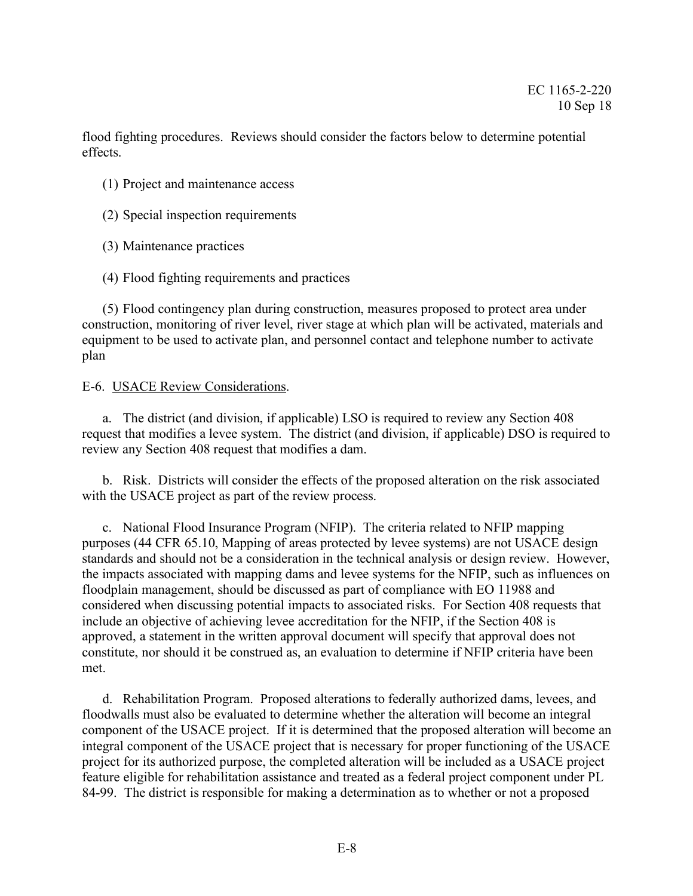flood fighting procedures. Reviews should consider the factors below to determine potential effects.

(1) Project and maintenance access

(2) Special inspection requirements

(3) Maintenance practices

(4) Flood fighting requirements and practices

(5) Flood contingency plan during construction, measures proposed to protect area under construction, monitoring of river level, river stage at which plan will be activated, materials and equipment to be used to activate plan, and personnel contact and telephone number to activate plan

E-6. <u>USACE Review Considerations</u>.

a. The district (and division, if applicable) LSO is required to review any Section 408 request that modifies a levee system. The district (and division, if applicable) DSO is required to review any Section 408 request that modifies a dam.

b. Risk. Districts will consider the effects of the proposed alteration on the risk associated with the USACE project as part of the review process.

c. National Flood Insurance Program (NFIP). The criteria related to NFIP mapping purposes (44 CFR 65.10, Mapping of areas protected by levee systems) are not USACE design standards and should not be a consideration in the technical analysis or design review. However, the impacts associated with mapping dams and levee systems for the NFIP, such as influences on floodplain management, should be discussed as part of compliance with EO 11988 and considered when discussing potential impacts to associated risks. For Section 408 requests that include an objective of achieving levee accreditation for the NFIP, if the Section 408 is approved, a statement in the written approval document will specify that approval does not constitute, nor should it be construed as, an evaluation to determine if NFIP criteria have been met.

d. Rehabilitation Program. Proposed alterations to federally authorized dams, levees, and floodwalls must also be evaluated to determine whether the alteration will become an integral component of the USACE project. If it is determined that the proposed alteration will become an integral component of the USACE project that is necessary for proper functioning of the USACE project for its authorized purpose, the completed alteration will be included as a USACE project feature eligible for rehabilitation assistance and treated as a federal project component under PL 84-99. The district is responsible for making a determination as to whether or not a proposed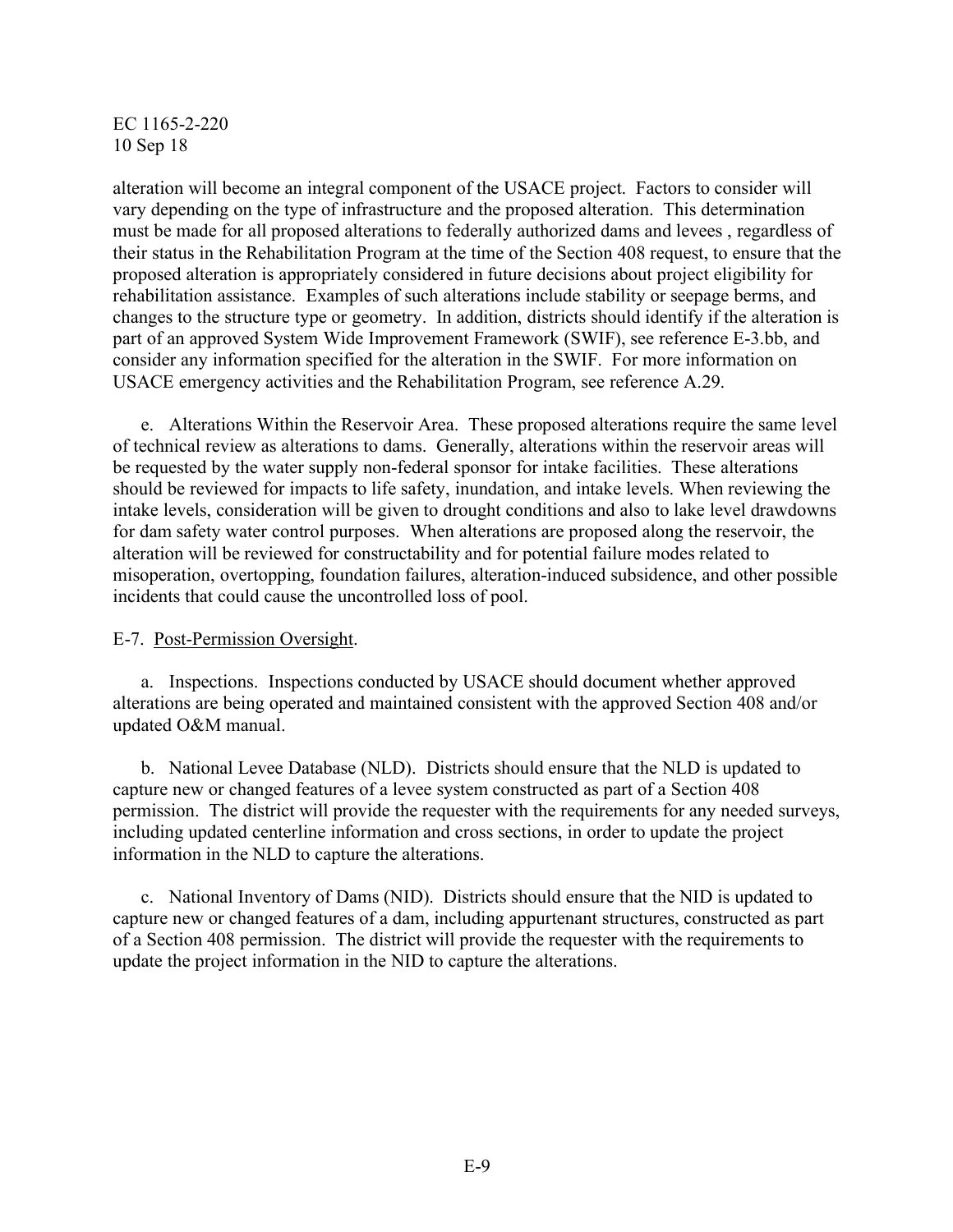alteration will become an integral component of the USACE project. Factors to consider will vary depending on the type of infrastructure and the proposed alteration. This determination must be made for all proposed alterations to federally authorized dams and levees , regardless of their status in the Rehabilitation Program at the time of the Section 408 request, to ensure that the proposed alteration is appropriately considered in future decisions about project eligibility for rehabilitation assistance. Examples of such alterations include stability or seepage berms, and changes to the structure type or geometry. In addition, districts should identify if the alteration is part of an approved System Wide Improvement Framework (SWIF), see reference E-3.bb, and consider any information specified for the alteration in the SWIF. For more information on USACE emergency activities and the Rehabilitation Program, see reference A.29.

e. Alterations Within the Reservoir Area. These proposed alterations require the same level of technical review as alterations to dams. Generally, alterations within the reservoir areas will be requested by the water supply non-federal sponsor for intake facilities. These alterations should be reviewed for impacts to life safety, inundation, and intake levels. When reviewing the intake levels, consideration will be given to drought conditions and also to lake level drawdowns for dam safety water control purposes. When alterations are proposed along the reservoir, the alteration will be reviewed for constructability and for potential failure modes related to misoperation, overtopping, foundation failures, alteration-induced subsidence, and other possible incidents that could cause the uncontrolled loss of pool.

E-7. Post-Permission Oversight.

a. Inspections. Inspections conducted by USACE should document whether approved alterations are being operated and maintained consistent with the approved Section 408 and/or updated O&M manual.

b. National Levee Database (NLD). Districts should ensure that the NLD is updated to capture new or changed features of a levee system constructed as part of a Section 408 permission. The district will provide the requester with the requirements for any needed surveys, including updated centerline information and cross sections, in order to update the project information in the NLD to capture the alterations.

c. National Inventory of Dams (NID). Districts should ensure that the NID is updated to capture new or changed features of a dam, including appurtenant structures, constructed as part of a Section 408 permission. The district will provide the requester with the requirements to update the project information in the NID to capture the alterations.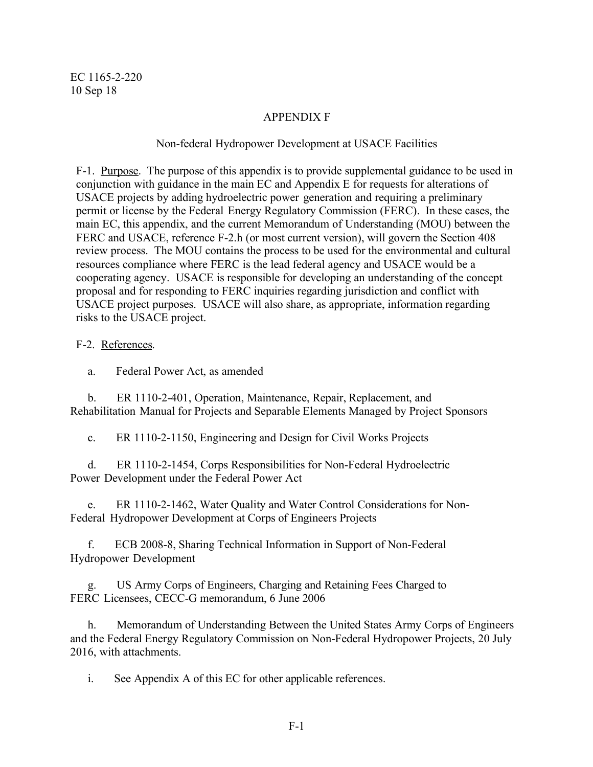## APPENDIX F

### Non-federal Hydropower Development at USACE Facilities

F-1. Purpose. The purpose of this appendix is to provide supplemental guidance to be used in conjunction with guidance in the main EC and Appendix E for requests for alterations of USACE projects by adding hydroelectric power generation and requiring a preliminary permit or license by the Federal Energy Regulatory Commission (FERC). In these cases, the main EC, this appendix, and the current Memorandum of Understanding (MOU) between the FERC and USACE, reference F-2.h (or most current version), will govern the Section 408 review process. The MOU contains the process to be used for the environmental and cultural resources compliance where FERC is the lead federal agency and USACE would be a cooperating agency. USACE is responsible for developing an understanding of the concept proposal and for responding to FERC inquiries regarding jurisdiction and conflict with USACE project purposes. USACE will also share, as appropriate, information regarding risks to the USACE project.

F-2. References.

a. Federal Power Act, as amended

b. ER 1110-2-401, Operation, Maintenance, Repair, Replacement, and Rehabilitation Manual for Projects and Separable Elements Managed by Project Sponsors

c. ER 1110-2-1150, Engineering and Design for Civil Works Projects

d. ER 1110-2-1454, Corps Responsibilities for Non-Federal Hydroelectric Power Development under the Federal Power Act

e. ER 1110-2-1462, Water Quality and Water Control Considerations for Non-Federal Hydropower Development at Corps of Engineers Projects

f. ECB 2008-8, Sharing Technical Information in Support of Non-Federal Hydropower Development

g. US Army Corps of Engineers, Charging and Retaining Fees Charged to FERC Licensees, CECC-G memorandum, 6 June 2006

h. Memorandum of Understanding Between the United States Army Corps of Engineers and the Federal Energy Regulatory Commission on Non-Federal Hydropower Projects, 20 July 2016, with attachments.

i. See Appendix A of this EC for other applicable references.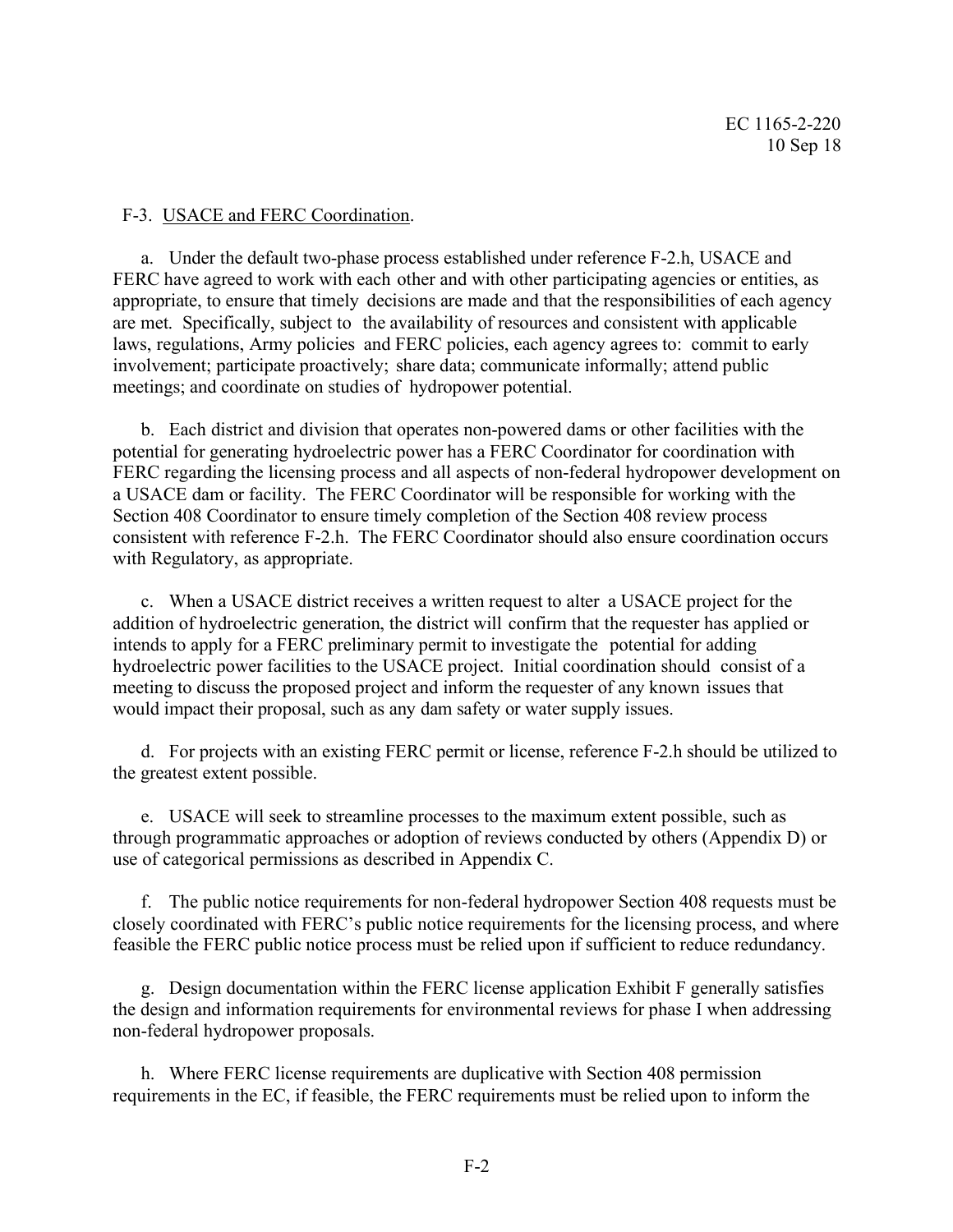F-3. USACE and FERC Coordination.

a. Under the default two-phase process established under reference F-2.h, USACE and FERC have agreed to work with each other and with other participating agencies or entities, as appropriate, to ensure that timely decisions are made and that the responsibilities of each agency are met. Specifically, subject to the availability of resources and consistent with applicable laws, regulations, Army policies and FERC policies, each agency agrees to: commit to early involvement; participate proactively; share data; communicate informally; attend public meetings; and coordinate on studies of hydropower potential.

b. Each district and division that operates non-powered dams or other facilities with the potential for generating hydroelectric power has a FERC Coordinator for coordination with FERC regarding the licensing process and all aspects of non-federal hydropower development on a USACE dam or facility. The FERC Coordinator will be responsible for working with the Section 408 Coordinator to ensure timely completion of the Section 408 review process consistent with reference F-2.h. The FERC Coordinator should also ensure coordination occurs with Regulatory, as appropriate.

c. When a USACE district receives a written request to alter a USACE project for the addition of hydroelectric generation, the district will confirm that the requester has applied or intends to apply for a FERC preliminary permit to investigate the potential for adding hydroelectric power facilities to the USACE project. Initial coordination should consist of a meeting to discuss the proposed project and inform the requester of any known issues that would impact their proposal, such as any dam safety or water supply issues.

d. For projects with an existing FERC permit or license, reference F-2.h should be utilized to the greatest extent possible.

e. USACE will seek to streamline processes to the maximum extent possible, such as through programmatic approaches or adoption of reviews conducted by others (Appendix D) or use of categorical permissions as described in Appendix C.

f. The public notice requirements for non-federal hydropower Section 408 requests must be closely coordinated with FERC's public notice requirements for the licensing process, and where feasible the FERC public notice process must be relied upon if sufficient to reduce redundancy.

g. Design documentation within the FERC license application Exhibit F generally satisfies the design and information requirements for environmental reviews for phase I when addressing non-federal hydropower proposals.

h. Where FERC license requirements are duplicative with Section 408 permission requirements in the EC, if feasible, the FERC requirements must be relied upon to inform the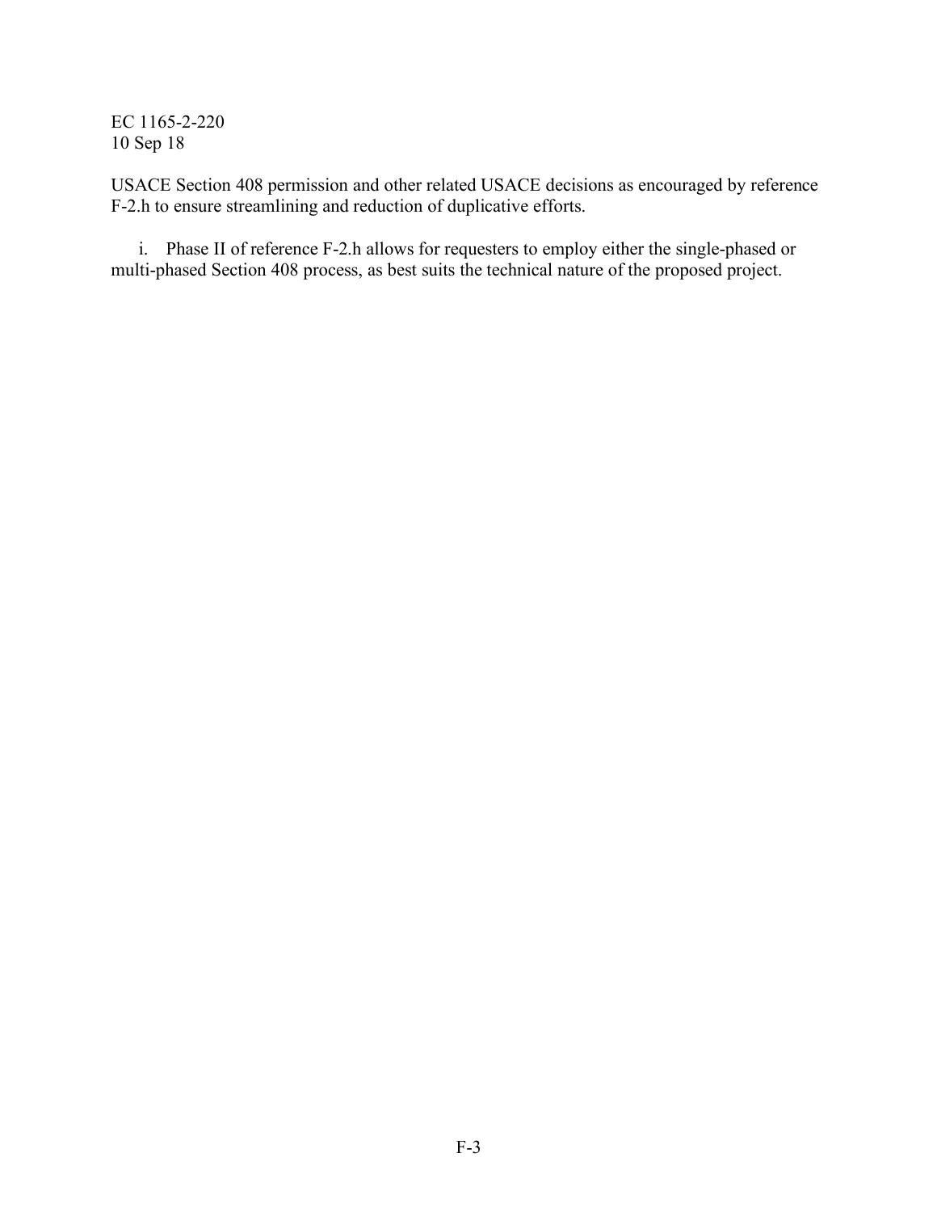USACE Section 408 permission and other related USACE decisions as encouraged by reference F-2.h to ensure streamlining and reduction of duplicative efforts.

i. Phase II of reference F-2.h allows for requesters to employ either the single-phased or multi-phased Section 408 process, as best suits the technical nature of the proposed project.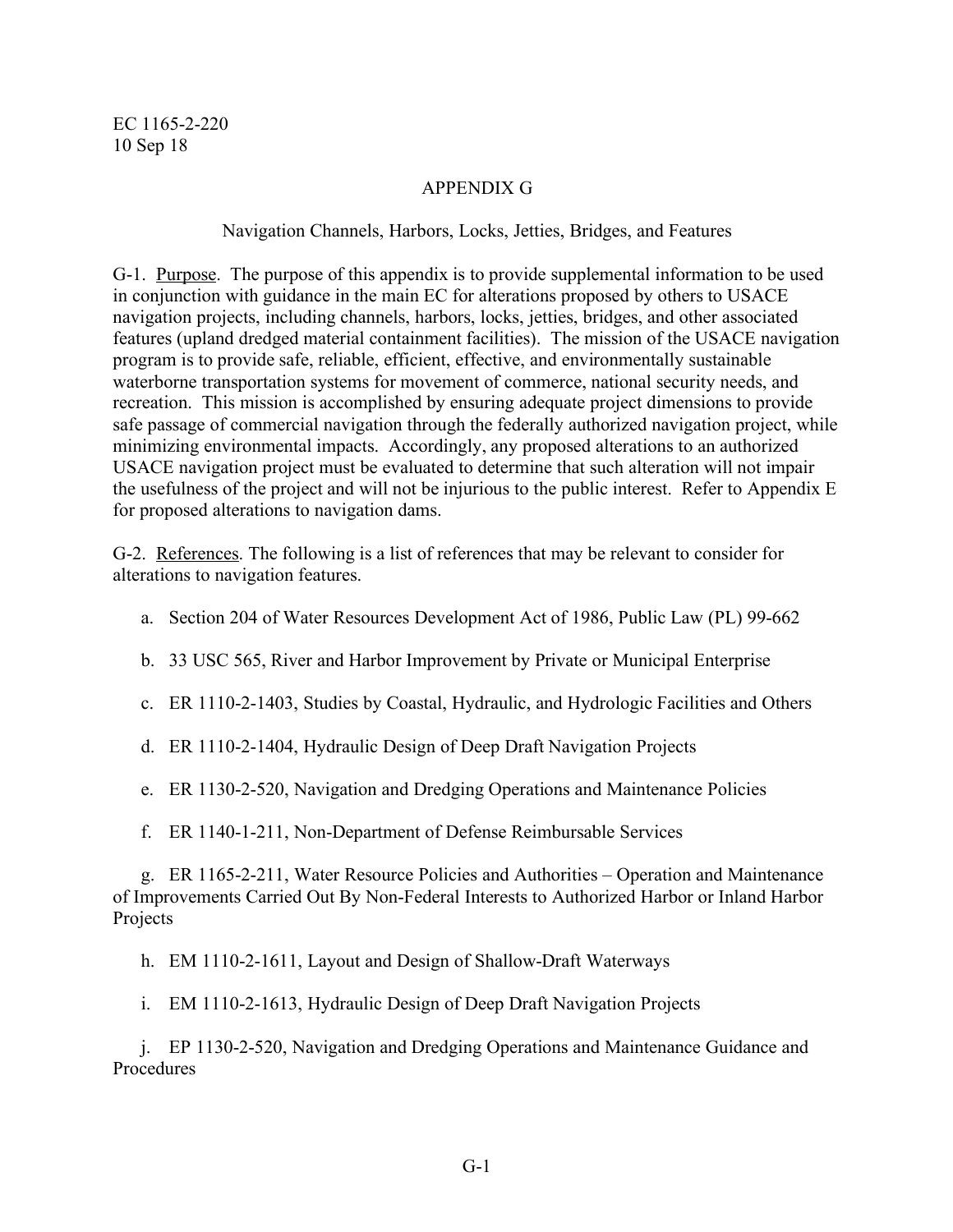## APPENDIX G

### Navigation Channels, Harbors, Locks, Jetties, Bridges, and Features

G-1. Purpose. The purpose of this appendix is to provide supplemental information to be used in conjunction with guidance in the main EC for alterations proposed by others to USACE navigation projects, including channels, harbors, locks, jetties, bridges, and other associated features (upland dredged material containment facilities). The mission of the USACE navigation program is to provide safe, reliable, efficient, effective, and environmentally sustainable waterborne transportation systems for movement of commerce, national security needs, and recreation. This mission is accomplished by ensuring adequate project dimensions to provide safe passage of commercial navigation through the federally authorized navigation project, while minimizing environmental impacts. Accordingly, any proposed alterations to an authorized USACE navigation project must be evaluated to determine that such alteration will not impair the usefulness of the project and will not be injurious to the public interest. Refer to Appendix E for proposed alterations to navigation dams.

G-2. References. The following is a list of references that may be relevant to consider for alterations to navigation features.

a. Section 204 of Water Resources Development Act of 1986, Public Law (PL) 99-662

b. 33 USC 565, River and Harbor Improvement by Private or Municipal Enterprise

c. ER 1110-2-1403, Studies by Coastal, Hydraulic, and Hydrologic Facilities and Others

d. ER 1110-2-1404, Hydraulic Design of Deep Draft Navigation Projects

e. ER 1130-2-520, Navigation and Dredging Operations and Maintenance Policies

f. ER 1140-1-211, Non-Department of Defense Reimbursable Services

g. ER 1165-2-211, Water Resource Policies and Authorities – Operation and Maintenance of Improvements Carried Out By Non-Federal Interests to Authorized Harbor or Inland Harbor Projects

h. EM 1110-2-1611, Layout and Design of Shallow-Draft Waterways

i. EM 1110-2-1613, Hydraulic Design of Deep Draft Navigation Projects

j. EP 1130-2-520, Navigation and Dredging Operations and Maintenance Guidance and Procedures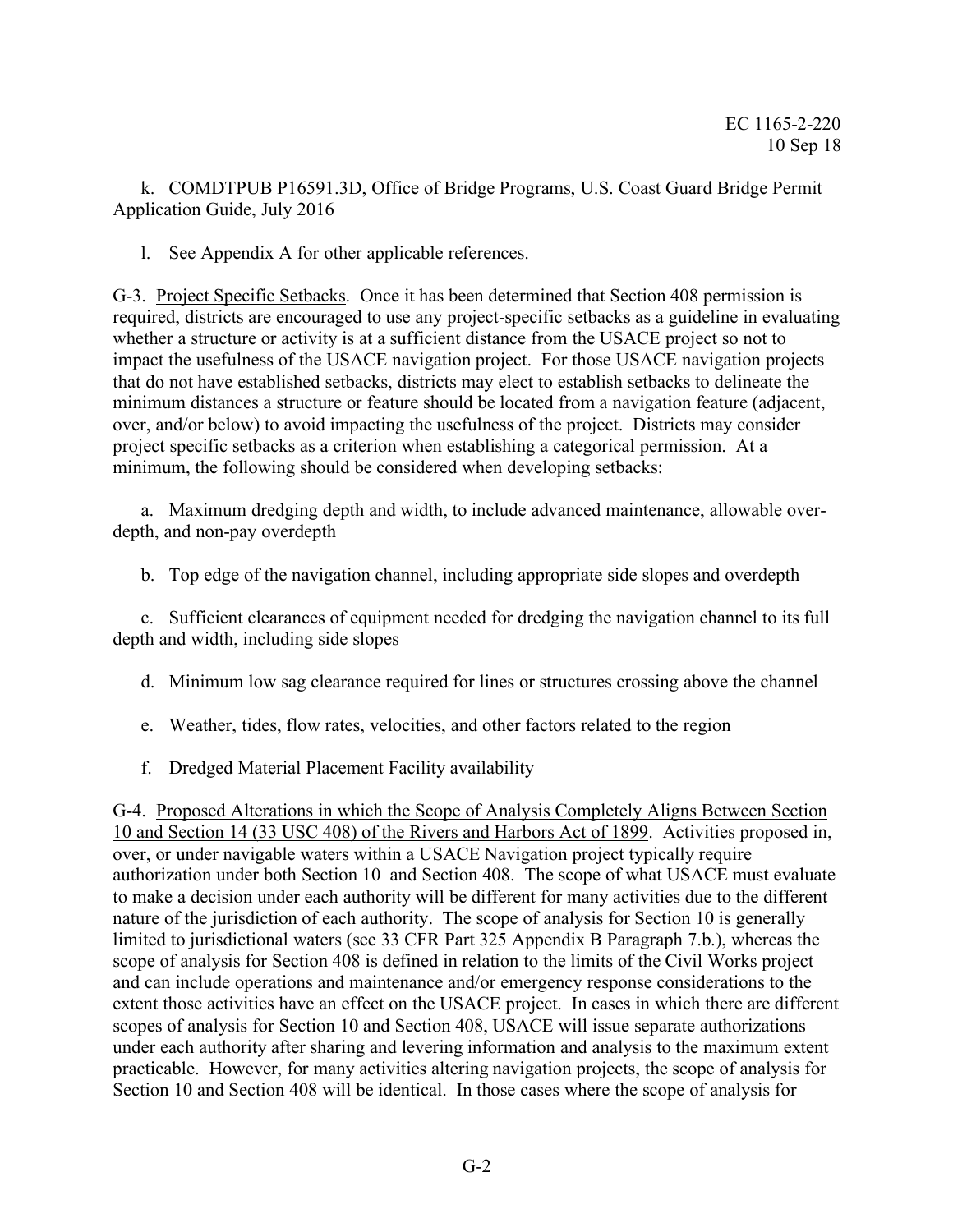k. COMDTPUB P16591.3D, Office of Bridge Programs, U.S. Coast Guard Bridge Permit Application Guide, July 2016

l. See Appendix A for other applicable references.

G-3. Project Specific Setbacks. Once it has been determined that Section 408 permission is required, districts are encouraged to use any project-specific setbacks as a guideline in evaluating whether a structure or activity is at a sufficient distance from the USACE project so not to impact the usefulness of the USACE navigation project. For those USACE navigation projects that do not have established setbacks, districts may elect to establish setbacks to delineate the minimum distances a structure or feature should be located from a navigation feature (adjacent, over, and/or below) to avoid impacting the usefulness of the project. Districts may consider project specific setbacks as a criterion when establishing a categorical permission. At a minimum, the following should be considered when developing setbacks:

a. Maximum dredging depth and width, to include advanced maintenance, allowable over-depth, and non-pay overdepth

b. Top edge of the navigation channel, including appropriate side slopes and overdepth

c. Sufficient clearances of equipment needed for dredging the navigation channel to its full depth and width, including side slopes

d. Minimum low sag clearance required for lines or structures crossing above the channel

e. Weather, tides, flow rates, velocities, and other factors related to the region

f. Dredged Material Placement Facility availability

G-4. Proposed Alterations in which the Scope of Analysis Completely Aligns Between Section 10 and Section 14 (33 USC 408) of the Rivers and Harbors Act of 1899. Activities proposed in, over, or under navigable waters within a USACE Navigation project typically require authorization under both Section 10 and Section 408. The scope of what USACE must evaluate to make a decision under each authority will be different for many activities due to the different nature of the jurisdiction of each authority. The scope of analysis for Section 10 is generally limited to jurisdictional waters (see 33 CFR Part 325 Appendix B Paragraph 7.b.), whereas the scope of analysis for Section 408 is defined in relation to the limits of the Civil Works project and can include operations and maintenance and/or emergency response considerations to the extent those activities have an effect on the USACE project. In cases in which there are different scopes of analysis for Section 10 and Section 408, USACE will issue separate authorizations under each authority after sharing and levering information and analysis to the maximum extent practicable. However, for many activities altering navigation projects, the scope of analysis for Section 10 and Section 408 will be identical. In those cases where the scope of analysis for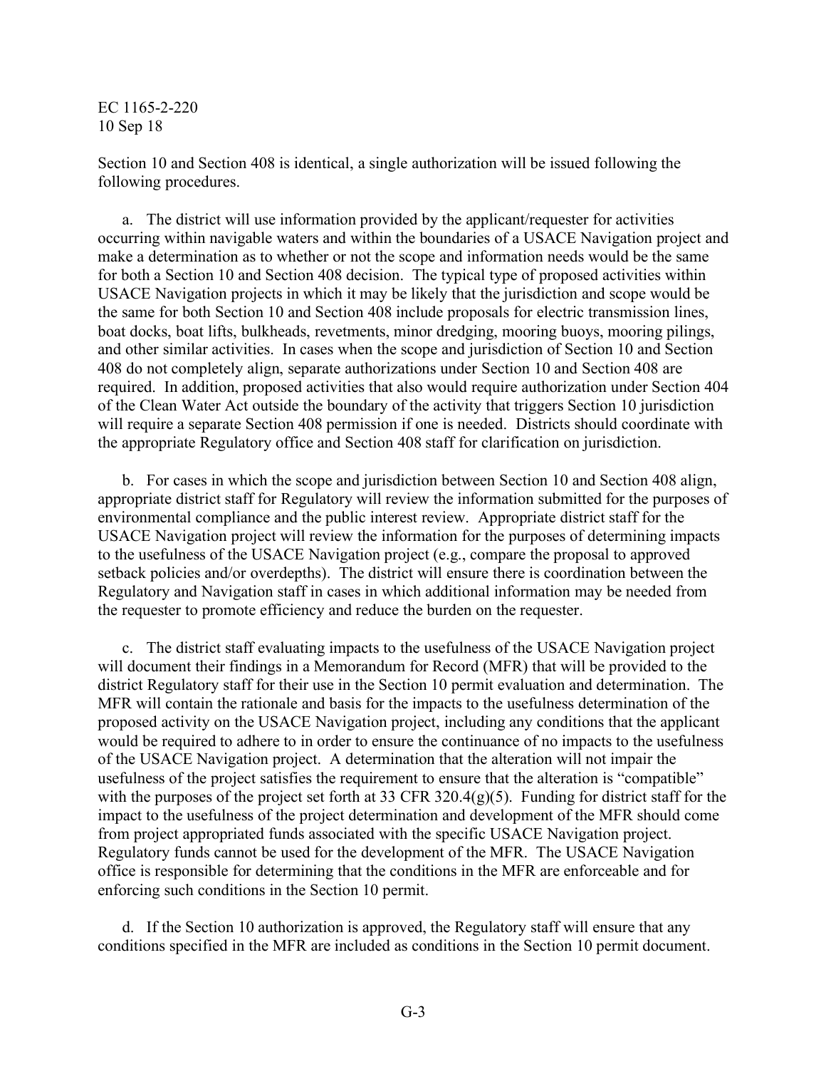Section 10 and Section 408 is identical, a single authorization will be issued following the following procedures.

a. The district will use information provided by the applicant/requester for activities occurring within navigable waters and within the boundaries of a USACE Navigation project and make a determination as to whether or not the scope and information needs would be the same for both a Section 10 and Section 408 decision. The typical type of proposed activities within USACE Navigation projects in which it may be likely that the jurisdiction and scope would be the same for both Section 10 and Section 408 include proposals for electric transmission lines, boat docks, boat lifts, bulkheads, revetments, minor dredging, mooring buoys, mooring pilings, and other similar activities. In cases when the scope and jurisdiction of Section 10 and Section 408 do not completely align, separate authorizations under Section 10 and Section 408 are required. In addition, proposed activities that also would require authorization under Section 404 of the Clean Water Act outside the boundary of the activity that triggers Section 10 jurisdiction will require a separate Section 408 permission if one is needed. Districts should coordinate with the appropriate Regulatory office and Section 408 staff for clarification on jurisdiction.

b. For cases in which the scope and jurisdiction between Section 10 and Section 408 align, appropriate district staff for Regulatory will review the information submitted for the purposes of environmental compliance and the public interest review. Appropriate district staff for the USACE Navigation project will review the information for the purposes of determining impacts to the usefulness of the USACE Navigation project (e.g., compare the proposal to approved setback policies and/or overdepths). The district will ensure there is coordination between the Regulatory and Navigation staff in cases in which additional information may be needed from the requester to promote efficiency and reduce the burden on the requester.

c. The district staff evaluating impacts to the usefulness of the USACE Navigation project will document their findings in a Memorandum for Record (MFR) that will be provided to the district Regulatory staff for their use in the Section 10 permit evaluation and determination. The MFR will contain the rationale and basis for the impacts to the usefulness determination of the proposed activity on the USACE Navigation project, including any conditions that the applicant would be required to adhere to in order to ensure the continuance of no impacts to the usefulness of the USACE Navigation project. A determination that the alteration will not impair the usefulness of the project satisfies the requirement to ensure that the alteration is "compatible" with the purposes of the project set forth at 33 CFR 320.4(g)(5). Funding for district staff for the impact to the usefulness of the project determination and development of the MFR should come from project appropriated funds associated with the specific USACE Navigation project. Regulatory funds cannot be used for the development of the MFR. The USACE Navigation office is responsible for determining that the conditions in the MFR are enforceable and for enforcing such conditions in the Section 10 permit.

d. If the Section 10 authorization is approved, the Regulatory staff will ensure that any conditions specified in the MFR are included as conditions in the Section 10 permit document.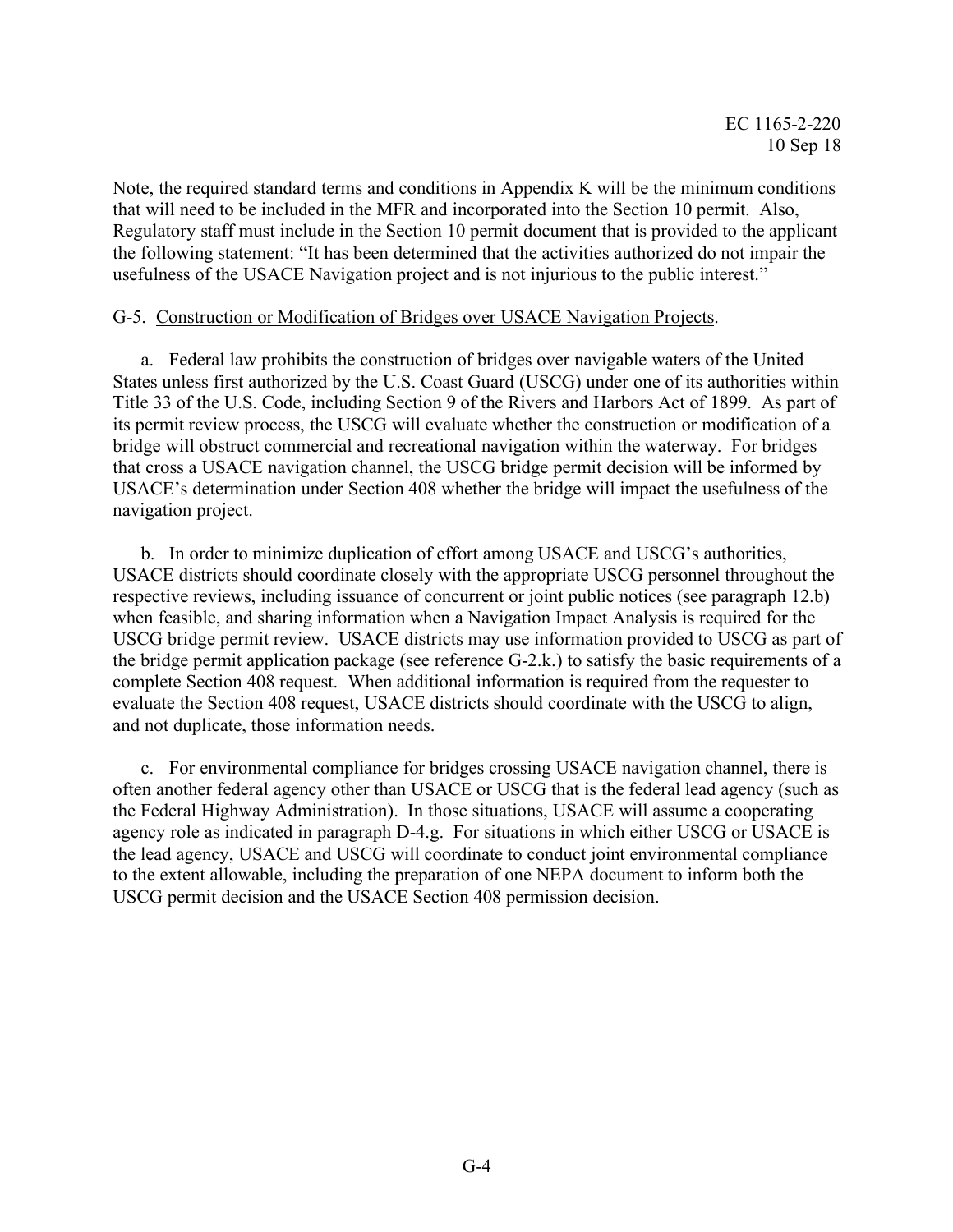Note, the required standard terms and conditions in Appendix K will be the minimum conditions that will need to be included in the MFR and incorporated into the Section 10 permit. Also, Regulatory staff must include in the Section 10 permit document that is provided to the applicant the following statement: "It has been determined that the activities authorized do not impair the usefulness of the USACE Navigation project and is not injurious to the public interest."

G-5. <u>Construction or Modification of Bridges over USACE Navigation Projects</u>.

a. Federal law prohibits the construction of bridges over navigable waters of the United States unless first authorized by the U.S. Coast Guard (USCG) under one of its authorities within Title 33 of the U.S. Code, including Section 9 of the Rivers and Harbors Act of 1899. As part of its permit review process, the USCG will evaluate whether the construction or modification of a bridge will obstruct commercial and recreational navigation within the waterway. For bridges that cross a USACE navigation channel, the USCG bridge permit decision will be informed by USACE's determination under Section 408 whether the bridge will impact the usefulness of the navigation project.

b. In order to minimize duplication of effort among USACE and USCG's authorities, USACE districts should coordinate closely with the appropriate USCG personnel throughout the respective reviews, including issuance of concurrent or joint public notices (see paragraph 12.b) when feasible, and sharing information when a Navigation Impact Analysis is required for the USCG bridge permit review. USACE districts may use information provided to USCG as part of the bridge permit application package (see reference G-2.k.) to satisfy the basic requirements of a complete Section 408 request. When additional information is required from the requester to evaluate the Section 408 request, USACE districts should coordinate with the USCG to align, and not duplicate, those information needs.

c. For environmental compliance for bridges crossing USACE navigation channel, there is often another federal agency other than USACE or USCG that is the federal lead agency (such as the Federal Highway Administration). In those situations, USACE will assume a cooperating agency role as indicated in paragraph D-4.g. For situations in which either USCG or USACE is the lead agency, USACE and USCG will coordinate to conduct joint environmental compliance to the extent allowable, including the preparation of one NEPA document to inform both the USCG permit decision and the USACE Section 408 permission decision.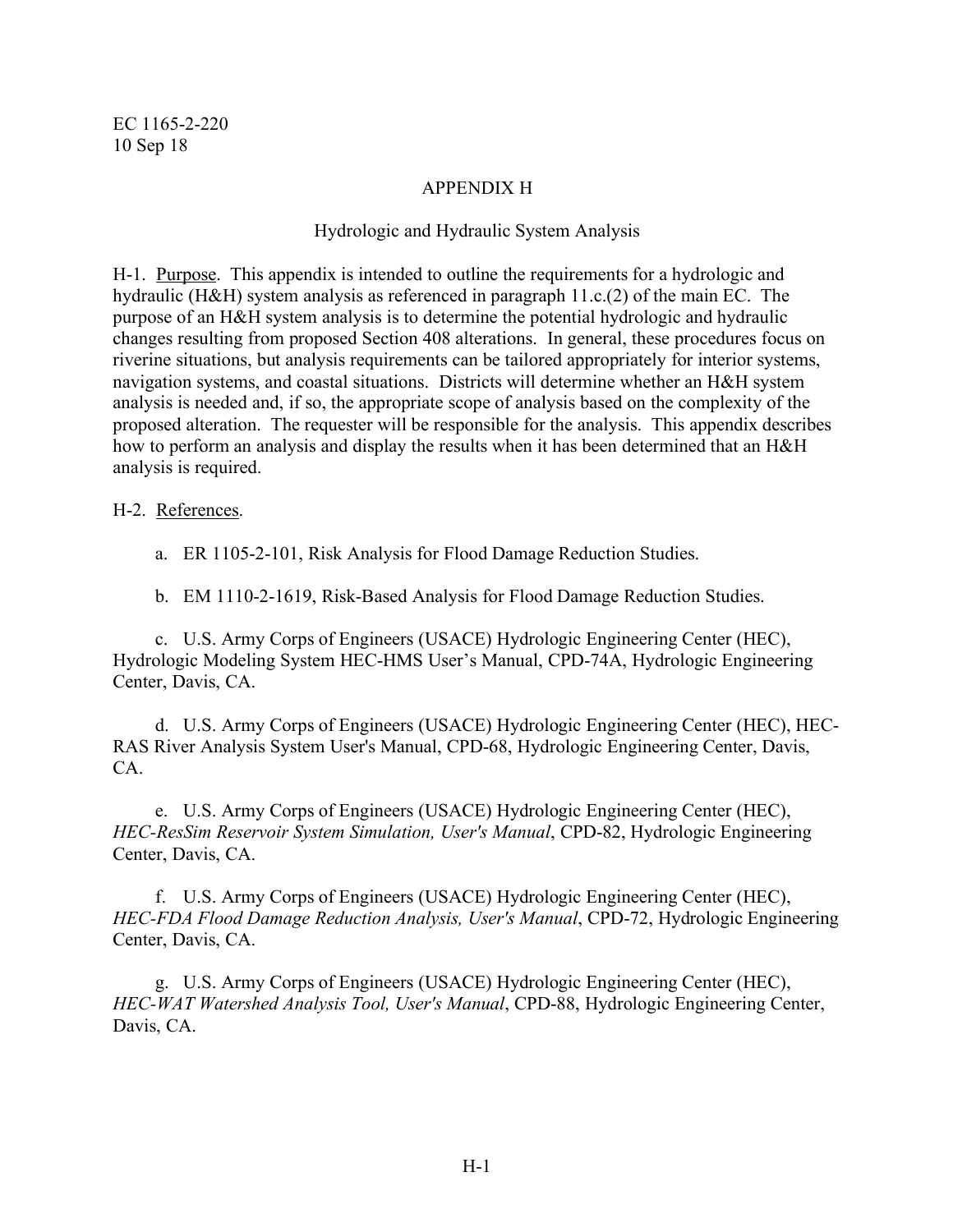# APPENDIX H

## Hydrologic and Hydraulic System Analysis

H-1. Purpose. This appendix is intended to outline the requirements for a hydrologic and hydraulic (H&H) system analysis as referenced in paragraph 11.c.(2) of the main EC. The purpose of an H&H system analysis is to determine the potential hydrologic and hydraulic changes resulting from proposed Section 408 alterations. In general, these procedures focus on riverine situations, but analysis requirements can be tailored appropriately for interior systems, navigation systems, and coastal situations. Districts will determine whether an H&H system analysis is needed and, if so, the appropriate scope of analysis based on the complexity of the proposed alteration. The requester will be responsible for the analysis. This appendix describes how to perform an analysis and display the results when it has been determined that an H&H analysis is required.

H-2. References.

a. ER 1105-2-101, Risk Analysis for Flood Damage Reduction Studies.

b. EM 1110-2-1619, Risk-Based Analysis for Flood Damage Reduction Studies.

c. U.S. Army Corps of Engineers (USACE) Hydrologic Engineering Center (HEC), Hydrologic Modeling System HEC-HMS User's Manual, CPD-74A, Hydrologic Engineering Center, Davis, CA.

d. U.S. Army Corps of Engineers (USACE) Hydrologic Engineering Center (HEC), HEC-RAS River Analysis System User's Manual, CPD-68, Hydrologic Engineering Center, Davis, CA.

e. U.S. Army Corps of Engineers (USACE) Hydrologic Engineering Center (HEC), *HEC-ResSim Reservoir System Simulation, User's Manual*, CPD-82, Hydrologic Engineering Center, Davis, CA.

f. U.S. Army Corps of Engineers (USACE) Hydrologic Engineering Center (HEC), *HEC-FDA Flood Damage Reduction Analysis, User's Manual*, CPD-72, Hydrologic Engineering Center, Davis, CA.

g. U.S. Army Corps of Engineers (USACE) Hydrologic Engineering Center (HEC), *HEC-WAT Watershed Analysis Tool, User's Manual*, CPD-88, Hydrologic Engineering Center, Davis, CA.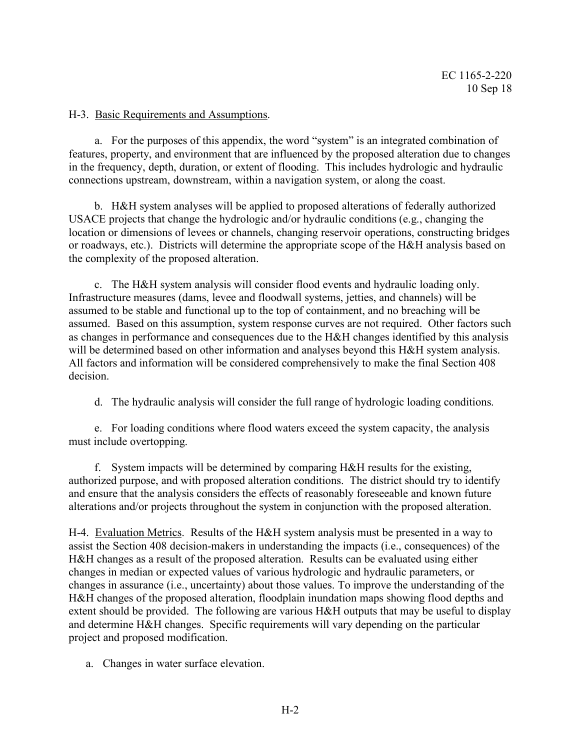H-3. Basic Requirements and Assumptions.

a. For the purposes of this appendix, the word "system" is an integrated combination of features, property, and environment that are influenced by the proposed alteration due to changes in the frequency, depth, duration, or extent of flooding. This includes hydrologic and hydraulic connections upstream, downstream, within a navigation system, or along the coast.

b. H&H system analyses will be applied to proposed alterations of federally authorized USACE projects that change the hydrologic and/or hydraulic conditions (e.g., changing the location or dimensions of levees or channels, changing reservoir operations, constructing bridges or roadways, etc.). Districts will determine the appropriate scope of the H&H analysis based on the complexity of the proposed alteration.

c. The H&H system analysis will consider flood events and hydraulic loading only. Infrastructure measures (dams, levee and floodwall systems, jetties, and channels) will be assumed to be stable and functional up to the top of containment, and no breaching will be assumed. Based on this assumption, system response curves are not required. Other factors such as changes in performance and consequences due to the H&H changes identified by this analysis will be determined based on other information and analyses beyond this H&H system analysis. All factors and information will be considered comprehensively to make the final Section 408 decision.

d. The hydraulic analysis will consider the full range of hydrologic loading conditions.

e. For loading conditions where flood waters exceed the system capacity, the analysis must include overtopping.

f. System impacts will be determined by comparing H&H results for the existing, authorized purpose, and with proposed alteration conditions. The district should try to identify and ensure that the analysis considers the effects of reasonably foreseeable and known future alterations and/or projects throughout the system in conjunction with the proposed alteration.

H-4. Evaluation Metrics. Results of the H&H system analysis must be presented in a way to assist the Section 408 decision-makers in understanding the impacts (i.e., consequences) of the H&H changes as a result of the proposed alteration. Results can be evaluated using either changes in median or expected values of various hydrologic and hydraulic parameters, or changes in assurance (i.e., uncertainty) about those values. To improve the understanding of the H&H changes of the proposed alteration, floodplain inundation maps showing flood depths and extent should be provided. The following are various H&H outputs that may be useful to display and determine H&H changes. Specific requirements will vary depending on the particular project and proposed modification.

a. Changes in water surface elevation.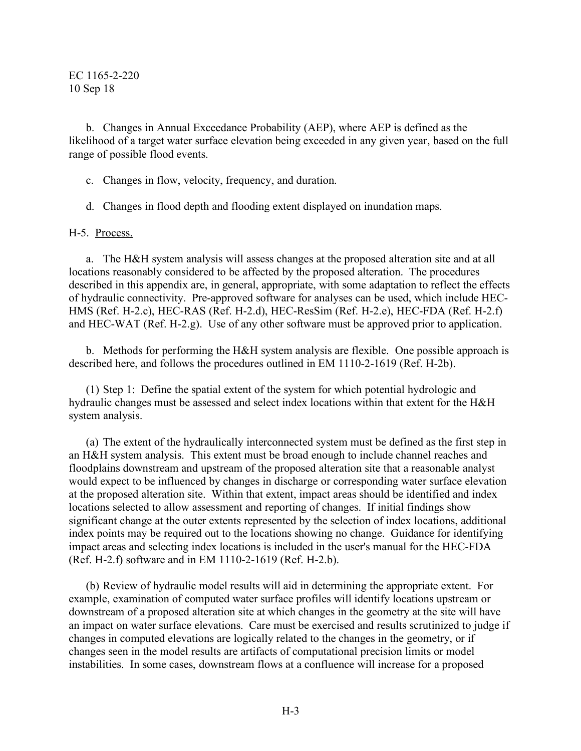b. Changes in Annual Exceedance Probability (AEP), where AEP is defined as the likelihood of a target water surface elevation being exceeded in any given year, based on the full range of possible flood events.

c. Changes in flow, velocity, frequency, and duration.

d. Changes in flood depth and flooding extent displayed on inundation maps.

H-5. Process.

a. The H&H system analysis will assess changes at the proposed alteration site and at all locations reasonably considered to be affected by the proposed alteration. The procedures described in this appendix are, in general, appropriate, with some adaptation to reflect the effects of hydraulic connectivity. Pre-approved software for analyses can be used, which include HEC-HMS (Ref. H-2.c), HEC-RAS (Ref. H-2.d), HEC-ResSim (Ref. H-2.e), HEC-FDA (Ref. H-2.f) and HEC-WAT (Ref. H-2.g). Use of any other software must be approved prior to application.

b. Methods for performing the H&H system analysis are flexible. One possible approach is described here, and follows the procedures outlined in EM 1110-2-1619 (Ref. H-2b).

(1) Step 1: Define the spatial extent of the system for which potential hydrologic and hydraulic changes must be assessed and select index locations within that extent for the H&H system analysis.

(a) The extent of the hydraulically interconnected system must be defined as the first step in an H&H system analysis. This extent must be broad enough to include channel reaches and floodplains downstream and upstream of the proposed alteration site that a reasonable analyst would expect to be influenced by changes in discharge or corresponding water surface elevation at the proposed alteration site. Within that extent, impact areas should be identified and index locations selected to allow assessment and reporting of changes. If initial findings show significant change at the outer extents represented by the selection of index locations, additional index points may be required out to the locations showing no change. Guidance for identifying impact areas and selecting index locations is included in the user's manual for the HEC-FDA (Ref. H-2.f) software and in EM 1110-2-1619 (Ref. H-2.b).

(b) Review of hydraulic model results will aid in determining the appropriate extent. For example, examination of computed water surface profiles will identify locations upstream or downstream of a proposed alteration site at which changes in the geometry at the site will have an impact on water surface elevations. Care must be exercised and results scrutinized to judge if changes in computed elevations are logically related to the changes in the geometry, or if changes seen in the model results are artifacts of computational precision limits or model instabilities. In some cases, downstream flows at a confluence will increase for a proposed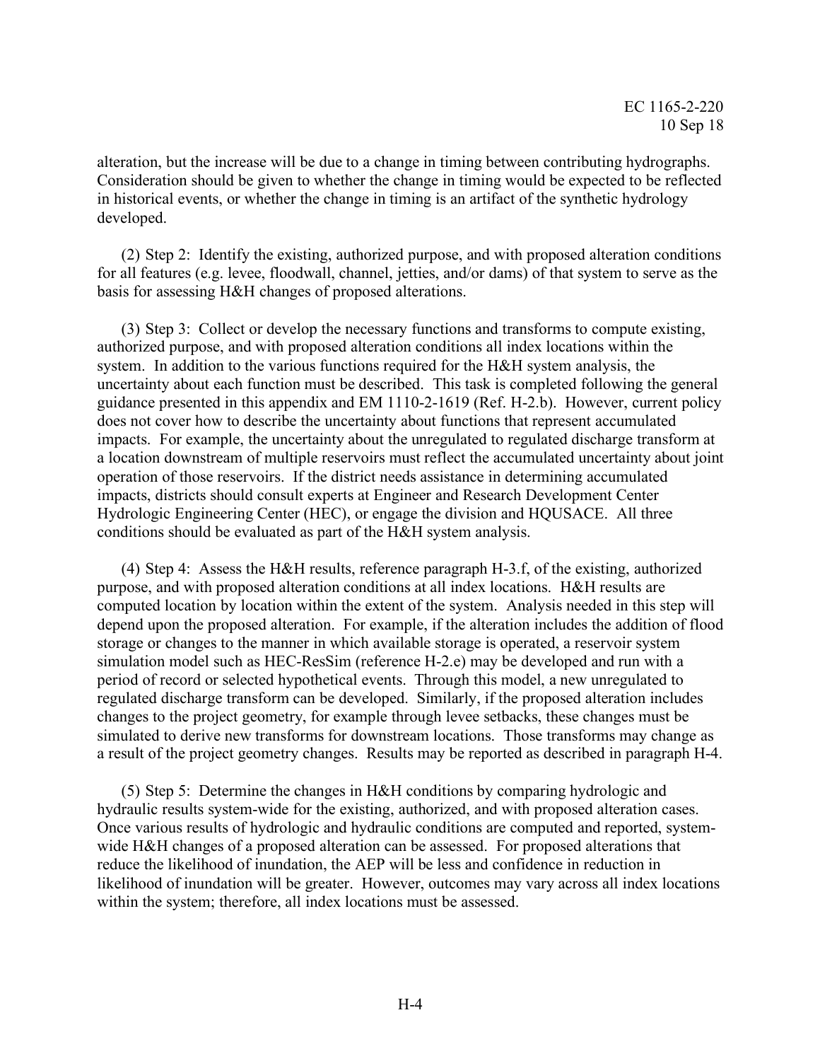alteration, but the increase will be due to a change in timing between contributing hydrographs. Consideration should be given to whether the change in timing would be expected to be reflected in historical events, or whether the change in timing is an artifact of the synthetic hydrology developed.

(2) Step 2: Identify the existing, authorized purpose, and with proposed alteration conditions for all features (e.g. levee, floodwall, channel, jetties, and/or dams) of that system to serve as the basis for assessing H&H changes of proposed alterations.

(3) Step 3: Collect or develop the necessary functions and transforms to compute existing, authorized purpose, and with proposed alteration conditions all index locations within the system. In addition to the various functions required for the H&H system analysis, the uncertainty about each function must be described. This task is completed following the general guidance presented in this appendix and EM 1110-2-1619 (Ref. H-2.b). However, current policy does not cover how to describe the uncertainty about functions that represent accumulated impacts. For example, the uncertainty about the unregulated to regulated discharge transform at a location downstream of multiple reservoirs must reflect the accumulated uncertainty about joint operation of those reservoirs. If the district needs assistance in determining accumulated impacts, districts should consult experts at Engineer and Research Development Center Hydrologic Engineering Center (HEC), or engage the division and HQUSACE. All three conditions should be evaluated as part of the H&H system analysis.

(4) Step 4: Assess the H&H results, reference paragraph H-3.f, of the existing, authorized purpose, and with proposed alteration conditions at all index locations. H&H results are computed location by location within the extent of the system. Analysis needed in this step will depend upon the proposed alteration. For example, if the alteration includes the addition of flood storage or changes to the manner in which available storage is operated, a reservoir system simulation model such as HEC-ResSim (reference H-2.e) may be developed and run with a period of record or selected hypothetical events. Through this model, a new unregulated to regulated discharge transform can be developed. Similarly, if the proposed alteration includes changes to the project geometry, for example through levee setbacks, these changes must be simulated to derive new transforms for downstream locations. Those transforms may change as a result of the project geometry changes. Results may be reported as described in paragraph H-4.

(5) Step 5: Determine the changes in H&H conditions by comparing hydrologic and hydraulic results system-wide for the existing, authorized, and with proposed alteration cases. Once various results of hydrologic and hydraulic conditions are computed and reported, system-wide H&H changes of a proposed alteration can be assessed. For proposed alterations that reduce the likelihood of inundation, the AEP will be less and confidence in reduction in likelihood of inundation will be greater. However, outcomes may vary across all index locations within the system; therefore, all index locations must be assessed.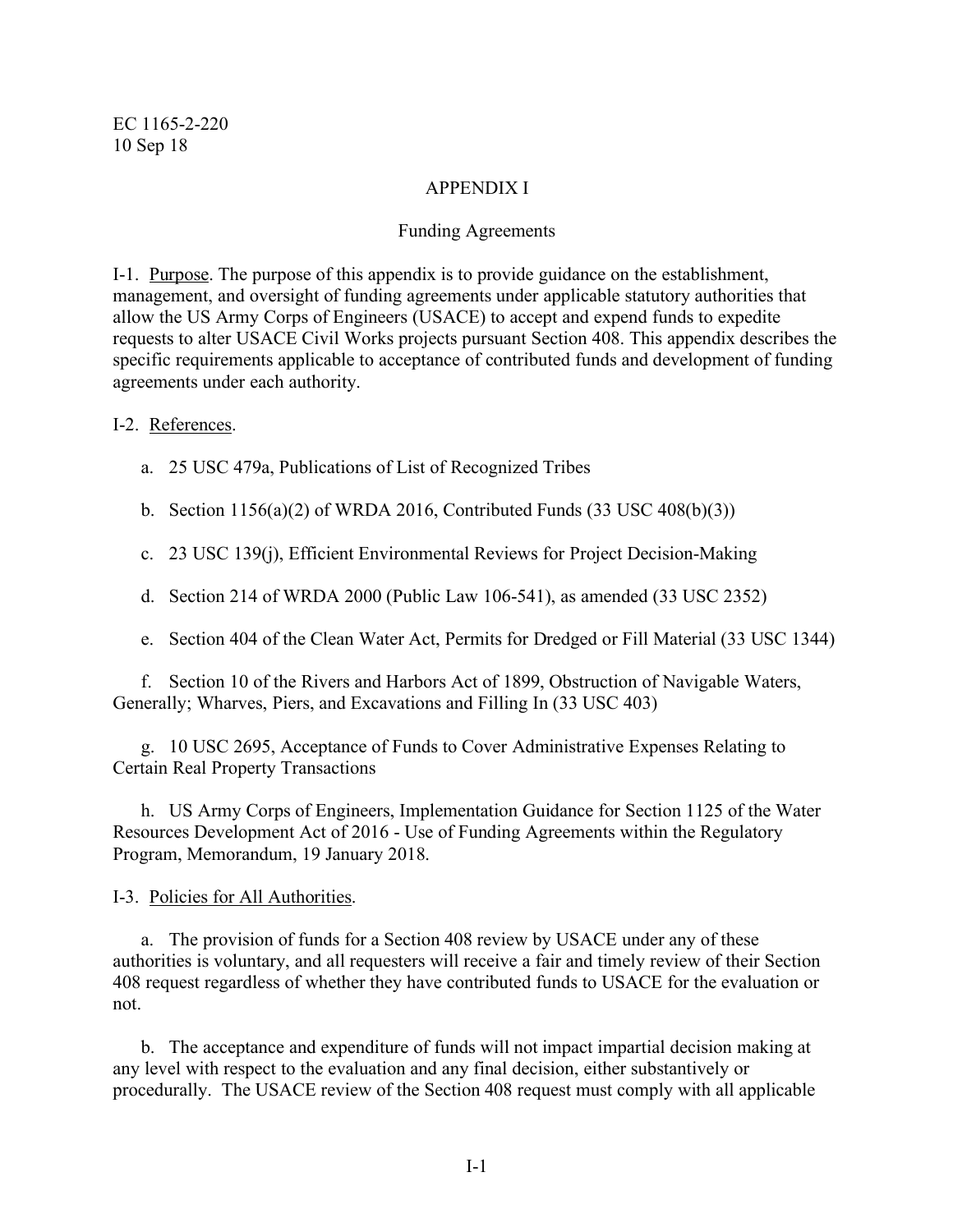# APPENDIX I

## Funding Agreements

I-1. Purpose. The purpose of this appendix is to provide guidance on the establishment, management, and oversight of funding agreements under applicable statutory authorities that allow the US Army Corps of Engineers (USACE) to accept and expend funds to expedite requests to alter USACE Civil Works projects pursuant Section 408. This appendix describes the specific requirements applicable to acceptance of contributed funds and development of funding agreements under each authority.

I-2. References.

a. 25 USC 479a, Publications of List of Recognized Tribes

b. Section 1156(a)(2) of WRDA 2016, Contributed Funds (33 USC 408(b)(3))

c. 23 USC 139(j), Efficient Environmental Reviews for Project Decision-Making

d. Section 214 of WRDA 2000 (Public Law 106-541), as amended (33 USC 2352)

e. Section 404 of the Clean Water Act, Permits for Dredged or Fill Material (33 USC 1344)

f. Section 10 of the Rivers and Harbors Act of 1899, Obstruction of Navigable Waters, Generally; Wharves, Piers, and Excavations and Filling In (33 USC 403)

g. 10 USC 2695, Acceptance of Funds to Cover Administrative Expenses Relating to Certain Real Property Transactions

h. US Army Corps of Engineers, Implementation Guidance for Section 1125 of the Water Resources Development Act of 2016 - Use of Funding Agreements within the Regulatory Program, Memorandum, 19 January 2018.

I-3. Policies for All Authorities.

a. The provision of funds for a Section 408 review by USACE under any of these authorities is voluntary, and all requesters will receive a fair and timely review of their Section 408 request regardless of whether they have contributed funds to USACE for the evaluation or not.

b. The acceptance and expenditure of funds will not impact impartial decision making at any level with respect to the evaluation and any final decision, either substantively or procedurally. The USACE review of the Section 408 request must comply with all applicable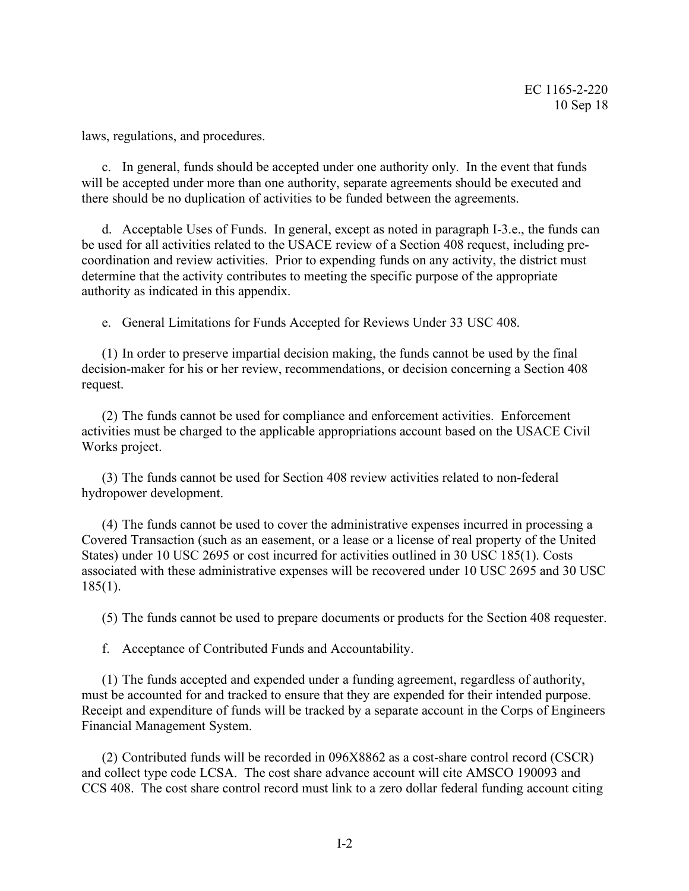laws, regulations, and procedures.

c. In general, funds should be accepted under one authority only. In the event that funds will be accepted under more than one authority, separate agreements should be executed and there should be no duplication of activities to be funded between the agreements.

d. Acceptable Uses of Funds. In general, except as noted in paragraph I-3.e., the funds can be used for all activities related to the USACE review of a Section 408 request, including pre-coordination and review activities. Prior to expending funds on any activity, the district must determine that the activity contributes to meeting the specific purpose of the appropriate authority as indicated in this appendix.

e. General Limitations for Funds Accepted for Reviews Under 33 USC 408.

(1) In order to preserve impartial decision making, the funds cannot be used by the final decision-maker for his or her review, recommendations, or decision concerning a Section 408 request.

(2) The funds cannot be used for compliance and enforcement activities. Enforcement activities must be charged to the applicable appropriations account based on the USACE Civil Works project.

(3) The funds cannot be used for Section 408 review activities related to non-federal hydropower development.

(4) The funds cannot be used to cover the administrative expenses incurred in processing a Covered Transaction (such as an easement, or a lease or a license of real property of the United States) under 10 USC 2695 or cost incurred for activities outlined in 30 USC 185(1). Costs associated with these administrative expenses will be recovered under 10 USC 2695 and 30 USC 185(1).

(5) The funds cannot be used to prepare documents or products for the Section 408 requester.

f. Acceptance of Contributed Funds and Accountability.

(1) The funds accepted and expended under a funding agreement, regardless of authority, must be accounted for and tracked to ensure that they are expended for their intended purpose. Receipt and expenditure of funds will be tracked by a separate account in the Corps of Engineers Financial Management System.

(2) Contributed funds will be recorded in 096X8862 as a cost-share control record (CSCR) and collect type code LCSA. The cost share advance account will cite AMSCO 190093 and CCS 408. The cost share control record must link to a zero dollar federal funding account citing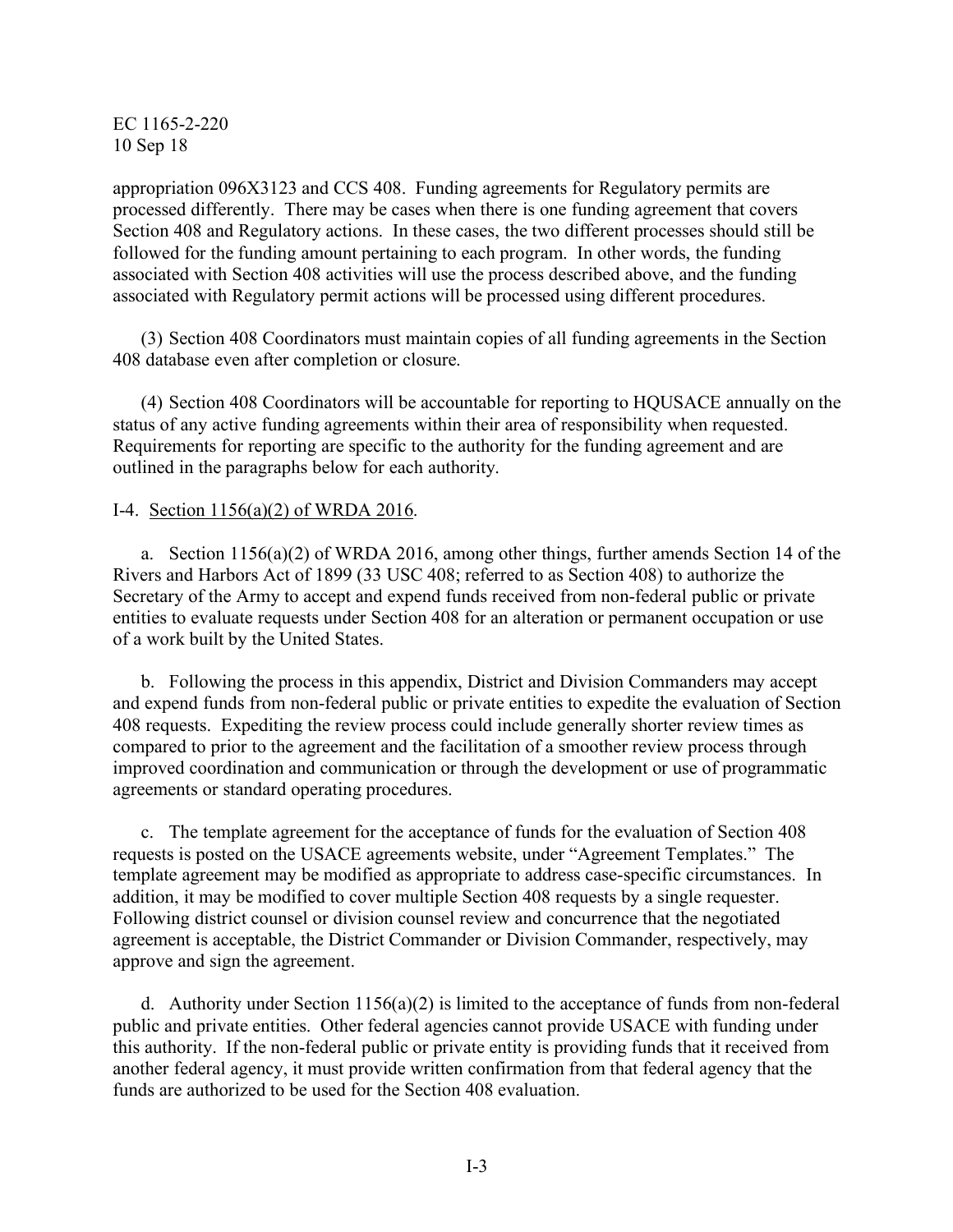appropriation 096X3123 and CCS 408. Funding agreements for Regulatory permits are processed differently. There may be cases when there is one funding agreement that covers Section 408 and Regulatory actions. In these cases, the two different processes should still be followed for the funding amount pertaining to each program. In other words, the funding associated with Section 408 activities will use the process described above, and the funding associated with Regulatory permit actions will be processed using different procedures.

(3) Section 408 Coordinators must maintain copies of all funding agreements in the Section 408 database even after completion or closure.

(4) Section 408 Coordinators will be accountable for reporting to HQUSACE annually on the status of any active funding agreements within their area of responsibility when requested. Requirements for reporting are specific to the authority for the funding agreement and are outlined in the paragraphs below for each authority.

I-4. Section 1156(a)(2) of WRDA 2016.

a. Section 1156(a)(2) of WRDA 2016, among other things, further amends Section 14 of the Rivers and Harbors Act of 1899 (33 USC 408; referred to as Section 408) to authorize the Secretary of the Army to accept and expend funds received from non-federal public or private entities to evaluate requests under Section 408 for an alteration or permanent occupation or use of a work built by the United States.

b. Following the process in this appendix, District and Division Commanders may accept and expend funds from non-federal public or private entities to expedite the evaluation of Section 408 requests. Expediting the review process could include generally shorter review times as compared to prior to the agreement and the facilitation of a smoother review process through improved coordination and communication or through the development or use of programmatic agreements or standard operating procedures.

c. The template agreement for the acceptance of funds for the evaluation of Section 408 requests is posted on the USACE agreements website, under "Agreement Templates." The template agreement may be modified as appropriate to address case-specific circumstances. In addition, it may be modified to cover multiple Section 408 requests by a single requester. Following district counsel or division counsel review and concurrence that the negotiated agreement is acceptable, the District Commander or Division Commander, respectively, may approve and sign the agreement.

d. Authority under Section 1156(a)(2) is limited to the acceptance of funds from non-federal public and private entities. Other federal agencies cannot provide USACE with funding under this authority. If the non-federal public or private entity is providing funds that it received from another federal agency, it must provide written confirmation from that federal agency that the funds are authorized to be used for the Section 408 evaluation.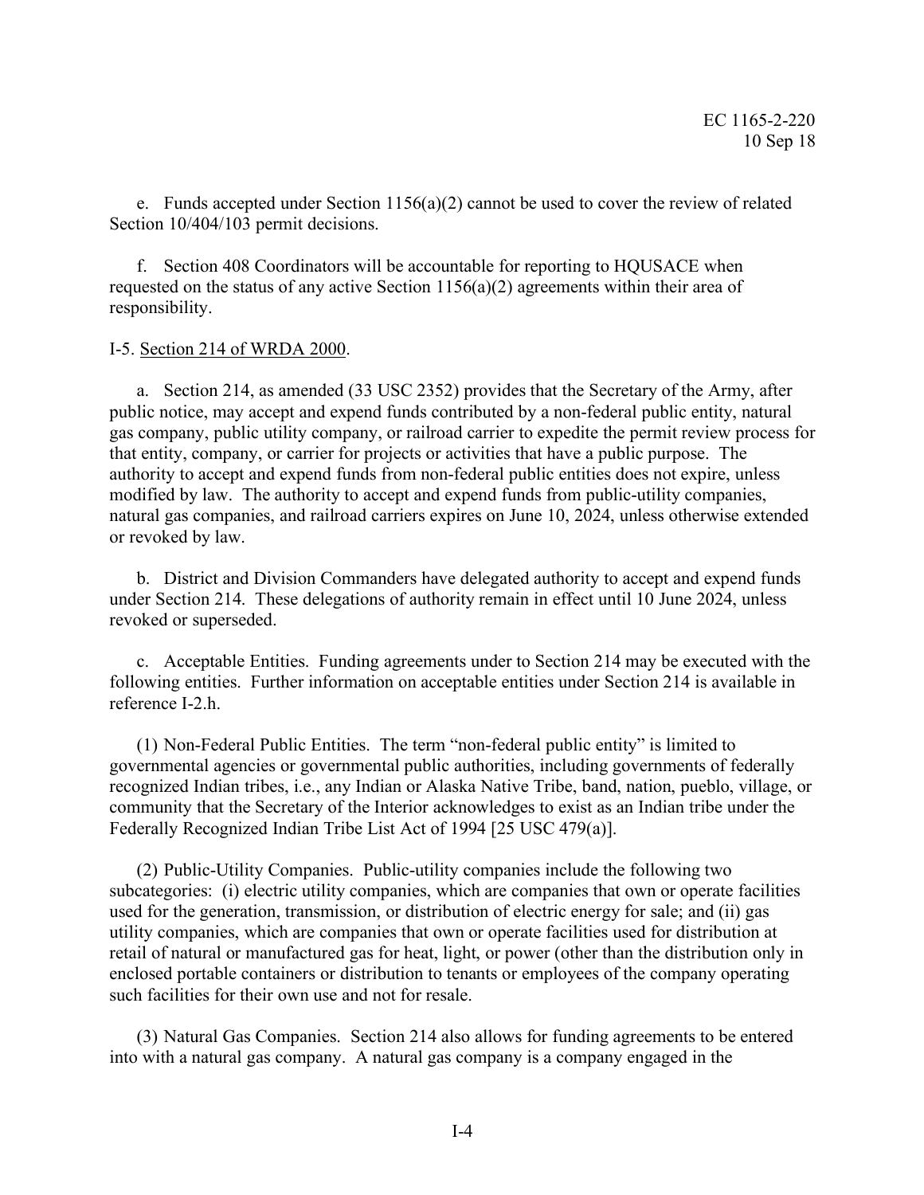e. Funds accepted under Section 1156(a)(2) cannot be used to cover the review of related Section 10/404/103 permit decisions.

f. Section 408 Coordinators will be accountable for reporting to HQUSACE when requested on the status of any active Section 1156(a)(2) agreements within their area of responsibility.

I-5. Section 214 of WRDA 2000.

a. Section 214, as amended (33 USC 2352) provides that the Secretary of the Army, after public notice, may accept and expend funds contributed by a non-federal public entity, natural gas company, public utility company, or railroad carrier to expedite the permit review process for that entity, company, or carrier for projects or activities that have a public purpose. The authority to accept and expend funds from non-federal public entities does not expire, unless modified by law. The authority to accept and expend funds from public-utility companies, natural gas companies, and railroad carriers expires on June 10, 2024, unless otherwise extended or revoked by law.

b. District and Division Commanders have delegated authority to accept and expend funds under Section 214. These delegations of authority remain in effect until 10 June 2024, unless revoked or superseded.

c. Acceptable Entities. Funding agreements under to Section 214 may be executed with the following entities. Further information on acceptable entities under Section 214 is available in reference I-2.h.

(1) Non-Federal Public Entities. The term "non-federal public entity" is limited to governmental agencies or governmental public authorities, including governments of federally recognized Indian tribes, i.e., any Indian or Alaska Native Tribe, band, nation, pueblo, village, or community that the Secretary of the Interior acknowledges to exist as an Indian tribe under the Federally Recognized Indian Tribe List Act of 1994 [25 USC 479(a)].

(2) Public-Utility Companies. Public-utility companies include the following two subcategories: (i) electric utility companies, which are companies that own or operate facilities used for the generation, transmission, or distribution of electric energy for sale; and (ii) gas utility companies, which are companies that own or operate facilities used for distribution at retail of natural or manufactured gas for heat, light, or power (other than the distribution only in enclosed portable containers or distribution to tenants or employees of the company operating such facilities for their own use and not for resale.

(3) Natural Gas Companies. Section 214 also allows for funding agreements to be entered into with a natural gas company. A natural gas company is a company engaged in the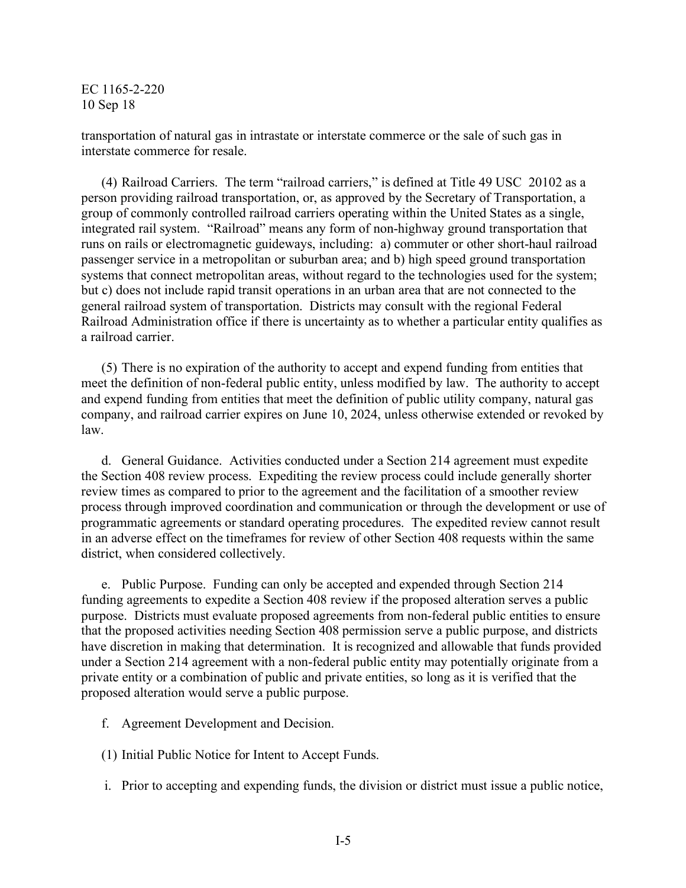transportation of natural gas in intrastate or interstate commerce or the sale of such gas in interstate commerce for resale.

(4) Railroad Carriers. The term "railroad carriers," is defined at Title 49 USC 20102 as a person providing railroad transportation, or, as approved by the Secretary of Transportation, a group of commonly controlled railroad carriers operating within the United States as a single, integrated rail system. "Railroad" means any form of non-highway ground transportation that runs on rails or electromagnetic guideways, including: a) commuter or other short-haul railroad passenger service in a metropolitan or suburban area; and b) high speed ground transportation systems that connect metropolitan areas, without regard to the technologies used for the system; but c) does not include rapid transit operations in an urban area that are not connected to the general railroad system of transportation. Districts may consult with the regional Federal Railroad Administration office if there is uncertainty as to whether a particular entity qualifies as a railroad carrier.

(5) There is no expiration of the authority to accept and expend funding from entities that meet the definition of non-federal public entity, unless modified by law. The authority to accept and expend funding from entities that meet the definition of public utility company, natural gas company, and railroad carrier expires on June 10, 2024, unless otherwise extended or revoked by law.

d. General Guidance. Activities conducted under a Section 214 agreement must expedite the Section 408 review process. Expediting the review process could include generally shorter review times as compared to prior to the agreement and the facilitation of a smoother review process through improved coordination and communication or through the development or use of programmatic agreements or standard operating procedures. The expedited review cannot result in an adverse effect on the timeframes for review of other Section 408 requests within the same district, when considered collectively.

e. Public Purpose. Funding can only be accepted and expended through Section 214 funding agreements to expedite a Section 408 review if the proposed alteration serves a public purpose. Districts must evaluate proposed agreements from non-federal public entities to ensure that the proposed activities needing Section 408 permission serve a public purpose, and districts have discretion in making that determination. It is recognized and allowable that funds provided under a Section 214 agreement with a non-federal public entity may potentially originate from a private entity or a combination of public and private entities, so long as it is verified that the proposed alteration would serve a public purpose.

f. Agreement Development and Decision.

(1) Initial Public Notice for Intent to Accept Funds.

i. Prior to accepting and expending funds, the division or district must issue a public notice,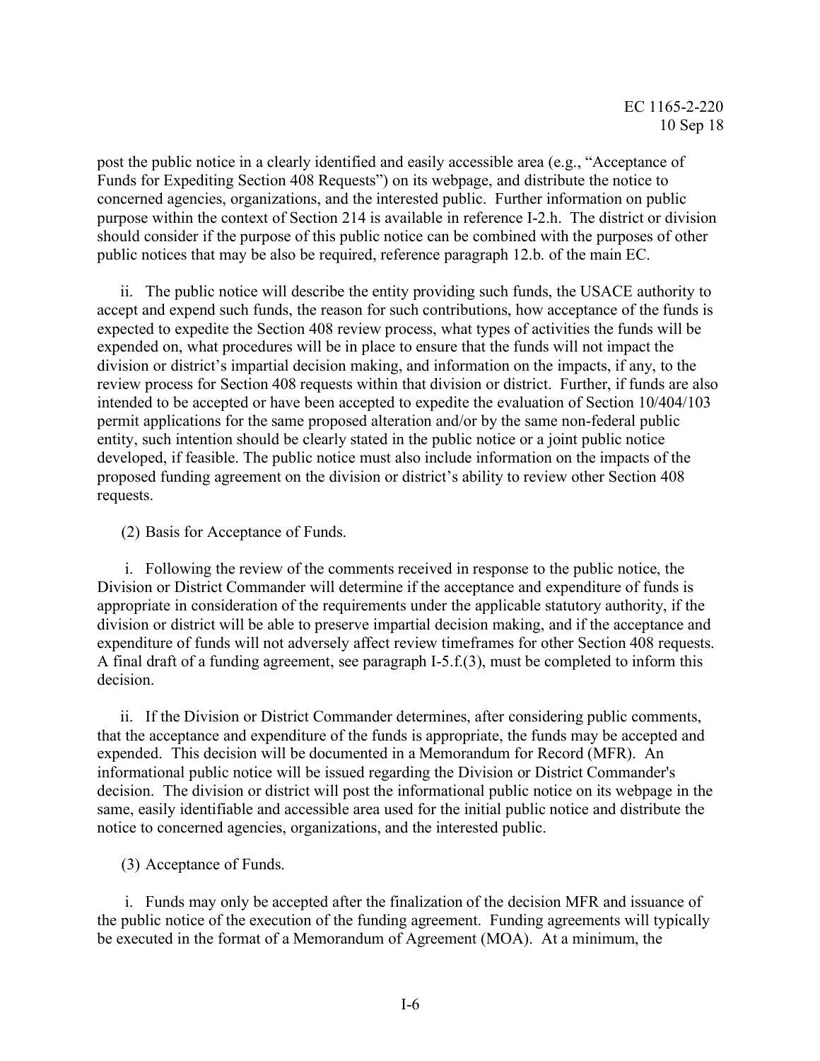post the public notice in a clearly identified and easily accessible area (e.g., "Acceptance of Funds for Expediting Section 408 Requests") on its webpage, and distribute the notice to concerned agencies, organizations, and the interested public. Further information on public purpose within the context of Section 214 is available in reference I-2.h. The district or division should consider if the purpose of this public notice can be combined with the purposes of other public notices that may be also be required, reference paragraph 12.b. of the main EC.

ii. The public notice will describe the entity providing such funds, the USACE authority to accept and expend such funds, the reason for such contributions, how acceptance of the funds is expected to expedite the Section 408 review process, what types of activities the funds will be expended on, what procedures will be in place to ensure that the funds will not impact the division or district's impartial decision making, and information on the impacts, if any, to the review process for Section 408 requests within that division or district. Further, if funds are also intended to be accepted or have been accepted to expedite the evaluation of Section 10/404/103 permit applications for the same proposed alteration and/or by the same non-federal public entity, such intention should be clearly stated in the public notice or a joint public notice developed, if feasible. The public notice must also include information on the impacts of the proposed funding agreement on the division or district's ability to review other Section 408 requests.

(2) Basis for Acceptance of Funds.

i. Following the review of the comments received in response to the public notice, the Division or District Commander will determine if the acceptance and expenditure of funds is appropriate in consideration of the requirements under the applicable statutory authority, if the division or district will be able to preserve impartial decision making, and if the acceptance and expenditure of funds will not adversely affect review timeframes for other Section 408 requests. A final draft of a funding agreement, see paragraph I-5.f.(3), must be completed to inform this decision.

ii. If the Division or District Commander determines, after considering public comments, that the acceptance and expenditure of the funds is appropriate, the funds may be accepted and expended. This decision will be documented in a Memorandum for Record (MFR). An informational public notice will be issued regarding the Division or District Commander's decision. The division or district will post the informational public notice on its webpage in the same, easily identifiable and accessible area used for the initial public notice and distribute the notice to concerned agencies, organizations, and the interested public.

(3) Acceptance of Funds.

i. Funds may only be accepted after the finalization of the decision MFR and issuance of the public notice of the execution of the funding agreement. Funding agreements will typically be executed in the format of a Memorandum of Agreement (MOA). At a minimum, the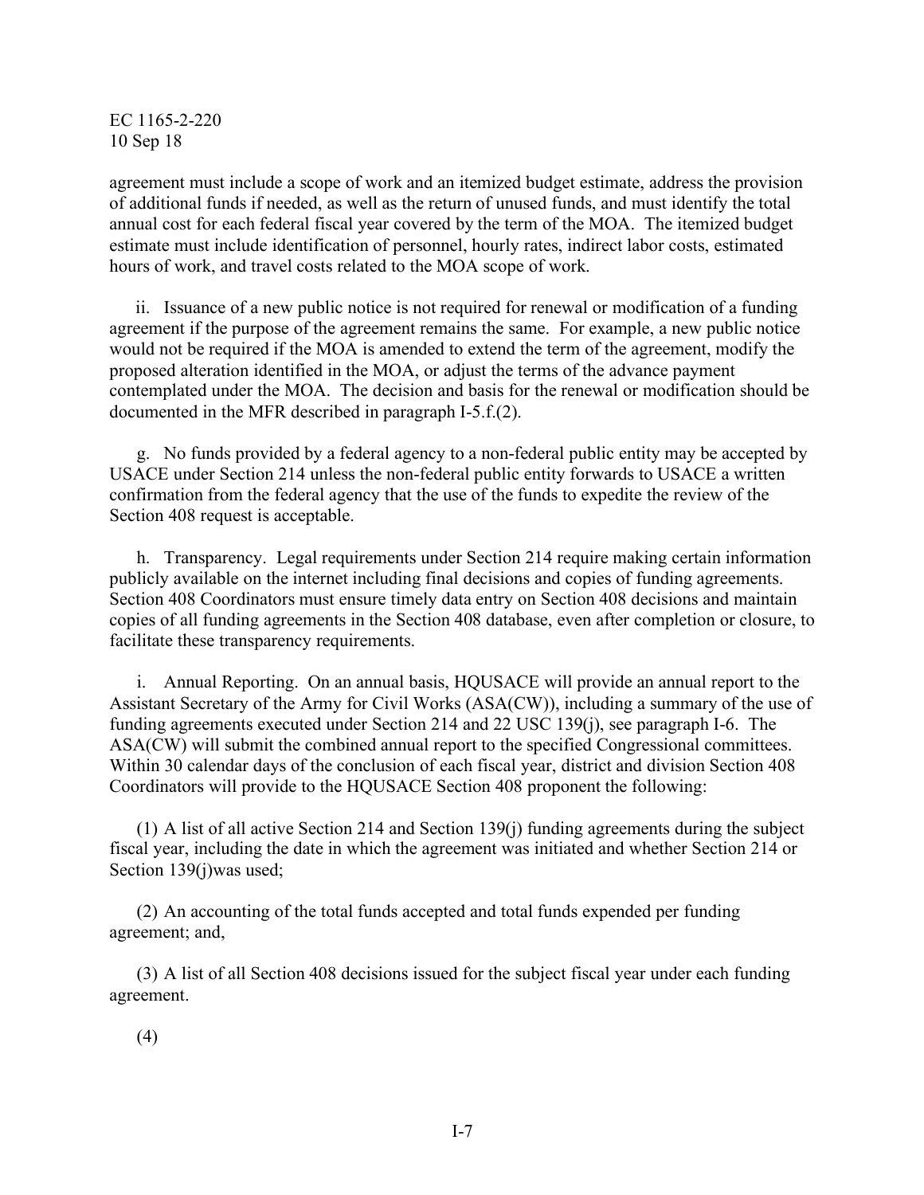agreement must include a scope of work and an itemized budget estimate, address the provision of additional funds if needed, as well as the return of unused funds, and must identify the total annual cost for each federal fiscal year covered by the term of the MOA. The itemized budget estimate must include identification of personnel, hourly rates, indirect labor costs, estimated hours of work, and travel costs related to the MOA scope of work.

ii. Issuance of a new public notice is not required for renewal or modification of a funding agreement if the purpose of the agreement remains the same. For example, a new public notice would not be required if the MOA is amended to extend the term of the agreement, modify the proposed alteration identified in the MOA, or adjust the terms of the advance payment contemplated under the MOA. The decision and basis for the renewal or modification should be documented in the MFR described in paragraph I-5.f.(2).

g. No funds provided by a federal agency to a non-federal public entity may be accepted by USACE under Section 214 unless the non-federal public entity forwards to USACE a written confirmation from the federal agency that the use of the funds to expedite the review of the Section 408 request is acceptable.

h. Transparency. Legal requirements under Section 214 require making certain information publicly available on the internet including final decisions and copies of funding agreements. Section 408 Coordinators must ensure timely data entry on Section 408 decisions and maintain copies of all funding agreements in the Section 408 database, even after completion or closure, to facilitate these transparency requirements.

i. Annual Reporting. On an annual basis, HQUSACE will provide an annual report to the Assistant Secretary of the Army for Civil Works (ASA(CW)), including a summary of the use of funding agreements executed under Section 214 and 22 USC 139(j), see paragraph I-6. The ASA(CW) will submit the combined annual report to the specified Congressional committees. Within 30 calendar days of the conclusion of each fiscal year, district and division Section 408 Coordinators will provide to the HQUSACE Section 408 proponent the following:

(1) A list of all active Section 214 and Section 139(j) funding agreements during the subject fiscal year, including the date in which the agreement was initiated and whether Section 214 or Section 139(j)was used;

(2) An accounting of the total funds accepted and total funds expended per funding agreement; and,

(3) A list of all Section 408 decisions issued for the subject fiscal year under each funding agreement.

(4)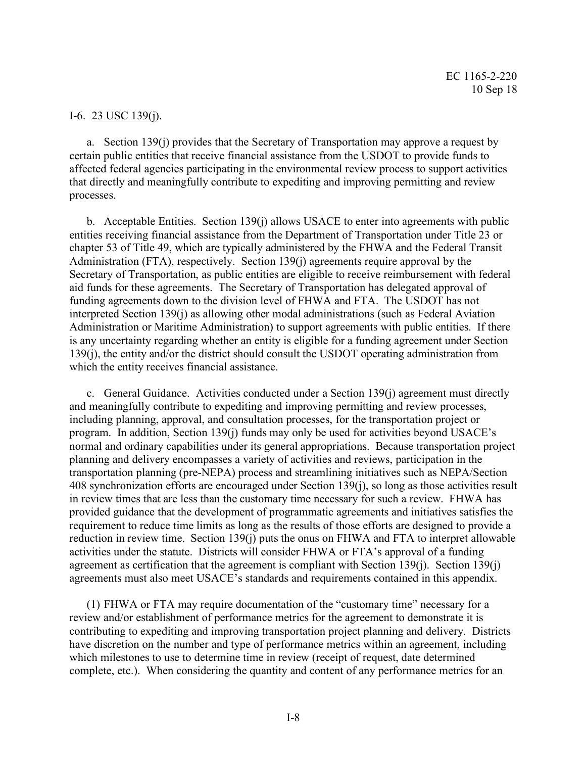I-6. 23 USC 139(j).

a. Section 139(j) provides that the Secretary of Transportation may approve a request by certain public entities that receive financial assistance from the USDOT to provide funds to affected federal agencies participating in the environmental review process to support activities that directly and meaningfully contribute to expediting and improving permitting and review processes.

b. Acceptable Entities. Section 139(j) allows USACE to enter into agreements with public entities receiving financial assistance from the Department of Transportation under Title 23 or chapter 53 of Title 49, which are typically administered by the FHWA and the Federal Transit Administration (FTA), respectively. Section 139(j) agreements require approval by the Secretary of Transportation, as public entities are eligible to receive reimbursement with federal aid funds for these agreements. The Secretary of Transportation has delegated approval of funding agreements down to the division level of FHWA and FTA. The USDOT has not interpreted Section 139(j) as allowing other modal administrations (such as Federal Aviation Administration or Maritime Administration) to support agreements with public entities. If there is any uncertainty regarding whether an entity is eligible for a funding agreement under Section 139(j), the entity and/or the district should consult the USDOT operating administration from which the entity receives financial assistance.

c. General Guidance. Activities conducted under a Section 139(j) agreement must directly and meaningfully contribute to expediting and improving permitting and review processes, including planning, approval, and consultation processes, for the transportation project or program. In addition, Section 139(j) funds may only be used for activities beyond USACE's normal and ordinary capabilities under its general appropriations. Because transportation project planning and delivery encompasses a variety of activities and reviews, participation in the transportation planning (pre-NEPA) process and streamlining initiatives such as NEPA/Section 408 synchronization efforts are encouraged under Section 139(j), so long as those activities result in review times that are less than the customary time necessary for such a review. FHWA has provided guidance that the development of programmatic agreements and initiatives satisfies the requirement to reduce time limits as long as the results of those efforts are designed to provide a reduction in review time. Section 139(j) puts the onus on FHWA and FTA to interpret allowable activities under the statute. Districts will consider FHWA or FTA's approval of a funding agreement as certification that the agreement is compliant with Section 139(j). Section 139(j) agreements must also meet USACE's standards and requirements contained in this appendix.

(1) FHWA or FTA may require documentation of the "customary time" necessary for a review and/or establishment of performance metrics for the agreement to demonstrate it is contributing to expediting and improving transportation project planning and delivery. Districts have discretion on the number and type of performance metrics within an agreement, including which milestones to use to determine time in review (receipt of request, date determined complete, etc.). When considering the quantity and content of any performance metrics for an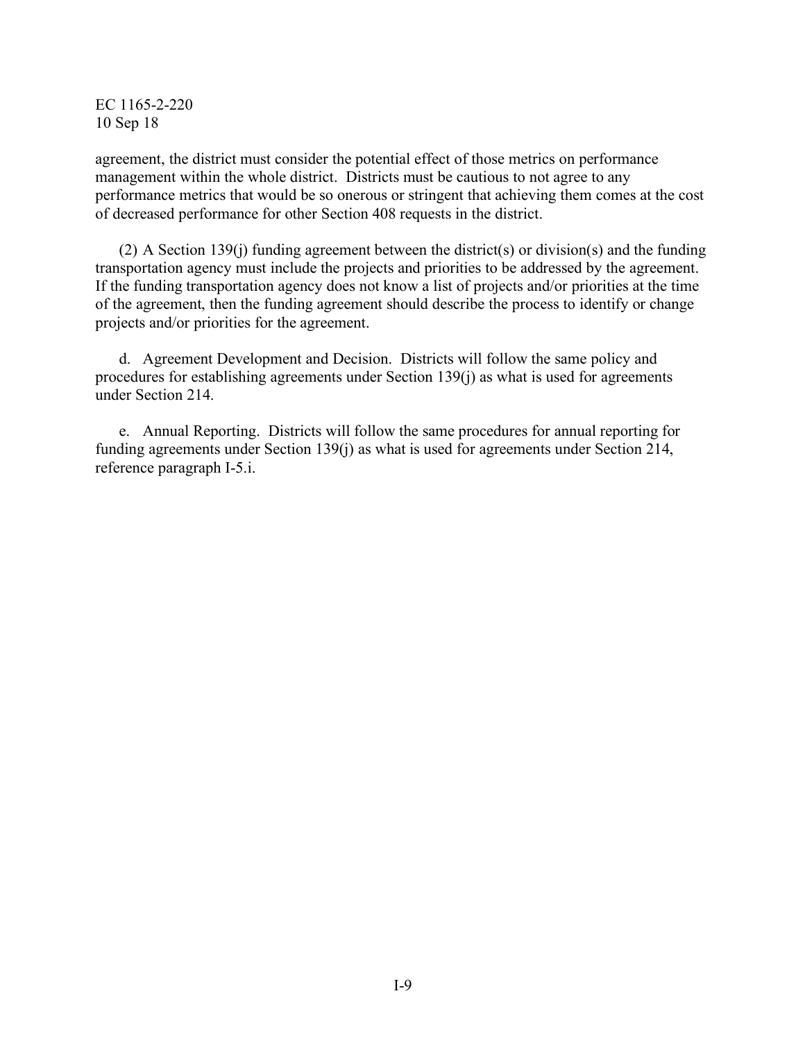agreement, the district must consider the potential effect of those metrics on performance management within the whole district. Districts must be cautious to not agree to any performance metrics that would be so onerous or stringent that achieving them comes at the cost of decreased performance for other Section 408 requests in the district.

(2) A Section 139(j) funding agreement between the district(s) or division(s) and the funding transportation agency must include the projects and priorities to be addressed by the agreement. If the funding transportation agency does not know a list of projects and/or priorities at the time of the agreement, then the funding agreement should describe the process to identify or change projects and/or priorities for the agreement.

d. Agreement Development and Decision. Districts will follow the same policy and procedures for establishing agreements under Section 139(j) as what is used for agreements under Section 214.

e. Annual Reporting. Districts will follow the same procedures for annual reporting for funding agreements under Section 139(j) as what is used for agreements under Section 214, reference paragraph I-5.i.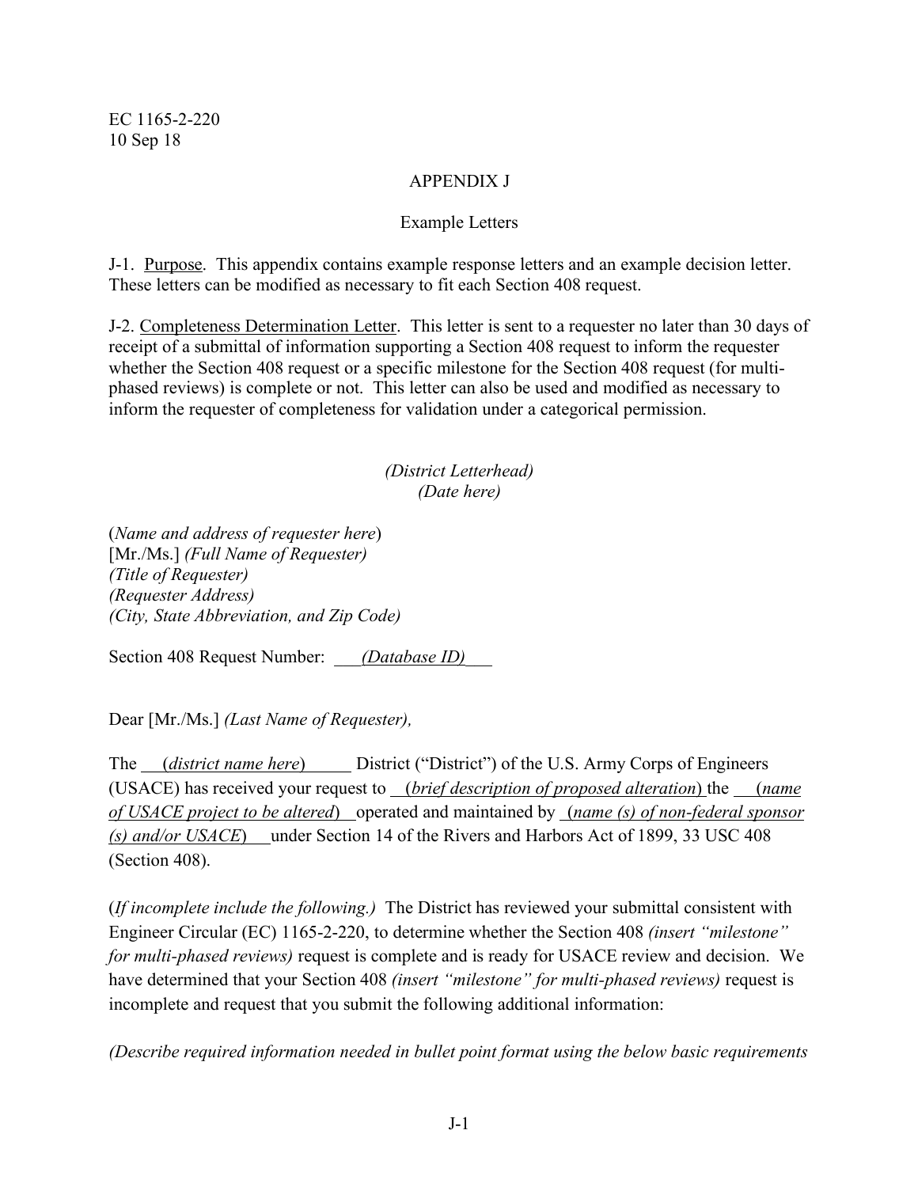EC 1165-2-220
10 Sep 18

# APPENDIX J

## Example Letters

J-1. Purpose. This appendix contains example response letters and an example decision letter. These letters can be modified as necessary to fit each Section 408 request.

J-2. Completeness Determination Letter. This letter is sent to a requester no later than 30 days of receipt of a submittal of information supporting a Section 408 request to inform the requester whether the Section 408 request or a specific milestone for the Section 408 request (for multi-phased reviews) is complete or not. This letter can also be used and modified as necessary to inform the requester of completeness for validation under a categorical permission.

*(District Letterhead)*
*(Date here)*

(*Name and address of requester here*)
[Mr./Ms.] *(Full Name of Requester)*
*(Title of Requester)*
*(Requester Address)*
*(City, State Abbreviation, and Zip Code)*

Section 408 Request Number: ___*(Database ID)*___

Dear [Mr./Ms.] *(Last Name of Requester),*

The ___(*district name here*)_____ District ("District") of the U.S. Army Corps of Engineers (USACE) has received your request to __(*brief description of proposed alteration*) the ___(*name of USACE project to be altered*)__ operated and maintained by _(*name (s) of non-federal sponsor (s) and/or USACE*)___ under Section 14 of the Rivers and Harbors Act of 1899, 33 USC 408 (Section 408).

(*If incomplete include the following.)* The District has reviewed your submittal consistent with Engineer Circular (EC) 1165-2-220, to determine whether the Section 408 *(insert "milestone" for multi-phased reviews)* request is complete and is ready for USACE review and decision. We have determined that your Section 408 *(insert "milestone" for multi-phased reviews)* request is incomplete and request that you submit the following additional information:

*(Describe required information needed in bullet point format using the below basic requirements*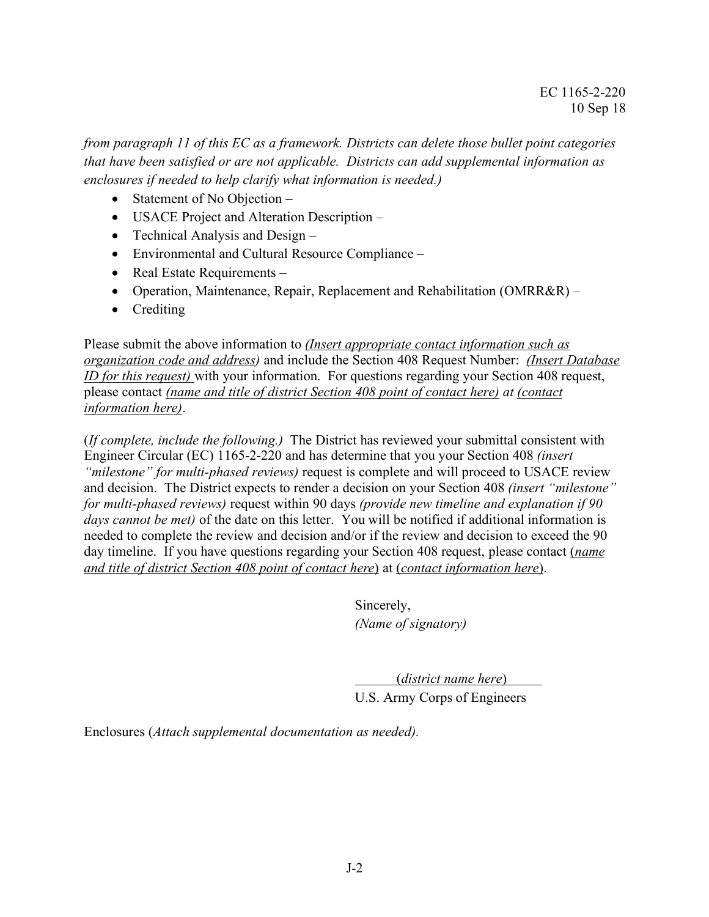*from paragraph 11 of this EC as a framework. Districts can delete those bullet point categories that have been satisfied or are not applicable. Districts can add supplemental information as enclosures if needed to help clarify what information is needed.)*

- Statement of No Objection –
- USACE Project and Alteration Description –
- Technical Analysis and Design –
- Environmental and Cultural Resource Compliance –
- Real Estate Requirements –
- Operation, Maintenance, Repair, Replacement and Rehabilitation (OMRR&R) –
- Crediting

Please submit the above information to *(Insert appropriate contact information such as organization code and address)* and include the Section 408 Request Number: *(Insert Database ID for this request)* with your information. For questions regarding your Section 408 request, please contact *(name and title of district Section 408 point of contact here) at (contact information here)*.

(*If complete, include the following.)* The District has reviewed your submittal consistent with Engineer Circular (EC) 1165-2-220 and has determine that you your Section 408 *(insert "milestone" for multi-phased reviews)* request is complete and will proceed to USACE review and decision. The District expects to render a decision on your Section 408 *(insert "milestone" for multi-phased reviews)* request within 90 days *(provide new timeline and explanation if 90 days cannot be met)* of the date on this letter. You will be notified if additional information is needed to complete the review and decision and/or if the review and decision to exceed the 90 day timeline. If you have questions regarding your Section 408 request, please contact (*name and title of district Section 408 point of contact here*) at (*contact information here*).

Sincerely,
*(Name of signatory)*

(*district name here*)
U.S. Army Corps of Engineers

Enclosures (*Attach supplemental documentation as needed).*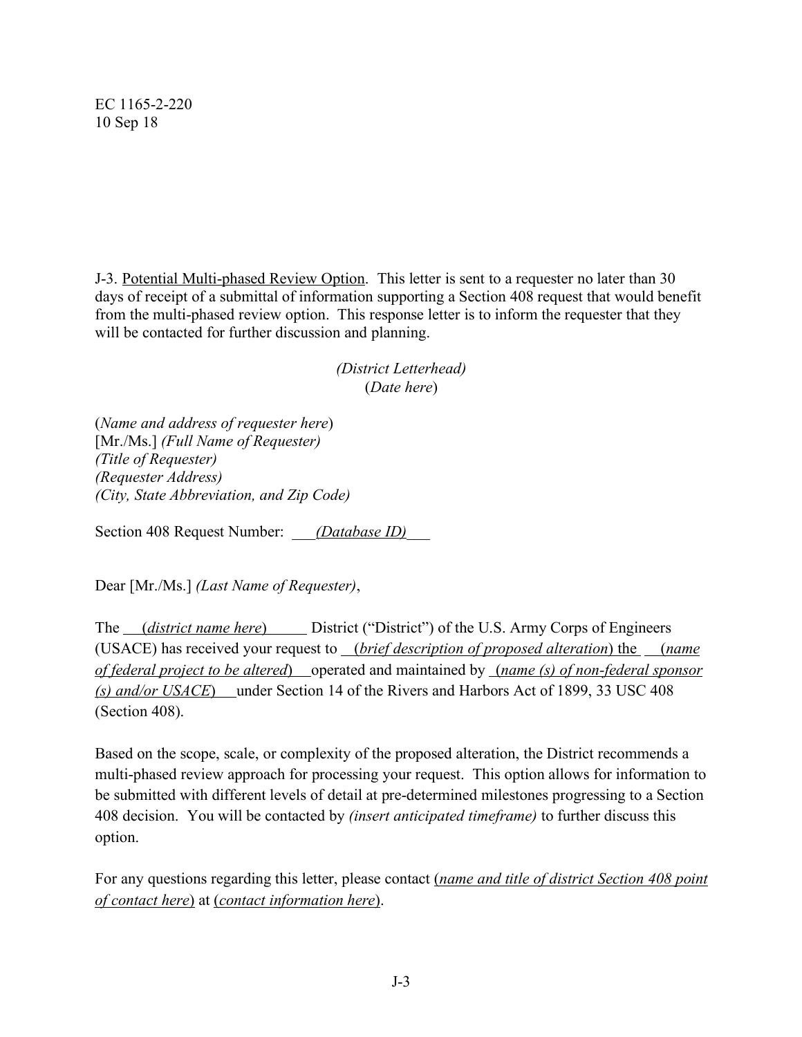J-3. Potential Multi-phased Review Option. This letter is sent to a requester no later than 30 days of receipt of a submittal of information supporting a Section 408 request that would benefit from the multi-phased review option. This response letter is to inform the requester that they will be contacted for further discussion and planning.

*(District Letterhead)*
(*Date here*)

(*Name and address of requester here*)
[Mr./Ms.] *(Full Name of Requester)*
*(Title of Requester)*
*(Requester Address)*
*(City, State Abbreviation, and Zip Code)*

Section 408 Request Number: ___*(Database ID)*___

Dear [Mr./Ms.] *(Last Name of Requester)*,

The ___(*district name here*)_____ District ("District") of the U.S. Army Corps of Engineers (USACE) has received your request to __(*brief description of proposed alteration*) the __(*name of federal project to be altered*)__ operated and maintained by _(*name (s) of non-federal sponsor (s) and/or USACE*)__ under Section 14 of the Rivers and Harbors Act of 1899, 33 USC 408 (Section 408).

Based on the scope, scale, or complexity of the proposed alteration, the District recommends a multi-phased review approach for processing your request. This option allows for information to be submitted with different levels of detail at pre-determined milestones progressing to a Section 408 decision. You will be contacted by *(insert anticipated timeframe)* to further discuss this option.

For any questions regarding this letter, please contact (*name and title of district Section 408 point of contact here*) at (*contact information here*).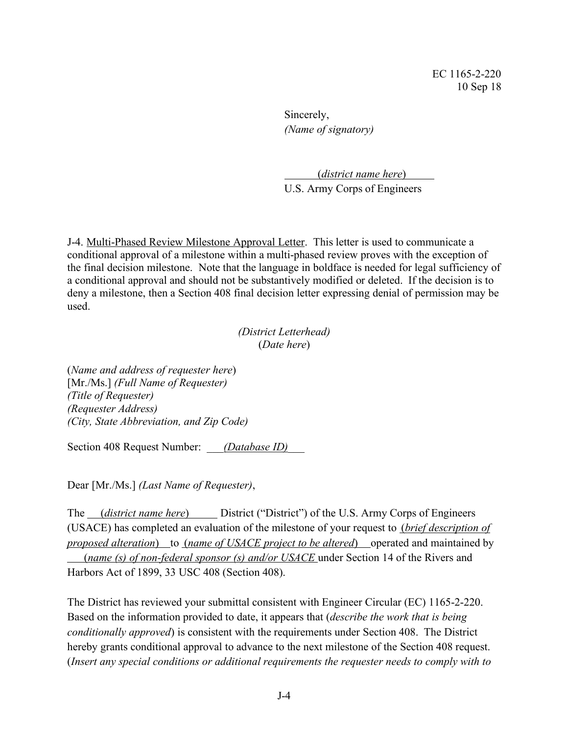Sincerely,
*(Name of signatory)*

(*district name here*)
U.S. Army Corps of Engineers

J-4. <u>Multi-Phased Review Milestone Approval Letter</u>. This letter is used to communicate a conditional approval of a milestone within a multi-phased review proves with the exception of the final decision milestone. Note that the language in boldface is needed for legal sufficiency of a conditional approval and should not be substantively modified or deleted. If the decision is to deny a milestone, then a Section 408 final decision letter expressing denial of permission may be used.

*(District Letterhead)*
(*Date here*)

(*Name and address of requester here*)
[Mr./Ms.] *(Full Name of Requester)*
*(Title of Requester)*
*(Requester Address)*
*(City, State Abbreviation, and Zip Code)*

Section 408 Request Number: <u>*(Database ID)*</u>

Dear [Mr./Ms.] *(Last Name of Requester)*,

The <u>(*district name here*)</u> District ("District") of the U.S. Army Corps of Engineers (USACE) has completed an evaluation of the milestone of your request to <u>(*brief description of proposed alteration*)</u> to <u>(*name of USACE project to be altered*)</u> operated and maintained by <u>(*name (s) of non-federal sponsor (s) and/or USACE*</u> under Section 14 of the Rivers and Harbors Act of 1899, 33 USC 408 (Section 408).

The District has reviewed your submittal consistent with Engineer Circular (EC) 1165-2-220. Based on the information provided to date, it appears that (*describe the work that is being conditionally approved*) is consistent with the requirements under Section 408. The District hereby grants conditional approval to advance to the next milestone of the Section 408 request. (*Insert any special conditions or additional requirements the requester needs to comply with to*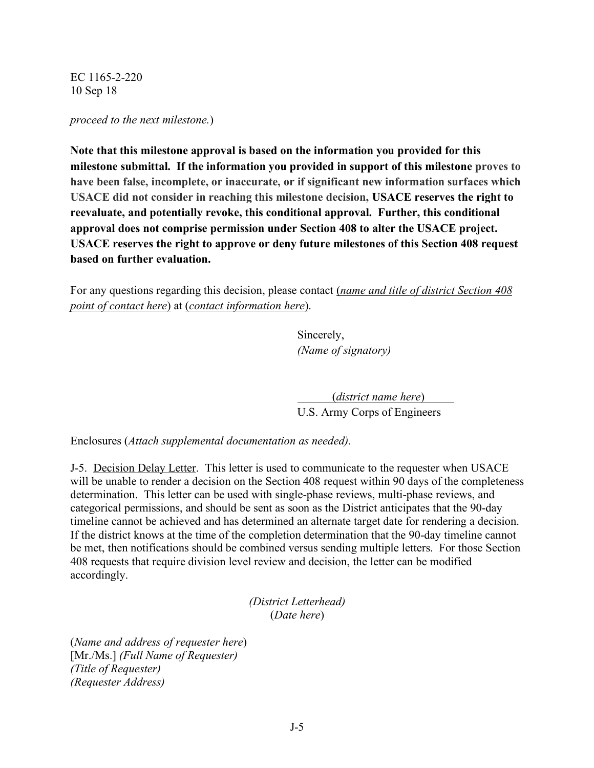*proceed to the next milestone.*)

**Note that this milestone approval is based on the information you provided for this milestone submittal. If the information you provided in support of this milestone proves to have been false, incomplete, or inaccurate, or if significant new information surfaces which USACE did not consider in reaching this milestone decision, USACE reserves the right to reevaluate, and potentially revoke, this conditional approval. Further, this conditional approval does not comprise permission under Section 408 to alter the USACE project. USACE reserves the right to approve or deny future milestones of this Section 408 request based on further evaluation.**

For any questions regarding this decision, please contact (*name and title of district Section 408 point of contact here*) at (*contact information here*).

Sincerely,
*(Name of signatory)*

(*district name here*)
U.S. Army Corps of Engineers

Enclosures (*Attach supplemental documentation as needed).*

J-5. Decision Delay Letter. This letter is used to communicate to the requester when USACE will be unable to render a decision on the Section 408 request within 90 days of the completeness determination. This letter can be used with single-phase reviews, multi-phase reviews, and categorical permissions, and should be sent as soon as the District anticipates that the 90-day timeline cannot be achieved and has determined an alternate target date for rendering a decision. If the district knows at the time of the completion determination that the 90-day timeline cannot be met, then notifications should be combined versus sending multiple letters. For those Section 408 requests that require division level review and decision, the letter can be modified accordingly.

*(District Letterhead)*
(*Date here*)

(*Name and address of requester here*)
[Mr./Ms.] *(Full Name of Requester)*
*(Title of Requester)*
*(Requester Address)*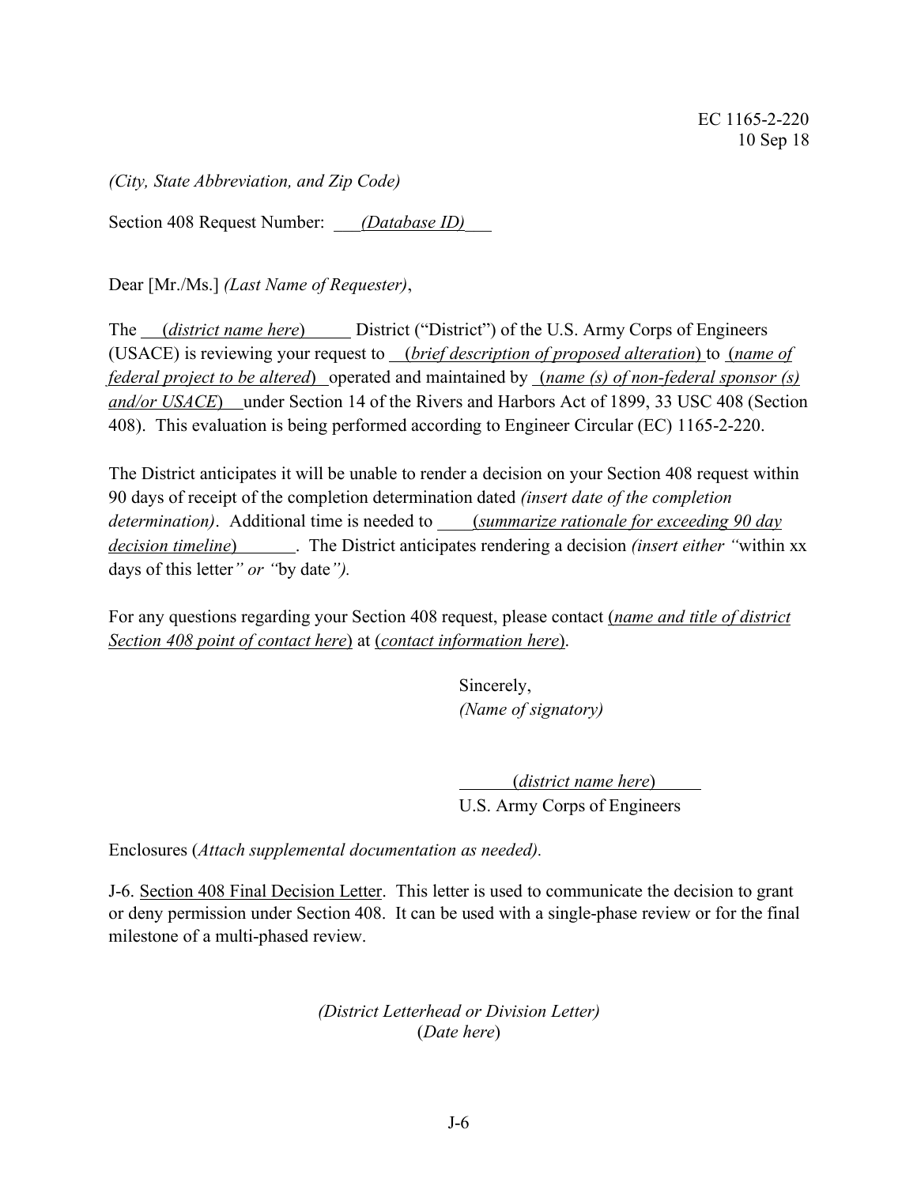*(City, State Abbreviation, and Zip Code)*

Section 408 Request Number: *(Database ID)*

Dear [Mr./Ms.] *(Last Name of Requester)*,

The (*district name here*) District ("District") of the U.S. Army Corps of Engineers (USACE) is reviewing your request to (*brief description of proposed alteration*) to (*name of federal project to be altered*) operated and maintained by (*name (s) of non-federal sponsor (s) and/or USACE*) under Section 14 of the Rivers and Harbors Act of 1899, 33 USC 408 (Section 408). This evaluation is being performed according to Engineer Circular (EC) 1165-2-220.

The District anticipates it will be unable to render a decision on your Section 408 request within 90 days of receipt of the completion determination dated *(insert date of the completion determination)*. Additional time is needed to (*summarize rationale for exceeding 90 day decision timeline*). The District anticipates rendering a decision *(insert either "*within xx days of this letter*" or "*by date*").*

For any questions regarding your Section 408 request, please contact (*name and title of district Section 408 point of contact here*) at (*contact information here*).

Sincerely,
*(Name of signatory)*

(*district name here*)
U.S. Army Corps of Engineers

Enclosures (*Attach supplemental documentation as needed).*

J-6. Section 408 Final Decision Letter. This letter is used to communicate the decision to grant or deny permission under Section 408. It can be used with a single-phase review or for the final milestone of a multi-phased review.

*(District Letterhead or Division Letter)*
(*Date here*)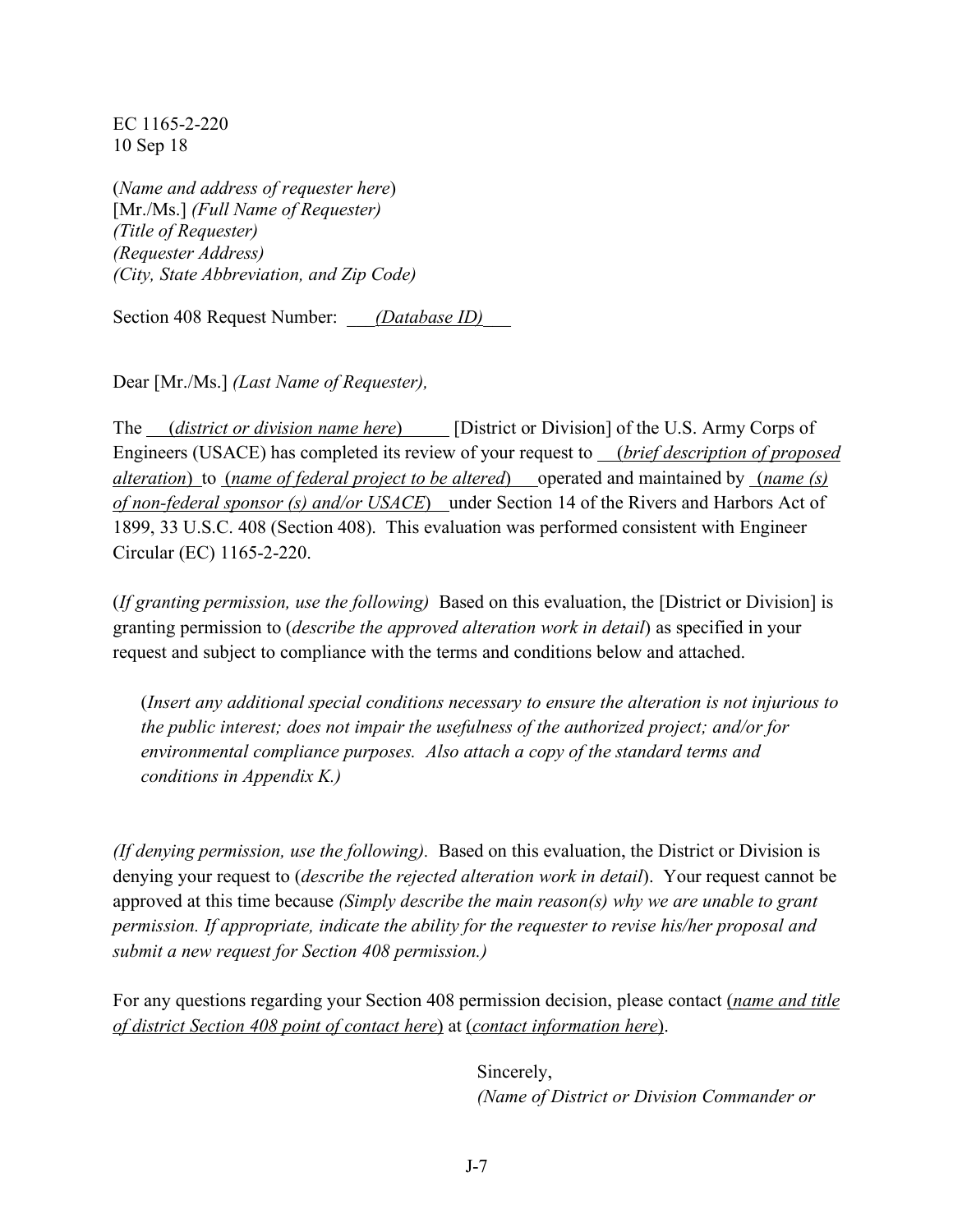(*Name and address of requester here*)
[Mr./Ms.] *(Full Name of Requester)*
*(Title of Requester)*
*(Requester Address)*
*(City, State Abbreviation, and Zip Code)*

Section 408 Request Number: ___*(Database ID)*___

Dear [Mr./Ms.] *(Last Name of Requester),*

The __(*district or division name here*)_____ [District or Division] of the U.S. Army Corps of Engineers (USACE) has completed its review of your request to __(*brief description of proposed alteration*)_ to _(*name of federal project to be altered*)___operated and maintained by _(*name (s) of non-federal sponsor (s) and/or USACE*)__under Section 14 of the Rivers and Harbors Act of 1899, 33 U.S.C. 408 (Section 408). This evaluation was performed consistent with Engineer Circular (EC) 1165-2-220.

(*If granting permission, use the following)* Based on this evaluation, the [District or Division] is granting permission to (*describe the approved alteration work in detail*) as specified in your request and subject to compliance with the terms and conditions below and attached.

> (*Insert any additional special conditions necessary to ensure the alteration is not injurious to the public interest; does not impair the usefulness of the authorized project; and/or for environmental compliance purposes. Also attach a copy of the standard terms and conditions in Appendix K.)*

*(If denying permission, use the following).* Based on this evaluation, the District or Division is denying your request to (*describe the rejected alteration work in detail*). Your request cannot be approved at this time because *(Simply describe the main reason(s) why we are unable to grant permission. If appropriate, indicate the ability for the requester to revise his/her proposal and submit a new request for Section 408 permission.)*

For any questions regarding your Section 408 permission decision, please contact (*name and title of district Section 408 point of contact here*) at (*contact information here*).

Sincerely,
*(Name of District or Division Commander or*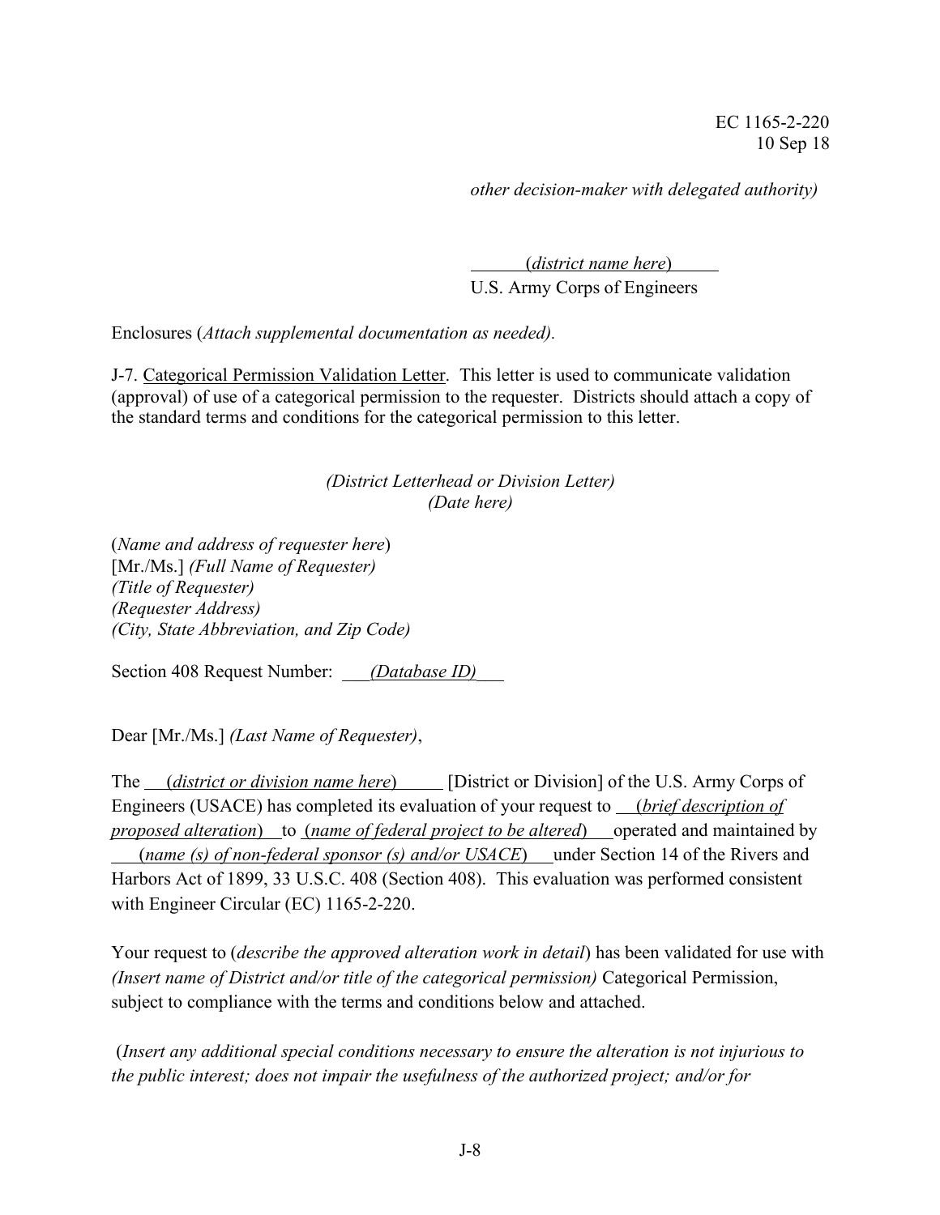*other decision-maker with delegated authority)*

(*district name here*)
U.S. Army Corps of Engineers

Enclosures (*Attach supplemental documentation as needed).*

J-7. Categorical Permission Validation Letter. This letter is used to communicate validation (approval) of use of a categorical permission to the requester. Districts should attach a copy of the standard terms and conditions for the categorical permission to this letter.

*(District Letterhead or Division Letter)*
*(Date here)*

(*Name and address of requester here*)
[Mr./Ms.] *(Full Name of Requester)*
*(Title of Requester)*
*(Requester Address)*
*(City, State Abbreviation, and Zip Code)*

Section 408 Request Number: *(Database ID)*

Dear [Mr./Ms.] *(Last Name of Requester)*,

The (*district or division name here*) [District or Division] of the U.S. Army Corps of Engineers (USACE) has completed its evaluation of your request to (*brief description of proposed alteration*) to (*name of federal project to be altered*) operated and maintained by (*name (s) of non-federal sponsor (s) and/or USACE*) under Section 14 of the Rivers and Harbors Act of 1899, 33 U.S.C. 408 (Section 408). This evaluation was performed consistent with Engineer Circular (EC) 1165-2-220.

Your request to (*describe the approved alteration work in detail*) has been validated for use with *(Insert name of District and/or title of the categorical permission)* Categorical Permission, subject to compliance with the terms and conditions below and attached.

(*Insert any additional special conditions necessary to ensure the alteration is not injurious to the public interest; does not impair the usefulness of the authorized project; and/or for*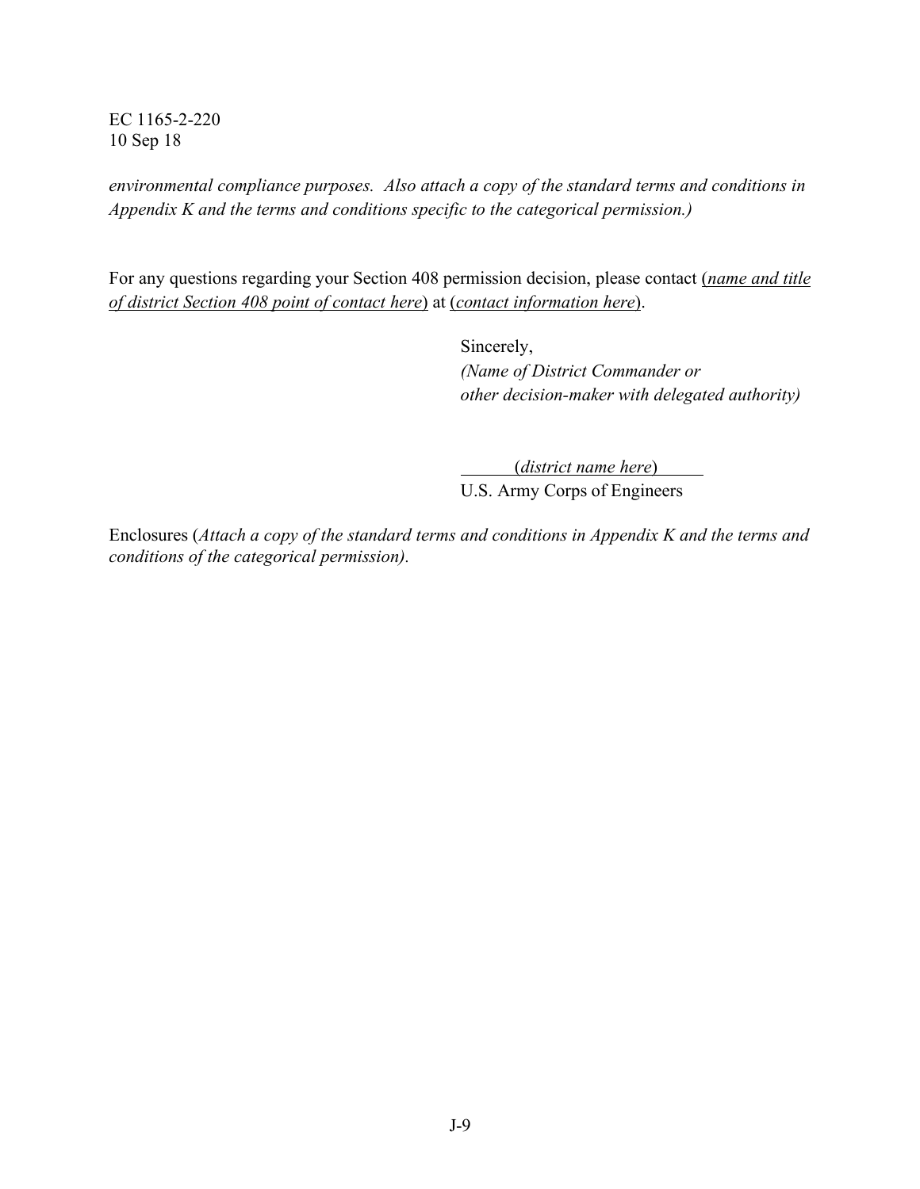*environmental compliance purposes. Also attach a copy of the standard terms and conditions in Appendix K and the terms and conditions specific to the categorical permission.)*

For any questions regarding your Section 408 permission decision, please contact (*name and title of district Section 408 point of contact here*) at (*contact information here*).

Sincerely,
*(Name of District Commander or other decision-maker with delegated authority)*

(*district name here*)
U.S. Army Corps of Engineers

Enclosures (*Attach a copy of the standard terms and conditions in Appendix K and the terms and conditions of the categorical permission).*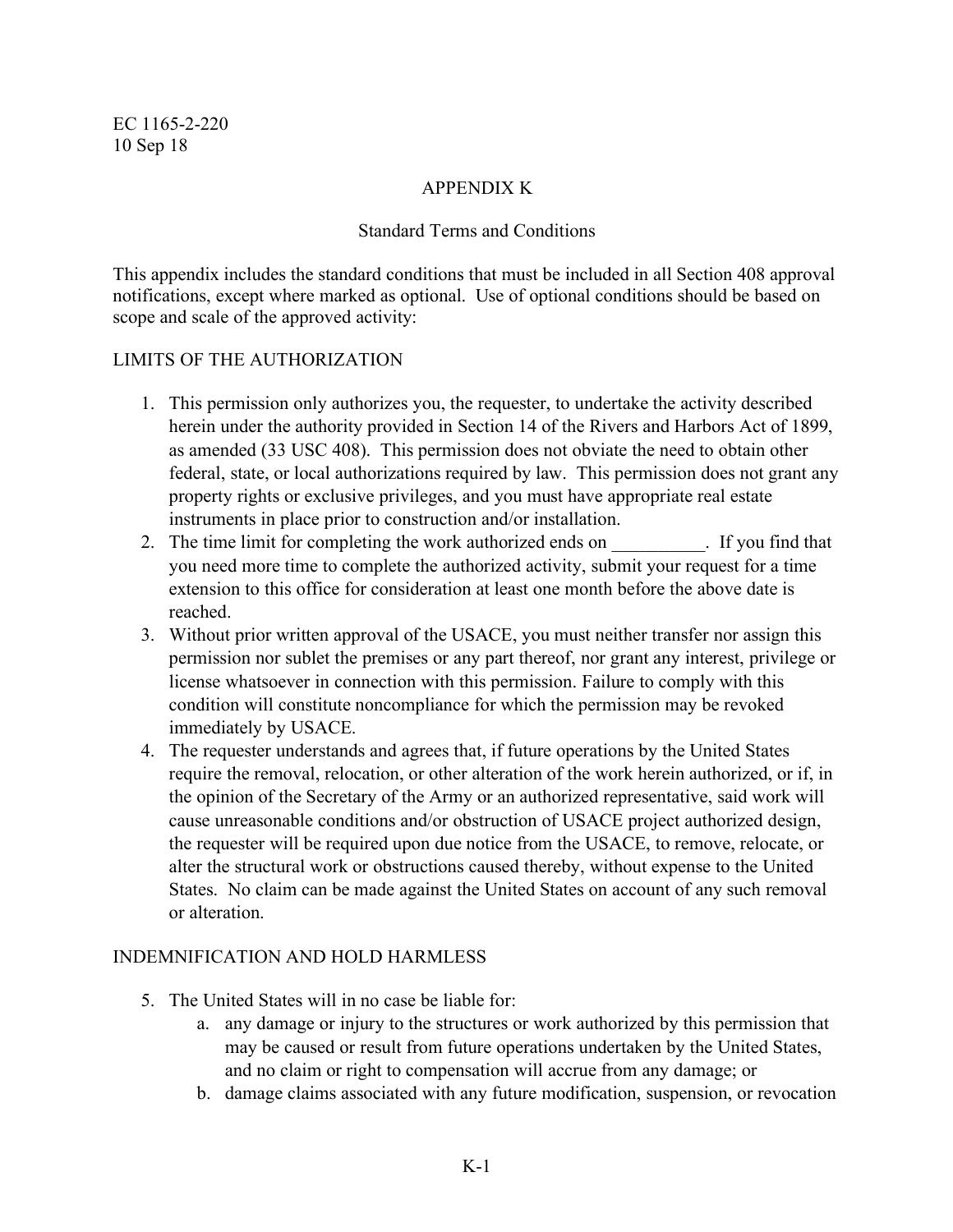## APPENDIX K

### Standard Terms and Conditions

This appendix includes the standard conditions that must be included in all Section 408 approval notifications, except where marked as optional. Use of optional conditions should be based on scope and scale of the approved activity:

LIMITS OF THE AUTHORIZATION

1. This permission only authorizes you, the requester, to undertake the activity described herein under the authority provided in Section 14 of the Rivers and Harbors Act of 1899, as amended (33 USC 408). This permission does not obviate the need to obtain other federal, state, or local authorizations required by law. This permission does not grant any property rights or exclusive privileges, and you must have appropriate real estate instruments in place prior to construction and/or installation.
2. The time limit for completing the work authorized ends on __________. If you find that you need more time to complete the authorized activity, submit your request for a time extension to this office for consideration at least one month before the above date is reached.
3. Without prior written approval of the USACE, you must neither transfer nor assign this permission nor sublet the premises or any part thereof, nor grant any interest, privilege or license whatsoever in connection with this permission. Failure to comply with this condition will constitute noncompliance for which the permission may be revoked immediately by USACE.
4. The requester understands and agrees that, if future operations by the United States require the removal, relocation, or other alteration of the work herein authorized, or if, in the opinion of the Secretary of the Army or an authorized representative, said work will cause unreasonable conditions and/or obstruction of USACE project authorized design, the requester will be required upon due notice from the USACE, to remove, relocate, or alter the structural work or obstructions caused thereby, without expense to the United States. No claim can be made against the United States on account of any such removal or alteration.

INDEMNIFICATION AND HOLD HARMLESS

5. The United States will in no case be liable for:
   a. any damage or injury to the structures or work authorized by this permission that may be caused or result from future operations undertaken by the United States, and no claim or right to compensation will accrue from any damage; or
   b. damage claims associated with any future modification, suspension, or revocation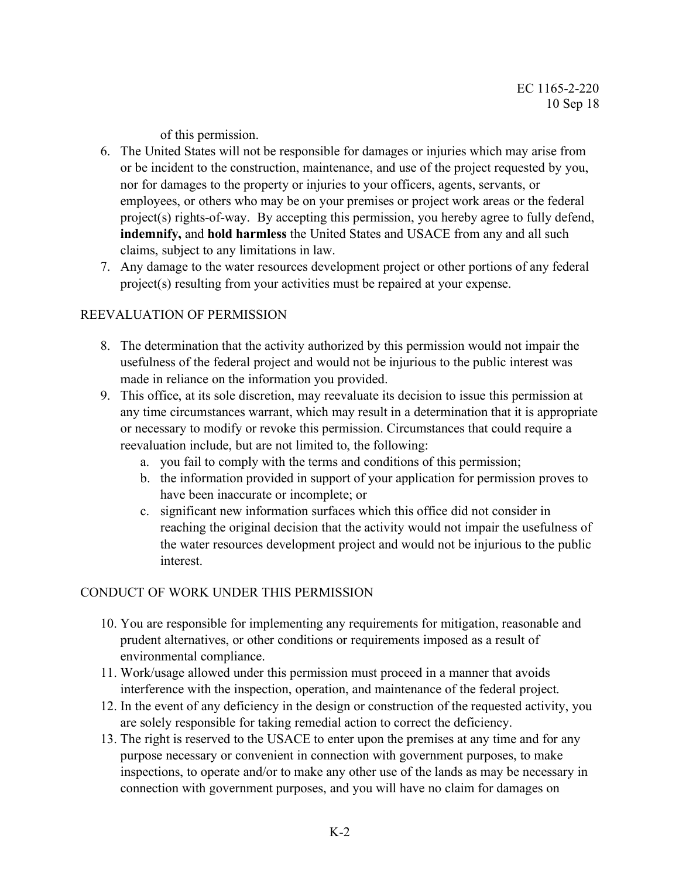of this permission.

6. The United States will not be responsible for damages or injuries which may arise from or be incident to the construction, maintenance, and use of the project requested by you, nor for damages to the property or injuries to your officers, agents, servants, or employees, or others who may be on your premises or project work areas or the federal project(s) rights-of-way. By accepting this permission, you hereby agree to fully defend, **indemnify,** and **hold harmless** the United States and USACE from any and all such claims, subject to any limitations in law.
7. Any damage to the water resources development project or other portions of any federal project(s) resulting from your activities must be repaired at your expense.

REEVALUATION OF PERMISSION

8. The determination that the activity authorized by this permission would not impair the usefulness of the federal project and would not be injurious to the public interest was made in reliance on the information you provided.
9. This office, at its sole discretion, may reevaluate its decision to issue this permission at any time circumstances warrant, which may result in a determination that it is appropriate or necessary to modify or revoke this permission. Circumstances that could require a reevaluation include, but are not limited to, the following:
   a. you fail to comply with the terms and conditions of this permission;
   b. the information provided in support of your application for permission proves to have been inaccurate or incomplete; or
   c. significant new information surfaces which this office did not consider in reaching the original decision that the activity would not impair the usefulness of the water resources development project and would not be injurious to the public interest.

CONDUCT OF WORK UNDER THIS PERMISSION

10. You are responsible for implementing any requirements for mitigation, reasonable and prudent alternatives, or other conditions or requirements imposed as a result of environmental compliance.
11. Work/usage allowed under this permission must proceed in a manner that avoids interference with the inspection, operation, and maintenance of the federal project.
12. In the event of any deficiency in the design or construction of the requested activity, you are solely responsible for taking remedial action to correct the deficiency.
13. The right is reserved to the USACE to enter upon the premises at any time and for any purpose necessary or convenient in connection with government purposes, to make inspections, to operate and/or to make any other use of the lands as may be necessary in connection with government purposes, and you will have no claim for damages on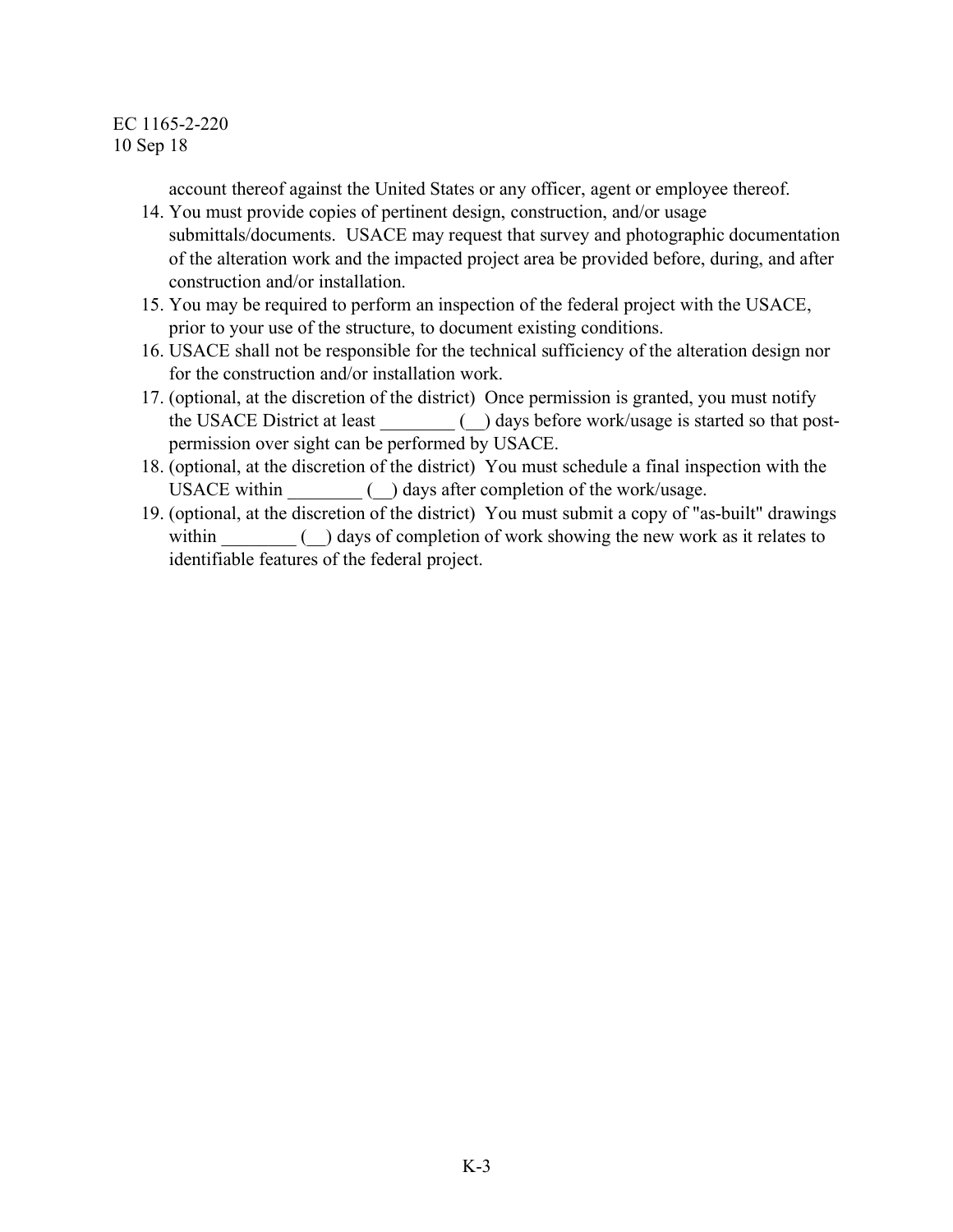account thereof against the United States or any officer, agent or employee thereof.

14. You must provide copies of pertinent design, construction, and/or usage submittals/documents. USACE may request that survey and photographic documentation of the alteration work and the impacted project area be provided before, during, and after construction and/or installation.
15. You may be required to perform an inspection of the federal project with the USACE, prior to your use of the structure, to document existing conditions.
16. USACE shall not be responsible for the technical sufficiency of the alteration design nor for the construction and/or installation work.
17. (optional, at the discretion of the district) Once permission is granted, you must notify the USACE District at least ________ (__) days before work/usage is started so that post-permission over sight can be performed by USACE.
18. (optional, at the discretion of the district) You must schedule a final inspection with the USACE within ________ (__) days after completion of the work/usage.
19. (optional, at the discretion of the district) You must submit a copy of "as-built" drawings within ________ (__) days of completion of work showing the new work as it relates to identifiable features of the federal project.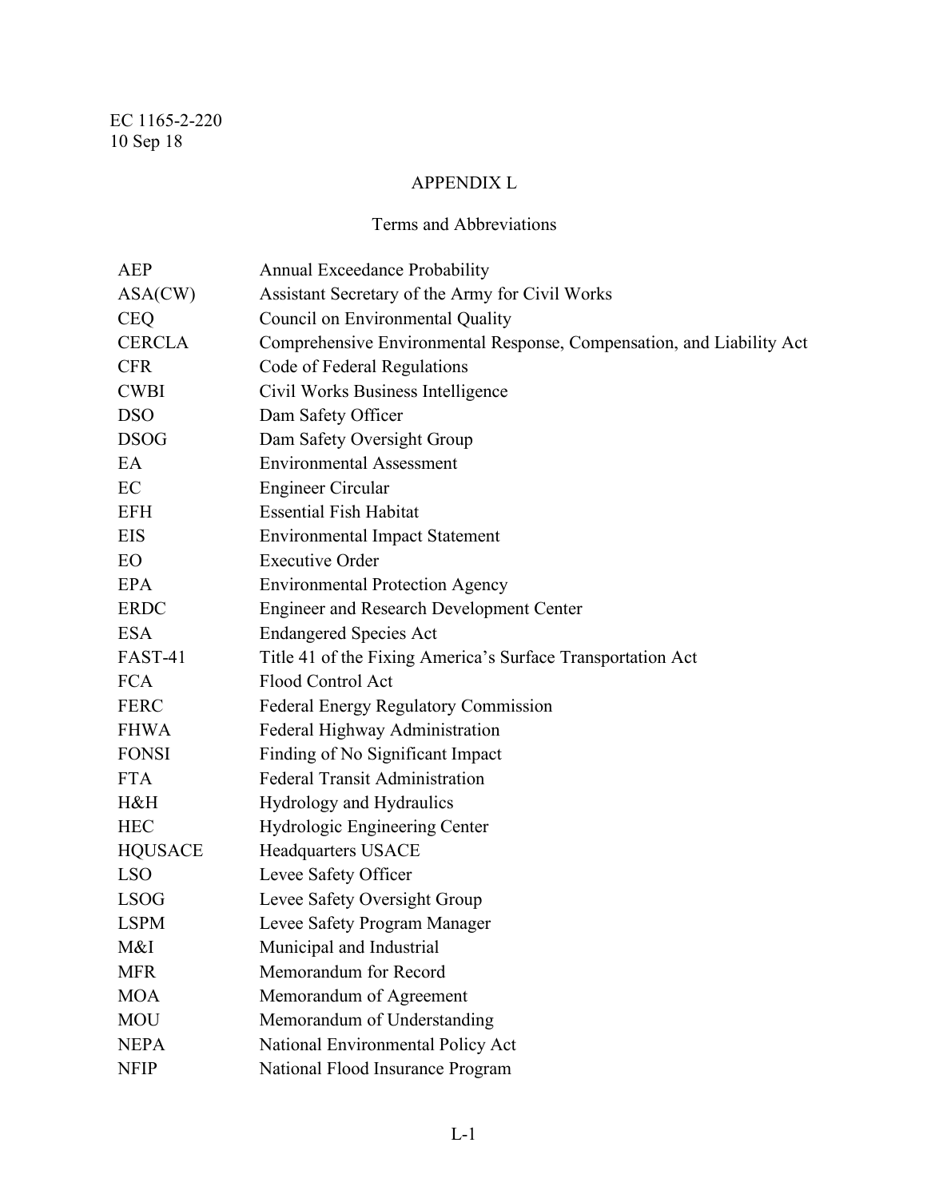# APPENDIX L

## Terms and Abbreviations

| | |
|---|---|
| AEP | Annual Exceedance Probability |
| ASA(CW) | Assistant Secretary of the Army for Civil Works |
| CEQ | Council on Environmental Quality |
| CERCLA | Comprehensive Environmental Response, Compensation, and Liability Act |
| CFR | Code of Federal Regulations |
| CWBI | Civil Works Business Intelligence |
| DSO | Dam Safety Officer |
| DSOG | Dam Safety Oversight Group |
| EA | Environmental Assessment |
| EC | Engineer Circular |
| EFH | Essential Fish Habitat |
| EIS | Environmental Impact Statement |
| EO | Executive Order |
| EPA | Environmental Protection Agency |
| ERDC | Engineer and Research Development Center |
| ESA | Endangered Species Act |
| FAST-41 | Title 41 of the Fixing America's Surface Transportation Act |
| FCA | Flood Control Act |
| FERC | Federal Energy Regulatory Commission |
| FHWA | Federal Highway Administration |
| FONSI | Finding of No Significant Impact |
| FTA | Federal Transit Administration |
| H&H | Hydrology and Hydraulics |
| HEC | Hydrologic Engineering Center |
| HQUSACE | Headquarters USACE |
| LSO | Levee Safety Officer |
| LSOG | Levee Safety Oversight Group |
| LSPM | Levee Safety Program Manager |
| M&I | Municipal and Industrial |
| MFR | Memorandum for Record |
| MOA | Memorandum of Agreement |
| MOU | Memorandum of Understanding |
| NEPA | National Environmental Policy Act |
| NFIP | National Flood Insurance Program |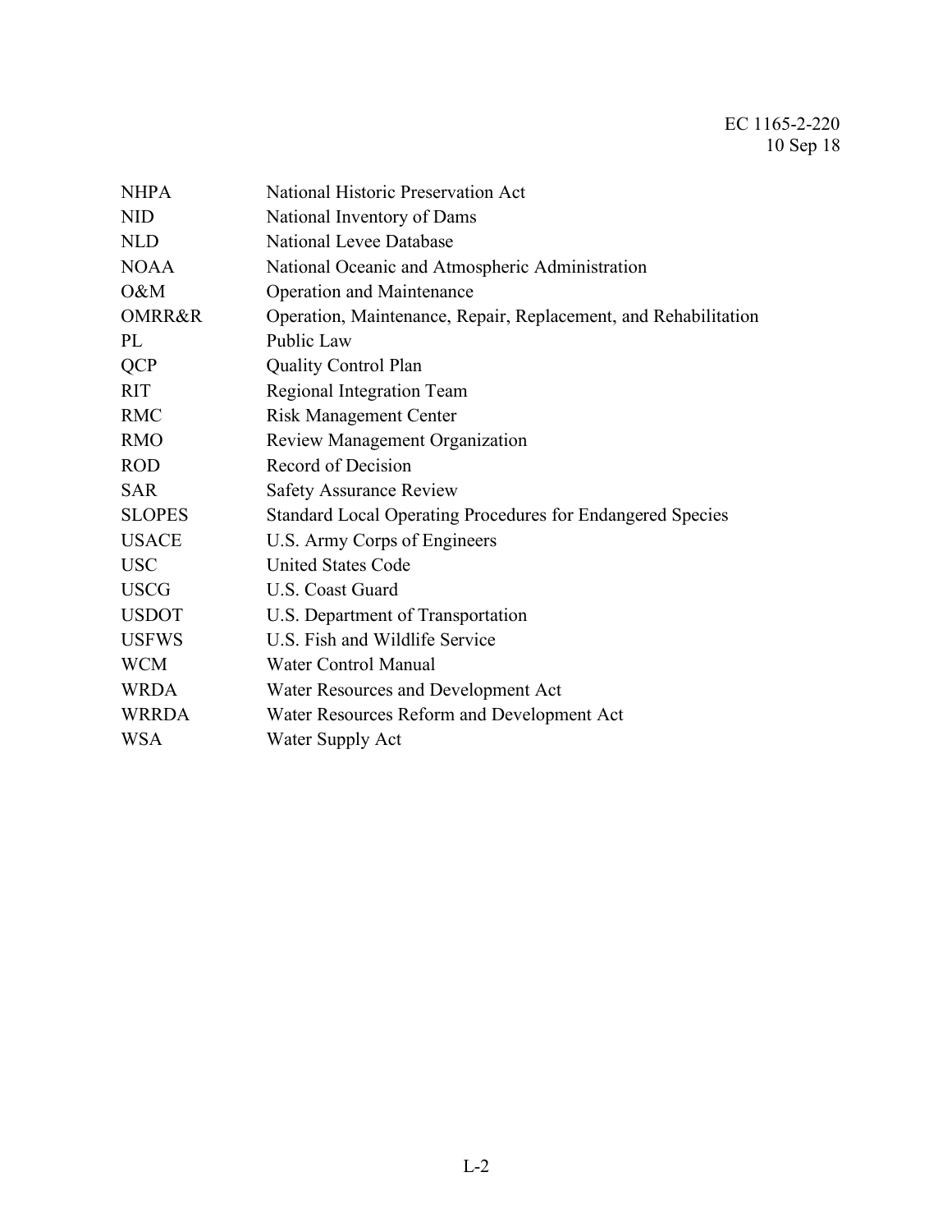| | |
|---|---|
| NHPA | National Historic Preservation Act |
| NID | National Inventory of Dams |
| NLD | National Levee Database |
| NOAA | National Oceanic and Atmospheric Administration |
| O&M | Operation and Maintenance |
| OMRR&R | Operation, Maintenance, Repair, Replacement, and Rehabilitation |
| PL | Public Law |
| QCP | Quality Control Plan |
| RIT | Regional Integration Team |
| RMC | Risk Management Center |
| RMO | Review Management Organization |
| ROD | Record of Decision |
| SAR | Safety Assurance Review |
| SLOPES | Standard Local Operating Procedures for Endangered Species |
| USACE | U.S. Army Corps of Engineers |
| USC | United States Code |
| USCG | U.S. Coast Guard |
| USDOT | U.S. Department of Transportation |
| USFWS | U.S. Fish and Wildlife Service |
| WCM | Water Control Manual |
| WRDA | Water Resources and Development Act |
| WRRDA | Water Resources Reform and Development Act |
| WSA | Water Supply Act |